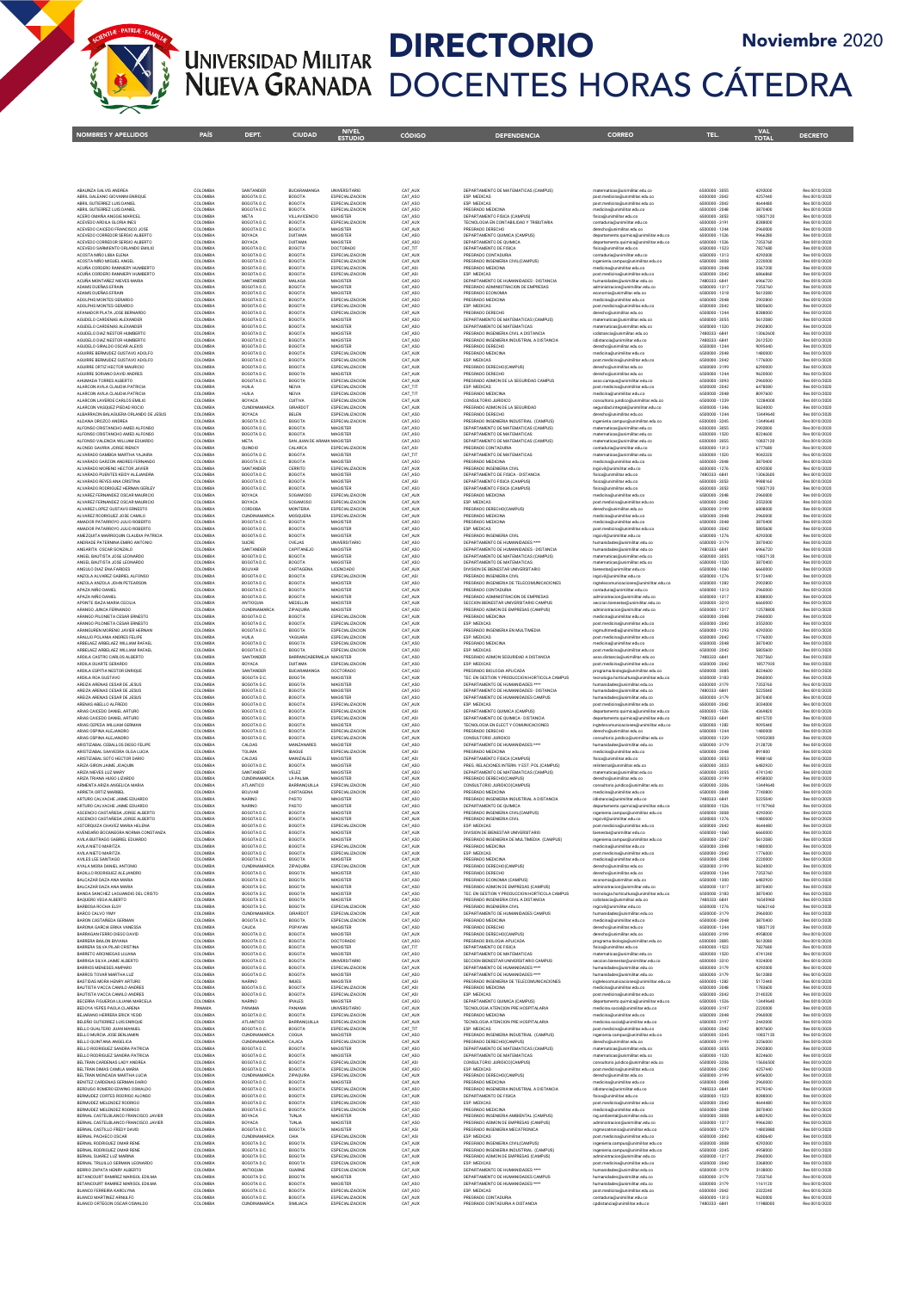# UNIVERSIDAD MILITAR NUEVA GRANADA

# DIRECTORIO DOCENTES HORAS CÁTEDRA

**Noviembre 2020**

| NOMBRES Y APELLIDOS | PAÍS | DEPT. | CIUDAD | NIVEL ESTUDIO | CÓDIGO | DEPENDENCIA | CORREO | TEL. | VAL TOTAL | DECRETO |
|---|---|---|---|---|---|---|---|---|---|---|
| ABAUNZA GALVIS ANDREA | COLOMBIA | SANTANDER | BUCARAMANGA | UNIVERSITARIO | CAT_AUX | DEPARTAMENTO DE MATEMATICAS (CAMPUS) | matematicas@unimilitar.edu.co | 6500000 - 3055 | 4292000 | Res 0010/2020 |
| ABRIL GALEANO GIOVANNI ENRIQUE | COLOMBIA | BOGOTA D.C. | BOGOTA | ESPECIALIZACION | CAT_ASO | ESP. MEDICAS | post.medicas@unimilitar.edu.co | 6500000 - 2042 | 4257440 | Res 0010/2020 |
| ABRIL GUTIERREZ LUIS DANIEL | COLOMBIA | BOGOTA D.C. | BOGOTA | ESPECIALIZACION | CAT_ASO | ESP. MEDICAS | post.medicas@unimilitar.edu.co | 6500000 - 2042 | 4644480 | Res 0010/2020 |
| ABRIL GUTIERREZ LUIS DANIEL | COLOMBIA | BOGOTA D.C. | BOGOTA | ESPECIALIZACION | CAT_ASO | PREGRADO MEDICINA | medicina@unimilitar.edu.co | 6500000 - 2048 | 3870400 | Res 0010/2020 |
| ACERO OMAÑA ANGGIE MARICEL | COLOMBIA | META | VILLAVICENCIO | MAGISTER | CAT_ASO | DEPARTAMENTO DE FISICA (CAMPUS) | fisica@unimilitar.edu.co | 6500000 - 3053 | 10837120 | Res 0010/2020 |
| ACEVEDO ARDILA GLORIA INES | COLOMBIA | BOGOTA D.C. | BOGOTA | ESPECIALIZACION | CAT_AUX | TECNOLOGIA EN CONTABILIDAD Y TRIBUTARIA | contaduria@unimilitar.edu.co | 6500000 - 3191 | 8288000 | Res 0010/2020 |
| ACEVEDO CAICEDO FRANCISCO JOSE | COLOMBIA | BOGOTA D.C. | BOGOTA | ESPECIALIZACION | CAT_AUX | PREGRADO DERECHO | derecho@unimilitar.edu.co | 6500000 - 1244 | 2960000 | Res 0010/2020 |
| ACEVEDO CORREDOR SERGIO ALBERTO | COLOMBIA | BOYACA | DUITAMA | MAGISTER | CAT_ASO | DEPARTAMENTO QUIMICA (CAMPUS) | departamento.quimica@unimilitar.edu.co | 6500000 - 1526 | 9966280 | Res 0010/2020 |
| ACEVEDO CORREDOR SERGIO ALBERTO | COLOMBIA | BOYACA | DUITAMA | MAGISTER | CAT_ASO | DEPARTAMENTO DE QUIMICA | departamento.quimica@unimilitar.edu.co | 6500000 - 1526 | 7353760 | Res 0010/2020 |
| ACEVEDO SARMIENTO ORLANDO EMILIO | COLOMBIA | BOGOTA D.C. | BOGOTA | DOCTORADO | CAT_TIT | DEPARTAMENTO DE FISICA | fisica@unimilitar.edu.co | 6500000 - 1523 | 7827680 | Res 0010/2020 |
| ACOSTA NIÑO LIBIA ELENA | COLOMBIA | BOGOTA D.C. | BOGOTA | ESPECIALIZACION | CAT_AUX | PREGRADO CONTADURIA | contaduria@unimilitar.edu.co | 6500000 - 1313 | 4292000 | Res 0010/2020 |
| ACOSTA NIÑO MIGUEL ANGEL | COLOMBIA | BOGOTA D.C. | BOGOTA | ESPECIALIZACION | CAT_AUX | PREGRADO INGENIERIA CIVIL(CAMPUS) | ingenieria.campus@unimilitar.edu.co | 6500000 - 3008 | 2220000 | Res 0010/2020 |
| ACUÑA CORDERO RANNIERY HUMBERTO | COLOMBIA | BOGOTA D.C. | BOGOTA | ESPECIALIZACION | CAT_ASI | PREGRADO MEDICINA | medicina@unimilitar.edu.co | 6500000 - 2048 | 3567200 | Res 0010/2020 |
| ACUÑA CORDERO RANNIERY HUMBERTO | COLOMBIA | BOGOTA D.C. | BOGOTA | ESPECIALIZACION | CAT_ASI | ESP. MEDICAS | post.medicas@unimilitar.edu.co | 6500000 - 2042 | 6866960 | Res 0010/2020 |
| ACUÑA MONTAÑEZ NIEVES MARIA | COLOMBIA | SANTANDER | MALAGA | MAGISTER | CAT_ASO | DEPARTAMENTO DE HUMANIDADES - DISTANCIA | humanidades@unimilitar.edu.co | 7480333 - 6841 | 6966720 | Res 0010/2020 |
| ADAMS DUEÑAS EFRAIN | COLOMBIA | BOGOTA D.C. | BOGOTA | MAGISTER | CAT_ASO | PREGRADO ADMINISTRACION DE EMPRESAS | administracion@unimilitar.edu.co | 6500000 - 1317 | 7353760 | Res 0010/2020 |
| ADAMS DUEÑAS EFRAIN | COLOMBIA | BOGOTA D.C. | BOGOTA | MAGISTER | CAT_ASO | PREGRADO ECONOMIA | economia@unimilitar.edu.co | 6500000 - 1318 | 5612000 | Res 0010/2020 |
| ADOLPHS MONTES GERARDO | COLOMBIA | BOGOTA D.C. | BOGOTA | ESPECIALIZACION | CAT_ASO | PREGRADO MEDICINA | medicina@unimilitar.edu.co | 6500000 - 2048 | 2902800 | Res 0010/2020 |
| ADOLPHS MONTES GERARDO | COLOMBIA | BOGOTA D.C. | BOGOTA | ESPECIALIZACION | CAT_ASO | ESP. MEDICAS | post.medicas@unimilitar.edu.co | 6500000 - 2042 | 5805600 | Res 0010/2020 |
| AFANADOR PLATA JOSE BERNARDO | COLOMBIA | BOGOTA D.C. | BOGOTA | ESPECIALIZACION | CAT_AUX | PREGRADO DERECHO | derecho@unimilitar.edu.co | 6500000 - 1244 | 8288000 | Res 0010/2020 |
| AGUDELO CARDENAS ALEXANDER | COLOMBIA | BOGOTA D.C. | BOGOTA | MAGISTER | CAT_ASO | DEPARTAMENTO DE MATEMATICAS (CAMPUS) | matematicas@unimilitar.edu.co | 6500000 - 3055 | 5612000 | Res 0010/2020 |
| AGUDELO CARDENAS ALEXANDER | COLOMBIA | BOGOTA D.C. | BOGOTA | MAGISTER | CAT_ASO | DEPARTAMENTO DE MATEMATICAS | matematicas@unimilitar.edu.co | 6500000 - 1520 | 2902800 | Res 0010/2020 |
| AGUDELO DIAZ NESTOR HUMBERTO | COLOMBIA | BOGOTA D.C. | BOGOTA | MAGISTER | CAT_ASO | PREGRADO INGENIERIA CIVIL A DISTANCIA | icdistancia@unimilitar.edu.co | 7480333 - 6841 | 13062600 | Res 0010/2020 |
| AGUDELO DIAZ NESTOR HUMBERTO | COLOMBIA | BOGOTA D.C. | BOGOTA | MAGISTER | CAT_ASO | PREGRADO INGENIERIA INDUSTRIAL A DISTANCIA | iidistancia@unimilitar.edu.co | 7480333 - 6841 | 2612520 | Res 0010/2020 |
| AGUDELO GIRALDO OSCAR ALEXIS | COLOMBIA | BOGOTA D.C. | BOGOTA | MAGISTER | CAT_ASO | PREGRADO DERECHO | derecho@unimilitar.edu.co | 6500000 - 1244 | 9095440 | Res 0010/2020 |
| AGUIRRE BERMUDEZ GUSTAVO ADOLFO | COLOMBIA | BOGOTA D.C. | BOGOTA | ESPECIALIZACION | CAT_AUX | PREGRADO MEDICINA | medicina@unimilitar.edu.co | 6500000 - 2048 | 1480000 | Res 0010/2020 |
| AGUIRRE BERMUDEZ GUSTAVO ADOLFO | COLOMBIA | BOGOTA D.C. | BOGOTA | ESPECIALIZACION | CAT_AUX | ESP. MEDICAS | post.medicas@unimilitar.edu.co | 6500000 - 2042 | 1776000 | Res 0010/2020 |
| AGUIRRE ORTIZ HECTOR MAURICIO | COLOMBIA | BOGOTA D.C. | BOGOTA | ESPECIALIZACION | CAT_AUX | PREGRADO DERECHO (CAMPUS) | derecho@unimilitar.edu.co | 6500000 - 3199 | 6290000 | Res 0010/2020 |
| AGUIRRE SORIANO DAVID ANDRES | COLOMBIA | BOGOTA D.C. | BOGOTA | MAGISTER | CAT_AUX | PREGRADO DERECHO | derecho@unimilitar.edu.co | 6500000 - 1244 | 9620000 | Res 0010/2020 |
| AHUMADA TORRES ALBERTO | COLOMBIA | BOGOTA D.C. | BOGOTA | ESPECIALIZACION | CAT_AUX | PREGRADO ADMON DE LA SEGURIDAD CAMPUS | asso.campus@unimilitar.edu.co | 6500000 - 3093 | 2960000 | Res 0010/2020 |
| ALARCON AVILA CLAUDIA PATRICIA | COLOMBIA | HUILA | NEIVA | ESPECIALIZACION | CAT_TIT | ESP. MEDICAS | post.medicas@unimilitar.edu.co | 6500000 - 2042 | 6478080 | Res 0010/2020 |
| ALARCON AVILA CLAUDIA PATRICIA | COLOMBIA | HUILA | NEIVA | ESPECIALIZACION | CAT_TIT | PREGRADO MEDICINA | medicina@unimilitar.edu.co | 6500000 - 2048 | 8097600 | Res 0010/2020 |
| ALARCON LAVERDE CARLOS EMILIO | COLOMBIA | BOYACA | CUITIVA | ESPECIALIZACION | CAT_AUX | CONSULTORIO JURIDICO | consultorio.juridico@unimilitar.edu.co | 6500000 - 1239 | 12284000 | Res 0010/2020 |
| ALARCON VASQUEZ PIEDAD ROCIO | COLOMBIA | CUNDINAMARCA | GIRARDOT | ESPECIALIZACION | CAT_AUX | PREGRADO ADMON DE LA SEGURIDAD | seguridad.integral@unimilitar.edu.co | 6500000 - 1646 | 5624000 | Res 0010/2020 |
| ALBARRACIN BALAGUERA ORLANDO DE JESUS | COLOMBIA | BOYACA | BELEN | ESPECIALIZACION | CAT_ASO | PREGRADO DERECHO | derecho@unimilitar.edu.co | 6500000 - 1244 | 13449640 | Res 0010/2020 |
| ALDANA OROZCO ANDREA | COLOMBIA | BOGOTA D.C. | BOGOTA | ESPECIALIZACION | CAT_ASO | PREGRADO INGENIERIA INDUSTRIAL (CAMPUS) | ingenieria.campus@unimilitar.edu.co | 6500000 - 3055 | 13449640 | Res 0010/2020 |
| ALFONSO CRISTANCHO AMED ALFONSO | COLOMBIA | BOGOTA D.C. | BOGOTA | MAGISTER | CAT_ASO | DEPARTAMENTO DE MATEMATICAS (CAMPUS) | matematicas@unimilitar.edu.co | 6500000 - 3055 | 2902800 | Res 0010/2020 |
| ALFONSO CRISTANCHO AMED ALFONSO | COLOMBIA | BOGOTA D.C. | BOGOTA | MAGISTER | CAT_ASO | DEPARTAMENTO DE MATEMATICAS | matematicas@unimilitar.edu.co | 6500000 - 1520 | 8224600 | Res 0010/2020 |
| ALFONSO VALENCIA WILLIAM EDUARDO | COLOMBIA | META | SAN JUAN DE ARAMA | MAGISTER | CAT_ASO | DEPARTAMENTO DE MATEMATICAS (CAMPUS) | matematicas@unimilitar.edu.co | 6500000 - 3055 | 10837120 | Res 0010/2020 |
| ALONSO GAVIRIA JORGE RISNEY | COLOMBIA | QUINDIO | CALARCA | ESPECIALIZACION | CAT_ASI | PREGRADO CONTADURIA | contaduria@unimilitar.edu.co | 6500000 - 1313 | 6777680 | Res 0010/2020 |
| ALVARADO GAMBOA MARTHA YAJAIRA | COLOMBIA | BOGOTA D.C. | BOGOTA | MAGISTER | CAT_TIT | DEPARTAMENTO DE MATEMATICAS | matematicas@unimilitar.edu.co | 6500000 - 1520 | 9042320 | Res 0010/2020 |
| ALVARADO GARZON ANDRES FERNANDO | COLOMBIA | BOGOTA D.C. | BOGOTA | MAGISTER | CAT_ASO | PREGRADO MEDICINA | medicina@unimilitar.edu.co | 6500000 - 2048 | 3870400 | Res 0010/2020 |
| ALVARADO MORENO HECTOR JAVIER | COLOMBIA | SANTANDER | CERRITO | ESPECIALIZACION | CAT_AUX | PREGRADO INGENIERIA CIVIL | ingcivil@unimilitar.edu.co | 6500000 - 1276 | 4292000 | Res 0010/2020 |
| ALVARADO PUENTES KEIDY ALEJANDRA | COLOMBIA | BOGOTA D.C. | BOGOTA | MAGISTER | CAT_AUX | DEPARTAMENTO DE FISICA - DISTANCIA | fisica@unimilitar.edu.co | 7480333 - 6841 | 13062600 | Res 0010/2020 |
| ALVARADO REYES ANA CRISTINA | COLOMBIA | BOGOTA D.C. | BOGOTA | MAGISTER | CAT_ASI | DEPARTAMENTO DE FISICA (CAMPUS) | fisica@unimilitar.edu.co | 6500000 - 3053 | 9988160 | Res 0010/2020 |
| ALVARADO RODRIGUEZ HERNAN GERLEY | COLOMBIA | BOGOTA D.C. | BOGOTA | MAGISTER | CAT_ASO | DEPARTAMENTO FISICA (CAMPUS) | fisica@unimilitar.edu.co | 6500000 - 3053 | 10837120 | Res 0010/2020 |
| ALVAREZ FERNANDEZ OSCAR MAURICIO | COLOMBIA | BOYACA | SOGAMOSO | ESPECIALIZACION | CAT_AUX | PREGRADO MEDICINA | medicina@unimilitar.edu.co | 6500000 - 2048 | 2960000 | Res 0010/2020 |
| ALVAREZ FERNANDEZ OSCAR MAURICIO | COLOMBIA | BOYACA | SOGAMOSO | ESPECIALIZACION | CAT_AUX | ESP. MEDICAS | post.medicas@unimilitar.edu.co | 6500000 - 2042 | 3552000 | Res 0010/2020 |
| ALVAREZ LOPEZ GUSTAVO ERNESTO | COLOMBIA | CORDOBA | MONTERIA | ESPECIALIZACION | CAT_AUX | PREGRADO DERECHO(CAMPUS) | derecho@unimilitar.edu.co | 6500000 - 3199 | 6808000 | Res 0010/2020 |
| ALVAREZ RODRIGUEZ JOSE CAMILO | COLOMBIA | CUNDINAMARCA | MOSQUERA | ESPECIALIZACION | CAT_AUX | PREGRADO MEDICINA | medicina@unimilitar.edu.co | 6500000 - 2048 | 2960000 | Res 0010/2020 |
| AMADOR PATARROYO JULIO ROBERTO | COLOMBIA | BOGOTA D.C. | BOGOTA | MAGISTER | CAT_ASO | PREGRADO MEDICINA | medicina@unimilitar.edu.co | 6500000 - 2048 | 3870400 | Res 0010/2020 |
| AMADOR PATARROYO JULIO ROBERTO | COLOMBIA | BOGOTA D.C. | BOGOTA | MAGISTER | CAT_ASO | ESP. MEDICAS | post.medicas@unimilitar.edu.co | 6500000 - 2042 | 5805600 | Res 0010/2020 |
| AMEZQUITA MARROQUIN CLAUDIA PATRICIA | COLOMBIA | BOGOTA D.C. | BOGOTA | MAGISTER | CAT_AUX | PREGRADO INGENIERIA CIVIL | ingcivil@unimilitar.edu.co | 6500000 - 1276 | 4292000 | Res 0010/2020 |
| ANDRADE PATERNINA EMIRO ANTONIO | COLOMBIA | SUCRE | OVEJAS | UNIVERSITARIO | CAT_ASO | DEPARTAMENTO DE HUMANIDADES **** | humanidades@unimilitar.edu.co | 6500000 - 2179 | 3870400 | Res 0010/2020 |
| ANGARITA OSCAR GONZALO | COLOMBIA | SANTANDER | CAPITANEJO | MAGISTER | CAT_ASO | DEPARTAMENTO DE HUMANIDADES - DISTANCIA | humanidades@unimilitar.edu.co | 7480333 - 6841 | 6966720 | Res 0010/2020 |
| ANGEL BAUTISTA JOSE LEONARDO | COLOMBIA | BOGOTA D.C. | BOGOTA | MAGISTER | CAT_ASO | DEPARTAMENTO DE MATEMATICAS (CAMPUS) | matematicas@unimilitar.edu.co | 6500000 - 3055 | 10837120 | Res 0010/2020 |
| ANGEL BAUTISTA JOSE LEONARDO | COLOMBIA | BOGOTA D.C. | BOGOTA | MAGISTER | CAT_ASO | DEPARTAMENTO DE MATEMATICAS | matematicas@unimilitar.edu.co | 6500000 - 1520 | 3870400 | Res 0010/2020 |
| ANGULO DIAZ ENIA FARIDES | COLOMBIA | BOLIVAR | CARTAGENA | LICENCIADO | CAT_AUX | DIVISION DE BIENESTAR UNIVERSITARIO | bienestar@unimilitar.edu.co | 6500000 - 1060 | 6660000 | Res 0010/2020 |
| ANZOLA ALVAREZ GABRIEL ALFONSO | COLOMBIA | BOGOTA D.C. | BOGOTA | ESPECIALIZACION | CAT_ASI | PREGRADO INGENIERIA CIVIL | ingcivil@unimilitar.edu.co | 6500000 - 1276 | 5173440 | Res 0010/2020 |
| ANZOLA ANZOLA JOHN PETEARSON | COLOMBIA | BOGOTA D.C. | BOGOTA | MAGISTER | CAT_ASO | PREGRADO INGENIERIA DE TELECOMUNICACIONES | ingtelecomunicaciones@unimilitar.edu.co | 6500000 - 1282 | 2902800 | Res 0010/2020 |
| APAZA NIÑO DANIEL | COLOMBIA | BOGOTA D.C. | BOGOTA | MAGISTER | CAT_AUX | PREGRADO CONTADURIA | contaduria@unimilitar.edu.co | 6500000 - 1313 | 2960000 | Res 0010/2020 |
| APAZA NIÑO DANIEL | COLOMBIA | BOGOTA D.C. | BOGOTA | MAGISTER | CAT_AUX | PREGRADO ADMINISTRACION DE EMPRESAS | administracion@unimilitar.edu.co | 6500000 - 1317 | 8288000 | Res 0010/2020 |
| APONTE IBAZA MARIA CECILIA | COLOMBIA | ANTIOQUIA | MEDELLIN | MAGISTER | CAT_AUX | SECCION BIENESTAR UNIVERSITARIO CAMPUS | seccion.bienestar@unimilitar.edu.co | 6500000 - 3010 | 6660000 | Res 0010/2020 |
| ARANGO JUNCA FERNANDO | COLOMBIA | CUNDINAMARCA | ZIPAQUIRA | MAGISTER | CAT_ASI | PREGRADO ADMON DE EMPRESAS (CAMPUS) | administracion@unimilitar.edu.co | 6500000 - 1317 | 12578800 | Res 0010/2020 |
| ARANGO PILONIETA CESAR ERNESTO | COLOMBIA | BOGOTA D.C. | BOGOTA | ESPECIALIZACION | CAT_AUX | PREGRADO MEDICINA | medicina@unimilitar.edu.co | 6500000 - 2048 | 2960000 | Res 0010/2020 |
| ARANGO PILONIETA CESAR ERNESTO | COLOMBIA | BOGOTA D.C. | BOGOTA | ESPECIALIZACION | CAT_AUX | ESP. MEDICAS | post.medicas@unimilitar.edu.co | 6500000 - 2042 | 3552000 | Res 0010/2020 |
| ARANGUREN MORENO JAVIER HERNAN | COLOMBIA | BOGOTA D.C. | BOGOTA | ESPECIALIZACION | CAT_AUX | PREGRADO INGENIERIA EN MULTIMEDIA | ingmultimedia@unimilitar.edu.co | 6500000 - 1293 | 4292000 | Res 0010/2020 |
| ARAUJO POLANIA ANDRES FELIPE | COLOMBIA | HUILA | YAGUARA | ESPECIALIZACION | CAT_AUX | ESP. MEDICAS | post.medicas@unimilitar.edu.co | 6500000 - 2042 | 1776000 | Res 0010/2020 |
| ARBELAEZ ARBELAEZ WILLIAM RAFAEL | COLOMBIA | BOGOTA D.C. | BOGOTA | ESPECIALIZACION | CAT_ASO | PREGRADO MEDICINA | medicina@unimilitar.edu.co | 6500000 - 2048 | 3870400 | Res 0010/2020 |
| ARBELAEZ ARBELAEZ WILLIAM RAFAEL | COLOMBIA | BOGOTA D.C. | BOGOTA | ESPECIALIZACION | CAT_ASO | ESP. MEDICAS | post.medicas@unimilitar.edu.co | 6500000 - 2042 | 5805600 | Res 0010/2020 |
| ARDILA CASTRO CARLOS ALBERTO | COLOMBIA | SANTANDER | BARRANCABERMEJA | MAGISTER | CAT_ASO | PREGRADO ADMON SEGURIDAD A DISTANCIA | asso.distancia@unimilitar.edu.co | 7480333 - 6841 | 7837560 | Res 0010/2020 |
| ARDILA DUARTE GERARDO | COLOMBIA | BOYACA | DUITAMA | ESPECIALIZACION | CAT_ASO | ESP. MEDICAS | post.medicas@unimilitar.edu.co | 6500000 - 2042 | 18577920 | Res 0010/2020 |
| ARDILA ESPITIA NESTOR ENRIQUE | COLOMBIA | SANTANDER | BUCARAMANGA | DOCTORADO | CAT_ASO | PREGRADO BIOLOGIA APLICADA | programa.biologia@unimilitar.edu.co | 6500000 - 3085 | 8224600 | Res 0010/2020 |
| ARDILA ROA GUSTAVO | COLOMBIA | BOGOTA D.C. | BOGOTA | MAGISTER | CAT_AUX | TEC. EN GESTION Y PRODUCCION HORTICOLA CAMPUS | tecnologia.horticultura@unimilitar.edu.co | 6500000 - 3183 | 2960000 | Res 0010/2020 |
| AREIZA ARENAS CESAR DE JESUS | COLOMBIA | BOGOTA D.C. | BOGOTA | MAGISTER | CAT_ASO | DEPARTAMENTO DE HUMANIDADES **** | humanidades@unimilitar.edu.co | 6500000 - 2179 | 7353760 | Res 0010/2020 |
| AREIZA ARENAS CESAR DE JESUS | COLOMBIA | BOGOTA D.C. | BOGOTA | MAGISTER | CAT_ASO | DEPARTAMENTO DE HUMANIDADES - DISTANCIA | humanidades@unimilitar.edu.co | 7480333 - 6841 | 5225840 | Res 0010/2020 |
| AREIZA ARENAS CESAR DE JESUS | COLOMBIA | BOGOTA D.C. | BOGOTA | MAGISTER | CAT_ASO | DEPARTAMENTO DE HUMANIDADES(CAMPUS) | humanidades@unimilitar.edu.co | 6500000 - 2179 | 3870400 | Res 0010/2020 |
| ARENAS ABELLO ALFREDO | COLOMBIA | BOGOTA D.C. | BOGOTA | ESPECIALIZACION | CAT_AUX | ESP. MEDICAS | post.medicas@unimilitar.edu.co | 6500000 - 2042 | 3034000 | Res 0010/2020 |
| ARIAS CAICEDO DANIEL ARTURO | COLOMBIA | BOGOTA D.C. | BOGOTA | ESPECIALIZACION | CAT_ASI | DEPARTAMENTO QUIMICA (CAMPUS) | departamento.quimica@unimilitar.edu.co | 6500000 - 1526 | 4369820 | Res 0010/2020 |
| ARIAS CAICEDO DANIEL ARTURO | COLOMBIA | BOGOTA D.C. | BOGOTA | ESPECIALIZACION | CAT_ASI | DEPARTAMENTO DE QUIMICA - DISTANCIA | departamento.quimica@unimilitar.edu.co | 7480333 - 6841 | 4015720 | Res 0010/2020 |
| ARIAS CEPEDA WILLIAM GERMAN | COLOMBIA | BOGOTA D.C. | BOGOTA | MAGISTER | CAT_ASO | TECNOLOGIA EN ELECT Y COMUNICACIONES | ingtelecomunicaciones@unimilitar.edu.co | 6500000 - 1282 | 9095440 | Res 0010/2020 |
| ARIAS OSPINA ALEJANDRO | COLOMBIA | BOGOTA D.C. | BOGOTA | ESPECIALIZACION | CAT_AUX | PREGRADO DERECHO | derecho@unimilitar.edu.co | 6500000 - 1244 | 1480000 | Res 0010/2020 |
| ARIAS OSPINA ALEJANDRO | COLOMBIA | BOGOTA D.C. | BOGOTA | ESPECIALIZACION | CAT_AUX | CONSULTORIO JURIDICO | consultorio.juridico@unimilitar.edu.co | 6500000 - 1239 | 10952000 | Res 0010/2020 |
| ARISTIZABAL CEBALLOS DIEGO FELIPE | COLOMBIA | CALDAS | MANZANARES | MAGISTER | CAT_ASO | DEPARTAMENTO DE HUMANIDADES **** | humanidades@unimilitar.edu.co | 6500000 - 2179 | 2128720 | Res 0010/2020 |
| ARISTIZABAL SAAVEDRA OLGA LUCIA | COLOMBIA | TOLIMA | IBAGUE | ESPECIALIZACION | CAT_AUX | PREGRADO MEDICINA | medicina@unimilitar.edu.co | 6500000 - 2048 | 891800 | Res 0010/2020 |
| ARISTIZABAL SOTO HECTOR DARIO | COLOMBIA | CALDAS | MANIZALES | MAGISTER | CAT_ASI | DEPARTAMENTO FISICA (CAMPUS) | fisica@unimilitar.edu.co | 6500000 - 3053 | 9988160 | Res 0010/2020 |
| ARIZA GIRON JAIME JOAQUIN | COLOMBIA | BOGOTA D.C. | BOGOTA | MAGISTER | CAT_ASO | PREG. RELACIONES INTERN. Y EST. POL (CAMPUS) | relinternal@unimilitar.edu.co | 6500000 - 3033 | 6482920 | Res 0010/2020 |
| ARIZA NIEVES LUZ MARY | COLOMBIA | SANTANDER | VELEZ | MAGISTER | CAT_ASO | DEPARTAMENTO DE MATEMATICAS (CAMPUS) | matematicas@unimilitar.edu.co | 6500000 - 3055 | 4741240 | Res 0010/2020 |
| ARIZA TRIANA HUGO LIZARDO | COLOMBIA | CUNDINAMARCA | LA PALMA | ESPECIALIZACION | CAT_AUX | PREGRADO DERECHO(CAMPUS) | derecho@unimilitar.edu.co | 6500000 - 3199 | 4958000 | Res 0010/2020 |
| ARMENTA ARIZA ANGELICA MARIA | COLOMBIA | ATLANTICO | BARRANQUILLA | ESPECIALIZACION | CAT_ASO | CONSULTORIO JURIDICO(CAMPUS) | consultorio.juridico@unimilitar.edu.co | 6500000 - 3206 | 13449640 | Res 0010/2020 |
| ARRIETA ORTIZ MARIBEL | COLOMBIA | BOLIVAR | CARTAGENA | ESPECIALIZACION | CAT_AUX | PREGRADO MEDICINA | medicina@unimilitar.edu.co | 6500000 - 2048 | 7740800 | Res 0010/2020 |
| ARTURO CALVACHE JAIME EDUARDO | COLOMBIA | NARIÑO | PASTO | MAGISTER | CAT_ASO | PREGRADO INGENIERIA INDUSTRIAL A DISTANCIA | iidistancia@unimilitar.edu.co | 7480333 - 6841 | 5225840 | Res 0010/2020 |
| ARTURO CALVACHE JAIME EDUARDO | COLOMBIA | NARIÑO | PASTO | MAGISTER | CAT_ASO | DEPARTAMENTO DE QUIMICA | departamento.quimica@unimilitar.edu.co | 6500000 - 1526 | 11707960 | Res 0010/2020 |
| ASCENCIO CASTAÑEDA JORGE ALBERTO | COLOMBIA | BOGOTA D.C. | BOGOTA | MAGISTER | CAT_AUX | PREGRADO INGENIERIA CIVIL(CAMPUS) | ingenieria.campus@unimilitar.edu.co | 6500000 - 3008 | 4292000 | Res 0010/2020 |
| ASCENCIO CASTAÑEDA JORGE ALBERTO | COLOMBIA | BOGOTA D.C. | BOGOTA | MAGISTER | CAT_AUX | PREGRADO INGENIERIA CIVIL | ingcivil@unimilitar.edu.co | 6500000 - 1276 | 1480000 | Res 0010/2020 |
| ASTORQUIZA CHAVEZ MARIA HELENA | COLOMBIA | BOGOTA D.C. | BOGOTA | ESPECIALIZACION | CAT_ASO | ESP. MEDICAS | post.medicas@unimilitar.edu.co | 6500000 - 2042 | 4644480 | Res 0010/2020 |
| AVENDAÑO BOCANEGRA NORMA CONSTANZA | COLOMBIA | BOGOTA D.C. | BOGOTA | ESPECIALIZACION | CAT_AUX | DIVISION DE BIENESTAR UNIVERSITARIO | bienestar@unimilitar.edu.co | 6500000 - 1060 | 6660000 | Res 0010/2020 |
| AVILA BUITRAGO GABRIEL EDUARDO | COLOMBIA | BOGOTA D.C. | BOGOTA | ESPECIALIZACION | CAT_AUX | PREGRADO INGENIERIA DE MULTIMEDIA (CAMPUS) | ingenieria.campus@unimilitar.edu.co | 6500000 - 3047 | 5612000 | Res 0010/2020 |
| AVILA NIETO MARITZA | COLOMBIA | BOGOTA D.C. | BOGOTA | ESPECIALIZACION | CAT_AUX | PREGRADO MEDICINA | medicina@unimilitar.edu.co | 6500000 - 2048 | 1480000 | Res 0010/2020 |
| AVILA NIETO MARITZA | COLOMBIA | BOGOTA D.C. | BOGOTA | ESPECIALIZACION | CAT_AUX | ESP. MEDICAS | post.medicas@unimilitar.edu.co | 6500000 - 2042 | 1776000 | Res 0010/2020 |
| AVILES LEE SANTIAGO | COLOMBIA | BOGOTA D.C. | BOGOTA | ESPECIALIZACION | CAT_AUX | PREGRADO MEDICINA | medicina@unimilitar.edu.co | 6500000 - 2048 | 2220000 | Res 0010/2020 |
| AYALA MORA DANIEL ANTONIO | COLOMBIA | CUNDINAMARCA | ZIPAQUIRA | ESPECIALIZACION | CAT_AUX | PREGRADO DERECHO(CAMPUS) | derecho@unimilitar.edu.co | 6500000 - 3199 | 5624000 | Res 0010/2020 |
| BADILLO RODRIGUEZ ALEJANDRO | COLOMBIA | BOGOTA D.C. | BOGOTA | MAGISTER | CAT_ASO | PREGRADO DERECHO | derecho@unimilitar.edu.co | 6500000 - 1244 | 7353760 | Res 0010/2020 |
| BALCAZAR DAZA ANA MARIA | COLOMBIA | BOGOTA D.C. | BOGOTA | ESPECIALIZACION | CAT_ASO | PREGRADO ECONOMIA (CAMPUS) | economia@unimilitar.edu.co | 6500000 - 1300 | 6482920 | Res 0010/2020 |
| BALCAZAR DAZA ANA MARIA | COLOMBIA | BOGOTA D.C. | BOGOTA | ESPECIALIZACION | CAT_ASO | PREGRADO ADMON DE EMPRESAS (CAMPUS) | administracion@unimilitar.edu.co | 6500000 - 1317 | 3870400 | Res 0010/2020 |
| BANDA SANCHEZ LAGUANDO DEL CRISTO | COLOMBIA | BOGOTA D.C. | BOGOTA | ESPECIALIZACION | CAT_ASO | TEC. EN GESTION Y PRODUCCION HORTICOLA CAMPUS | tecnologia.horticultura@unimilitar.edu.co | 6500000 - 3183 | 3870400 | Res 0010/2020 |
| BAQUERO VEGA ALBERTO | COLOMBIA | BOGOTA D.C. | BOGOTA | ESPECIALIZACION | CAT_ASO | PREGRADO INGENIERIA CIVIL A DISTANCIA | icdistancia@unimilitar.edu.co | 7480333 - 6841 | 10449960 | Res 0010/2020 |
| BARBOSA ROCHA ELSY | COLOMBIA | BOGOTA D.C. | BOGOTA | ESPECIALIZACION | CAT_AUX | PREGRADO INGENIERIA CIVIL | ingcivil@unimilitar.edu.co | 6500000 - 1276 | 16062160 | Res 0010/2020 |
| BARCO CALVO YIMY | COLOMBIA | CUNDINAMARCA | GIRARDOT | ESPECIALIZACION | CAT_AUX | DEPARTAMENTO DE HUMANIDADES CAMPUS | humanidades@unimilitar.edu.co | 6500000 - 2179 | 2960000 | Res 0010/2020 |
| BARON CASTAÑEDA GERMAN | COLOMBIA | BOGOTA D.C. | BOGOTA | ESPECIALIZACION | CAT_ASO | PREGRADO MEDICINA | medicina@unimilitar.edu.co | 6500000 - 2048 | 3870400 | Res 0010/2020 |
| BARONA GARCIA ERIKA VANESSA | COLOMBIA | CAUCA | POPAYAN | MAGISTER | CAT_ASO | PREGRADO DERECHO | derecho@unimilitar.edu.co | 6500000 - 1244 | 10837120 | Res 0010/2020 |
| BARRAGAN FIERRO DIEGO DAVID | COLOMBIA | BOGOTA D.C. | BOGOTA | MAGISTER | CAT_AUX | PREGRADO DERECHO(CAMPUS) | derecho@unimilitar.edu.co | 6500000 - 3199 | 4958000 | Res 0010/2020 |
| BARRERA BAILON BIVIANA | COLOMBIA | BOGOTA D.C. | BOGOTA | DOCTORADO | CAT_ASO | PREGRADO BIOLOGIA APLICADA | programa.biologia@unimilitar.edu.co | 6500000 - 3085 | 5612000 | Res 0010/2020 |
| BARRERA SILVA PILAR CRISTINA | COLOMBIA | BOGOTA D.C. | BOGOTA | MAGISTER | CAT_TIT | DEPARTAMENTO DE FISICA | fisica@unimilitar.edu.co | 6500000 - 1523 | 7827680 | Res 0010/2020 |
| BARRETO ARCINIEGAS LILIANA | COLOMBIA | BOGOTA D.C. | BOGOTA | MAGISTER | CAT_ASO | DEPARTAMENTO DE MATEMATICAS | matematicas@unimilitar.edu.co | 6500000 - 1520 | 4741240 | Res 0010/2020 |
| BARRIGA SILVA JAIME ALBERTO | COLOMBIA | BOGOTA D.C. | BOGOTA | UNIVERSITARIO | CAT_AUX | SECCION BIENESTAR UNIVERSITARIO CAMPUS | seccion.bienestar@unimilitar.edu.co | 6500000 - 3010 | 9324000 | Res 0010/2020 |
| BARRIOS MENESES AMPARO | COLOMBIA | BOGOTA D.C. | BOGOTA | MAGISTER | CAT_ASO | DEPARTAMENTO DE HUMANIDADES **** | humanidades@unimilitar.edu.co | 6500000 - 2179 | 4292000 | Res 0010/2020 |
| BARRIOS TOVAR MARTHA LUZ | COLOMBIA | BOGOTA D.C. | BOGOTA | MAGISTER | CAT_ASO | DEPARTAMENTO DE HUMANIDADES **** | humanidades@unimilitar.edu.co | 6500000 - 2179 | 5612000 | Res 0010/2020 |
| BASTIDAS MORA HENRY ARTURO | COLOMBIA | NARIÑO | IMUES | MAGISTER | CAT_ASI | PREGRADO INGENIERIA DE TELECOMUNICACIONES | ingtelecomunicaciones@unimilitar.edu.co | 6500000 - 1282 | 5173440 | Res 0010/2020 |
| BAUTISTA VACCA CAMILO ANDRES | COLOMBIA | BOGOTA D.C. | BOGOTA | ESPECIALIZACION | CAT_AUX | PREGRADO MEDICINA | medicina@unimilitar.edu.co | 6500000 - 2048 | 1783600 | Res 0010/2020 |
| BAUTISTA VACCA CAMILO ANDRES | COLOMBIA | BOGOTA D.C. | BOGOTA | ESPECIALIZACION | CAT_AUX | ESP. MEDICAS | post.medicas@unimilitar.edu.co | 6500000 - 2042 | 2140320 | Res 0010/2020 |
| BECERRA FIGUEROA LILIANA MARCELA | COLOMBIA | NARIÑO | IPIALES | MAGISTER | CAT_ASO | DEPARTAMENTO QUIMICA (CAMPUS) | departamento.quimica@unimilitar.edu.co | 6500000 - 1526 | 13449640 | Res 0010/2020 |
| BEDOYA YEPES PAOLA CLARENA | PANAMA | PANAMA | PANAMA | UNIVERSITARIO | CAT_AUX | TECNOLOGIA ATENCION PRE HOSPITALARIA | medicina.social@unimilitar.edu.co | 6500000 - 2197 | 2220000 | Res 0010/2020 |
| BEJARANO HERRERA ERICK YESID | COLOMBIA | BOGOTA D.C. | BOGOTA | ESPECIALIZACION | CAT_AUX | PREGRADO MEDICINA | medicina@unimilitar.edu.co | 6500000 - 2048 | 2960000 | Res 0010/2020 |
| BELEÑO GUTIERREZ LUIS ENRIQUE | COLOMBIA | ATLANTICO | BARRANQUILLA | ESPECIALIZACION | CAT_AUX | TECNOLOGIA ATENCION PRE HOSPITALARIA | medicina.social@unimilitar.edu.co | 6500000 - 2197 | 2442000 | Res 0010/2020 |
| BELLO GUALTERO JUAN MANUEL | COLOMBIA | BOGOTA D.C. | BOGOTA | ESPECIALIZACION | CAT_TIT | ESP. MEDICAS | post.medicas@unimilitar.edu.co | 6500000 - 2042 | 8097600 | Res 0010/2020 |
| BELLO MURCIA JOSE BENJAMIN | COLOMBIA | CUNDINAMARCA | COGUA | MAGISTER | CAT_ASO | PREGRADO INGENIERIA INDUSTRIAL (CAMPUS) | ingenieria.campus@unimilitar.edu.co | 6500000 - 3045 | 10837120 | Res 0010/2020 |
| BELLO QUINTANA ANSELICA | COLOMBIA | CUNDINAMARCA | CAJICA | ESPECIALIZACION | CAT_AUX | PREGRADO DERECHO(CAMPUS) | derecho@unimilitar.edu.co | 6500000 - 3199 | 3256000 | Res 0010/2020 |
| BELLO RODRIGUEZ SANDRA PATRICIA | COLOMBIA | BOGOTA D.C. | BOGOTA | MAGISTER | CAT_ASO | DEPARTAMENTO DE MATEMATICAS (CAMPUS) | matematicas@unimilitar.edu.co | 6500000 - 3055 | 2902800 | Res 0010/2020 |
| BELLO RODRIGUEZ SANDRA PATRICIA | COLOMBIA | BOGOTA D.C. | BOGOTA | MAGISTER | CAT_ASO | DEPARTAMENTO DE MATEMATICAS | matematicas@unimilitar.edu.co | 6500000 - 1520 | 8224600 | Res 0010/2020 |
| BELTRAN CARDENAS LADY ANDREA | COLOMBIA | BOGOTA D.C. | BOGOTA | ESPECIALIZACION | CAT_AUX | CONSULTORIO JURIDICO(CAMPUS) | consultorio.juridico@unimilitar.edu.co | 6500000 - 3206 | 15606500 | Res 0010/2020 |
| BELTRAN DIMAS CAMILA MARIA | COLOMBIA | BOGOTA D.C. | BOGOTA | ESPECIALIZACION | CAT_AUX | ESP. MEDICAS | post.medicas@unimilitar.edu.co | 6500000 - 2042 | 4257440 | Res 0010/2020 |
| BELTRAN MONCADA MARTHA LUCIA | COLOMBIA | CUNDINAMARCA | ZIPAQUIRA | ESPECIALIZACION | CAT_AUX | PREGRADO DERECHO(CAMPUS) | derecho@unimilitar.edu.co | 6500000 - 3199 | 6956000 | Res 0010/2020 |
| BENITEZ CARDENAS GERMAN DARIO | COLOMBIA | BOGOTA D.C. | BOGOTA | ESPECIALIZACION | CAT_AUX | PREGRADO MEDICINA | medicina@unimilitar.edu.co | 6500000 - 2048 | 2960000 | Res 0010/2020 |
| BERDUGO ROMERO EDWING OSWALDO | COLOMBIA | BOGOTA D.C. | BOGOTA | MAGISTER | CAT_ASO | PREGRADO INGENIERIA INDUSTRIAL A DISTANCIA | iidistancia@unimilitar.edu.co | 7480333 - 6841 | 9579240 | Res 0010/2020 |
| BERMUDEZ CORTES RODRIGO ALONSO | COLOMBIA | BOGOTA D.C. | BOGOTA | MAGISTER | CAT_AUX | DEPARTAMENTO DE FISICA | fisica@unimilitar.edu.co | 6500000 - 1523 | 8288000 | Res 0010/2020 |
| BERMUDEZ MELENDEZ RODRIGO | COLOMBIA | BOGOTA D.C. | BOGOTA | ESPECIALIZACION | CAT_ASO | ESP. MEDICAS | post.medicas@unimilitar.edu.co | 6500000 - 2042 | 4644480 | Res 0010/2020 |
| BERMUDEZ MELENDEZ RODRIGO | COLOMBIA | BOGOTA D.C. | BOGOTA | ESPECIALIZACION | CAT_ASO | PREGRADO MEDICINA | medicina@unimilitar.edu.co | 6500000 - 2048 | 3870400 | Res 0010/2020 |
| BERNAL CASTELBLANCO FRANCISCO JAVIER | COLOMBIA | BOYACA | TUNJA | MAGISTER | CAT_ASO | PREGRADO INGENIERIA AMBIENTAL (CAMPUS) | ing.ambiental@unimilitar.edu.co | 6500000 - 3088 | 6482920 | Res 0010/2020 |
| BERNAL CASTELBLANCO FRANCISCO JAVIER | COLOMBIA | BOYACA | TUNJA | MAGISTER | CAT_ASO | PREGRADO ADMON DE EMPRESAS (CAMPUS) | administracion@unimilitar.edu.co | 6500000 - 1317 | 9966280 | Res 0010/2020 |
| BERNAL CASTILLO FREDY DAVID | COLOMBIA | BOGOTA D.C. | BOGOTA | MAGISTER | CAT_ASO | PREGRADO INGENIERIA MECATRONICA | ingmecatronica@unimilitar.edu.co | 6500000 - 1279 | 14803880 | Res 0010/2020 |
| BERNAL PACHECO OSCAR | COLOMBIA | CUNDINAMARCA | CHIA | ESPECIALIZACION | CAT_ASO | ESP. MEDICAS | post.medicas@unimilitar.edu.co | 6500000 - 2042 | 4280640 | Res 0010/2020 |
| BERNAL RODRIGUEZ OMAR RENE | COLOMBIA | BOGOTA D.C. | BOGOTA | ESPECIALIZACION | CAT_AUX | PREGRADO INGENIERIA CIVIL(CAMPUS) | ingenieria.campus@unimilitar.edu.co | 6500000 - 3008 | 4292000 | Res 0010/2020 |
| BERNAL RODRIGUEZ OMAR RENE | COLOMBIA | BOGOTA D.C. | BOGOTA | ESPECIALIZACION | CAT_AUX | PREGRADO INGENIERIA INDUSTRIAL (CAMPUS) | ingenieria.campus@unimilitar.edu.co | 6500000 - 3245 | 4958000 | Res 0010/2020 |
| BERNAL SUAREZ LUZ MARINA | COLOMBIA | BOGOTA D.C. | BOGOTA | ESPECIALIZACION | CAT_AUX | PREGRADO ADMON DE EMPRESAS (CAMPUS) | administracion@unimilitar.edu.co | 6500000 - 1317 | 2960000 | Res 0010/2020 |
| BERNAL TRUJILLO GERMAN LEONARDO | COLOMBIA | BOGOTA D.C. | BOGOTA | ESPECIALIZACION | CAT_AUX | ESP. MEDICAS | post.medicas@unimilitar.edu.co | 6500000 - 2042 | 2960000 | Res 0010/2020 |
| BERRIO ZAPATA HENRY ALBERTO | COLOMBIA | ANTIOQUIA | GUARNE | ESPECIALIZACION | CAT_AUX | DEPARTAMENTO DE HUMANIDADES **** | humanidades@unimilitar.edu.co | 6500000 - 2179 | 3108000 | Res 0010/2020 |
| BETANCOURT RAMIREZ MARISOL EDILMA | COLOMBIA | BOGOTA D.C. | BOGOTA | MAGISTER | CAT_ASO | DEPARTAMENTO DE HUMANIDADES CAMPUS | humanidades@unimilitar.edu.co | 6500000 - 2179 | 7353760 | Res 0010/2020 |
| BETANCOURT RAMIREZ MARISOL EDILMA | COLOMBIA | BOGOTA D.C. | BOGOTA | MAGISTER | CAT_ASO | DEPARTAMENTO DE HUMANIDADES **** | humanidades@unimilitar.edu.co | 6500000 - 2179 | 1161120 | Res 0010/2020 |
| BLANCO FERREIRA KAROLYNA | COLOMBIA | BOGOTA D.C. | BOGOTA | ESPECIALIZACION | CAT_AUX | ESP. MEDICAS | post.medicas@unimilitar.edu.co | 6500000 - 2042 | 2322240 | Res 0010/2020 |
| BLANCO MARTINEZ ARNULFO | COLOMBIA | BOGOTA D.C. | BOGOTA | ESPECIALIZACION | CAT_AUX | PREGRADO CONTADURIA | contaduria@unimilitar.edu.co | 6500000 - 1313 | 9620000 | Res 0010/2020 |
| BLANCO ORTEGON OSCAR OSWALDO | COLOMBIA | CUNDINAMARCA | SIMIJACA | ESPECIALIZACION | CAT_AUX | PREGRADO CONTADURIA A DISTANCIA | cpdistancia@unimilitar.edu.co | 7480333 - 6841 | 11988000 | Res 0010/2020 |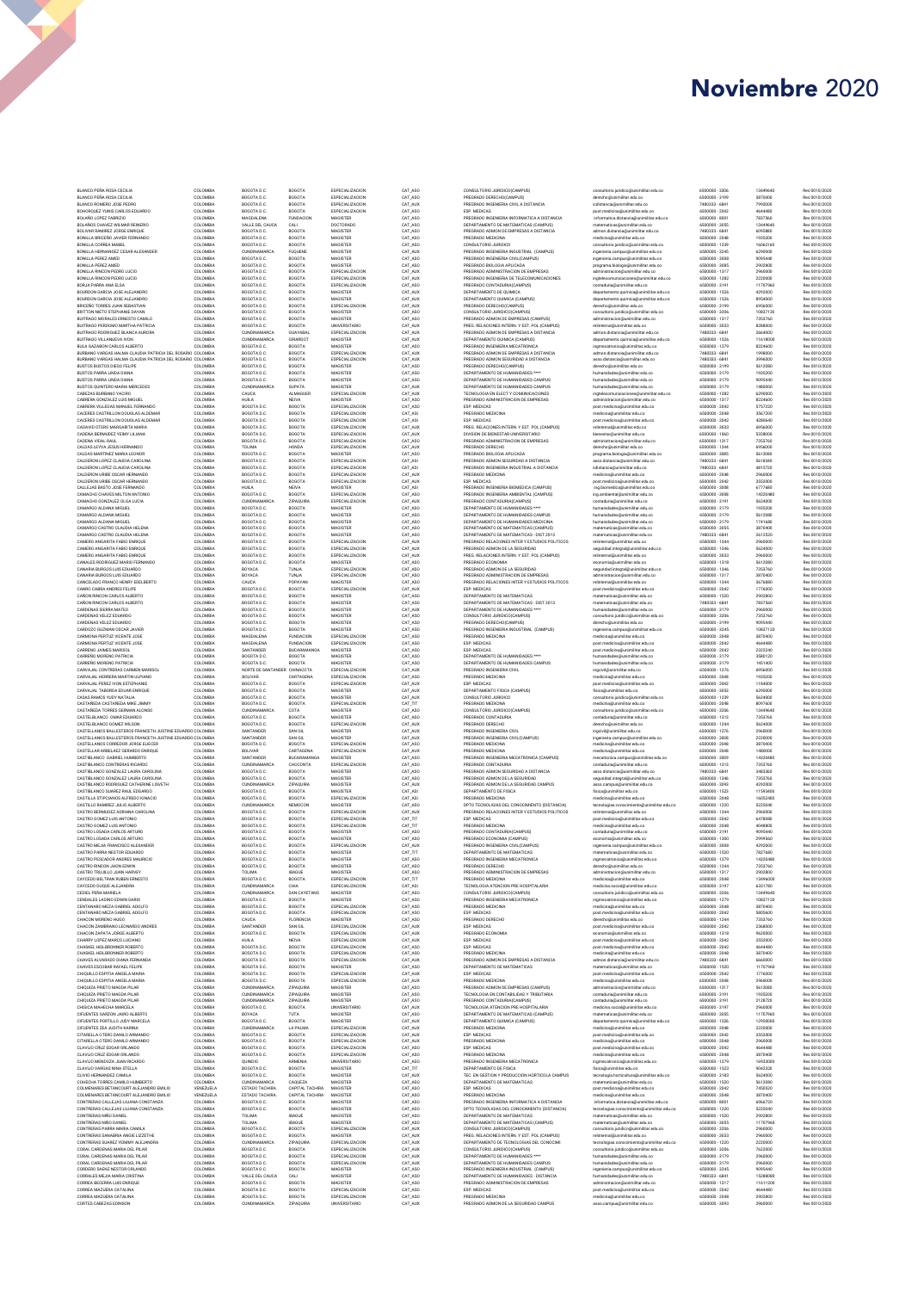# Noviembre 2020

| | | | | | | | | | | |
|---|---|---|---|---|---|---|---|---|---|---|
| BLANCO PEÑA ROSA CECILIA | COLOMBIA | BOGOTA D.C. | BOGOTA | ESPECIALIZACION | CAT_ASO | CONSULTORIO JURIDICO(CAMPUS) | consultorio.juridico@unimilitar.edu.co | 6500000 - 3206 | 13449640 | Res 0010/2020 |
| BLANCO PEÑA ROSA CECILIA | COLOMBIA | BOGOTA D.C. | BOGOTA | ESPECIALIZACION | CAT_ASO | PREGRADO DERECHO(CAMPUS) | derecho@unimilitar.edu.co | 6500000 - 3199 | 3870400 | Res 0010/2020 |
| BLANCO ROMERO JOSE PEDRO | COLOMBIA | BOGOTA D.C. | BOGOTA | ESPECIALIZACION | CAT_AUX | PREGRADO INGENIERIA CIVIL A DISTANCIA | icdistancia@unimilitar.edu.co | 7480333 - 6841 | 7992000 | Res 0010/2020 |
| BOHORQUEZ YUNIS CARLOS EDUARDO | COLOMBIA | BOGOTA D.C. | BOGOTA | ESPECIALIZACION | CAT_AUX | ESP. MEDICAS | post.medicas@unimilitar.edu.co | 6500000 - 2042 | 4644480 | Res 0010/2020 |
| BOLAÑO LOPEZ FABRIZIO | COLOMBIA | MAGDALENA | FUNDACION | MAGISTER | CAT_ASO | PREGRADO INGENIERIA INFORMATICA A DISTANCIA | informatica.distancia@unimilitar.edu.co | 6500000 - 8001 | 7837560 | Res 0010/2020 |
| BOLAÑOS CHAVEZ WILMAR REINERIO | COLOMBIA | VALLE DEL CAUCA | CALI | DOCTORADO | CAT_ASO | DEPARTAMENTO DE MATEMATICAS (CAMPUS) | matematicas@unimilitar.edu.co | 6500000 - 3055 | 13449640 | Res 0010/2020 |
| BOLIVAR RAMIREZ JORGE ENRIQUE | COLOMBIA | BOGOTA D.C. | BOGOTA | MAGISTER | CAT_ASO | PREGRADO ADMON DE EMPRESAS A DISTANCIA | admon.distancia@unimilitar.edu.co | 7480333 - 6841 | 6095888 | Res 0010/2020 |
| BONILLA BRICEÑO JAVIER FERNANDO | COLOMBIA | BOGOTA D.C. | BOGOTA | MAGISTER | CAT_ASO | PREGRADO MEDICINA | medicina@unimilitar.edu.co | 6500000 - 2048 | 1935200 | Res 0010/2020 |
| BONILLA CORREA MABEL | COLOMBIA | BOGOTA D.C. | BOGOTA | MAGISTER | CAT_ASO | CONSULTORIO JURIDICO | consultorio.juridico@unimilitar.edu.co | 6500000 - 1339 | 16062160 | Res 0010/2020 |
| BONILLA HERNANDEZ CESAR ALEXANDER | COLOMBIA | CUNDINAMARCA | FUQUENE | MAGISTER | CAT_AUX | PREGRADO INGENIERIA INDUSTRIAL (CAMPUS) | ingenieria.campus@unimilitar.edu.co | 6500000 - 3245 | 6393000 | Res 0010/2020 |
| BONILLA PEREZ AMEID | COLOMBIA | BOGOTA D.C. | BOGOTA | MAGISTER | CAT_ASO | PREGRADO INGENIERIA CIVIL(CAMPUS) | ingenieria.campus@unimilitar.edu.co | 6500000 - 3000 | 9095440 | Res 0010/2020 |
| BONILLA PEREZ AMEID | COLOMBIA | BOGOTA D.C. | BOGOTA | MAGISTER | CAT_ASO | PREGRADO BIOLOGIA APLICADA | programa.biologia@unimilitar.edu.co | 6500000 - 3005 | 2902800 | Res 0010/2020 |
| BONILLA RINCON PEDRO LUCIO | COLOMBIA | BOGOTA D.C. | BOGOTA | ESPECIALIZACION | CAT_AUX | PREGRADO ADMINISTRACION DE EMPRESAS | administracion@unimilitar.edu.co | 6500000 - 1317 | 2960000 | Res 0010/2020 |
| BONILLA RINCON PEDRO LUCIO | COLOMBIA | BOGOTA D.C. | BOGOTA | ESPECIALIZACION | CAT_AUX | PREGRADO INGENIERIA DE TELECOMUNICACIONES | ingtelecomunicaciones@unimilitar.edu.co | 6500000 - 1282 | 2220000 | Res 0010/2020 |
| BORJA PARRA ANA ELSA | COLOMBIA | BOGOTA D.C. | BOGOTA | ESPECIALIZACION | CAT_AUX | PREGRADO CONTADURIA(CAMPUS) | contaduria@unimilitar.edu.co | 6500000 - 3191 | 11707960 | Res 0010/2020 |
| BOURDON GARCIA JOSE ALEJANDRO | COLOMBIA | BOGOTA D.C. | BOGOTA | MAGISTER | CAT_AUX | DEPARTAMENTO DE QUIMICA | departamento.quimica@unimilitar.edu.co | 6500000 - 1526 | 4292000 | Res 0010/2020 |
| BOURDON GARCIA JOSE ALEJANDRO | COLOMBIA | BOGOTA D.C. | BOGOTA | MAGISTER | CAT_AUX | DEPARTAMENTO QUIMICA (CAMPUS) | departamento.quimica@unimilitar.edu.co | 6500000 - 1526 | 6954000 | Res 0010/2020 |
| BRICEÑO TORRES JUAN SEBASTIAN | COLOMBIA | BOGOTA D.C. | BOGOTA | ESPECIALIZACION | CAT_AUX | PREGRADO DERECHO(CAMPUS) | derecho@unimilitar.edu.co | 6500000 - 3199 | 6956000 | Res 0010/2020 |
| BRITTON NIETO STEPHANIE DAYAN | COLOMBIA | BOGOTA D.C. | BOGOTA | MAGISTER | CAT_ASO | CONSULTORIO JURIDICO(CAMPUS) | consultorio.juridico@unimilitar.edu.co | 6500000 - 3206 | 10827120 | Res 0010/2020 |
| BUITRAGO MORALES ERNESTO CAMILO | COLOMBIA | BOGOTA D.C. | BOGOTA | MAGISTER | CAT_ASO | PREGRADO ADMINISTRACION DE EMPRESAS | administracion@unimilitar.edu.co | 6500000 - 1317 | 7353760 | Res 0010/2020 |
| BUITRAGO PERDOMO MARTHA PATRICIA | COLOMBIA | BOGOTA D.C. | BOGOTA | UNIVERSITARIO | CAT_AUX | PREG. RELACIONES INTERN. Y EST. POL (CAMPUS) | relinternal@unimilitar.edu.co | 6500000 - 3033 | 8288000 | Res 0010/2020 |
| BUITRAGO RODRIGUEZ BLANCA AURORA | COLOMBIA | CUNDINAMARCA | GUAYABAL | ESPECIALIZACION | CAT_AUX | PREGRADO ADMON DE EMPRESAS A DISTANCIA | admon.distancia@unimilitar.edu.co | 7480333 - 6841 | 2664000 | Res 0010/2020 |
| BUITRAGO VILLANUEVA IVON | COLOMBIA | CUNDINAMARCA | GIRARDOT | MAGISTER | CAT_AUX | DEPARTAMENTO QUIMICA (CAMPUS) | departamento.quimica@unimilitar.edu.co | 6500000 - 1526 | 11618000 | Res 0010/2020 |
| BULA GAZABON CARLOS ALBERTO | COLOMBIA | BOGOTA D.C. | BOGOTA | MAGISTER | CAT_AUX | PREGRADO INGENIERIA MECATRONICA | ingmecatronica@unimilitar.edu.co | 6500000 - 1279 | 8224600 | Res 0010/2020 |
| BURBANO VARGAS HALMA CLAUDIA PATRICIA DEL ROSARIO | COLOMBIA | BOGOTA D.C. | BOGOTA | ESPECIALIZACION | CAT_AUX | PREGRADO ADMON DE EMPRESAS A DISTANCIA | admon.distancia@unimilitar.edu.co | 7480333 - 6841 | 1998000 | Res 0010/2020 |
| BURBANO VARGAS HALMA CLAUDIA PATRICIA DEL ROSARIO | COLOMBIA | BOGOTA D.C. | BOGOTA | ESPECIALIZACION | CAT_AUX | PREGRADO ADMON SEGURIDAD A DISTANCIA | asso.distancia@unimilitar.edu.co | 7480333 - 6841 | 3996000 | Res 0010/2020 |
| BUSTOS BUSTOS DIEGO FELIPE | COLOMBIA | BOGOTA D.C. | BOGOTA | ESPECIALIZACION | CAT_ASO | PREGRADO DERECHO(CAMPUS) | derecho@unimilitar.edu.co | 6500000 - 3199 | 5612080 | Res 0010/2020 |
| BUSTOS PARRA LINDA DIANA | COLOMBIA | BOGOTA D.C. | BOGOTA | MAGISTER | CAT_ASO | DEPARTAMENTO DE HUMANIDADES **** | humanidades@unimilitar.edu.co | 6500000 - 2179 | 1935200 | Res 0010/2020 |
| BUSTOS PARRA LINDA DIANA | COLOMBIA | BOGOTA D.C. | BOGOTA | MAGISTER | CAT_ASO | DEPARTAMENTO DE HUMANIDADES CAMPUS | humanidades@unimilitar.edu.co | 6500000 - 2179 | 9095440 | Res 0010/2020 |
| BUSTOS QUINTERO MARIA MERCEDES | COLOMBIA | CUNDINAMARCA | SUPATA | MAGISTER | CAT_AUX | DEPARTAMENTO DE HUMANIDADES CAMPUS | humanidades@unimilitar.edu.co | 6500000 - 2179 | 1480000 | Res 0010/2020 |
| CABEZAS BURBANO YACIRO | COLOMBIA | CAUCA | ALMAGUER | ESPECIALIZACION | CAT_AUX | TECNOLOGIA EN ELECT Y COMUNICACIONES | ingtelecomunicaciones@unimilitar.edu.co | 6500000 - 1282 | 6290000 | Res 0010/2020 |
| CABRERA GONZALEZ LUIS MIGUEL | COLOMBIA | HUILA | NEIVA | MAGISTER | CAT_ASO | PREGRADO ADMINISTRACION DE EMPRESAS | administracion@unimilitar.edu.co | 6500000 - 1317 | 8224600 | Res 0010/2020 |
| CABRERA VILLEGAS MANUEL FERNANDO | COLOMBIA | BOGOTA D.C. | BOGOTA | ESPECIALIZACION | CAT_AUX | ESP. MEDICAS | post.medicas@unimilitar.edu.co | 6500000 - 2042 | 5757220 | Res 0010/2020 |
| CACERES CASTRILLON DOUGLAS ALDEMAR | COLOMBIA | BOGOTA D.C. | BOGOTA | ESPECIALIZACION | CAT_ASI | PREGRADO MEDICINA | medicina@unimilitar.edu.co | 6500000 - 2048 | 3567300 | Res 0010/2020 |
| CACERES CASTRILLON DOUGLAS ALDEMAR | COLOMBIA | BOGOTA D.C. | BOGOTA | ESPECIALIZACION | CAT_ASI | ESP. MEDICAS | post.medicas@unimilitar.edu.co | 6500000 - 2042 | 4280640 | Res 0010/2020 |
| CADAVID OTERO MARGARITA MARIA | COLOMBIA | BOGOTA D.C. | BOGOTA | ESPECIALIZACION | CAT_AUX | PREG. RELACIONES INTERN. Y EST. POL (CAMPUS) | relinternal@unimilitar.edu.co | 6500000 - 3033 | 6956000 | Res 0010/2020 |
| CADENA BERMUDEZ YEIMY LILIANA | COLOMBIA | BOGOTA D.C. | BOGOTA | ESPECIALIZACION | CAT_AUX | DIVISION DE BIENESTAR UNIVERSITARIO | bienestar@unimilitar.edu.co | 6500000 - 1063 | 5328000 | Res 0010/2020 |
| CADENA VIDAL RAUL | COLOMBIA | BOGOTA D.C. | BOGOTA | ESPECIALIZACION | CAT_ASO | PREGRADO ADMINISTRACION DE EMPRESAS | administracion@unimilitar.edu.co | 6500000 - 1317 | 7353760 | Res 0010/2020 |
| CALDAS LEYVA JESUS HERNANDO | COLOMBIA | TOLIMA | HONDA | ESPECIALIZACION | CAT_AUX | PREGRADO DERECHO | derecho@unimilitar.edu.co | 6500000 - 1244 | 6956000 | Res 0010/2020 |
| CALDAS MARTINEZ MARIA LEONOR | COLOMBIA | BOGOTA D.C. | BOGOTA | MAGISTER | CAT_ASO | PREGRADO BIOLOGIA APLICADA | programa.biologia@unimilitar.edu.co | 6500000 - 3005 | 5612080 | Res 0010/2020 |
| CALDERON LOPEZ CLAUDIA CAROLINA | COLOMBIA | BOGOTA D.C. | BOGOTA | ESPECIALIZACION | CAT_ASI | PREGRADO ADMON SEGURIDAD A DISTANCIA | asso.distancia@unimilitar.edu.co | 7480333 - 6841 | 5618340 | Res 0010/2020 |
| CALDERON LOPEZ CLAUDIA CAROLINA | COLOMBIA | BOGOTA D.C. | BOGOTA | ESPECIALIZACION | CAT_ASI | PREGRADO INGENIERIA INDUSTRIAL A DISTANCIA | iidistancia@unimilitar.edu.co | 7480333 - 6841 | 4815720 | Res 0010/2020 |
| CALDERON URIBE OSCAR HERNANDO | COLOMBIA | BOGOTA D.C. | BOGOTA | ESPECIALIZACION | CAT_AUX | PREGRADO MEDICINA | medicina@unimilitar.edu.co | 6500000 - 2048 | 2960000 | Res 0010/2020 |
| CALDERON URIBE OSCAR HERNANDO | COLOMBIA | BOGOTA D.C. | BOGOTA | ESPECIALIZACION | CAT_AUX | ESP. MEDICAS | post.medicas@unimilitar.edu.co | 6500000 - 2042 | 3552000 | Res 0010/2020 |
| CALLEJAS BASTO JOSE FERNANDO | COLOMBIA | HUILA | NEIVA | MAGISTER | CAT_ASI | PREGRADO INGENIERIA BIOMEDICA (CAMPUS) | ing.biomedica@unimilitar.edu.co | 6500000 - 3008 | 6777680 | Res 0010/2020 |
| CAMACHO CHAVES MILTON ANTONIO | COLOMBIA | BOGOTA D.C. | BOGOTA | ESPECIALIZACION | CAT_ASO | PREGRADO INGENIERIA AMBIENTAL (CAMPUS) | ing.ambiental@unimilitar.edu.co | 6500000 - 3008 | 14320480 | Res 0010/2020 |
| CAMACHO GONZALEZ OLGA LUCIA | COLOMBIA | CUNDINAMARCA | ZIPAQUIRA | ESPECIALIZACION | CAT_AUX | PREGRADO CONTADURIA(CAMPUS) | contaduria@unimilitar.edu.co | 6500000 - 3191 | 5624000 | Res 0010/2020 |
| CAMARGO ALDANA MIGUEL | COLOMBIA | BOGOTA D.C. | BOGOTA | MAGISTER | CAT_ASO | DEPARTAMENTO DE HUMANIDADES **** | humanidades@unimilitar.edu.co | 6500000 - 2179 | 1935200 | Res 0010/2020 |
| CAMARGO ALDANA MIGUEL | COLOMBIA | BOGOTA D.C. | BOGOTA | MAGISTER | CAT_ASO | DEPARTAMENTO DE HUMANIDADES CAMPUS | humanidades@unimilitar.edu.co | 6500000 - 2179 | 5612080 | Res 0010/2020 |
| CAMARGO ALDANA MIGUEL | COLOMBIA | BOGOTA D.C. | BOGOTA | MAGISTER | CAT_ASO | DEPARTAMENTO DE HUMANIDADES MEDICINA | humanidades@unimilitar.edu.co | 6500000 - 2179 | 1741680 | Res 0010/2020 |
| CAMARGO CASTRO CLAUDIA HELENA | COLOMBIA | BOGOTA D.C. | BOGOTA | MAGISTER | CAT_ASO | DEPARTAMENTO DE MATEMATICAS (CAMPUS) | matematicas@unimilitar.edu.co | 6500000 - 3055 | 3870400 | Res 0010/2020 |
| CAMARGO CASTRO CLAUDIA HELENA | COLOMBIA | BOGOTA D.C. | BOGOTA | MAGISTER | CAT_ASO | DEPARTAMENTO DE MATEMATICAS - DIST 2013 | matematicas@unimilitar.edu.co | 7480333 - 6841 | 2612520 | Res 0010/2020 |
| CAMERO ANGARITA FABIO ENRIQUE | COLOMBIA | BOGOTA D.C. | BOGOTA | ESPECIALIZACION | CAT_AUX | PREGRADO RELACIONES INTER Y ESTUDIOS POLITICOS | relinternal@unimilitar.edu.co | 6500000 - 1344 | 2960000 | Res 0010/2020 |
| CAMERO ANGARITA FABIO ENRIQUE | COLOMBIA | BOGOTA D.C. | BOGOTA | ESPECIALIZACION | CAT_AUX | PREGRADO ADMON DE LA SEGURIDAD | seguridad.integral@unimilitar.edu.co | 6500000 - 1346 | 5624000 | Res 0010/2020 |
| CAMERO ANGARITA FABIO ENRIQUE | COLOMBIA | BOGOTA D.C. | BOGOTA | ESPECIALIZACION | CAT_AUX | PREG. RELACIONES INTERN. Y EST. POL (CAMPUS) | relinternal@unimilitar.edu.co | 6500000 - 3033 | 2960000 | Res 0010/2020 |
| CANALES RODRIGUEZ MARIO FERNANDO | COLOMBIA | BOGOTA D.C. | BOGOTA | ESPECIALIZACION | CAT_ASO | PREGRADO ECONOMIA | economia@unimilitar.edu.co | 6500000 - 1318 | 5612080 | Res 0010/2020 |
| CANARIA BURGOS LUIS EDUARDO | COLOMBIA | BOYACA | TUNJA | ESPECIALIZACION | CAT_ASO | PREGRADO ADMON DE LA SEGURIDAD | seguridad.integral@unimilitar.edu.co | 6500000 - 1346 | 7353760 | Res 0010/2020 |
| CANARIA BURGOS LUIS EDUARDO | COLOMBIA | BOYACA | TUNJA | ESPECIALIZACION | CAT_ASO | PREGRADO ADMINISTRACION DE EMPRESAS | administracion@unimilitar.edu.co | 6500000 - 1317 | 3870400 | Res 0010/2020 |
| CANCELADO FRANCO HENRY EDELBERTO | COLOMBIA | CAUCA | POPAYAN | MAGISTER | CAT_ASO | PREGRADO RELACIONES INTER Y ESTUDIOS POLITICOS | relinternal@unimilitar.edu.co | 6500000 - 1344 | 3676880 | Res 0010/2020 |
| CANRO CABRA ANDRES FELIPE | COLOMBIA | BOGOTA D.C. | BOGOTA | ESPECIALIZACION | CAT_AUX | ESP. MEDICAS | post.medicas@unimilitar.edu.co | 6500000 - 2042 | 1776000 | Res 0010/2020 |
| CARON RINCON CARLOS ALBERTO | COLOMBIA | BOGOTA D.C. | BOGOTA | MAGISTER | CAT_ASO | DEPARTAMENTO DE MATEMATICAS | matematicas@unimilitar.edu.co | 6500000 - 1520 | 2902800 | Res 0010/2020 |
| CARON RINCON CARLOS ALBERTO | COLOMBIA | BOGOTA D.C. | BOGOTA | MAGISTER | CAT_ASO | DEPARTAMENTO DE MATEMATICAS - DIST 2013 | matematicas@unimilitar.edu.co | 7480333 - 6841 | 7837560 | Res 0010/2020 |
| CARDENAS SIERRA MATEO | COLOMBIA | BOGOTA D.C. | BOGOTA | ESPECIALIZACION | CAT_AUX | DEPARTAMENTO DE HUMANIDADES **** | humanidades@unimilitar.edu.co | 6500000 - 2179 | 2960000 | Res 0010/2020 |
| CARDENAS VELEZ EDUARDO | COLOMBIA | BOGOTA D.C. | BOGOTA | ESPECIALIZACION | CAT_ASO | CONSULTORIO JURIDICO(CAMPUS) | consultorio.juridico@unimilitar.edu.co | 6500000 - 3206 | 7353760 | Res 0010/2020 |
| CARDENAS VELEZ EDUARDO | COLOMBIA | BOGOTA D.C. | BOGOTA | ESPECIALIZACION | CAT_ASO | PREGRADO DERECHO(CAMPUS) | derecho@unimilitar.edu.co | 6500000 - 3199 | 9095440 | Res 0010/2020 |
| CARDOZO GUZMAN OSCAR JAVIER | COLOMBIA | BOGOTA D.C. | BOGOTA | MAGISTER | CAT_ASO | PREGRADO INGENIERIA INDUSTRIAL (CAMPUS) | ingenieria.campus@unimilitar.edu.co | 6500000 - 3245 | 10827120 | Res 0010/2020 |
| CARMONA PERTUZ VICENTE JOSE | COLOMBIA | MAGDALENA | FUNDACION | ESPECIALIZACION | CAT_AUX | PREGRADO MEDICINA | medicina@unimilitar.edu.co | 6500000 - 2048 | 3870400 | Res 0010/2020 |
| CARMONA PERTUZ VICENTE JOSE | COLOMBIA | MAGDALENA | FUNDACION | ESPECIALIZACION | CAT_ASO | ESP. MEDICAS | post.medicas@unimilitar.edu.co | 6500000 - 2042 | 4644480 | Res 0010/2020 |
| CARREÑO JAIMES MARISOL | COLOMBIA | SANTANDER | BUCARAMANGA | MAGISTER | CAT_ASO | ESP. MEDICAS | post.medicas@unimilitar.edu.co | 6500000 - 2042 | 2322240 | Res 0010/2020 |
| CARREÑO MORENO PATRICIA | COLOMBIA | BOGOTA D.C. | BOGOTA | MAGISTER | CAT_ASO | DEPARTAMENTO DE HUMANIDADES **** | humanidades@unimilitar.edu.co | 6500000 - 2179 | 3580120 | Res 0010/2020 |
| CARREÑO MORENO PATRICIA | COLOMBIA | BOGOTA D.C. | BOGOTA | MAGISTER | CAT_ASO | DEPARTAMENTO DE HUMANIDADES CAMPUS | humanidades@unimilitar.edu.co | 6500000 - 2179 | 1451400 | Res 0010/2020 |
| CARVAJAL CONTRERAS CARMEN MARISOL | COLOMBIA | NORTE DE SANTANDER | CHINACOTA | ESPECIALIZACION | CAT_AUX | PREGRADO INGENIERIA CIVIL | ingcivil@unimilitar.edu.co | 6500000 - 1276 | 6956000 | Res 0010/2020 |
| CARVAJAL HERRERA MARTIN ULPIANO | COLOMBIA | BOLIVAR | CARTAGENA | ESPECIALIZACION | CAT_ASO | PREGRADO MEDICINA | medicina@unimilitar.edu.co | 6500000 - 2048 | 1935200 | Res 0010/2020 |
| CARVAJAL PEREZ IVON ESTEPHANIE | COLOMBIA | BOGOTA D.C. | BOGOTA | ESPECIALIZACION | CAT_AUX | ESP. MEDICAS | post.medicas@unimilitar.edu.co | 6500000 - 2042 | 1184000 | Res 0010/2020 |
| CARVAJAL TABORDA EDGAR ENRIQUE | COLOMBIA | BOGOTA D.C. | BOGOTA | MAGISTER | CAT_AUX | DEPARTAMENTO FISICA (CAMPUS) | fisica@unimilitar.edu.co | 6500000 - 3052 | 6290000 | Res 0010/2020 |
| CASAS RAMOS YUDY NATALIA | COLOMBIA | BOGOTA D.C. | BOGOTA | ESPECIALIZACION | CAT_AUX | CONSULTORIO JURIDICO | consultorio.juridico@unimilitar.edu.co | 6500000 - 1339 | 5624000 | Res 0010/2020 |
| CASTAÑEDA CASTAÑEDA MIKE JIMMY | COLOMBIA | BOGOTA D.C. | BOGOTA | ESPECIALIZACION | CAT_TIT | PREGRADO MEDICINA | medicina@unimilitar.edu.co | 6500000 - 2048 | 8097600 | Res 0010/2020 |
| CASTAÑEDA TORRES GERMAN ALONSO | COLOMBIA | CUNDINAMARCA | COTA | MAGISTER | CAT_ASO | CONSULTORIO JURIDICO(CAMPUS) | consultorio.juridico@unimilitar.edu.co | 6500000 - 3206 | 13449640 | Res 0010/2020 |
| CASTELBLANCO OMAR EDUARDO | COLOMBIA | BOGOTA D.C. | BOGOTA | MAGISTER | CAT_ASO | PREGRADO CONTADURIA | contaduria@unimilitar.edu.co | 6500000 - 1313 | 7353760 | Res 0010/2020 |
| CASTELBLANCO GOMEZ WILSON | COLOMBIA | BOGOTA D.C. | BOGOTA | ESPECIALIZACION | CAT_AUX | PREGRADO DERECHO | derecho@unimilitar.edu.co | 6500000 - 1244 | 5624000 | Res 0010/2020 |
| CASTELLANOS BALLESTEROS FRANCETH JUSTINE EDUARDO | COLOMBIA | SANTANDER | SAN GIL | MAGISTER | CAT_AUX | PREGRADO INGENIERIA CIVIL | ingcivil@unimilitar.edu.co | 6500000 - 1276 | 2960000 | Res 0010/2020 |
| CASTELLANOS BALLESTEROS FRANCETH JUSTINE EDUARDO | COLOMBIA | SANTANDER | SAN GIL | MAGISTER | CAT_AUX | PREGRADO INGENIERIA CIVIL(CAMPUS) | ingenieria.campus@unimilitar.edu.co | 6500000 - 3000 | 2220000 | Res 0010/2020 |
| CASTELLANOS CORREDOR JORGE ELIECER | COLOMBIA | BOGOTA D.C. | BOGOTA | ESPECIALIZACION | CAT_ASO | PREGRADO MEDICINA | medicina@unimilitar.edu.co | 6500000 - 2048 | 3870400 | Res 0010/2020 |
| CASTELLAR ARBELAEZ GERARDO ENRIQUE | COLOMBIA | BOLIVAR | CARTAGENA | ESPECIALIZACION | CAT_AUX | PREGRADO MEDICINA | medicina@unimilitar.edu.co | 6500000 - 2048 | 1480000 | Res 0010/2020 |
| CASTIBLANCO GABRIEL HUMBERTO | COLOMBIA | SANTANDER | BUCARAMANGA | MAGISTER | CAT_ASO | PREGRADO INGENIERIA MECATRONICA (CAMPUS) | mecatronica.campus@unimilitar.edu.co | 6500000 - 3009 | 14320480 | Res 0010/2020 |
| CASTIBLANCO CONTRERAS RICARDO | COLOMBIA | CUNDINAMARCA | CHOCONTA | ESPECIALIZACION | CAT_ASO | PREGRADO CONTADURIA | contaduria@unimilitar.edu.co | 6500000 - 1313 | 7353760 | Res 0010/2020 |
| CASTIBLANCO GONZALEZ LAURA CAROLINA | COLOMBIA | BOGOTA D.C. | BOGOTA | MAGISTER | CAT_AUX | PREGRADO ADMON SEGURIDAD A DISTANCIA | asso.distancia@unimilitar.edu.co | 7480333 - 6841 | 3403360 | Res 0010/2020 |
| CASTIBLANCO GONZALEZ LAURA CAROLINA | COLOMBIA | BOGOTA D.C. | BOGOTA | MAGISTER | CAT_AUX | PREGRADO ADMON DE LA SEGURIDAD | seguridad.integral@unimilitar.edu.co | 6500000 - 1346 | 7353760 | Res 0010/2020 |
| CASTIBLANCO RODRIGUEZ CATHERINE LISVETH | COLOMBIA | CUNDINAMARCA | ZIPAQUIRA | MAGISTER | CAT_AUX | PREGRADO ADMON DE LA SEGURIDAD CAMPUS | asso.campus@unimilitar.edu.co | 6500000 - 3092 | 4292000 | Res 0010/2020 |
| CASTIBLANCO SUAREZ RAUL EDUARDO | COLOMBIA | BOGOTA D.C. | BOGOTA | MAGISTER | CAT_ASI | DEPARTAMENTO DE FISICA | fisica@unimilitar.edu.co | 6500000 - 1523 | 11953400 | Res 0010/2020 |
| CASTILLA STIPCIANOS ALFREDO IGNACIO | COLOMBIA | BOGOTA D.C. | BOGOTA | ESPECIALIZACION | CAT_ASI | PREGRADO MEDICINA | medicina@unimilitar.edu.co | 6500000 - 2048 | 16052400 | Res 0010/2020 |
| CASTILLO RAMIREZ JULIO ALBERTO | COLOMBIA | CUNDINAMARCA | NEMOCON | MAGISTER | CAT_ASO | DPTO TECNOLOGIAS DEL CONOCIMIENTO (DISTANCIA) | tecnologias.conocimiento@unimilitar.edu.co | 6500000 - 1220 | 5225040 | Res 0010/2020 |
| CASTRO BERMUDEZ ADRIANA CAROLINA | COLOMBIA | BOGOTA D.C. | BOGOTA | ESPECIALIZACION | CAT_AUX | PREGRADO RELACIONES INTER Y ESTUDIOS POLITICOS | relinternal@unimilitar.edu.co | 6500000 - 1344 | 2960000 | Res 0010/2020 |
| CASTRO GOMEZ LUIS ANTONIO | COLOMBIA | BOGOTA D.C. | BOGOTA | ESPECIALIZACION | CAT_TIT | ESP. MEDICAS | post.medicas@unimilitar.edu.co | 6500000 - 2042 | 6478080 | Res 0010/2020 |
| CASTRO GOMEZ LUIS ANTONIO | COLOMBIA | BOGOTA D.C. | BOGOTA | ESPECIALIZACION | CAT_TIT | PREGRADO MEDICINA | medicina@unimilitar.edu.co | 6500000 - 2048 | 4048800 | Res 0010/2020 |
| CASTRO LOSADA CARLOS ARTURO | COLOMBIA | BOGOTA D.C. | BOGOTA | MAGISTER | CAT_ASO | PREGRADO CONTADURIA(CAMPUS) | contaduria@unimilitar.edu.co | 6500000 - 3191 | 9095440 | Res 0010/2020 |
| CASTRO LOSADA CARLOS ARTURO | COLOMBIA | BOGOTA D.C. | BOGOTA | MAGISTER | CAT_ASO | PREGRADO ECONOMIA (CAMPUS) | economia@unimilitar.edu.co | 6500000 - 1300 | 2999560 | Res 0010/2020 |
| CASTRO MEJIA FRANCISCO ALEXANDER | COLOMBIA | BOGOTA D.C. | BOGOTA | ESPECIALIZACION | CAT_AUX | PREGRADO INGENIERIA CIVIL(CAMPUS) | ingenieria.campus@unimilitar.edu.co | 6500000 - 3000 | 4292000 | Res 0010/2020 |
| CASTRO PARRA NESTOR EDUARDO | COLOMBIA | BOGOTA D.C. | BOGOTA | ESPECIALIZACION | CAT_TIT | DEPARTAMENTO DE MATEMATICAS | matematicas@unimilitar.edu.co | 6500000 - 1520 | 7827680 | Res 0010/2020 |
| CASTRO PESCADOR ANDRES MAURICIO | COLOMBIA | BOGOTA D.C. | BOGOTA | MAGISTER | CAT_ASO | PREGRADO INGENIERIA MECATRONICA | ingmecatronica@unimilitar.edu.co | 6500000 - 1279 | 14320480 | Res 0010/2020 |
| CASTRO RINCON JHON EDWIN | COLOMBIA | BOGOTA D.C. | BOGOTA | MAGISTER | CAT_ASO | PREGRADO MEDICINA | medicina@unimilitar.edu.co | 6500000 - 2048 | 2902800 | Res 0010/2020 |
| CASTRO TRUJILLO JUAN HARVEY | COLOMBIA | TOLIMA | IBAGUE | MAGISTER | CAT_ASO | PREGRADO ADMINISTRACION DE EMPRESAS | administracion@unimilitar.edu.co | 6500000 - 1317 | 2902800 | Res 0010/2020 |
| CAYCEDO BELTRAN RUBEN ERNESTO | COLOMBIA | BOGOTA D.C. | BOGOTA | ESPECIALIZACION | CAT_TIT | PREGRADO MEDICINA | medicina@unimilitar.edu.co | 6500000 - 2048 | 12496600 | Res 0010/2020 |
| CAYCEDO DUQUE ALEJANDRA | COLOMBIA | CUNDINAMARCA | CHIA | ESPECIALIZACION | CAT_ASI | TECNOLOGIA ATENCION PRE HOSPITALARIA | medicina.social@unimilitar.edu.co | 6500000 - 3197 | 6331780 | Res 0010/2020 |
| CEDIEL PEÑA MARIELA | COLOMBIA | CUNDINAMARCA | SAN CAYETANO | MAGISTER | CAT_ASO | CONSULTORIO JURIDICO(CAMPUS) | consultorio.juridico@unimilitar.edu.co | 6500000 - 3206 | 13449640 | Res 0010/2020 |
| CENDALES LADINO EDWIN DARIO | COLOMBIA | BOGOTA D.C. | BOGOTA | MAGISTER | CAT_ASO | PREGRADO INGENIERIA MECATRONICA | ingmecatronica@unimilitar.edu.co | 6500000 - 1279 | 10827120 | Res 0010/2020 |
| CENTANARO MEZA GABRIEL ADOLFO | COLOMBIA | BOGOTA D.C. | BOGOTA | ESPECIALIZACION | CAT_ASO | PREGRADO MEDICINA | medicina@unimilitar.edu.co | 6500000 - 2048 | 3870400 | Res 0010/2020 |
| CENTANARO MEZA GABRIEL ADOLFO | COLOMBIA | BOGOTA D.C. | BOGOTA | ESPECIALIZACION | CAT_ASO | ESP. MEDICAS | post.medicas@unimilitar.edu.co | 6500000 - 2042 | 5805600 | Res 0010/2020 |
| CHACON MORENO HUGO | COLOMBIA | CAUCA | FLORENCIA | MAGISTER | CAT_ASO | PREGRADO DERECHO | derecho@unimilitar.edu.co | 6500000 - 1244 | 7353760 | Res 0010/2020 |
| CHACON ZAMBRANO LEONARDO ANDRES | COLOMBIA | SANTANDER | SAN GIL | ESPECIALIZACION | CAT_AUX | ESP. MEDICAS | post.medicas@unimilitar.edu.co | 6500000 - 2042 | 2368000 | Res 0010/2020 |
| CHACON ZAPATA JORGE ALBERTO | COLOMBIA | BOGOTA D.C. | BOGOTA | ESPECIALIZACION | CAT_AUX | PREGRADO ECONOMIA | economia@unimilitar.edu.co | 6500000 - 1318 | 9620000 | Res 0010/2020 |
| CHARRY LOPEZ MARCO LUCIANO | COLOMBIA | HUILA | NEIVA | ESPECIALIZACION | CAT_AUX | ESP. MEDICAS | post.medicas@unimilitar.edu.co | 6500000 - 2042 | 3552000 | Res 0010/2020 |
| CHASKEL HEILBRONNER ROBERTO | COLOMBIA | BOGOTA D.C. | BOGOTA | ESPECIALIZACION | CAT_ASO | ESP. MEDICAS | post.medicas@unimilitar.edu.co | 6500000 - 2042 | 4644480 | Res 0010/2020 |
| CHASKEL HEILBRONNER ROBERTO | COLOMBIA | BOGOTA D.C. | BOGOTA | ESPECIALIZACION | CAT_ASO | PREGRADO MEDICINA | medicina@unimilitar.edu.co | 6500000 - 2048 | 3870400 | Res 0010/2020 |
| CHAVES ALVARADO DIANA FERNANDA | COLOMBIA | BOGOTA D.C. | BOGOTA | ESPECIALIZACION | CAT_AUX | PREGRADO ADMON DE EMPRESAS A DISTANCIA | admon.distancia@unimilitar.edu.co | 7480333 - 6841 | 6660000 | Res 0010/2020 |
| CHAVES ESCOBAR RAFAEL FELIPE | COLOMBIA | BOGOTA D.C. | BOGOTA | MAGISTER | CAT_AUX | DEPARTAMENTO DE MATEMATICAS | matematicas@unimilitar.edu.co | 6500000 - 1520 | 11707960 | Res 0010/2020 |
| CHIQUILLO ESPITIA ANGELA MARIA | COLOMBIA | BOGOTA D.C. | BOGOTA | ESPECIALIZACION | CAT_AUX | ESP. MEDICAS | post.medicas@unimilitar.edu.co | 6500000 - 2042 | 1776000 | Res 0010/2020 |
| CHIQUILLO ESPITIA ANGELA MARIA | COLOMBIA | BOGOTA D.C. | BOGOTA | ESPECIALIZACION | CAT_AUX | PREGRADO MEDICINA | medicina@unimilitar.edu.co | 6500000 - 2048 | 2960000 | Res 0010/2020 |
| CHIQUIZA PRIETO MAGDA PILAR | COLOMBIA | CUNDINAMARCA | ZIPAQUIRA | MAGISTER | CAT_ASO | PREGRADO ADMINISTRACION DE EMPRESAS (CAMPUS) | administracion@unimilitar.edu.co | 6500000 - 3197 | 5612080 | Res 0010/2020 |
| CHIQUIZA PRIETO MAGDA PILAR | COLOMBIA | CUNDINAMARCA | ZIPAQUIRA | MAGISTER | CAT_ASO | TECNOLOGIA EN CONTABILIDAD Y TRIBUTARIA | contaduria@unimilitar.edu.co | 6500000 - 3191 | 1935200 | Res 0010/2020 |
| CHIQUIZA PRIETO MAGDA PILAR | COLOMBIA | CUNDINAMARCA | ZIPAQUIRA | MAGISTER | CAT_ASO | PREGRADO CONTADURIA(CAMPUS) | contaduria@unimilitar.edu.co | 6500000 - 3191 | 2128720 | Res 0010/2020 |
| CHISICA MAHECHA MARCELA | COLOMBIA | BOGOTA D.C. | BOGOTA | UNIVERSITARIO | CAT_AUX | TECNOLOGIA ATENCION PRE HOSPITALARIA | medicina.social@unimilitar.edu.co | 6500000 - 3197 | 2960000 | Res 0010/2020 |
| CIFUENTES GARZON JAIRO ALBERTO | COLOMBIA | BOYACA | TUTA | MAGISTER | CAT_AUX | DEPARTAMENTO DE MATEMATICAS (CAMPUS) | matematicas@unimilitar.edu.co | 6500000 - 3055 | 11707960 | Res 0010/2020 |
| CIFUENTES PORTILLO JUDY MARCELA | COLOMBIA | BOGOTA D.C. | BOGOTA | MAGISTER | CAT_AUX | DEPARTAMENTO QUIMICA (CAMPUS) | departamento.quimica@unimilitar.edu.co | 6500000 - 1526 | 12958000 | Res 0010/2020 |
| CIFUENTES ZEA JUDITH KARINA | COLOMBIA | CUNDINAMARCA | LA PALMA | ESPECIALIZACION | CAT_AUX | PREGRADO MEDICINA | medicina@unimilitar.edu.co | 6500000 - 2048 | 2220000 | Res 0010/2020 |
| CITARELLA OTERO DANILO ARMANDO | COLOMBIA | BOGOTA D.C. | BOGOTA | ESPECIALIZACION | CAT_AUX | ESP. MEDICAS | post.medicas@unimilitar.edu.co | 6500000 - 2042 | 3552000 | Res 0010/2020 |
| CITARELLA OTERO DANILO ARMANDO | COLOMBIA | BOGOTA D.C. | BOGOTA | ESPECIALIZACION | CAT_AUX | PREGRADO MEDICINA | medicina@unimilitar.edu.co | 6500000 - 2048 | 2960000 | Res 0010/2020 |
| CLAVIJO CRUZ EDGAR ORLANDO | COLOMBIA | BOGOTA D.C. | BOGOTA | ESPECIALIZACION | CAT_ASO | ESP. MEDICAS | post.medicas@unimilitar.edu.co | 6500000 - 2042 | 4644480 | Res 0010/2020 |
| CLAVIJO CRUZ EDGAR ORLANDO | COLOMBIA | BOGOTA D.C. | BOGOTA | ESPECIALIZACION | CAT_ASO | PREGRADO MEDICINA | medicina@unimilitar.edu.co | 6500000 - 2048 | 3870400 | Res 0010/2020 |
| CLAVIJO MENDOZA JUAN RICARDO | COLOMBIA | QUINDIO | ARMENIA | UNIVERSITARIO | CAT_ASO | PREGRADO INGENIERIA MECATRONICA | ingmecatronica@unimilitar.edu.co | 6500000 - 1279 | 16933000 | Res 0010/2020 |
| CLAVIJO VARGAS NINA STELLA | COLOMBIA | BOGOTA D.C. | BOGOTA | MAGISTER | CAT_TIT | DEPARTAMENTO DE FISICA | fisica@unimilitar.edu.co | 6500000 - 1523 | 9342320 | Res 0010/2020 |
| CLAVIO HERNANDEZ CAMILA | COLOMBIA | BOGOTA D.C. | BOGOTA | MAGISTER | CAT_AUX | TEC. EN GESTION Y PRODUCCION HORTICOLA CAMPUS | tecnologia.horticultura@unimilitar.edu.co | 6500000 - 3183 | 5624000 | Res 0010/2020 |
| COHECHA TORRES CAMILO HUMBERTO | COLOMBIA | CUNDINAMARCA | CAQUEZA | MAGISTER | CAT_ASO | DEPARTAMENTO DE MATEMATICAS | matematicas@unimilitar.edu.co | 6500000 - 1520 | 5612080 | Res 0010/2020 |
| COLMENARES BETANCOURT ALEJANDRO EMILIO | VENEZUELA | ESTADO TACHIRA | CAPITAL TACHIRA | MAGISTER | CAT_ASO | ESP. MEDICAS | post.medicas@unimilitar.edu.co | 6500000 - 2042 | 7450520 | Res 0010/2020 |
| COLMENARES BETANCOURT ALEJANDRO EMILIO | VENEZUELA | ESTADO TACHIRA | CAPITAL TACHIRA | MAGISTER | CAT_ASO | PREGRADO MEDICINA | medicina@unimilitar.edu.co | 6500000 - 2048 | 3870400 | Res 0010/2020 |
| CONTRERAS CALLEJAS LILIANA CONSTANZA | COLOMBIA | BOGOTA D.C. | BOGOTA | ESPECIALIZACION | CAT_ASO | PREGRADO INGENIERIA INFORMATICA A DISTANCIA | informatica.distancia@unimilitar.edu.co | 6500000 - 8001 | 6966720 | Res 0010/2020 |
| CONTRERAS CALLEJAS LILIANA CONSTANZA | COLOMBIA | BOGOTA D.C. | BOGOTA | ESPECIALIZACION | CAT_ASO | DPTO TECNOLOGIAS DEL CONOCIMIENTO (DISTANCIA) | tecnologias.conocimiento@unimilitar.edu.co | 6500000 - 1220 | 5225040 | Res 0010/2020 |
| CONTRERAS NIÑO DANIEL | COLOMBIA | TOLIMA | IBAGUE | ESPECIALIZACION | CAT_ASO | DEPARTAMENTO DE MATEMATICAS | matematicas@unimilitar.edu.co | 6500000 - 1520 | 2902800 | Res 0010/2020 |
| CONTRERAS NIÑO DANIEL | COLOMBIA | TOLIMA | IBAGUE | ESPECIALIZACION | CAT_ASO | DEPARTAMENTO DE MATEMATICAS (CAMPUS) | matematicas@unimilitar.edu.co | 6500000 - 3055 | 11707960 | Res 0010/2020 |
| CONTRERAS PARRA MARIA CAMILA | COLOMBIA | BOGOTA D.C. | BOGOTA | ESPECIALIZACION | CAT_AUX | CONSULTORIO JURIDICO(CAMPUS) | consultorio.juridico@unimilitar.edu.co | 6500000 - 3206 | 2960000 | Res 0010/2020 |
| CONTRERAS SANABRIA ANGIE LIZZETHE | COLOMBIA | BOGOTA D.C. | BOGOTA | ESPECIALIZACION | CAT_AUX | PREG. RELACIONES INTERN. Y EST. POL (CAMPUS) | relinternal@unimilitar.edu.co | 6500000 - 3033 | 2960000 | Res 0010/2020 |
| CONTRERAS SUAREZ YENNY ALEJANDRA | COLOMBIA | CUNDINAMARCA | ZIPAQUIRA | ESPECIALIZACION | CAT_AUX | DEPARTAMENTO DE TECNOLOGIAS DEL CONOCIMI | tecnologias.conocimiento@unimilitar.edu.co | 6500000 - 1220 | 2220000 | Res 0010/2020 |
| CORAL CARDENAS MARIA DEL PILAR | COLOMBIA | BOGOTA D.C. | BOGOTA | ESPECIALIZACION | CAT_ASO | CONSULTORIO JURIDICO(CAMPUS) | consultorio.juridico@unimilitar.edu.co | 6500000 - 3206 | 7623000 | Res 0010/2020 |
| CORAL CARDENAS MARIA DEL PILAR | COLOMBIA | BOGOTA D.C. | BOGOTA | ESPECIALIZACION | CAT_AUX | DEPARTAMENTO DE HUMANIDADES **** | humanidades@unimilitar.edu.co | 6500000 - 2179 | 2960000 | Res 0010/2020 |
| CORAL CARDENAS MARIA DEL PILAR | COLOMBIA | BOGOTA D.C. | BOGOTA | ESPECIALIZACION | CAT_AUX | DEPARTAMENTO DE HUMANIDADES CAMPUS | humanidades@unimilitar.edu.co | 6500000 - 2179 | 2960000 | Res 0010/2020 |
| CORDERO SAENZ NESTOR ORLANDO | COLOMBIA | BOGOTA D.C. | BOGOTA | ESPECIALIZACION | CAT_ASO | PREGRADO INGENIERIA INDUSTRIAL (CAMPUS) | ingenieria.campus@unimilitar.edu.co | 6500000 - 3245 | 9095440 | Res 0010/2020 |
| CORRALES MEJIA MARIA CRISTINA | COLOMBIA | VALLE DEL CAUCA | CALI | MAGISTER | CAT_ASO | DEPARTAMENTO DE HUMANIDADES - DISTANCIA | humanidades@unimilitar.edu.co | 7480333 - 6841 | 15288000 | Res 0010/2020 |
| CORREA BECERRA LUIS ENRIQUE | COLOMBIA | BOGOTA D.C. | BOGOTA | ESPECIALIZACION | CAT_AUX | PREGRADO ADMINISTRACION DE EMPRESAS | administracion@unimilitar.edu.co | 6500000 - 1317 | 11611200 | Res 0010/2020 |
| CORREA MAZUERA CATALINA | COLOMBIA | BOGOTA D.C. | BOGOTA | ESPECIALIZACION | CAT_ASO | ESP. MEDICAS | post.medicas@unimilitar.edu.co | 6500000 - 2042 | 4644480 | Res 0010/2020 |
| CORREA MAZUERA CATALINA | COLOMBIA | BOGOTA D.C. | BOGOTA | ESPECIALIZACION | CAT_ASO | PREGRADO MEDICINA | medicina@unimilitar.edu.co | 6500000 - 2048 | 2902800 | Res 0010/2020 |
| CORTES CABEZAS EDINSON | COLOMBIA | CUNDINAMARCA | ZIPAQUIRA | UNIVERSITARIO | CAT_AUX | PREGRADO ADMON DE LA SEGURIDAD CAMPUS | asso.campus@unimilitar.edu.co | 6500000 - 3093 | 2960000 | Res 0010/2020 |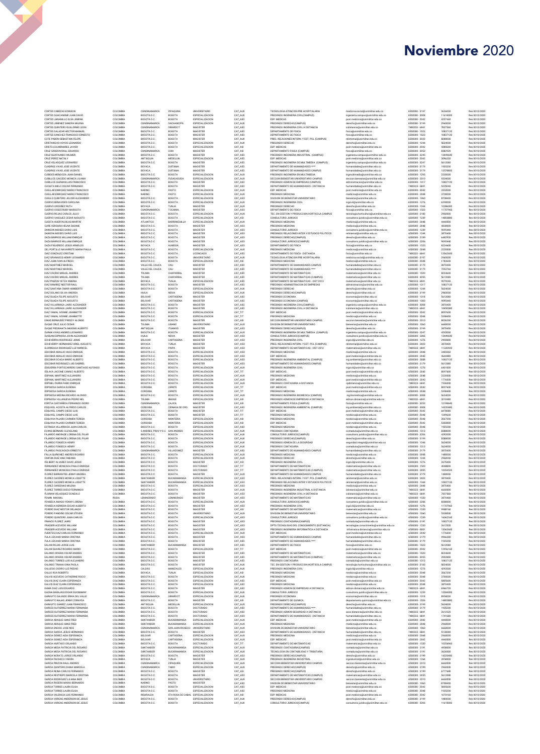# Noviembre 2020

| | | | | | | | | | | |
|---|---|---|---|---|---|---|---|---|---|---|
| CORTES CABEZAS EDINSON | COLOMBIA | CUNDINAMARCA | ZIPAQUIRA | UNIVERSITARIO | CAT_AUX | TECNOLOGIA ATENCION PRE HOSPITALARIA | medicina.social@unimilitar.edu.co | 6500000 - 3197 | 3626000 | Rev 30/10/2020 |
| CORTES GUACANEME JUAN DAVID | COLOMBIA | BOGOTA D.C. | BOGOTA | ESPECIALIZACION | CAT_AUX | PREGRADO INGENIERIA CIVIL(CAMPUS) | ingenieria.campus@unimilitar.edu.co | 6500000 - 3008 | 11618000 | Rev 30/10/2020 |
| CORTES JARAMILLO ELSA JIMENA | COLOMBIA | BOGOTA D.C. | BOGOTA | ESPECIALIZACION | CAT_ASO | ESP. MEDICAS | post.medicina@unimilitar.edu.co | 6500000 - 2042 | 4257440 | Rev 30/10/2020 |
| CORTES JIMENEZ SANDRA MILENA | COLOMBIA | CUNDINAMARCA | CACHACIPA | ESPECIALIZACION | CAT_AUX | PREGRADO DERECHO(CAMPUS) | derecho@unimilitar.edu.co | 6500000 - 3199 | 2960000 | Rev 30/10/2020 |
| CORTES QUINTERO GUILLERMO LEON | COLOMBIA | CUNDINAMARCA | GIRARDOT | MAGISTER | CAT_ASO | PREGRADO INGENIERIA CIVIL A DISTANCIA | icdistancia@unimilitar.edu.co | 7480333 - 6841 | 7827560 | Rev 30/10/2020 |
| CORTES SALAZAR HECTOR MANUEL | COLOMBIA | BOGOTA D.C. | BOGOTA | MAGISTER | CAT_ASO | DEPARTAMENTO DE FISICA | fisica@unimilitar.edu.co | 6500000 - 1522 | 10837120 | Rev 30/10/2020 |
| CORTES SANCHEZ FRANCISCO ERNESTO | COLOMBIA | BOGOTA D.C. | BOGOTA | MAGISTER | CAT_ASO | DEPARTAMENTO DE FISICA | fisica@unimilitar.edu.co | 6500000 - 1522 | 10837120 | Rev 30/10/2020 |
| COTE PABON SEBASTIAN FELIPE | COLOMBIA | BOGOTA D.C. | BOGOTA | MAGISTER | CAT_AUX | PREG. RELACIONES INTERN. Y EST. POL.(CAMPUS) | relinternal@unimilitar.edu.co | 6500000 - 3033 | 8288000 | Rev 30/10/2020 |
| CRISTANCHO HOYOS LEONARDO | COLOMBIA | BOGOTA D.C. | BOGOTA | ESPECIALIZACION | CAT_AUX | PREGRADO DERECHO | derecho@unimilitar.edu.co | 6500000 - 1244 | 5624000 | Rev 30/10/2020 |
| CRISTO COLMENARES JAVIER | COLOMBIA | BOGOTA D.C. | BOGOTA | ESPECIALIZACION | CAT_ASI | ESP. MEDICAS | post.medicina@unimilitar.edu.co | 6500000 - 2042 | 4280640 | Rev 30/10/2020 |
| CRUZ GARZON RAUL EDUARDO | COLOMBIA | CUNDINAMARCA | CHIA | MAGISTER | CAT_ASI | DEPARTAMENTO FISICA (CAMPUS) | fisica@unimilitar.edu.co | 6500000 - 3053 | 8382920 | Rev 30/10/2020 |
| CRUZ GUAYAZUNDO WILMER | COLOMBIA | BOGOTA D.C. | BOGOTA | MAGISTER | CAT_ASO | PREGRADO INGENIERIA INDUSTRIAL (CAMPUS) | ingenieria.campus@unimilitar.edu.co | 6500000 - 3245 | 13449640 | Rev 30/10/2020 |
| CRUZ PEREZ NATALY | COLOMBIA | ANTIOQUIA | MEDELLIN | ESPECIALIZACION | CAT_ASO | ESP. MEDICAS | post.medicina@unimilitar.edu.co | 6500000 - 2042 | 3896320 | Rev 30/10/2020 |
| CRUZ VELASQUEZ LEONARDO | COLOMBIA | BOGOTA D.C. | BOGOTA | MAGISTER | CAT_ASO | PREGRADO INGENIERIA DE MULTIMEDIA (CAMPUS) | ingenieria.campus@unimilitar.edu.co | 6500000 - 3247 | 5612000 | Rev 30/10/2020 |
| CUADROS VIVAS JOSE VICENTE | COLOMBIA | BOYACA | DUITAMA | MAGISTER | CAT_ASO | DEPARTAMENTO DE HUMANIDADES **** | humanidades@unimilitar.edu.co | 6500000 - 3179 | 1935200 | Rev 30/10/2020 |
| CUADROS VIVAS JOSE VICENTE | COLOMBIA | BOYACA | DUITAMA | MAGISTER | CAT_ASO | DEPARTAMENTO DE HUMANIDADES CAMPUS | humanidades@unimilitar.edu.co | 6500000 - 3179 | 12578800 | Rev 30/10/2020 |
| CUBIDES MENDOZA JUAN DANIEL | COLOMBIA | BOGOTA D.C. | BOGOTA | ESPECIALIZACION | CAT_AUX | PREGRADO INGENIERIA EN MULTIMEDIA | ingmultimedia@unimilitar.edu.co | 6500000 - 1265 | 2220000 | Rev 30/10/2020 |
| CUBILLOS CAICEDO MONICA LILIANA | COLOMBIA | CUNDINAMARCA | FUSAGASUGA | ESPECIALIZACION | CAT_AUX | SECCION BIENESTAR UNIVERSITARIO CAMPUS | seccion.bienestar@unimilitar.edu.co | 6500000 - 3310 | 9324000 | Rev 30/10/2020 |
| CUBILLOS GUZMAN LUIS FRANCISCO | COLOMBIA | BOGOTA D.C. | BOGOTA | MAGISTER | CAT_ASO | PREGRADO ADMON DE EMPRESAS (CAMPUS) | administracion@unimilitar.edu.co | 6500000 - 1317 | 10837120 | Rev 30/10/2020 |
| CUCAITA MELO OSCAR FERNANDO | COLOMBIA | BOGOTA D.C. | BOGOTA | MAGISTER | CAT_ASO | DEPARTAMENTO DE HUMANIDADES - DISTANCIA | humanidades@unimilitar.edu.co | 7480333 - 6841 | 5225040 | Rev 30/10/2020 |
| CUELLAR ENRIQUEZ MARIO FRANCISCO | COLOMBIA | NARIÑO | PASTO | ESPECIALIZACION | CAT_AUX | ESP. MEDICAS | post.medicina@unimilitar.edu.co | 6500000 - 2042 | 3552000 | Rev 30/10/2020 |
| CUELLAR ENRIQUEZ MARIO FRANCISCO | COLOMBIA | NARIÑO | PASTO | ESPECIALIZACION | CAT_AUX | PREGRADO MEDICINA | medicina@unimilitar.edu.co | 6500000 - 2048 | 3700000 | Rev 30/10/2020 |
| CUELLO QUINTERO JELVER ALEXANDER | COLOMBIA | BOGOTA D.C. | BOGOTA | ESPECIALIZACION | CAT_ASO | DIVISION DE BIENESTAR UNIVERSITARIO | bienestar@unimilitar.edu.co | 6500000 - 1060 | 8708400 | Rev 30/10/2020 |
| CUERVO BENAVIDES CAROLINA | COLOMBIA | BOGOTA D.C. | BOGOTA | ESPECIALIZACION | CAT_AUX | PREGRADO INGENIERIA CIVIL | ingcivil@unimilitar.edu.co | 6500000 - 1276 | 6290000 | Rev 30/10/2020 |
| CUERVO ORDOÑEZ RUTH | COLOMBIA | BOYACA | TUNJA | MAGISTER | CAT_AUX | PREGRADO DERECHO | derecho@unimilitar.edu.co | 6500000 - 1244 | 10286000 | Rev 30/10/2020 |
| CUERVO OSSES RUBY MARICETH | COLOMBIA | CUNDINAMARCA | TOCAIMA | MAGISTER | CAT_ASO | DEPARTAMENTO DE FISICA | fisica@unimilitar.edu.co | 6500000 - 1522 | 11707960 | Rev 30/10/2020 |
| CUERVO ROJAS CARLOS JULIO | COLOMBIA | BOGOTA D.C. | BOGOTA | ESPECIALIZACION | CAT_AUX | TEC. EN GESTION Y PRODUCCION HORTICOLA CAMPUS | tecnologia.horticultura@unimilitar.edu.co | 6500000 - 3183 | 2960000 | Rev 30/10/2020 |
| CUERVO VASQUEZ CESAR AUGUSTO | COLOMBIA | BOGOTA D.C. | BOGOTA | ESPECIALIZACION | CAT_ASI | CONSULTORIO JURIDICO | consultorio.juridico@unimilitar.edu.co | 6500000 - 1239 | 14803880 | Rev 30/10/2020 |
| CUESTA HUERTAS BLAS MARTIN | COLOMBIA | ATLANTICO | BARRANQUILLA | ESPECIALIZACION | CAT_AUX | PREGRADO MEDICINA | medicina@unimilitar.edu.co | 6500000 - 2048 | 4440000 | Rev 30/10/2020 |
| CURE VERGARA HELNIX SADIME | COLOMBIA | BOGOTA D.C. | BOGOTA | MAGISTER | CAT_ASO | PREGRADO MEDICINA | medicina@unimilitar.edu.co | 6500000 - 2048 | 4838000 | Rev 30/10/2020 |
| DANGON MOISES DARIO LUIS | COLOMBIA | BOGOTA D.C. | BOGOTA | MAGISTER | CAT_ASO | CONSULTORIO JURIDICO | consultorio.juridico@unimilitar.edu.co | 6500000 - 1239 | 9095440 | Rev 30/10/2020 |
| DANGON MOISES DARIO LUIS | COLOMBIA | BOGOTA D.C. | BOGOTA | MAGISTER | CAT_ASO | PREGRADO RELACIONES INTER Y ESTUDIOS POLITICOS | relinternal@unimilitar.edu.co | 6500000 - 1244 | 3870400 | Rev 30/10/2020 |
| DAZA BARRIOS WILLIAM ENRIQUE | COLOMBIA | BOGOTA D.C. | BOGOTA | MAGISTER | CAT_ASO | PREGRADO DERECHO(CAMPUS) | derecho@unimilitar.edu.co | 6500000 - 3199 | 6482920 | Rev 30/10/2020 |
| DAZA BARRIOS WILLIAM ENRIQUE | COLOMBIA | BOGOTA D.C. | BOGOTA | MAGISTER | CAT_ASO | CONSULTORIO JURIDICO(CAMPUS) | consultorio.juridico@unimilitar.edu.co | 6500000 - 3206 | 9095440 | Rev 30/10/2020 |
| DAZA FIGUEREDO JESUS ARNOLDO | COLOMBIA | BOYACA | ALMEIDA | MAGISTER | CAT_ASO | DEPARTAMENTO DE FISICA | fisica@unimilitar.edu.co | 6500000 - 1522 | 8224600 | Rev 30/10/2020 |
| DEL PORTILLO NAVARRETE MARIA PAULA | COLOMBIA | BOGOTA D.C. | BOGOTA | ESPECIALIZACION | CAT_AUX | PREGRADO MEDICINA | medicina@unimilitar.edu.co | 6500000 - 2048 | 2220000 | Rev 30/10/2020 |
| DIAZ GONZALEZ CRISTINA | COLOMBIA | BOGOTA D.C. | BOGOTA | LICENCIADO | CAT_ASO | DEPARTAMENTO DE FISICA - DISTANCIA | fisica@unimilitar.edu.co | 7480333 - 6841 | 13062600 | Rev 30/10/2020 |
| DIAZ GRANADOS HENRY LEONARDO | COLOMBIA | BOGOTA D.C. | BOGOTA | UNIVERSITARIO | CAT_AUX | TECNOLOGIA ATENCION PRE HOSPITALARIA | medicina.social@unimilitar.edu.co | 6500000 - 3197 | 2960000 | Rev 30/10/2020 |
| DIAZ JUAN IVAN ALFREDO | COLOMBIA | BOGOTA D.C. | BOGOTA | ESPECIALIZACION | CAT_ASI | PREGRADO MEDICINA | medicina@unimilitar.edu.co | 6500000 - 2048 | 1783600 | Rev 30/10/2020 |
| DIAZ MARTINEZ MARICEL | COLOMBIA | VALLE DEL CAUCA | CALI | MAGISTER | CAT_ASO | DEPARTAMENTO DE HUMANIDADES CAMPUS | humanidades@unimilitar.edu.co | 6500000 - 3179 | 3870400 | Rev 30/10/2020 |
| DIAZ MARTINEZ MARICEL | COLOMBIA | VALLE DEL CAUCA | CALI | MAGISTER | CAT_ASO | DEPARTAMENTO DE HUMANIDADES **** | humanidades@unimilitar.edu.co | 6500000 - 3179 | 7353760 | Rev 30/10/2020 |
| DIAZ OSORIO MIGUEL ANDRES | COLOMBIA | TOLIMA | CHAPARRAL | MAGISTER | CAT_ASO | DEPARTAMENTO DE MATEMATICAS | matematicas@unimilitar.edu.co | 6500000 - 1520 | 8224600 | Rev 30/10/2020 |
| DIAZ OSORIO MIGUEL ANDRES | COLOMBIA | TOLIMA | CHAPARRAL | MAGISTER | CAT_ASO | DEPARTAMENTO DE MATEMATICAS (CAMPUS) | matematicas@unimilitar.edu.co | 6500000 - 3055 | 5612000 | Rev 30/10/2020 |
| DIAZ PINZON YETZA XIMENA | COLOMBIA | BOYACA | TUNJA | ESPECIALIZACION | CAT_AUX | DEPARTAMENTO DE MATEMATICAS - DIST 2013 | matematicas@unimilitar.edu.co | 7480333 - 6841 | 9579240 | Rev 30/10/2020 |
| DIAZ RAMIREZ NESTOR RAUL | COLOMBIA | BOGOTA D.C. | BOGOTA | MAGISTER | CAT_ASO | PREGRADO ADMINISTRACION DE EMPRESAS | administracion@unimilitar.edu.co | 6500000 - 1317 | 10837120 | Rev 30/10/2020 |
| DIAZ SANTANA OMAR HUMBERTO | COLOMBIA | BOGOTA D.C. | BOGOTA | ESPECIALIZACION | CAT_AUX | PREGRADO DERECHO | derecho@unimilitar.edu.co | 6500000 - 1244 | 5624000 | Rev 30/10/2020 |
| DIAZ SOLANO SILVIA ANDREA | COLOMBIA | HUILA | NEIVA | ESPECIALIZACION | CAT_AUX | PREGRADO DERECHO(CAMPUS) | derecho@unimilitar.edu.co | 6500000 - 3199 | 2960000 | Rev 30/10/2020 |
| DIAZ SUAZA FELIPE AUGUSTO | COLOMBIA | BOLIVAR | CARTAGENA | MAGISTER | CAT_ASO | PREGRADO ECONOMIA | economia@unimilitar.edu.co | 6500000 - 1318 | 5612000 | Rev 30/10/2020 |
| DIAZ SUAZA FELIPE AUGUSTO | COLOMBIA | BOLIVAR | CARTAGENA | MAGISTER | CAT_ASO | PREGRADO ECONOMIA (CAMPUS) | economia@unimilitar.edu.co | 6500000 - 1300 | 9095440 | Rev 30/10/2020 |
| DIAZ VILLARRAGA JAIRO ALEXANDER | COLOMBIA | BOGOTA D.C. | BOGOTA | MAGISTER | CAT_ASO | PREGRADO INGENIERIA CIVIL(CAMPUS) | ingenieria.campus@unimilitar.edu.co | 6500000 - 3008 | 3870400 | Rev 30/10/2020 |
| DIAZ VILLARRAGA JAIRO ALEXANDER | COLOMBIA | BOGOTA D.C. | BOGOTA | MAGISTER | CAT_ASO | PREGRADO INGENIERIA CIVIL A DISTANCIA | icdistancia@unimilitar.edu.co | 7480333 - 6841 | 10450080 | Rev 30/10/2020 |
| DIAZ YAMAL IVONNE JEANNETTE | COLOMBIA | BOGOTA D.C. | BOGOTA | ESPECIALIZACION | CAT_TIT | ESP. MEDICAS | post.medicina@unimilitar.edu.co | 6500000 - 2042 | 8097600 | Rev 30/10/2020 |
| DIAZ YAMAL IVONNE JEANNETTE | COLOMBIA | BOGOTA D.C. | BOGOTA | ESPECIALIZACION | CAT_TIT | PREGRADO MEDICINA | medicina@unimilitar.edu.co | 6500000 - 2048 | 5398400 | Rev 30/10/2020 |
| DINAS BERMUDEZ FREDDY ALONSO | COLOMBIA | BOGOTA D.C. | BOGOTA | MAGISTER | CAT_ASI | SECCION BIENESTAR UNIVERSITARIO CAMPUS | seccion.bienestar@unimilitar.edu.co | 6500000 - 3310 | 8026200 | Rev 30/10/2020 |
| DUQUE CRUZ JULIO CESAR | COLOMBIA | TOLIMA | LIBANO | UNIVERSITARIO | CAT_AUX | DIVISION DE BIENESTAR UNIVERSITARIO | bienestar@unimilitar.edu.co | 6500000 - 1060 | 6660000 | Rev 30/10/2020 |
| DUQUE PIEDRAHITA MAXIMO ALBERTO | COLOMBIA | ANTIOQUIA | ITUANGO | MAGISTER | CAT_ASO | PREGRADO DERECHO(CAMPUS) | derecho@unimilitar.edu.co | 6500000 - 3199 | 3870400 | Rev 30/10/2020 |
| DURAN VIVAS ANDRES LEONARDO | COLOMBIA | BOGOTA D.C. | BOGOTA | ESPECIALIZACION | CAT_AUX | PREGRADO INGENIERIA DE MULTIMEDIA (CAMPUS) | ingenieria.campus@unimilitar.edu.co | 6500000 - 3247 | 4292000 | Rev 30/10/2020 |
| DUSSAN ESPINOSA JOHN ALEXANDER | COLOMBIA | HUILA | NEIVA | MAGISTER | CAT_ASO | CONSULTORIO JURIDICO(CAMPUS) | consultorio.juridico@unimilitar.edu.co | 6500000 - 3206 | 13449640 | Rev 30/10/2020 |
| ECHEVERRIA RODRIGUEZ JAIME | COLOMBIA | BOLIVAR | CARTAGENA | MAGISTER | CAT_ASO | PREGRADO INGENIERIA CIVIL | ingcivil@unimilitar.edu.co | 6500000 - 1276 | 2902800 | Rev 30/10/2020 |
| ECHEVERRY HERNANDEZ ARIEL AUGUSTO | COLOMBIA | BOYACA | TUNJA | MAGISTER | CAT_ASO | PREG. RELACIONES INTERN. Y EST. POL.(CAMPUS) | relinternal@unimilitar.edu.co | 6500000 - 3033 | 3870400 | Rev 30/10/2020 |
| ELORREAGA RODRIGUEZ LUZ MARICEL | COLOMBIA | BOYACA | PAIPA | MAGISTER | CAT_ASO | DEPARTAMENTO DE MATEMATICAS - DIST 2013 | matematicas@unimilitar.edu.co | 7480333 - 6841 | 11320920 | Rev 30/10/2020 |
| ESCOBAR ARAUJO HUGO ENRIQUE | COLOMBIA | BOGOTA D.C. | BOGOTA | ESPECIALIZACION | CAT_ASO | PREGRADO MEDICINA | medicina@unimilitar.edu.co | 6500000 - 2048 | 3483360 | Rev 30/10/2020 |
| ESCOBAR ARAUJO HUGO ENRIQUE | COLOMBIA | BOGOTA D.C. | BOGOTA | ESPECIALIZACION | CAT_ASO | ESP. MEDICAS | post.medicina@unimilitar.edu.co | 6500000 - 2042 | 4644480 | Rev 30/10/2020 |
| ESCOBAR OCHOA MARIO ALBERTO | COLOMBIA | BOGOTA D.C. | BOGOTA | ESPECIALIZACION | CAT_ASO | PREGRADO INGENIERIA AMBIENTAL (CAMPUS) | ing.ambiental@unimilitar.edu.co | 6500000 - 3008 | 10837120 | Rev 30/10/2020 |
| ESCOBAR RODRIGUEZ LUIS GABRIEL | COLOMBIA | BOGOTA D.C. | BOGOTA | MAGISTER | CAT_ASO | DEPARTAMENTO DE HUMANIDADES CAMPUS | humanidades@unimilitar.edu.co | 6500000 - 3179 | 5612000 | Rev 30/10/2020 |
| ESGUERRA PORTOCARRERO SANTIAGO ALFONSO | COLOMBIA | BOGOTA D.C. | BOGOTA | ESPECIALIZACION | CAT_AUX | PREGRADO INGENIERIA CIVIL | ingcivil@unimilitar.edu.co | 6500000 - 1276 | 6401000 | Rev 30/10/2020 |
| ESLAVA JACOME CAMILO ALBERTO | COLOMBIA | BOGOTA D.C. | BOGOTA | ESPECIALIZACION | CAT_TIT | ESP. MEDICAS | post.medicina@unimilitar.edu.co | 6500000 - 2042 | 8097600 | Rev 30/10/2020 |
| ESPINAL MARTINEZ ALEJANDRO | COLOMBIA | BOGOTA D.C. | BOGOTA | ESPECIALIZACION | CAT_AUX | PREGRADO MEDICINA | medicina@unimilitar.edu.co | 6500000 - 2048 | 2220000 | Rev 30/10/2020 |
| ESPINAL MARTINEZ ALEJANDRO | COLOMBIA | BOGOTA D.C. | BOGOTA | ESPECIALIZACION | CAT_AUX | ESP. MEDICAS | post.medicina@unimilitar.edu.co | 6500000 - 2042 | 1776000 | Rev 30/10/2020 |
| ESPINEL PARRA FABIO ENRIQUE | COLOMBIA | BOGOTA D.C. | BOGOTA | ESPECIALIZACION | CAT_AUX | PREGRADO CONTADURIA A DISTANCIA | cpdistancia@unimilitar.edu.co | 7480333 - 6841 | 7326000 | Rev 30/10/2020 |
| ESPINOSA GARCIA EUGENIA | COLOMBIA | CORDOBA | CERETE | ESPECIALIZACION | CAT_TIT | ESP. MEDICAS | post.medicina@unimilitar.edu.co | 6500000 - 2042 | 8097600 | Rev 30/10/2020 |
| ESPINOSA GARCIA EUGENIA | COLOMBIA | CORDOBA | CERETE | ESPECIALIZACION | CAT_TIT | PREGRADO MEDICINA | medicina@unimilitar.edu.co | 6500000 - 2048 | 5398400 | Rev 30/10/2020 |
| ESPINOSA MEDINA RICARDO ALONSO | COLOMBIA | BOGOTA D.C. | BOGOTA | ESPECIALIZACION | CAT_AUX | PREGRADO INGENIERIA BIOMEDICA (CAMPUS) | ing.biomedica@unimilitar.edu.co | 6500000 - 3008 | 5624000 | Rev 30/10/2020 |
| ESPINOSA VILLANUEVA PEDRO NEL | COLOMBIA | TOLIMA | IBAGUE | ESPECIALIZACION | CAT_AUX | PREGRADO ADMON DE EMPRESAS A DISTANCIA | admon.distancia@unimilitar.edu.co | 7480333 - 6841 | 3219480 | Rev 30/10/2020 |
| ESPITIA CASTAÑEDA FERNANDO ISIDRO | COLOMBIA | CUNDINAMARCA | CAJICA | MAGISTER | CAT_ASI | DEPARTAMENTO FISICA (CAMPUS) | fisica@unimilitar.edu.co | 6500000 - 3053 | 13198640 | Rev 30/10/2020 |
| ESQUIVEL ALFREDO CARLOS | COLOMBIA | CORDOBA | CIENAGA DE ORO | MAGISTER | CAT_ASO | PREGRADO INGENIERIA AMBIENTAL (CAMPUS) | ing.ambiental@unimilitar.edu.co | 6500000 - 3008 | 14320480 | Rev 30/10/2020 |
| ESQUIVEL CAMPO DIEGO LUIS | COLOMBIA | BOGOTA D.C. | BOGOTA | MAGISTER | CAT_TIT | ESP. MEDICAS | post.medicina@unimilitar.edu.co | 6500000 - 2042 | 6478080 | Rev 30/10/2020 |
| ESQUIVEL CAMPO DIEGO LUIS | COLOMBIA | BOGOTA D.C. | BOGOTA | MAGISTER | CAT_TIT | PREGRADO MEDICINA | medicina@unimilitar.edu.co | 6500000 - 2048 | 1349600 | Rev 30/10/2020 |
| ESQUIVIA PAJARO CARMEN TERESA | COLOMBIA | CORDOBA | MONTERIA | ESPECIALIZACION | CAT_ASI | PREGRADO MEDICINA | medicina@unimilitar.edu.co | 6500000 - 2048 | 3567200 | Rev 30/10/2020 |
| ESQUIVIA PAJARO CARMEN TERESA | COLOMBIA | CORDOBA | MONTERIA | ESPECIALIZACION | CAT_ASI | ESP. MEDICAS | post.medicina@unimilitar.edu.co | 6500000 - 2042 | 5350800 | Rev 30/10/2020 |
| ESTRADA VILLARRAGA JUAN CARLOS | COLOMBIA | BOGOTA D.C. | BOGOTA | ESPECIALIZACION | CAT_ASO | PREGRADO MEDICINA | medicina@unimilitar.edu.co | 6500000 - 2048 | 1935200 | Rev 30/10/2020 |
| EVANS BERNARD CLEVELAND | COLOMBIA | S.ANDRES, PROV Y S.C | SAN ANDRES | ESPECIALIZACION | CAT_AUX | PREGRADO CONTADURIA | contaduria@unimilitar.edu.co | 6500000 - 1313 | 8288000 | Rev 30/10/2020 |
| FAJARDO ANDRADE LORENA DEL PILAR | COLOMBIA | BOGOTA D.C. | BOGOTA | ESPECIALIZACION | CAT_AUX | CONSULTORIO JURIDICO(CAMPUS) | consultorio.juridico@unimilitar.edu.co | 6500000 - 3206 | 4292000 | Rev 30/10/2020 |
| FAJARDO ANDRADE LORENA DEL PILAR | COLOMBIA | BOGOTA D.C. | BOGOTA | ESPECIALIZACION | CAT_AUX | PREGRADO DERECHO(CAMPUS) | derecho@unimilitar.edu.co | 6500000 - 3199 | 8288000 | Rev 30/10/2020 |
| FAJARDO FONSECA HENRY | COLOMBIA | BOGOTA D.C. | BOGOTA | ESPECIALIZACION | CAT_AUX | PREGRADO ADMON DE LA SEGURIDAD | seguridad.integral@unimilitar.edu.co | 6500000 - 1246 | 5624000 | Rev 30/10/2020 |
| FAJARDO FONSECA HENRY | COLOMBIA | BOGOTA D.C. | BOGOTA | ESPECIALIZACION | CAT_AUX | PREGRADO CONTADURIA | contaduria@unimilitar.edu.co | 6500000 - 1313 | 5624000 | Rev 30/10/2020 |
| FAJARDO PASCAGAZA ERNESTO | COLOMBIA | CUNDINAMARCA | VILLAGOMEZ | MAGISTER | CAT_ASO | DEPARTAMENTO DE HUMANIDADES CAMPUS | humanidades@unimilitar.edu.co | 6500000 - 3179 | 3870400 | Rev 30/10/2020 |
| FALLA QUIÑONEZ ANDRES RICARDO | COLOMBIA | BOGOTA D.C. | BOGOTA | ESPECIALIZACION | CAT_AUX | PREGRADO MEDICINA | medicina@unimilitar.edu.co | 6500000 - 2048 | 1480000 | Rev 30/10/2020 |
| FARFAN DIAZ ANA FABIANA | COLOMBIA | BOGOTA D.C. | BOGOTA | ESPECIALIZACION | CAT_AUX | PREGRADO DERECHO | derecho@unimilitar.edu.co | 6500000 - 1244 | 2960000 | Rev 30/10/2020 |
| FELIBERT ALVAREZ DAVID JESUS | COLOMBIA | BOGOTA D.C. | BOGOTA | MAGISTER | CAT_ASI | PREGRADO INGENIERIA CIVIL | ingcivil@unimilitar.edu.co | 6500000 - 1276 | 2675400 | Rev 30/10/2020 |
| FERNANDEZ MONCADA PAULO ENRIQUE | COLOMBIA | BOGOTA D.C. | BOGOTA | DOCTORADO | CAT_TIT | DEPARTAMENTO DE MATEMATICAS | matematicas@unimilitar.edu.co | 6500000 - 1520 | 4048800 | Rev 30/10/2020 |
| FERNANDEZ MONCADA PAULO ENRIQUE | COLOMBIA | BOGOTA D.C. | BOGOTA | DOCTORADO | CAT_TIT | DEPARTAMENTO DE MATEMATICAS (CAMPUS) | matematicas@unimilitar.edu.co | 6500000 - 3055 | 10054520 | Rev 30/10/2020 |
| FLOREZ BARRANTES JENNY ANDREA | COLOMBIA | BOGOTA D.C. | BOGOTA | MAGISTER | CAT_AUX | DEPARTAMENTO DE HUMANIDADES CAMPUS | humanidades@unimilitar.edu.co | 6500000 - 3179 | 1480000 | Rev 30/10/2020 |
| FLOREZ CACERES MONICA LISSETTE | COLOMBIA | SANTANDER | BUCARAMANGA | ESPECIALIZACION | CAT_ASO | PREG. RELACIONES INTERN. Y EST. POL.(CAMPUS) | relinternal@unimilitar.edu.co | 6500000 - 3033 | 3870400 | Rev 30/10/2020 |
| FLOREZ CACERES MONICA LISSETTE | COLOMBIA | SANTANDER | BUCARAMANGA | ESPECIALIZACION | CAT_ASO | PREGRADO RELACIONES INTER Y ESTUDIOS POLITICOS | relinternal@unimilitar.edu.co | 6500000 - 1244 | 10837120 | Rev 30/10/2020 |
| FLOREZ CARDENAS MILENA | COLOMBIA | BOGOTA D.C. | BOGOTA | ESPECIALIZACION | CAT_ASO | PREGRADO MEDICINA | medicina@unimilitar.edu.co | 6500000 - 2048 | 3870400 | Rev 30/10/2020 |
| FLOREZ TORRES DIEGO FERNANDO | COLOMBIA | BOGOTA D.C. | BOGOTA | MAGISTER | CAT_AUX | PREGRADO INGENIERIA INDUSTRIAL A DISTANCIA | iidistancia@unimilitar.edu.co | 7480333 - 6841 | 6660000 | Rev 30/10/2020 |
| FLORIAN VELASQUEZ GONZALO | COLOMBIA | BOGOTA D.C. | BOGOTA | MAGISTER | CAT_ASO | PREGRADO INGENIERIA CIVIL A DISTANCIA | icdistancia@unimilitar.edu.co | 7480333 - 6841 | 7837560 | Rev 30/10/2020 |
| FOMIN MIKHAIL | RUSIA | LENINGRADO | LENINGRADO | MAGISTER | CAT_ASO | DEPARTAMENTO DE MATEMATICAS | matematicas@unimilitar.edu.co | 6500000 - 1520 | 3870400 | Rev 30/10/2020 |
| FONSECA AMADO YENNY LORENA | COLOMBIA | BOGOTA D.C. | BOGOTA | ESPECIALIZACION | CAT_AUX | CONSULTORIO JURIDICO(CAMPUS) | consultorio.juridico@unimilitar.edu.co | 6500000 - 3206 | 8288000 | Rev 30/10/2020 |
| FONSECA HERRERA EDGAR ALBERTO | COLOMBIA | BOGOTA D.C. | BOGOTA | ESPECIALIZACION | CAT_ASO | PREGRADO INGENIERIA CIVIL | ingcivil@unimilitar.edu.co | 6500000 - 1276 | 11707960 | Rev 30/10/2020 |
| FORERO DIAZ NESTOR ORLANDO | COLOMBIA | BOGOTA D.C. | BOGOTA | MAGISTER | CAT_ASI | DEPARTAMENTO DE MATEMATICAS | matematicas@unimilitar.edu.co | 6500000 - 1520 | 9988160 | Rev 30/10/2020 |
| FORERO FANDIÑO OSCAR STEVEN | COLOMBIA | BOGOTA D.C. | BOGOTA | UNIVERSITARIO | CAT_AUX | DIVISION DE BIENESTAR UNIVERSITARIO | bienestar@unimilitar.edu.co | 6500000 - 1060 | 5328000 | Rev 30/10/2020 |
| FORERO QUINTERO JUAN CARLOS | COLOMBIA | BOGOTA D.C. | BOGOTA | ESPECIALIZACION | CAT_ASO | CONSULTORIO JURIDICO | consultorio.juridico@unimilitar.edu.co | 6500000 - 1239 | 16062160 | Rev 30/10/2020 |
| FRANCO FLOREZ JAIRO | COLOMBIA | BOGOTA D.C. | BOGOTA | ESPECIALIZACION | CAT_ASO | PREGRADO CONTADURIA(CAMPUS) | contaduria@unimilitar.edu.co | 6500000 - 3191 | 10837120 | Rev 30/10/2020 |
| FRASSER ACEVEDO WILLIAM | COLOMBIA | BOGOTA D.C. | BOGOTA | MAGISTER | CAT_ASO | DPTO TECNOLOGIAS DEL CONOCIMIENTO (DISTANCIA) | tecnologias.conocimiento@unimilitar.edu.co | 6500000 - 1320 | 2613520 | Rev 30/10/2020 |
| FRASSER ACEVEDO WILLIAM | COLOMBIA | BOGOTA D.C. | BOGOTA | MAGISTER | CAT_ASO | PREGRADO INGENIERIA INFORMATICA A DISTANCIA | informatica.distancia@unimilitar.edu.co | 6500000 - 8001 | 13062600 | Rev 30/10/2020 |
| FUENTES DIAZ CARLOS FERNANDO | COLOMBIA | BOGOTA D.C. | BOGOTA | ESPECIALIZACION | CAT_AUX | ESP. MEDICAS | post.medicina@unimilitar.edu.co | 6500000 - 2042 | 1776000 | Rev 30/10/2020 |
| FULA LOZANO MARIA CRISTINA | COLOMBIA | BOGOTA D.C. | BOGOTA | MAGISTER | CAT_ASO | DEPARTAMENTO DE HUMANIDADES CAMPUS | humanidades@unimilitar.edu.co | 6500000 - 3179 | 9966280 | Rev 30/10/2020 |
| FULA LOZANO MARIA CRISTINA | COLOMBIA | BOGOTA D.C. | BOGOTA | MAGISTER | CAT_ASO | DEPARTAMENTO DE HUMANIDADES **** | humanidades@unimilitar.edu.co | 6500000 - 3179 | 1935200 | Rev 30/10/2020 |
| GALAN ROJAS JORGE LUIS | COLOMBIA | SANTANDER | BUCARAMANGA | ESPECIALIZACION | CAT_ASO | DEPARTAMENTO DE FISICA | fisica@unimilitar.edu.co | 6500000 - 1522 | 5612000 | Rev 30/10/2020 |
| GALAN SUAREZ RICARDO MARIO | COLOMBIA | BOGOTA D.C. | BOGOTA | ESPECIALIZACION | CAT_TIT | ESP. MEDICAS | post.medicina@unimilitar.edu.co | 6500000 - 2042 | 12956160 | Rev 30/10/2020 |
| GALINDO RIVERA OSCAR ANDRES | COLOMBIA | BOGOTA D.C. | BOGOTA | MAGISTER | CAT_ASO | DEPARTAMENTO DE MATEMATICAS | matematicas@unimilitar.edu.co | 6500000 - 1520 | 8224600 | Rev 30/10/2020 |
| GALINDO RIVERA OSCAR ANDRES | COLOMBIA | BOGOTA D.C. | BOGOTA | MAGISTER | CAT_ASO | DEPARTAMENTO DE MATEMATICAS (CAMPUS) | matematicas@unimilitar.edu.co | 6500000 - 3055 | 2902800 | Rev 30/10/2020 |
| GALINDO TORRES LUIS ALEJANDRO | COLOMBIA | BOGOTA D.C. | BOGOTA | ESPECIALIZACION | CAT_ASO | PREGRADO CONTADURIA | contaduria@unimilitar.edu.co | 6500000 - 1313 | 10837120 | Rev 30/10/2020 |
| GALINDO TRIANA GINA PAOLA | COLOMBIA | BOGOTA D.C. | BOGOTA | MAGISTER | CAT_AUX | TEC. EN GESTION Y PRODUCCION HORTICOLA CAMPUS | tecnologia.horticultura@unimilitar.edu.co | 6500000 - 3183 | 5624000 | Rev 30/10/2020 |
| GALLEGO OSORIO LUZ PIEDAD | COLOMBIA | CALDAS | MANIZALES | ESPECIALIZACION | CAT_AUX | PREGRADO INGENIERIA CIVIL | ingcivil@unimilitar.edu.co | 6500000 - 1276 | 4292000 | Rev 30/10/2020 |
| GALLO ROA ROBERTO | COLOMBIA | BOYACA | TUNJA | ESPECIALIZACION | CAT_ASI | PREGRADO MEDICINA | medicina@unimilitar.edu.co | 6500000 - 2048 | 3567200 | Rev 30/10/2020 |
| GALVIS ACEVEDO CATHERINE ROCIO | COLOMBIA | BOGOTA D.C. | BOGOTA | ESPECIALIZACION | CAT_AUX | PREGRADO MEDICINA | medicina@unimilitar.edu.co | 6500000 - 2048 | 3700000 | Rev 30/10/2020 |
| GALVIS DIAZ CLARA ESPERANZA | COLOMBIA | BOGOTA D.C. | BOGOTA | ESPECIALIZACION | CAT_ASO | ESP. MEDICAS | post.medicina@unimilitar.edu.co | 6500000 - 2042 | 5805600 | Rev 30/10/2020 |
| GALVIS DIAZ CLARA ESPERANZA | COLOMBIA | BOGOTA D.C. | BOGOTA | ESPECIALIZACION | CAT_ASO | PREGRADO MEDICINA | medicina@unimilitar.edu.co | 6500000 - 2048 | 3870400 | Rev 30/10/2020 |
| GAMA DIAZ LUIS EDUARDO | COLOMBIA | BOGOTA D.C. | BOGOTA | ESPECIALIZACION | CAT_ASO | PREGRADO ADMON DE EMPRESAS A DISTANCIA | admon.distancia@unimilitar.edu.co | 7480333 - 6841 | 6966720 | Rev 30/10/2020 |
| GAONA BARAJAS EDGAR GUIOBANNY | COLOMBIA | BOGOTA D.C. | BOGOTA | ESPECIALIZACION | CAT_ASO | CONSULTORIO JURIDICO | consultorio.juridico@unimilitar.edu.co | 6500000 - 1239 | 12384000 | Rev 30/10/2020 |
| GARAVITO GALINDO ERIKA DEL VALLE | COLOMBIA | CUNDINAMARCA | GIRARDOT | ESPECIALIZACION | CAT_AUX | PREGRADO ECONOMIA | economia@unimilitar.edu.co | 6500000 - 1318 | 8956000 | Rev 30/10/2020 |
| GARAVITO NAJAS JENNY ZORAYDA | COLOMBIA | BOGOTA D.C. | BOGOTA | MAGISTER | CAT_ASI | DEPARTAMENTO DE QUIMICA | departamento.quimica@unimilitar.edu.co | 6500000 - 1526 | 14803880 | Rev 30/10/2020 |
| GARAVITO SUAREZ JUAN FRANCISCO | COLOMBIA | ANTIOQUIA | MEDELLIN | ESPECIALIZACION | CAT_AUX | PREGRADO DERECHO(CAMPUS) | derecho@unimilitar.edu.co | 6500000 - 3199 | 5624000 | Rev 30/10/2020 |
| GARCES GUTIERREZ MARIA FERNANDA | COLOMBIA | BOGOTA D.C. | BOGOTA | DOCTORADO | CAT_ASO | DEPARTAMENTO DE HUMANIDADES **** | humanidades@unimilitar.edu.co | 6500000 - 3179 | 1935200 | Rev 30/10/2020 |
| GARCES GUTIERREZ MARIA FERNANDA | COLOMBIA | BOGOTA D.C. | BOGOTA | DOCTORADO | CAT_ASO | PREGRADO ADMON SEGURIDAD A DISTANCIA | seso.distancia@unimilitar.edu.co | 7480333 - 6841 | 2612520 | Rev 30/10/2020 |
| GARCES GUTIERREZ MARIA FERNANDA | COLOMBIA | BOGOTA D.C. | BOGOTA | DOCTORADO | CAT_ASO | DEPARTAMENTO DE HUMANIDADES - DISTANCIA | humanidades@unimilitar.edu.co | 7480333 - 6841 | 1741680 | Rev 30/10/2020 |
| GARCIA ARAQUE HANS FRED | COLOMBIA | SANTANDER | BUCARAMANGA | ESPECIALIZACION | CAT_AUX | ESP. MEDICAS | post.medicina@unimilitar.edu.co | 6500000 - 2042 | 4440000 | Rev 30/10/2020 |
| GARCIA ARAQUE HANS FRED | COLOMBIA | SANTANDER | BUCARAMANGA | ESPECIALIZACION | CAT_AUX | PREGRADO MEDICINA | medicina@unimilitar.edu.co | 6500000 - 2048 | 2960000 | Rev 30/10/2020 |
| GARCIA ENCISO JOSE NOE | COLOMBIA | CUNDINAMARCA | SAN JUAN RIOSECO | UNIVERSITARIO | CAT_AUX | DIVISION DE BIENESTAR UNIVERSITARIO | bienestar@unimilitar.edu.co | 6500000 - 1060 | 6660000 | Rev 30/10/2020 |
| GARCIA GARCIA JESUS HERNANDO | COLOMBIA | BOGOTA D.C. | BOGOTA | MAGISTER | CAT_ASO | DEPARTAMENTO DE HUMANIDADES - DISTANCIA | humanidades@unimilitar.edu.co | 7480333 - 6841 | 5128280 | Rev 30/10/2020 |
| GARCIA GOMEZ AIDA ESPERANZA | COLOMBIA | BOLIVAR | CARTAGENA | ESPECIALIZACION | CAT_AUX | PREGRADO MEDICINA | medicina@unimilitar.edu.co | 6500000 - 2048 | 2960000 | Rev 30/10/2020 |
| GARCIA GOMEZ AIDA ESPERANZA | COLOMBIA | BOLIVAR | CARTAGENA | ESPECIALIZACION | CAT_AUX | ESP. MEDICAS | post.medicina@unimilitar.edu.co | 6500000 - 2042 | 4440000 | Rev 30/10/2020 |
| GARCIA HURTADO ORLANDO | COLOMBIA | BOGOTA D.C. | BOGOTA | DOCTORADO | CAT_TIT | DEPARTAMENTO DE MATEMATICAS | matematicas@unimilitar.edu.co | 6500000 - 1520 | 10256960 | Rev 30/10/2020 |
| GARCIA MESA PATRICIA DEL ROSARIO | COLOMBIA | SANTANDER | BUCARAMANGA | ESPECIALIZACION | CAT_AUX | PREGRADO CONTADURIA(CAMPUS) | contaduria@unimilitar.edu.co | 6500000 - 3191 | 4958000 | Rev 30/10/2020 |
| GARCIA MESA PATRICIA DEL ROSARIO | COLOMBIA | SANTANDER | BUCARAMANGA | ESPECIALIZACION | CAT_AUX | TECNOLOGIA EN CONTABILIDAD Y TRIBUTARIA | contaduria@unimilitar.edu.co | 6500000 - 3191 | 3626000 | Rev 30/10/2020 |
| GARCIA NORATO JORGE ORLANDO | COLOMBIA | BOGOTA D.C. | BOGOTA | MAGISTER | CAT_ASO | PREGRADO DERECHO(CAMPUS) | derecho@unimilitar.edu.co | 6500000 - 3199 | 14320480 | Rev 30/10/2020 |
| GARCIA PACHECO YADIRA | COLOMBIA | BOYACA | TUNJA | MAGISTER | CAT_AUX | PREGRADO INGENIERIA INDUSTRIAL | ingindustrial@unimilitar.edu.co | 6500000 - 1264 | 4958000 | Rev 30/10/2020 |
| GARCIA PINZON RAUL ANDRES | COLOMBIA | CUNDINAMARCA | ZIPAQUIRA | ESPECIALIZACION | CAT_AUX | SECCION BIENESTAR UNIVERSITARIO CAMPUS | seccion.bienestar@unimilitar.edu.co | 6500000 - 3310 | 6660000 | Rev 30/10/2020 |
| GARCIA QUINTERO DIANA MARCELA | COLOMBIA | CUNDINAMARCA | TABIO | ESPECIALIZACION | CAT_AUX | PREGRADO DERECHO(CAMPUS) | derecho@unimilitar.edu.co | 6500000 - 3199 | 2960000 | Rev 30/10/2020 |
| GARCIA REINA CARLOS FERNANDO | COLOMBIA | BOGOTA D.C. | BOGOTA | MAGISTER | CAT_ASI | PREGRADO DERECHO(CAMPUS) | derecho@unimilitar.edu.co | 6500000 - 3199 | 6777680 | Rev 30/10/2020 |
| GARCIA RESTREPO MARCELA CRISTINA | COLOMBIA | BOGOTA D.C. | BOGOTA | MAGISTER | CAT_ASO | DEPARTAMENTO DE MATEMATICAS (CAMPUS) | matematicas@unimilitar.edu.co | 6500000 - 3055 | 5612000 | Rev 30/10/2020 |
| GARCIA RODRIGUEZ LILIANA INES | COLOMBIA | BOGOTA D.C. | BOGOTA | UNIVERSITARIO | CAT_AUX | SECCION BIENESTAR UNIVERSITARIO CAMPUS | seccion.bienestar@unimilitar.edu.co | 6500000 - 3310 | 6660000 | Rev 30/10/2020 |
| GARCIA ROSERO MARIO BERNARDO | COLOMBIA | NARIÑO | PASTO | MAGISTER | CAT_ASO | DIVISION DE BIENESTAR UNIVERSITARIO | bienestar@unimilitar.edu.co | 6500000 - 1060 | 8708400 | Rev 30/10/2020 |
| GARCIA TORRES LAURA ELISA | COLOMBIA | BOGOTA D.C. | BOGOTA | ESPECIALIZACION | CAT_ASO | ESP. MEDICAS | post.medicina@unimilitar.edu.co | 6500000 - 2042 | 5805600 | Rev 30/10/2020 |
| GARCIA TORRES LAURA ELISA | COLOMBIA | BOGOTA D.C. | BOGOTA | ESPECIALIZACION | CAT_ASO | PREGRADO MEDICINA | medicina@unimilitar.edu.co | 6500000 - 2048 | 1935200 | Rev 30/10/2020 |
| GARCIA VALENCIA LUIS FERNANDO | COLOMBIA | RISARALDA | STA ROSA DE CABAL | ESPECIALIZACION | CAT_ASI | ESP. MEDICAS | post.medicina@unimilitar.edu.co | 6500000 - 2042 | 1070160 | Rev 30/10/2020 |
| GARCIA VARGAS ANDERSON DE JESUS | COLOMBIA | BOGOTA D.C. | BOGOTA | ESPECIALIZACION | CAT_AUX | PREGRADO DERECHO(CAMPUS) | derecho@unimilitar.edu.co | 6500000 - 3199 | 1480000 | Rev 30/10/2020 |
| GARCIA VARGAS ANDERSON DE JESUS | COLOMBIA | BOGOTA D.C. | BOGOTA | ESPECIALIZACION | CAT_AUX | CONSULTORIO JURIDICO(CAMPUS) | consultorio.juridico@unimilitar.edu.co | 6500000 - 3206 | 11618000 | Rev 30/10/2020 |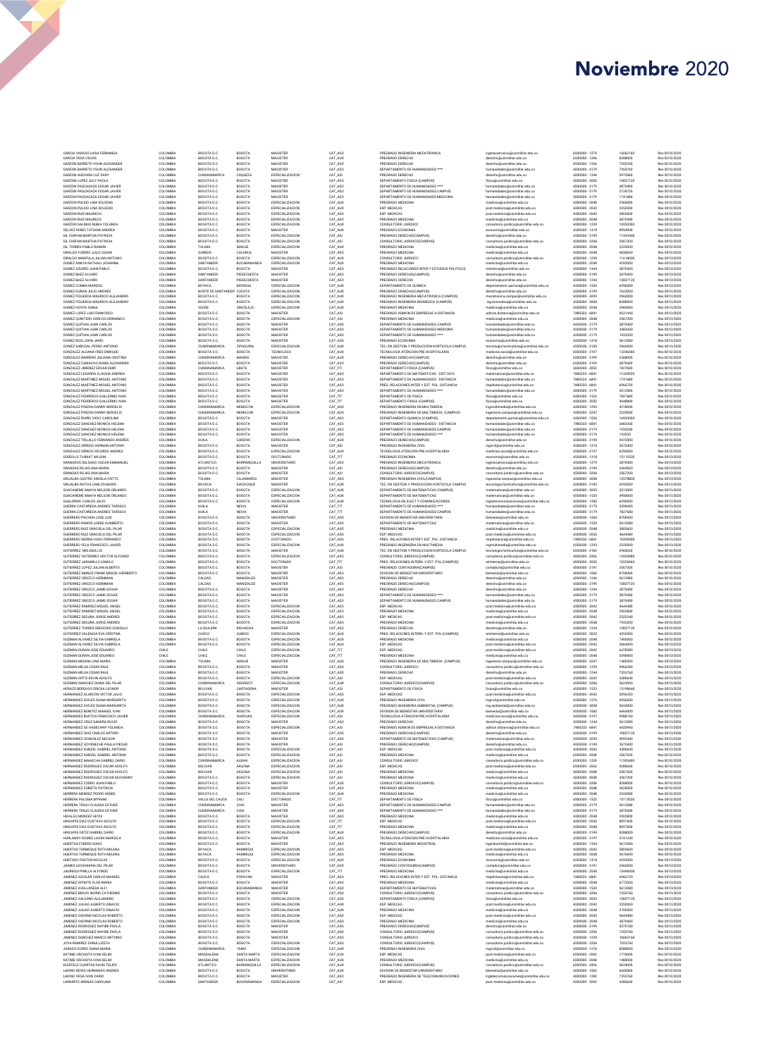# Noviembre 2020

| | | | | | | | | | | |
|---|---|---|---|---|---|---|---|---|---|---|
| GARCIA VARGAS LUISA FERNANDA | COLOMBIA | BOGOTA D.C. | BOGOTA | MAGISTER | CAT_ASO | PREGRADO INGENIERIA MECATRONICA | ingmecatronica@unimilitar.edu.co | 6500000 - 1279 | 16062160 | Res 0010/2020 |
| GARCIA VEGA CESAR | COLOMBIA | BOGOTA D.C. | BOGOTA | MAGISTER | CAT_AUX | PREGRADO DERECHO | derecho@unimilitar.edu.co | 6500000 - 1344 | 8288000 | Res 0010/2020 |
| GARZON BARRETO YOHN ALEXANDER | COLOMBIA | BOGOTA D.C. | BOGOTA | MAGISTER | CAT_ASO | PREGRADO DERECHO | derecho@unimilitar.edu.co | 6500000 - 1344 | 7353760 | Res 0010/2020 |
| GARZON BARRETO YOHN ALEXANDER | COLOMBIA | BOGOTA D.C. | BOGOTA | MAGISTER | CAT_ASO | DEPARTAMENTO DE HUMANIDADES **** | humanidades@unimilitar.edu.co | 6500000 - 3179 | 7353760 | Res 0010/2020 |
| GARZON GUEVARA LUZ DARY | COLOMBIA | CUNDINAMARCA | CAQUEZA | ESPECIALIZACION | CAT_ASI | PREGRADO DERECHO | derecho@unimilitar.edu.co | 6500000 - 1344 | 5975360 | Res 0010/2020 |
| GARZON LOPEZ JULY PAOLA | COLOMBIA | BOGOTA D.C. | BOGOTA | MAGISTER | CAT_ASO | DEPARTAMENTO FISICA (CAMPUS) | fisica@unimilitar.edu.co | 6500000 - 3053 | 10837120 | Res 0010/2020 |
| GARZON PASCAGAZA EDGAR JAVIER | COLOMBIA | BOGOTA D.C. | BOGOTA | MAGISTER | CAT_ASO | DEPARTAMENTO DE HUMANIDADES **** | humanidades@unimilitar.edu.co | 6500000 - 3179 | 3870400 | Res 0010/2020 |
| GARZON PASCAGAZA EDGAR JAVIER | COLOMBIA | BOGOTA D.C. | BOGOTA | MAGISTER | CAT_ASO | DEPARTAMENTO DE HUMANIDADES CAMPUS | humanidades@unimilitar.edu.co | 6500000 - 3179 | 2128720 | Res 0010/2020 |
| GARZON PASCAGAZA EDGAR JAVIER | COLOMBIA | BOGOTA D.C. | BOGOTA | MAGISTER | CAT_ASO | DEPARTAMENTO DE HUMANIDADES MEDICINA | humanidades@unimilitar.edu.co | 6500000 - 3179 | 1741680 | Res 0010/2020 |
| GARZON PULIDO LINA SOLEDAD | COLOMBIA | BOGOTA D.C. | BOGOTA | ESPECIALIZACION | CAT_AUX | PREGRADO MEDICINA | medicina@unimilitar.edu.co | 6500000 - 2048 | 2960000 | Res 0010/2020 |
| GARZON PULIDO LINA SOLEDAD | COLOMBIA | BOGOTA D.C. | BOGOTA | ESPECIALIZACION | CAT_AUX | ESP. MEDICAS | post.medicina@unimilitar.edu.co | 6500000 - 2042 | 3552000 | Res 0010/2020 |
| GARZON RUIZ MAURICIO | COLOMBIA | BOGOTA D.C. | BOGOTA | ESPECIALIZACION | CAT_ASO | ESP. MEDICAS | post.medicina@unimilitar.edu.co | 6500000 - 2042 | 5805600 | Res 0010/2020 |
| GARZON RUIZ MAURICIO | COLOMBIA | BOGOTA D.C. | BOGOTA | ESPECIALIZACION | CAT_ASO | PREGRADO MEDICINA | medicina@unimilitar.edu.co | 6500000 - 2048 | 3870400 | Res 0010/2020 |
| GARZON SALINAS NUBIA YOLANDA | COLOMBIA | BOGOTA D.C. | BOGOTA | ESPECIALIZACION | CAT_ASO | CONSULTORIO JURIDICO | consultorio.juridico@unimilitar.edu.co | 6500000 - 1239 | 10993080 | Res 0010/2020 |
| GELVEZ RUBIO TATIANA ANDREA | COLOMBIA | BOGOTA D.C. | BOGOTA | MAGISTER | CAT_AUX | PREGRADO ECONOMIA | economia@unimilitar.edu.co | 6500000 - 1318 | 8954000 | Res 0010/2020 |
| GIL FARFAN MARTHA PATRICIA | COLOMBIA | BOGOTA D.C. | BOGOTA | ESPECIALIZACION | CAT_ASI | PREGRADO DERECHO(CAMPUS) | derecho@unimilitar.edu.co | 6500000 - 3199 | 11593440 | Res 0010/2020 |
| GIL FARFAN MARTHA PATRICIA | COLOMBIA | BOGOTA D.C. | BOGOTA | ESPECIALIZACION | CAT_ASI | CONSULTORIO JURIDICO(CAMPUS) | consultorio.juridico@unimilitar.edu.co | 6500000 - 3206 | 3567200 | Res 0010/2020 |
| GIL TORRES PABLO RAMON | COLOMBIA | TOLIMA | IBAGUE | ESPECIALIZACION | CAT_AUX | PREGRADO MEDICINA | medicina@unimilitar.edu.co | 6500000 - 2048 | 2220000 | Res 0010/2020 |
| GIRALDO FORERO JULIO CESAR | COLOMBIA | QUINDIO | CALARCA | MAGISTER | CAT_ASO | PREGRADO MEDICINA | medicina@unimilitar.edu.co | 6500000 - 2048 | 4838000 | Res 0010/2020 |
| GIRALDO MANRIQUE JULIAN ANTONIO | COLOMBIA | BOGOTA D.C. | BOGOTA | ESPECIALIZACION | CAT_AUX | CONSULTORIO JURIDICO | consultorio.juridico@unimilitar.edu.co | 6500000 - 1239 | 11618000 | Res 0010/2020 |
| GOMEZ ANAYA NATHALI JOHANNA | COLOMBIA | SANTANDER | BUCARAMANGA | ESPECIALIZACION | CAT_AUX | PREGRADO MEDICINA | medicina@unimilitar.edu.co | 6500000 - 2048 | 4292000 | Res 0010/2020 |
| GOMEZ AZUERO JUAN PABLO | COLOMBIA | BOGOTA D.C. | BOGOTA | MAGISTER | CAT_ASO | PREGRADO RELACIONES INTER Y ESTUDIOS POLITICOS | relinternal@unimilitar.edu.co | 6500000 - 1344 | 3870400 | Res 0010/2020 |
| GOMEZ BAEZ ALVARO | COLOMBIA | SANTANDER | PIEDECUESTA | MAGISTER | CAT_ASO | PREGRADO DERECHO(CAMPUS) | derecho@unimilitar.edu.co | 6500000 - 3199 | 3870400 | Res 0010/2020 |
| GOMEZ BAEZ ALVARO | COLOMBIA | SANTANDER | PIEDECUESTA | MAGISTER | CAT_ASO | PREGRADO DERECHO | derecho@unimilitar.edu.co | 6500000 - 1344 | 10837120 | Res 0010/2020 |
| GOMEZ COMBA MARIZOL | COLOMBIA | BOYACA | MONIQUIA | ESPECIALIZACION | CAT_AUX | DEPARTAMENTO DE QUIMICA | departamento.quimica@unimilitar.edu.co | 6500000 - 1526 | 6956000 | Res 0010/2020 |
| GOMEZ DURAN JULIO ANDRES | COLOMBIA | NORTE DE SANTANDER | CUCUTA | ESPECIALIZACION | CAT_AUX | PREGRADO DERECHO(CAMPUS) | derecho@unimilitar.edu.co | 6500000 - 3199 | 7622000 | Res 0010/2020 |
| GOMEZ FIGUEROA MAURICIO ALEJANDRO | COLOMBIA | BOGOTA D.C. | BOGOTA | ESPECIALIZACION | CAT_AUX | PREGRADO INGENIERIA MECATRONICA (CAMPUS) | mecatronica.campus@unimilitar.edu.co | 6500000 - 3009 | 2960000 | Res 0010/2020 |
| GOMEZ FIGUEROA MAURICIO ALEJANDRO | COLOMBIA | BOGOTA D.C. | BOGOTA | ESPECIALIZACION | CAT_AUX | PREGRADO INGENIERIA BIOMEDICA (CAMPUS) | ing.biomedica@unimilitar.edu.co | 6500000 - 3088 | 8288000 | Res 0010/2020 |
| GOMEZ HOYOS DIANA | COLOMBIA | SUCRE | SINCELEJO | ESPECIALIZACION | CAT_AUX | PREGRADO MEDICINA | medicina@unimilitar.edu.co | 6500000 - 2048 | 2960000 | Res 0010/2020 |
| GOMEZ LOPEZ LUIS FRANCISCO | COLOMBIA | BOGOTA D.C. | BOGOTA | MAGISTER | CAT_ASI | PREGRADO ADMON DE EMPRESAS A DISTANCIA | admon.distancia@unimilitar.edu.co | 7480333 - 6841 | 9621440 | Res 0010/2020 |
| GOMEZ QUINTERO CARLOS HERNANDO | COLOMBIA | BOGOTA D.C. | BOGOTA | ESPECIALIZACION | CAT_ASI | PREGRADO MEDICINA | medicina@unimilitar.edu.co | 6500000 - 2048 | 3567200 | Res 0010/2020 |
| GOMEZ QUITIAN JUAN CARLOS | COLOMBIA | BOGOTA D.C. | BOGOTA | MAGISTER | CAT_ASO | DEPARTAMENTO DE HUMANIDADES CAMPUS | humanidades@unimilitar.edu.co | 6500000 - 3179 | 3870400 | Res 0010/2020 |
| GOMEZ QUITIAN JUAN CARLOS | COLOMBIA | BOGOTA D.C. | BOGOTA | MAGISTER | CAT_ASO | DEPARTAMENTO DE HUMANIDADES MEDICINA | humanidades@unimilitar.edu.co | 6500000 - 3179 | 3483360 | Res 0010/2020 |
| GOMEZ QUITIAN JUAN CARLOS | COLOMBIA | BOGOTA D.C. | BOGOTA | MAGISTER | CAT_ASO | DEPARTAMENTO DE HUMANIDADES **** | humanidades@unimilitar.edu.co | 6500000 - 3179 | 1935200 | Res 0010/2020 |
| GOMEZ RIOS JOHN JAIRO | COLOMBIA | BOGOTA D.C. | BOGOTA | MAGISTER | CAT_ASO | PREGRADO ECONOMIA | economia@unimilitar.edu.co | 6500000 - 1318 | 5612080 | Res 0010/2020 |
| GOMEZ SABOGAL PEDRO ANTONIO | COLOMBIA | CUNDINAMARCA | ZIPAQUIRA | ESPECIALIZACION | CAT_AUX | TEC. EN GESTION Y PRODUCCION HORTICOLA CAMPUS | tecnologia.horticultura@unimilitar.edu.co | 6500000 - 3183 | 2960000 | Res 0010/2020 |
| GONZALEZ ALDANA FREDI ENRIQUE | COLOMBIA | BOGOTA D.C. | BOGOTA | TECNOLOGO | CAT_AUX | TECNOLOGIA ATENCION PRE HOSPITALARIA | medicina.social@unimilitar.edu.co | 6500000 - 3197 | 12266000 | Res 0010/2020 |
| GONZALEZ BARRERO JULIANA CRISTINA | COLOMBIA | CUNDINAMARCA | MADRID | MAGISTER | CAT_AUX | PREGRADO DERECHO(CAMPUS) | derecho@unimilitar.edu.co | 6500000 - 3199 | 2368000 | Res 0010/2020 |
| GONZALEZ CAMACHO DIANA ALEXANDRA | COLOMBIA | BOGOTA D.C. | BOGOTA | MAGISTER | CAT_ASO | PREGRADO DERECHO(CAMPUS) | derecho@unimilitar.edu.co | 6500000 - 3199 | 3870400 | Res 0010/2020 |
| GONZALEZ JIMENEZ EDGAR EMIR | COLOMBIA | CUNDINAMARCA | UBATE | MAGISTER | CAT_TIT | DEPARTAMENTO FISICA (CAMPUS) | fisica@unimilitar.edu.co | 6500000 - 3053 | 7827680 | Res 0010/2020 |
| GONZALEZ LEGARDA CLAUDIA ANDREA | COLOMBIA | BOGOTA D.C. | BOGOTA | MAGISTER | CAT_ASO | DEPARTAMENTO DE MATEMATICAS - DIST 2013 | matematicas@unimilitar.edu.co | 7480333 - 6841 | 11320920 | Res 0010/2020 |
| GONZALEZ MARTINEZ MIGUEL ANTONIO | COLOMBIA | BOGOTA D.C. | BOGOTA | MAGISTER | CAT_ASO | DEPARTAMENTO DE HUMANIDADES - DISTANCIA | humanidades@unimilitar.edu.co | 7480333 - 6841 | 1741680 | Res 0010/2020 |
| GONZALEZ MARTINEZ MIGUEL ANTONIO | COLOMBIA | BOGOTA D.C. | BOGOTA | MAGISTER | CAT_ASO | PREG. RELACIONES INTER Y EST. POL. DISTANCIA | riepdistancia@unimilitar.edu.co | 7480333 - 6841 | 6966720 | Res 0010/2020 |
| GONZALEZ MARTINEZ MIGUEL ANTONIO | COLOMBIA | BOGOTA D.C. | BOGOTA | MAGISTER | CAT_ASO | DEPARTAMENTO DE HUMANIDADES **** | humanidades@unimilitar.edu.co | 6500000 - 3179 | 5612080 | Res 0010/2020 |
| GONZALEZ PEDREROS GUILLERMO IVAN | COLOMBIA | BOGOTA D.C. | BOGOTA | MAGISTER | CAT_TIT | DEPARTAMENTO DE FISICA | fisica@unimilitar.edu.co | 6500000 - 1522 | 7827680 | Res 0010/2020 |
| GONZALEZ PEDREROS GUILLERMO IVAN | COLOMBIA | BOGOTA D.C. | BOGOTA | MAGISTER | CAT_TIT | DEPARTAMENTO FISICA (CAMPUS) | fisica@unimilitar.edu.co | 6500000 - 3053 | 4048800 | Res 0010/2020 |
| GONZALEZ PINZON DANNY BERCELIO | COLOMBIA | CUNDINAMARCA | NEMOCON | ESPECIALIZACION | CAT_AUX | PREGRADO INGENIERIA EN MULTIMEDIA | ingmultimedia@unimilitar.edu.co | 6500000 - 1293 | 4218000 | Res 0010/2020 |
| GONZALEZ PINZON DANNY BERCELIO | COLOMBIA | CUNDINAMARCA | NEMOCON | ESPECIALIZACION | CAT_AUX | PREGRADO INGENIERIA DE MULTIMEDIA (CAMPUS) | ingenieria.campus@unimilitar.edu.co | 6500000 - 3247 | 2220000 | Res 0010/2020 |
| GONZALEZ RIAÑO VICKY CAROLINA | COLOMBIA | BOGOTA D.C. | BOGOTA | MAGISTER | CAT_ASO | DEPARTAMENTO QUIMICA (CAMPUS) | departamento.quimica@unimilitar.edu.co | 6500000 - 1526 | 16933000 | Res 0010/2020 |
| GONZALEZ SANCHEZ MONICA HELENA | COLOMBIA | BOGOTA D.C. | BOGOTA | MAGISTER | CAT_ASO | DEPARTAMENTO DE HUMANIDADES - DISTANCIA | humanidades@unimilitar.edu.co | 7480333 - 6841 | 3483360 | Res 0010/2020 |
| GONZALEZ SANCHEZ MONICA HELENA | COLOMBIA | BOGOTA D.C. | BOGOTA | MAGISTER | CAT_ASO | DEPARTAMENTO DE HUMANIDADES CAMPUS | humanidades@unimilitar.edu.co | 6500000 - 3179 | 1935200 | Res 0010/2020 |
| GONZALEZ SANCHEZ MONICA HELENA | COLOMBIA | BOGOTA D.C. | BOGOTA | MAGISTER | CAT_ASO | DEPARTAMENTO DE HUMANIDADES **** | humanidades@unimilitar.edu.co | 6500000 - 3179 | 193520 | Res 0010/2020 |
| GONZALEZ TRUJILLO FERNANDO ANDRES | COLOMBIA | HUILA | GARZON | ESPECIALIZACION | CAT_AUX | PREGRADO DERECHO(CAMPUS) | derecho@unimilitar.edu.co | 6500000 - 3199 | 9472000 | Res 0010/2020 |
| GONZALEZ URREGO HERNAN ANTONIO | COLOMBIA | BOGOTA D.C. | BOGOTA | MAGISTER | CAT_ASI | PREGRADO INGENIERIA CIVIL | ingcivil@unimilitar.edu.co | 6500000 - 1276 | 2675400 | Res 0010/2020 |
| GONZALEZ URREGO RICARDO ANDRES | COLOMBIA | BOGOTA D.C. | BOGOTA | ESPECIALIZACION | CAT_AUX | TECNOLOGIA ATENCION PRE HOSPITALARIA | medicina.social@unimilitar.edu.co | 6500000 - 3197 | 4292000 | Res 0010/2020 |
| GORDILLO THIRIAT WILSON | COLOMBIA | BOGOTA D.C. | BOGOTA | DOCTORADO | CAT_TIT | PREGRADO ECONOMIA | economia@unimilitar.edu.co | 6500000 - 1318 | 15115520 | Res 0010/2020 |
| GRANADOS DELGADO OSCAR EMMANUEL | COLOMBIA | ATLANTICO | BARRANQUILLA | UNIVERSITARIO | CAT_ASO | PREGRADO INGENIERIA MECATRONICA | ingmecatronica@unimilitar.edu.co | 6500000 - 1279 | 3870400 | Res 0010/2020 |
| GRANDAS ROJAS ANA MARIA | COLOMBIA | BOGOTA D.C. | BOGOTA | MAGISTER | CAT_ASI | PREGRADO DERECHO(CAMPUS) | derecho@unimilitar.edu.co | 6500000 - 3199 | 4369020 | Res 0010/2020 |
| GRANDAS ROJAS ANA MARIA | COLOMBIA | BOGOTA D.C. | BOGOTA | MAGISTER | CAT_ASI | CONSULTORIO JURIDICO(CAMPUS) | consultorio.juridico@unimilitar.edu.co | 6500000 - 3206 | 3567200 | Res 0010/2020 |
| GRIJALBA CASTRO ANGELA IVETTE | COLOMBIA | TOLIMA | CAJAMARCA | MAGISTER | CAT_ASO | PREGRADO INGENIERIA CIVIL(CAMPUS) | ingenieria.campus@unimilitar.edu.co | 6500000 - 3008 | 12578800 | Res 0010/2020 |
| GRIJALBA RATIVA CARLOS MARIO | COLOMBIA | BOYACA | SIACHOQUE | MAGISTER | CAT_AUX | TEC. EN GESTION Y PRODUCCION HORTICOLA CAMPUS | tecnologia.horticultura@unimilitar.edu.co | 6500000 - 3183 | 4292000 | Res 0010/2020 |
| GUACANEME AMAYA NELSON ORLANDO | COLOMBIA | BOGOTA D.C. | BOGOTA | ESPECIALIZACION | CAT_AUX | DEPARTAMENTO DE MATEMATICAS (CAMPUS) | matematicas@unimilitar.edu.co | 6500000 - 3055 | 5513000 | Res 0010/2020 |
| GUACANEME AMAYA NELSON ORLANDO | COLOMBIA | BOGOTA D.C. | BOGOTA | ESPECIALIZACION | CAT_AUX | DEPARTAMENTO DE MATEMATICAS | matematicas@unimilitar.edu.co | 6500000 - 1520 | 4958000 | Res 0010/2020 |
| GUALDRON CARLOS JULIO | COLOMBIA | BOGOTA D.C. | BOGOTA | ESPECIALIZACION | CAT_AUX | TECNOLOGIA EN ELECT Y COMUNICACIONES | ingtelecomunicaciones@unimilitar.edu.co | 6500000 - 1282 | 4292000 | Res 0010/2020 |
| GUERRA CASTAÑEDA ANDRES TARSICIO | COLOMBIA | HUILA | NEIVA | MAGISTER | CAT_TIT | DEPARTAMENTO DE HUMANIDADES **** | humanidades@unimilitar.edu.co | 6500000 - 3179 | 5398400 | Res 0010/2020 |
| GUERRA CASTAÑEDA ANDRES TARSICIO | COLOMBIA | HUILA | NEIVA | MAGISTER | CAT_TIT | DEPARTAMENTO DE HUMANIDADES CAMPUS | humanidades@unimilitar.edu.co | 6500000 - 3179 | 7827680 | Res 0010/2020 |
| GUERRERO PACHON JOSE LUIS | COLOMBIA | BOGOTA D.C. | BOGOTA | UNIVERSITARIO | CAT_ASO | DIVISION DE BIENESTAR UNIVERSITARIO | bienestar@unimilitar.edu.co | 6500000 - 1060 | 8708400 | Res 0010/2020 |
| GUERRERO RAMOS JORGE HUMBERTO | COLOMBIA | BOGOTA D.C. | BOGOTA | MAGISTER | CAT_ASO | DEPARTAMENTO DE MATEMATICAS | matematicas@unimilitar.edu.co | 6500000 - 1520 | 5612080 | Res 0010/2020 |
| GUERRERO RUIZ GRACIELA DEL PILAR | COLOMBIA | BOGOTA D.C. | BOGOTA | ESPECIALIZACION | CAT_ASO | PREGRADO MEDICINA | medicina@unimilitar.edu.co | 6500000 - 2048 | 5805600 | Res 0010/2020 |
| GUERRERO RUIZ GRACIELA DEL PILAR | COLOMBIA | BOGOTA D.C. | BOGOTA | ESPECIALIZACION | CAT_ASO | ESP. MEDICAS | post.medicina@unimilitar.edu.co | 6500000 - 2042 | 4644480 | Res 0010/2020 |
| GUERRERO SIERRA HUGO FERNANDO | COLOMBIA | BOGOTA D.C. | BOGOTA | DOCTORADO | CAT_ASO | PREG. RELACIONES INTER Y EST. POL. DISTANCIA | riepdistancia@unimilitar.edu.co | 7480333 - 6841 | 10450080 | Res 0010/2020 |
| GUERRERO YELA FRANCISCO JAVIER | COLOMBIA | BOGOTA D.C. | BOGOTA | ESPECIALIZACION | CAT_AUX | PREGRADO INGENIERIA EN MULTIMEDIA | ingmultimedia@unimilitar.edu.co | 6500000 - 1293 | 2220000 | Res 0010/2020 |
| GUTIERREZ MELISSA LIS | COLOMBIA | BOGOTA D.C. | BOGOTA | MAGISTER | CAT_AUX | TEC. EN GESTION Y PRODUCCION HORTICOLA CAMPUS | tecnologia.horticultura@unimilitar.edu.co | 6500000 - 3183 | 2960000 | Res 0010/2020 |
| GUTIERREZ GUTIERREZ HECTOR ALFONSO | COLOMBIA | BOGOTA D.C. | BOGOTA | ESPECIALIZACION | CAT_ASO | CONSULTORIO JURIDICO(CAMPUS) | consultorio.juridico@unimilitar.edu.co | 6500000 - 3206 | 14320480 | Res 0010/2020 |
| GUTIERREZ JARAMILLO CAMILO | COLOMBIA | BOGOTA D.C. | BOGOTA | DOCTORADO | CAT_TIT | PREG. RELACIONES INTERN. Y EST. POL (CAMPUS) | relinternal@unimilitar.edu.co | 6500000 - 3033 | 10256960 | Res 0010/2020 |
| GUTIERREZ LOPEZ JULIAN ALBERTO | COLOMBIA | BOGOTA D.C. | BOGOTA | MAGISTER | CAT_ASI | PREGRADO CONTADURIA(CAMPUS) | contaduria@unimilitar.edu.co | 6500000 - 3191 | 3567200 | Res 0010/2020 |
| GUTIERREZ MUÑOZ FRANK MIGUEL HERIBERTO | COLOMBIA | BOGOTA D.C. | BOGOTA | MAGISTER | CAT_ASO | DIVISION DE BIENESTAR UNIVERSITARIO | bienestar@unimilitar.edu.co | 6500000 - 1060 | 8708400 | Res 0010/2020 |
| GUTIERREZ OROZCO HERNIMAN | COLOMBIA | CALDAS | MANIZALES | MAGISTER | CAT_ASO | PREGRADO DERECHO | derecho@unimilitar.edu.co | 6500000 - 1344 | 5612080 | Res 0010/2020 |
| GUTIERREZ OROZCO HERNIMAN | COLOMBIA | CALDAS | MANIZALES | MAGISTER | CAT_ASO | PREGRADO DERECHO(CAMPUS) | derecho@unimilitar.edu.co | 6500000 - 3199 | 10837120 | Res 0010/2020 |
| GUTIERREZ OROZCO JAIME EDGAR | COLOMBIA | BOGOTA D.C. | BOGOTA | MAGISTER | CAT_ASO | PREGRADO DERECHO | derecho@unimilitar.edu.co | 6500000 - 1344 | 3870400 | Res 0010/2020 |
| GUTIERREZ OROZCO JAIME EDGAR | COLOMBIA | BOGOTA D.C. | BOGOTA | MAGISTER | CAT_ASO | DEPARTAMENTO DE HUMANIDADES **** | humanidades@unimilitar.edu.co | 6500000 - 3179 | 3870400 | Res 0010/2020 |
| GUTIERREZ OROZCO JAIME EDGAR | COLOMBIA | BOGOTA D.C. | BOGOTA | MAGISTER | CAT_ASO | DEPARTAMENTO DE HUMANIDADES CAMPUS | humanidades@unimilitar.edu.co | 6500000 - 3179 | 3870400 | Res 0010/2020 |
| GUTIERREZ RAMIREZ MIGUEL ANGEL | COLOMBIA | BOGOTA D.C. | BOGOTA | ESPECIALIZACION | CAT_ASO | ESP. MEDICAS | post.medicina@unimilitar.edu.co | 6500000 - 2042 | 4644480 | Res 0010/2020 |
| GUTIERREZ RAMIREZ MIGUEL ANGEL | COLOMBIA | BOGOTA D.C. | BOGOTA | ESPECIALIZACION | CAT_ASO | PREGRADO MEDICINA | medicina@unimilitar.edu.co | 6500000 - 2048 | 2902800 | Res 0010/2020 |
| GUTIERREZ SEGURA JORGE ANDRES | COLOMBIA | BOGOTA D.C. | BOGOTA | ESPECIALIZACION | CAT_ASO | ESP. MEDICAS | post.medicina@unimilitar.edu.co | 6500000 - 2042 | 2322240 | Res 0010/2020 |
| GUTIERREZ SEGURA JORGE ANDRES | COLOMBIA | BOGOTA D.C. | BOGOTA | ESPECIALIZACION | CAT_ASO | PREGRADO MEDICINA | medicina@unimilitar.edu.co | 6500000 - 2048 | 1935200 | Res 0010/2020 |
| GUTIERREZ TORRES GREGORIO GONZALO | COLOMBIA | LA GUAJIRA | RIOHACHA | MAGISTER | CAT_ASO | PREGRADO DERECHO | derecho@unimilitar.edu.co | 6500000 - 1344 | 10837120 | Res 0010/2020 |
| GUTIERREZ VALENCIA EVA CRISTINA | COLOMBIA | CHOCO | QUIBDO | ESPECIALIZACION | CAT_AUX | PREG. RELACIONES INTERN. Y EST. POL (CAMPUS) | relinternal@unimilitar.edu.co | 6500000 - 3033 | 4292000 | Res 0010/2020 |
| GUZMAN ALVAREZ SILVIA GABRIELA | COLOMBIA | BOGOTA D.C. | BOGOTA | ESPECIALIZACION | CAT_AUX | PREGRADO MEDICINA | medicina@unimilitar.edu.co | 6500000 - 2048 | 7400000 | Res 0010/2020 |
| GUZMAN ALVAREZ SILVIA GABRIELA | COLOMBIA | BOGOTA D.C. | BOGOTA | ESPECIALIZACION | CAT_AUX | ESP. MEDICAS | post.medicina@unimilitar.edu.co | 6500000 - 2042 | 2664000 | Res 0010/2020 |
| GUZMAN DURAN JOSE EDUARDO | COLOMBIA | CHILE | CHILE | ESPECIALIZACION | CAT_TIT | ESP. MEDICAS | post.medicina@unimilitar.edu.co | 6500000 - 2042 | 6478080 | Res 0010/2020 |
| GUZMAN DURAN JOSE EDUARDO | COLOMBIA | CHILE | CHILE | ESPECIALIZACION | CAT_TIT | PREGRADO MEDICINA | medicina@unimilitar.edu.co | 6500000 - 2048 | 5398400 | Res 0010/2020 |
| GUZMAN MEDINA LINA MARIA | COLOMBIA | TOLIMA | IBAGUE | MAGISTER | CAT_AUX | PREGRADO INGENIERIA DE MULTIMEDIA (CAMPUS) | ingenieria.campus@unimilitar.edu.co | 6500000 - 3247 | 1480000 | Res 0010/2020 |
| GUZMAN MEJIA CESAR RAUL | COLOMBIA | BOGOTA D.C. | BOGOTA | MAGISTER | CAT_ASO | CONSULTORIO JURIDICO | consultorio.juridico@unimilitar.edu.co | 6500000 - 1239 | 8966280 | Res 0010/2020 |
| GUZMAN MEJIA CESAR RAUL | COLOMBIA | BOGOTA D.C. | BOGOTA | MAGISTER | CAT_ASO | PREGRADO DERECHO | derecho@unimilitar.edu.co | 6500000 - 1344 | 7353760 | Res 0010/2020 |
| GUZMAN ORTIZ KEVIN ADOLFO | COLOMBIA | BOGOTA D.C. | BOGOTA | ESPECIALIZACION | CAT_ASI | ESP. MEDICAS | post.medicina@unimilitar.edu.co | 6500000 - 2042 | 4280640 | Res 0010/2020 |
| GUZMAN SANCHEZ DIANA DEL PILAR | COLOMBIA | CUNDINAMARCA | GIRARDOT | ESPECIALIZACION | CAT_AUX | CONSULTORIO JURIDICO(CAMPUS) | consultorio.juridico@unimilitar.edu.co | 6500000 - 3206 | 5624000 | Res 0010/2020 |
| HERAZO BERDUGO ERICKA LEONOR | COLOMBIA | BOLIVAR | CARTAGENA | MAGISTER | CAT_ASI | DEPARTAMENTO DE FISICA | fisica@unimilitar.edu.co | 6500000 - 1522 | 13198640 | Res 0010/2020 |
| HERNANDEZ ALARCON VICTOR JULIO | COLOMBIA | BOGOTA D.C. | BOGOTA | ESPECIALIZACION | CAT_ASO | ESP. MEDICAS | post.medicina@unimilitar.edu.co | 6500000 - 2042 | 3096320 | Res 0010/2020 |
| HERNANDEZ AVILES DIANA MARGARITA | COLOMBIA | BOGOTA D.C. | BOGOTA | ESPECIALIZACION | CAT_AUX | PREGRADO INGENIERIA CIVIL | ingcivil@unimilitar.edu.co | 6500000 - 1276 | 6956000 | Res 0010/2020 |
| HERNANDEZ AVILES DIANA MARGARITA | COLOMBIA | BOGOTA D.C. | BOGOTA | ESPECIALIZACION | CAT_AUX | PREGRADO INGENIERIA AMBIENTAL (CAMPUS) | ing.ambiental@unimilitar.edu.co | 6500000 - 3008 | 5624000 | Res 0010/2020 |
| HERNANDEZ BENITEZ MANUEL IVAN | COLOMBIA | BOGOTA D.C. | BOGOTA | ESPECIALIZACION | CAT_AUX | DIVISION DE BIENESTAR UNIVERSITARIO | bienestar@unimilitar.edu.co | 6500000 - 1060 | 6660000 | Res 0010/2020 |
| HERNANDEZ BUSTOS FRANCISCO JAVIER | COLOMBIA | CUNDINAMARCA | GUADUAS | ESPECIALIZACION | CAT_ASI | TECNOLOGIA ATENCION PRE HOSPITALARIA | medicina.social@unimilitar.edu.co | 6500000 - 3197 | 9988160 | Res 0010/2020 |
| HERNANDEZ CRUZ SANDRA ROCIO | COLOMBIA | BOGOTA D.C. | BOGOTA | MAGISTER | CAT_ASO | PREGRADO DERECHO | derecho@unimilitar.edu.co | 6500000 - 1344 | 5612080 | Res 0010/2020 |
| HERNANDEZ DE HADECHINY YOLANDA | COLOMBIA | BOGOTA D.C. | BOGOTA | MAGISTER | CAT_ASI | PREGRADO ADMON DE EMPRESAS A DISTANCIA | admon.distancia@unimilitar.edu.co | 7480333 - 6841 | 4458960 | Res 0010/2020 |
| HERNANDEZ DIAZ CARLOS ARTURO | COLOMBIA | BOGOTA D.C. | BOGOTA | MAGISTER | CAT_ASO | PREGRADO DERECHO(CAMPUS) | derecho@unimilitar.edu.co | 6500000 - 3199 | 10837120 | Res 0010/2020 |
| HERNANDEZ GONZALEZ NELSON | COLOMBIA | BOGOTA D.C. | BOGOTA | MAGISTER | CAT_ASO | DEPARTAMENTO DE MATEMATICAS (CAMPUS) | matematicas@unimilitar.edu.co | 6500000 - 3055 | 9095440 | Res 0010/2020 |
| HERNANDEZ GOYENECHE PAULA PIEDAD | COLOMBIA | BOGOTA D.C. | BOGOTA | MAGISTER | CAT_ASI | PREGRADO DERECHO(CAMPUS) | derecho@unimilitar.edu.co | 6500000 - 3199 | 2675400 | Res 0010/2020 |
| HERNANDEZ KUNZEL GABRIEL ANTONIO | COLOMBIA | BOGOTA D.C. | BOGOTA | ESPECIALIZACION | CAT_ASI | ESP. MEDICAS | post.medicina@unimilitar.edu.co | 6500000 - 2042 | 4280640 | Res 0010/2020 |
| HERNANDEZ KUNZEL GABRIEL ANTONIO | COLOMBIA | BOGOTA D.C. | BOGOTA | ESPECIALIZACION | CAT_ASI | PREGRADO MEDICINA | medicina@unimilitar.edu.co | 6500000 - 2048 | 3567200 | Res 0010/2020 |
| HERNANDEZ MAHECHA GABRIEL DARIO | COLOMBIA | CUNDINAMARCA | ALBAN | ESPECIALIZACION | CAT_ASI | CONSULTORIO JURIDICO | consultorio.juridico@unimilitar.edu.co | 6500000 - 1239 | 11593440 | Res 0010/2020 |
| HERNANDEZ RODRIGUEZ OSCAR ADOLFO | COLOMBIA | BOLIVAR | ARJONA | ESPECIALIZACION | CAT_ASI | ESP. MEDICAS | post.medicina@unimilitar.edu.co | 6500000 - 2042 | 4280640 | Res 0010/2020 |
| HERNANDEZ RODRIGUEZ OSCAR ADOLFO | COLOMBIA | BOLIVAR | ARJONA | ESPECIALIZACION | CAT_ASI | PREGRADO MEDICINA | medicina@unimilitar.edu.co | 6500000 - 2048 | 3567200 | Res 0010/2020 |
| HERNANDEZ RODRIGUEZ OSCAR GEOVANNY | COLOMBIA | BOGOTA D.C. | BOGOTA | ESPECIALIZACION | CAT_ASI | PREGRADO MEDICINA | medicina@unimilitar.edu.co | 6500000 - 2048 | 3567200 | Res 0010/2020 |
| HERNANDEZ ZORRO JUAN PABLO | COLOMBIA | BOGOTA D.C. | BOGOTA | MAGISTER | CAT_AUX | CONSULTORIO JURIDICO(CAMPUS) | consultorio.juridico@unimilitar.edu.co | 6500000 - 3206 | 8288000 | Res 0010/2020 |
| HERRERA CAMACHO PATRICIA | COLOMBIA | BOGOTA D.C. | BOGOTA | MAGISTER | CAT_ASO | PREGRADO MEDICINA | medicina@unimilitar.edu.co | 6500000 - 2048 | 3628500 | Res 0010/2020 |
| HERRERA MENDEZ PEDRO HEMEL | COLOMBIA | BOGOTA D.C. | BOGOTA | ESPECIALIZACION | CAT_AUX | PREGRADO MEDICINA | medicina@unimilitar.edu.co | 6500000 - 2048 | 2220000 | Res 0010/2020 |
| HERRERA PALOMA MYRIAM | COLOMBIA | VALLE DEL CAUCA | CALI | DOCTORADO | CAT_TIT | DEPARTAMENTO DE FISICA | fisica@unimilitar.edu.co | 6500000 - 1522 | 15115520 | Res 0010/2020 |
| HERRERA TENJO CLAUDIA ESTHER | COLOMBIA | CUNDINAMARCA | CHIA | MAGISTER | CAT_ASO | DEPARTAMENTO DE HUMANIDADES CAMPUS | humanidades@unimilitar.edu.co | 6500000 - 3179 | 5612080 | Res 0010/2020 |
| HERRERA TENJO CLAUDIA ESTHER | COLOMBIA | CUNDINAMARCA | CHIA | MAGISTER | CAT_ASO | DEPARTAMENTO DE HUMANIDADES **** | humanidades@unimilitar.edu.co | 6500000 - 3179 | 3870400 | Res 0010/2020 |
| HIDALGO MENDEZ HEYDI | COLOMBIA | BOGOTA D.C. | BOGOTA | ESPECIALIZACION | CAT_ASO | PREGRADO MEDICINA | medicina@unimilitar.edu.co | 6500000 - 2048 | 2902800 | Res 0010/2020 |
| HINCAPIE DIAZ GUSTAVO ADOLFO | COLOMBIA | BOGOTA D.C. | BOGOTA | ESPECIALIZACION | CAT_TIT | ESP. MEDICAS | post.medicina@unimilitar.edu.co | 6500000 - 2042 | 8097600 | Res 0010/2020 |
| HINCAPIE DIAZ GUSTAVO ADOLFO | COLOMBIA | BOGOTA D.C. | BOGOTA | ESPECIALIZACION | CAT_TIT | PREGRADO MEDICINA | medicina@unimilitar.edu.co | 6500000 - 2048 | 8097600 | Res 0010/2020 |
| HINCAPIE ORTIZ GABRIEL DARIO | COLOMBIA | BOGOTA D.C. | BOGOTA | MAGISTER | CAT_AUX | PREGRADO DERECHO(CAMPUS) | derecho@unimilitar.edu.co | 6500000 - 3199 | 8288000 | Res 0010/2020 |
| HORLANDY GOMEZ LAURA MARCELA | COLOMBIA | BOGOTA D.C. | BOGOTA | ESPECIALIZACION | CAT_AUX | TECNOLOGIA ATENCION PRE HOSPITALARIA | medicina.social@unimilitar.edu.co | 6500000 - 3197 | 4741240 | Res 0010/2020 |
| HURTADO FORERO ISAAC | COLOMBIA | BOGOTA D.C. | BOGOTA | MAGISTER | CAT_ASO | PREGRADO INGENIERIA INDUSTRIAL | ingindustrial@unimilitar.edu.co | 6500000 - 1264 | 5612080 | Res 0010/2020 |
| HURTADO TURMEQUE RUTH MILENA | COLOMBIA | BOYACA | RAMIRIQUI | ESPECIALIZACION | CAT_ASO | ESP. MEDICAS | post.medicina@unimilitar.edu.co | 6500000 - 2042 | 5805600 | Res 0010/2020 |
| HURTADO TURMEQUE RUTH MILENA | COLOMBIA | BOYACA | RAMIRIQUI | ESPECIALIZACION | CAT_ASO | PREGRADO MEDICINA | medicina@unimilitar.edu.co | 6500000 - 2048 | 9676000 | Res 0010/2020 |
| HURTADO PASTOR NICOLAS | COLOMBIA | BOGOTA D.C. | BOGOTA | ESPECIALIZACION | CAT_AUX | PREGRADO ECONOMIA | economia@unimilitar.edu.co | 6500000 - 1318 | 4292000 | Res 0010/2020 |
| JAIMES LEON MARIA DEL PILAR | COLOMBIA | BOGOTA D.C. | BOGOTA | UNIVERSITARIO | CAT_AUX | PREGRADO CONTADURIA(CAMPUS) | contaduria@unimilitar.edu.co | 6500000 - 3191 | 2960000 | Res 0010/2020 |
| JAUREGUI PINILLA ALFONSO | COLOMBIA | BOGOTA D.C. | BOGOTA | ESPECIALIZACION | CAT_TIT | PREGRADO MEDICINA | medicina@unimilitar.edu.co | 6500000 - 2048 | 13496000 | Res 0010/2020 |
| JIMENEZ AGUILAR CARLOS MANUEL | COLOMBIA | CAUCA | POPAYAN | MAGISTER | CAT_ASO | PREG. RELACIONES INTER Y EST. POL. DISTANCIA | riepdistancia@unimilitar.edu.co | 7480333 - 6841 | 6966720 | Res 0010/2020 |
| JIMENEZ APONTE FLOR MARIA | COLOMBIA | BOGOTA D.C. | BOGOTA | MAGISTER | CAT_ASO | PREGRADO MEDICINA | medicina@unimilitar.edu.co | 6500000 - 2048 | 6773200 | Res 0010/2020 |
| JIMENEZ AVELLANEDA ALFI | COLOMBIA | SANTANDER | BUCARAMANGA | MAGISTER | CAT_ASO | DEPARTAMENTO DE MATEMATICAS | matematicas@unimilitar.edu.co | 6500000 - 1520 | 5612080 | Res 0010/2020 |
| JIMENEZ BRAVO INGRID CATHERINE | COLOMBIA | BOGOTA D.C. | BOGOTA | MAGISTER | CAT_ASO | CONSULTORIO JURIDICO(CAMPUS) | consultorio.juridico@unimilitar.edu.co | 6500000 - 3206 | 7353760 | Res 0010/2020 |
| JIMENEZ GALEANO ALEJANDRO | COLOMBIA | BOGOTA D.C. | BOGOTA | ESPECIALIZACION | CAT_ASO | DEPARTAMENTO FISICA (CAMPUS) | fisica@unimilitar.edu.co | 6500000 - 3053 | 10837120 | Res 0010/2020 |
| JIMENEZ JULIAO ALBERTO IGNACIO | COLOMBIA | BOGOTA D.C. | BOGOTA | ESPECIALIZACION | CAT_AUX | ESP. MEDICAS | post.medicina@unimilitar.edu.co | 6500000 - 2042 | 3552000 | Res 0010/2020 |
| JIMENEZ JULIAO ALBERTO IGNACIO | COLOMBIA | BOGOTA D.C. | BOGOTA | ESPECIALIZACION | CAT_AUX | PREGRADO MEDICINA | medicina@unimilitar.edu.co | 6500000 - 2048 | 3700000 | Res 0010/2020 |
| JIMENEZ OSORNO NICOLAS ROBERTO | COLOMBIA | BOGOTA D.C. | BOGOTA | ESPECIALIZACION | CAT_ASO | ESP. MEDICAS | post.medicina@unimilitar.edu.co | 6500000 - 2042 | 4644480 | Res 0010/2020 |
| JIMENEZ OSORNO NICOLAS ROBERTO | COLOMBIA | BOGOTA D.C. | BOGOTA | ESPECIALIZACION | CAT_ASO | PREGRADO MEDICINA | medicina@unimilitar.edu.co | 6500000 - 2048 | 3870400 | Res 0010/2020 |
| JIMENEZ RODRIGUEZ NAYIBE PAOLA | COLOMBIA | BOGOTA D.C. | BOGOTA | MAGISTER | CAT_ASO | PREGRADO DERECHO(CAMPUS) | derecho@unimilitar.edu.co | 6500000 - 3199 | 5370100 | Res 0010/2020 |
| JIMENEZ RODRIGUEZ NAYIBE PAOLA | COLOMBIA | BOGOTA D.C. | BOGOTA | MAGISTER | CAT_ASO | CONSULTORIO JURIDICO(CAMPUS) | consultorio.juridico@unimilitar.edu.co | 6500000 - 3206 | 7353760 | Res 0010/2020 |
| JIMENEZ SANCHEZ MARCO ANTONIO | COLOMBIA | BOGOTA D.C. | BOGOTA | MAGISTER | CAT_ASO | CONSULTORIO JURIDICO | consultorio.juridico@unimilitar.edu.co | 6500000 - 1239 | 16062160 | Res 0010/2020 |
| JOYA RAMIREZ DIANA LIZETH | COLOMBIA | BOGOTA D.C. | BOGOTA | ESPECIALIZACION | CAT_ASO | CONSULTORIO JURIDICO(CAMPUS) | consultorio.juridico@unimilitar.edu.co | 6500000 - 3206 | 7353760 | Res 0010/2020 |
| JURADO GORDO DIANA MARIA | COLOMBIA | CUNDINAMARCA | TABIO | ESPECIALIZACION | CAT_AUX | PREGRADO INGENIERIA CIVIL | ingcivil@unimilitar.edu.co | 6500000 - 1276 | 8288000 | Res 0010/2020 |
| KATIME ORCASITA IVAN SELIM | COLOMBIA | MAGDALENA | SANTA MARTA | ESPECIALIZACION | CAT_AUX | ESP. MEDICAS | post.medicina@unimilitar.edu.co | 6500000 - 2042 | 1776000 | Res 0010/2020 |
| KATIME ORCASITA IVAN SELIM | COLOMBIA | MAGDALENA | SANTA MARTA | ESPECIALIZACION | CAT_AUX | PREGRADO MEDICINA | medicina@unimilitar.edu.co | 6500000 - 2048 | 1480000 | Res 0010/2020 |
| KLEEFELD CUARTAS DAVID FELIPE | COLOMBIA | ATLANTICO | BARRANQUILLA | ESPECIALIZACION | CAT_AUX | CONSULTORIO JURIDICO(CAMPUS) | consultorio.juridico@unimilitar.edu.co | 6500000 - 3206 | 5624000 | Res 0010/2020 |
| LADINO REYES HERNANDO ANDRES | COLOMBIA | BOGOTA D.C. | BOGOTA | UNIVERSITARIO | CAT_AUX | DIVISION DE BIENESTAR UNIVERSITARIO | bienestar@unimilitar.edu.co | 6500000 - 1060 | 6660000 | Res 0010/2020 |
| LAGOS VEGA IVAN DARIO | COLOMBIA | BOGOTA D.C. | BOGOTA | MAGISTER | CAT_ASO | PREGRADO INGENIERIA DE TELECOMUNICACIONES | ingtelecomunicaciones@unimilitar.edu.co | 6500000 - 1282 | 7353760 | Res 0010/2020 |
| LARRARTE ARENAS CAROLINA | COLOMBIA | SANTANDER | BUCARAMANGA | ESPECIALIZACION | CAT_ASI | ESP. MEDICAS | post.medicina@unimilitar.edu.co | 6500000 - 2042 | 4280640 | Res 0010/2020 |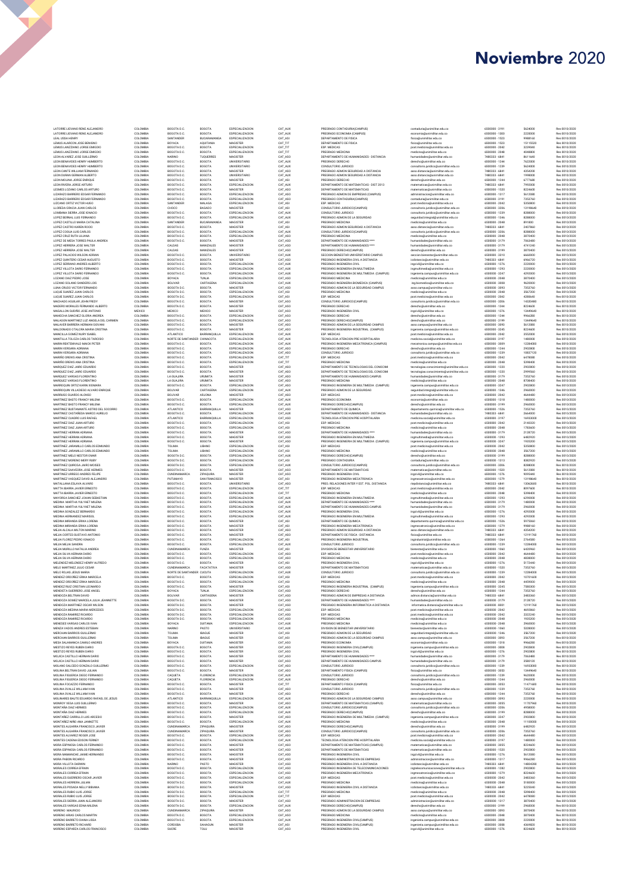# Noviembre 2020

| | | | | | | | | | | |
|---|---|---|---|---|---|---|---|---|---|---|
| LATORRE LIEVANO RENE ALEJANDRO | COLOMBIA | BOGOTA D.C. | BOGOTA | ESPECIALIZACION | CAT_AUX | PREGRADO CONTADURIA(CAMPUS) | contaduria@unimilitar.edu.co | 6500000 - 3191 | 5624000 | Res 0010/2020 |
| LATORRE LIEVANO RENE ALEJANDRO | COLOMBIA | BOGOTA D.C. | BOGOTA | ESPECIALIZACION | CAT_AUX | PREGRADO ECONOMIA (CAMPUS) | economia@unimilitar.edu.co | 6500000 - 1300 | 2220000 | Res 0010/2020 |
| LEAL LOSSA HENRY | COLOMBIA | SANTANDER | BUCARAMANGA | MAGISTER | CAT_ASI | DEPARTAMENTO DE FISICA | fisica@unimilitar.edu.co | 6500000 - 1523 | 9988160 | Res 0010/2020 |
| LEMUS ALARCON JOSE BENIGNO | COLOMBIA | BOYACA | AQUITANIA | MAGISTER | CAT_TIT | DEPARTAMENTO DE FISICA | fisica@unimilitar.edu.co | 6500000 - 1523 | 15115520 | Res 0010/2020 |
| LEMUS LANZZIANO JORGE EMIGDIO | COLOMBIA | BOGOTA D.C. | BOGOTA | ESPECIALIZACION | CAT_TIT | ESP. MEDICAS | post.medicina@unimilitar.edu.co | 6500000 - 2042 | 3339040 | Res 0010/2020 |
| LEMUS LANZZIANO JORGE EMIGDIO | COLOMBIA | BOGOTA D.C. | BOGOTA | ESPECIALIZACION | CAT_TIT | PREGRADO MEDICINA | medicina@unimilitar.edu.co | 6500000 - 2048 | 4048808 | Res 0010/2020 |
| LEON ALVAREZ JOSE GUILLERMO | COLOMBIA | NARIÑO | TUQUERRES | MAGISTER | CAT_ASO | DEPARTAMENTO DE HUMANIDADES - DISTANCIA | humanidades@unimilitar.edu.co | 7480333 - 6841 | 8611640 | Res 0010/2020 |
| LEON BENAVIDES HENRY HUMBERTO | COLOMBIA | BOGOTA D.C. | BOGOTA | UNIVERSITARIO | CAT_AUX | PREGRADO DERECHO | derecho@unimilitar.edu.co | 6500000 - 1244 | 7622000 | Res 0010/2020 |
| LEON BENAVIDES HENRY HUMBERTO | COLOMBIA | BOGOTA D.C. | BOGOTA | UNIVERSITARIO | CAT_AUX | CONSULTORIO JURIDICO | consultorio.juridico@unimilitar.edu.co | 6500000 - 1239 | 5624000 | Res 0010/2020 |
| LEON CANTE WILLIAM FERNANDO | COLOMBIA | BOGOTA D.C. | BOGOTA | MAGISTER | CAT_ASO | PREGRADO ADMON SEGURIDAD A DISTANCIA | asso.distancia@unimilitar.edu.co | 7480333 - 6841 | 4354200 | Res 0010/2020 |
| LEON DURAN GERMAN ALBERTO | COLOMBIA | BOGOTA D.C. | BOGOTA | UNIVERSITARIO | CAT_AUX | PREGRADO ADMON SEGURIDAD A DISTANCIA | asso.distancia@unimilitar.edu.co | 7480333 - 6841 | 1998000 | Res 0010/2020 |
| LEON MOLINA JORGE ENRIQUE | COLOMBIA | BOGOTA D.C. | BOGOTA | MAGISTER | CAT_ASI | PREGRADO DERECHO | derecho@unimilitar.edu.co | 6500000 - 1244 | 6777688 | Res 0010/2020 |
| LEON RIVERA JORGE ARTURO | COLOMBIA | BOGOTA D.C. | BOGOTA | ESPECIALIZACION | CAT_AUX | DEPARTAMENTO DE MATEMATICAS - DIST 2013 | matematicas@unimilitar.edu.co | 7480333 - 6841 | 7992000 | Res 0010/2020 |
| LESMES LOZANO CARLOS ARTURO | COLOMBIA | BOGOTA D.C. | BOGOTA | MAGISTER | CAT_ASO | DEPARTAMENTO DE MATEMATICAS | matematicas@unimilitar.edu.co | 6500000 - 1520 | 8234600 | Res 0010/2020 |
| LIZARAZO BARRERO EDGAR FERNANDO | COLOMBIA | BOGOTA D.C. | BOGOTA | MAGISTER | CAT_ASO | PREGRADO ADMON DE EMPRESAS (CAMPUS) | administracion@unimilitar.edu.co | 6500000 - 1317 | 5613388 | Res 0010/2020 |
| LIZARAZO BARRERO EDGAR FERNANDO | COLOMBIA | BOGOTA D.C. | BOGOTA | MAGISTER | CAT_ASO | PREGRADO CONTADURIA(CAMPUS) | contaduria@unimilitar.edu.co | 6500000 - 3191 | 7353760 | Res 0010/2020 |
| LIZCANO ORTIZ VICTOR HUGO | COLOMBIA | SANTANDER | MALAGA | ESPECIALIZACION | CAT_ASI | ESP. MEDICAS | post.medicina@unimilitar.edu.co | 6500000 - 2042 | 5358800 | Res 0010/2020 |
| LLOREDA GRACIA JUAN CARLOS | COLOMBIA | CHOCO | BAGADO | MAGISTER | CAT_ASI | CONSULTORIO JURIDICO(CAMPUS) | consultorio.juridico@unimilitar.edu.co | 6500000 - 3206 | 13198640 | Res 0010/2020 |
| LOMBANA SIERRA JOSE IGNACIO | COLOMBIA | BOGOTA D.C. | BOGOTA | ESPECIALIZACION | CAT_AUX | CONSULTORIO JURIDICO | consultorio.juridico@unimilitar.edu.co | 6500000 - 1239 | 8288000 | Res 0010/2020 |
| LOPEZ BERNAL LUIS FERNANDO | COLOMBIA | BOGOTA D.C. | BOGOTA | ESPECIALIZACION | CAT_AUX | PREGRADO ADMON DE LA SEGURIDAD | seguridad.integral@unimilitar.edu.co | 6500000 - 1346 | 8288000 | Res 0010/2020 |
| LOPEZ CASTILLO MARIA CATALINA | COLOMBIA | SANTANDER | BUCARAMANGA | MAGISTER | CAT_ASI | PREGRADO MEDICINA | medicina@unimilitar.edu.co | 6500000 - 2048 | 891800 | Res 0010/2020 |
| LOPEZ CASTRO KAREN ROCIO | COLOMBIA | BOGOTA D.C. | BOGOTA | MAGISTER | CAT_ASI | PREGRADO ADMON SEGURIDAD A DISTANCIA | asso.distancia@unimilitar.edu.co | 7480333 - 6841 | 2407860 | Res 0010/2020 |
| LOPEZ COGUA LUIS CARLOS | COLOMBIA | BOGOTA D.C. | BOGOTA | ESPECIALIZACION | CAT_AUX | CONSULTORIO JURIDICO(CAMPUS) | consultorio.juridico@unimilitar.edu.co | 6500000 - 3206 | 8288000 | Res 0010/2020 |
| LOPEZ CRUZ RUTH LILIANA | COLOMBIA | BOGOTA D.C. | BOGOTA | ESPECIALIZACION | CAT_ASO | PREGRADO MEDICINA | medicina@unimilitar.edu.co | 6500000 - 2048 | 3870400 | Res 0010/2020 |
| LOPEZ DE MESA TORRES PAULA ANDREA | COLOMBIA | BOGOTA D.C. | BOGOTA | MAGISTER | CAT_ASO | DEPARTAMENTO DE HUMANIDADES **** | humanidades@unimilitar.edu.co | 6500000 - 3179 | 7063480 | Res 0010/2020 |
| LOPEZ HERRERA JOSE WALTER | COLOMBIA | CALDAS | MANIZALES | MAGISTER | CAT_ASO | DEPARTAMENTO DE HUMANIDADES **** | humanidades@unimilitar.edu.co | 6500000 - 3179 | 4741240 | Res 0010/2020 |
| LOPEZ HERRERA JOSE WALTER | COLOMBIA | CALDAS | MANIZALES | MAGISTER | CAT_ASO | PREGRADO DERECHO(CAMPUS) | derecho@unimilitar.edu.co | 6500000 - 3199 | 3870400 | Res 0010/2020 |
| LOPEZ PALACIOS WILSON ADRIAN | COLOMBIA | BOGOTA D.C. | BOGOTA | UNIVERSITARIO | CAT_AUX | SECCION BIENESTAR UNIVERSITARIO CAMPUS | seccion.bienestar@unimilitar.edu.co | 6500000 - 3194 | 6660000 | Res 0010/2020 |
| LOPEZ QUINTERO CESAR AUGUSTO | COLOMBIA | BOGOTA D.C. | BOGOTA | MAGISTER | CAT_ASO | PREGRADO INGENIERIA CIVIL A DISTANCIA | icdistancia@unimilitar.edu.co | 7480333 - 6841 | 6966720 | Res 0010/2020 |
| LOPEZ SERRANO ANDRES ALBERTO | COLOMBIA | BOGOTA D.C. | BOGOTA | ESPECIALIZACION | CAT_AUX | PREGRADO INGENIERIA CIVIL | ingcivil@unimilitar.edu.co | 6500000 - 1276 | 2220000 | Res 0010/2020 |
| LOPEZ VILLOTA DARIO FERNANDO | COLOMBIA | BOGOTA D.C. | BOGOTA | ESPECIALIZACION | CAT_AUX | PREGRADO INGENIERIA EN MULTIMEDIA | ingmultimedia@unimilitar.edu.co | 6500000 - 1293 | 2220000 | Res 0010/2020 |
| LOPEZ VILLOTA DARIO FERNANDO | COLOMBIA | BOGOTA D.C. | BOGOTA | ESPECIALIZACION | CAT_AUX | PREGRADO INGENIERIA DE MULTIMEDIA (CAMPUS) | ingenieria.campus@unimilitar.edu.co | 6500000 - 3247 | 4292000 | Res 0010/2020 |
| LOZANO DIAZ PEDRO JOSE | COLOMBIA | BOYACA | TUNJA | ESPECIALIZACION | CAT_ASO | PREGRADO MEDICINA | medicina@unimilitar.edu.co | 6500000 - 2048 | 3870400 | Res 0010/2020 |
| LOZANO SOLANO SANDERS LOIS | COLOMBIA | BOLIVAR | CARTAGENA | ESPECIALIZACION | CAT_AUX | PREGRADO INGENIERIA BIOMEDICA (CAMPUS) | ing.biomedica@unimilitar.edu.co | 6500000 - 3008 | 9620000 | Res 0010/2020 |
| LUNA CRUDO VICTOR FERNANDO | COLOMBIA | BOGOTA D.C. | BOGOTA | MAGISTER | CAT_ASO | PREGRADO ADMON DE LA SEGURIDAD CAMPUS | asso.campus@unimilitar.edu.co | 6500000 - 3093 | 7353760 | Res 0010/2020 |
| LUQUE SUAREZ JUAN CARLOS | COLOMBIA | BOGOTA D.C. | BOGOTA | ESPECIALIZACION | CAT_ASO | PREGRADO MEDICINA | medicina@unimilitar.edu.co | 6500000 - 2048 | 3567200 | Res 0010/2020 |
| LUQUE SUAREZ JUAN CARLOS | COLOMBIA | BOGOTA D.C. | BOGOTA | ESPECIALIZACION | CAT_ASI | ESP. MEDICAS | post.medicina@unimilitar.edu.co | 6500000 - 2042 | 4288640 | Res 0010/2020 |
| MACHADO AGUILAR JOHN FREDY | COLOMBIA | BOGOTA D.C. | BOGOTA | MAGISTER | CAT_ASO | CONSULTORIO JURIDICO(CAMPUS) | consultorio.juridico@unimilitar.edu.co | 6500000 - 3206 | 14320480 | Res 0010/2020 |
| MADERO MORALES FERNANDO ALBERTO | COLOMBIA | BOGOTA D.C. | BOGOTA | MAGISTER | CAT_ASO | PREGRADO DERECHO | derecho@unimilitar.edu.co | 6500000 - 1244 | 8234600 | Res 0010/2020 |
| MAGALLON SUDEÑO JOSE ANTONIO | MEXICO | MEXICO | MEXICO | MAGISTER | CAT_ASO | PREGRADO INGENIERIA CIVIL | ingcivil@unimilitar.edu.co | 6500000 - 1276 | 13449640 | Res 0010/2020 |
| MAHECHA SANCHEZ GLORIA ANDREA | COLOMBIA | BOGOTA D.C. | BOGOTA | ESPECIALIZACION | CAT_ASO | PREGRADO DERECHO | derecho@unimilitar.edu.co | 6500000 - 1244 | 9966280 | Res 0010/2020 |
| MALAGON MARTINEZ LUZ ANGELA DEL CARMEN | COLOMBIA | BOGOTA D.C. | BOGOTA | ESPECIALIZACION | CAT_ASO | PREGRADO DERECHO(CAMPUS) | derecho@unimilitar.edu.co | 6500000 - 3199 | 13449640 | Res 0010/2020 |
| MALAVER BARRERA HERNAN GIOVANI | COLOMBIA | BOGOTA D.C. | BOGOTA | MAGISTER | CAT_ASO | PREGRADO ADMON DE LA SEGURIDAD CAMPUS | asso.campus@unimilitar.edu.co | 6500000 - 3093 | 5613388 | Res 0010/2020 |
| MALDONADO CTALORA MARIA CRISTINA | COLOMBIA | BOGOTA D.C. | BOGOTA | MAGISTER | CAT_ASO | PREGRADO INGENIERIA INDUSTRIAL (CAMPUS) | ingenieria.campus@unimilitar.edu.co | 6500000 - 3245 | 8234600 | Res 0010/2020 |
| MANCILLA GOMEZ NURY ISABEL | COLOMBIA | ATLANTICO | BARRANQUILLA | ESPECIALIZACION | CAT_AUX | ESP. MEDICAS | post.medicina@unimilitar.edu.co | 6500000 - 2042 | 3552000 | Res 0010/2020 |
| MANTILLA TOLOZA CARLOS TARCISIO | COLOMBIA | NORTE DE SANTANDER | CHINACOTA | ESPECIALIZACION | CAT_AUX | TECNOLOGIA ATENCION PRE HOSPITALARIA | medicina.social@unimilitar.edu.co | 6500000 - 3197 | 1480000 | Res 0010/2020 |
| MARIN RENTERIA ALDO MAICK PETER | COLOMBIA | BOGOTA D.C. | BOGOTA | ESPECIALIZACION | CAT_AUX | PREGRADO INGENIERIA MECATRONICA (CAMPUS) | mecatronica.campus@unimilitar.edu.co | 6500000 - 3009 | 12284000 | Res 0010/2020 |
| MARIN VERGARA ADRIANA | COLOMBIA | BOGOTA D.C. | BOGOTA | ESPECIALIZACION | CAT_AUX | PREGRADO DERECHO | derecho@unimilitar.edu.co | 6500000 - 1244 | 2902800 | Res 0010/2020 |
| MARIN VERGARA ADRIANA | COLOMBIA | BOGOTA D.C. | BOGOTA | ESPECIALIZACION | CAT_ASO | CONSULTORIO JURIDICO | consultorio.juridico@unimilitar.edu.co | 6500000 - 1239 | 10837120 | Res 0010/2020 |
| MARIÑO ORDIES ANA CRISTINA | COLOMBIA | BOGOTA D.C. | BOGOTA | ESPECIALIZACION | CAT_TIT | ESP. MEDICAS | post.medicina@unimilitar.edu.co | 6500000 - 2042 | 6478080 | Res 0010/2020 |
| MARIÑO ORDIES ANA CRISTINA | COLOMBIA | BOGOTA D.C. | BOGOTA | ESPECIALIZACION | CAT_TIT | PREGRADO MEDICINA | medicina@unimilitar.edu.co | 6500000 - 2048 | 5398400 | Res 0010/2020 |
| MARQUEZ DIAZ JAIRO EDUARDO | COLOMBIA | BOGOTA D.C. | BOGOTA | MAGISTER | CAT_ASO | DEPARTAMENTO DE TECNOLOGIAS DEL CONOCIMI | tecnologias.conocimiento@unimilitar.edu.co | 6500000 - 1220 | 2903800 | Res 0010/2020 |
| MARQUEZ DIAZ JAIRO EDUARDO | COLOMBIA | BOGOTA D.C. | BOGOTA | MAGISTER | CAT_ASO | DEPARTAMENTO DE TECNOLOGIAS DEL CONOCIMI | tecnologias.conocimiento@unimilitar.edu.co | 6500000 - 1220 | 2999560 | Res 0010/2020 |
| MARQUEZ VARGAS FLORENTINO | COLOMBIA | LA GUAJIRA | URUMITA | MAGISTER | CAT_ASO | DEPARTAMENTO DE HUMANIDADES CAMPUS | humanidades@unimilitar.edu.co | 6500000 - 3179 | 7353760 | Res 0010/2020 |
| MARQUEZ VARGAS FLORENTINO | COLOMBIA | LA GUAJIRA | URUMITA | MAGISTER | CAT_ASO | PREGRADO MEDICINA | medicina@unimilitar.edu.co | 6500000 - 2048 | 8708400 | Res 0010/2020 |
| MARROQUIN ORTIZ KARIN XIOMARA | COLOMBIA | BOGOTA D.C. | BOGOTA | MAGISTER | CAT_ASO | PREGRADO INGENIERIA DE MULTIMEDIA (CAMPUS) | ingenieria.campus@unimilitar.edu.co | 6500000 - 3247 | 2903800 | Res 0010/2020 |
| MARROQUIN VILLADIEGO ALVARO ENRIQUE | COLOMBIA | BOLIVAR | CARTAGENA | ESPECIALIZACION | CAT_AUX | PREGRADO ADMON DE LA SEGURIDAD | seguridad.integral@unimilitar.edu.co | 6500000 - 1346 | 2960000 | Res 0010/2020 |
| MARRUGO GUARDO ALONSO | COLOMBIA | BOLIVAR | ARJONA | MAGISTER | CAT_ASO | ESP. MEDICAS | post.medicina@unimilitar.edu.co | 6500000 - 2042 | 4644480 | Res 0010/2020 |
| MARTINEZ BASTO FRANCY MILENA | COLOMBIA | BOGOTA D.C. | BOGOTA | ESPECIALIZACION | CAT_AUX | PREGRADO ECONOMIA | economia@unimilitar.edu.co | 6500000 - 1318 | 1480000 | Res 0010/2020 |
| MARTINEZ BASTO FRANCY MILENA | COLOMBIA | BOGOTA D.C. | BOGOTA | ESPECIALIZACION | CAT_AUX | PREGRADO DERECHO(CAMPUS) | derecho@unimilitar.edu.co | 6500000 - 3199 | 2960000 | Res 0010/2020 |
| MARTINEZ BUSTAMANTE ASTRID DEL SOCORRO | COLOMBIA | ATLANTICO | BARRANQUILLA | MAGISTER | CAT_ASO | DEPARTAMENTO DE QUIMICA | departamento.quimica@unimilitar.edu.co | 6500000 - 1526 | 7353760 | Res 0010/2020 |
| MARTINEZ CASTAÑEDA MARCO AURELIO | COLOMBIA | BOGOTA D.C. | BOGOTA | ESPECIALIZACION | CAT_AUX | DEPARTAMENTO DE HUMANIDADES - DISTANCIA | humanidades@unimilitar.edu.co | 7480333 - 6841 | 2664000 | Res 0010/2020 |
| MARTINEZ CUADRO LUIS RAFAEL | COLOMBIA | ATLANTICO | BARRANQUILLA | ESPECIALIZACION | CAT_ASO | TECNOLOGIA ATENCION PRE HOSPITALARIA | medicina.social@unimilitar.edu.co | 6500000 - 3197 | 16933000 | Res 0010/2020 |
| MARTINEZ DIAZ JUAN ARTURO | COLOMBIA | BOGOTA D.C. | BOGOTA | ESPECIALIZACION | CAT_ASI | ESP. MEDICAS | post.medicina@unimilitar.edu.co | 6500000 - 2042 | 2143320 | Res 0010/2020 |
| MARTINEZ DIAZ JUAN ARTURO | COLOMBIA | BOGOTA D.C. | BOGOTA | ESPECIALIZACION | CAT_ASI | PREGRADO MEDICINA | medicina@unimilitar.edu.co | 6500000 - 2048 | 1783600 | Res 0010/2020 |
| MARTINEZ HERRAN ADRIANA | COLOMBIA | BOGOTA D.C. | BOGOTA | MAGISTER | CAT_ASO | DEPARTAMENTO DE HUMANIDADES **** | humanidades@unimilitar.edu.co | 6500000 - 3179 | 2128720 | Res 0010/2020 |
| MARTINEZ HERRAN ADRIANA | COLOMBIA | BOGOTA D.C. | BOGOTA | MAGISTER | CAT_ASO | PREGRADO INGENIERIA EN MULTIMEDIA | ingmultimedia@unimilitar.edu.co | 6500000 - 1293 | 6483920 | Res 0010/2020 |
| MARTINEZ HERRAN ADRIANA | COLOMBIA | BOGOTA D.C. | BOGOTA | MAGISTER | CAT_ASO | PREGRADO INGENIERIA DE MULTIMEDIA (CAMPUS) | ingenieria.campus@unimilitar.edu.co | 6500000 - 3247 | 1935200 | Res 0010/2020 |
| MARTINEZ JARAMILLO CARLOS EDMUNDO | COLOMBIA | TOLIMA | LIBANO | ESPECIALIZACION | CAT_ASI | ESP. MEDICAS | post.medicina@unimilitar.edu.co | 6500000 - 2042 | 5358800 | Res 0010/2020 |
| MARTINEZ JARAMILLO CARLOS EDMUNDO | COLOMBIA | TOLIMA | LIBANO | ESPECIALIZACION | CAT_ASI | PREGRADO MEDICINA | medicina@unimilitar.edu.co | 6500000 - 2048 | 3567200 | Res 0010/2020 |
| MARTINEZ MELO NESTOR IVAN | COLOMBIA | BOGOTA D.C. | BOGOTA | ESPECIALIZACION | CAT_AUX | PREGRADO DERECHO(CAMPUS) | derecho@unimilitar.edu.co | 6500000 - 3199 | 8288000 | Res 0010/2020 |
| MARTINEZ MORENO MERY RUBY | COLOMBIA | BOGOTA D.C. | BOGOTA | ESPECIALIZACION | CAT_AUX | PREGRADO CONTADURIA | contaduria@unimilitar.edu.co | 6500000 - 1313 | 8382920 | Res 0010/2020 |
| MARTINEZ QUIROGA JAIRO MOISES | COLOMBIA | BOGOTA D.C. | BOGOTA | ESPECIALIZACION | CAT_AUX | CONSULTORIO JURIDICO(CAMPUS) | consultorio.juridico@unimilitar.edu.co | 6500000 - 3206 | 8288000 | Res 0010/2020 |
| MARTINEZ SAAVEDRA JOSE HERMES | COLOMBIA | BOGOTA D.C. | BOGOTA | MAGISTER | CAT_ASO | DEPARTAMENTO DE MATEMATICAS | matematicas@unimilitar.edu.co | 6500000 - 1520 | 5613388 | Res 0010/2020 |
| MARTINEZ URREGO ANDRES FELIPE | COLOMBIA | CUNDINAMARCA | ZIPAQUIRA | MAGISTER | CAT_ASO | PREGRADO INGENIERIA CIVIL | ingcivil@unimilitar.edu.co | 6500000 - 1276 | 9095440 | Res 0010/2020 |
| MARTINEZ VASQUEZ DAVID ALEJANDRO | COLOMBIA | PUTUMAYO | SAN FRANCISCO | MAGISTER | CAT_ASI | PREGRADO INGENIERIA MECATRONICA | ingmecatronica@unimilitar.edu.co | 6500000 - 1279 | 13198640 | Res 0010/2020 |
| MATALLANA ESLAVA ALVARO | COLOMBIA | BOGOTA D.C. | BOGOTA | UNIVERSITARIO | CAT_AUX | PREG. RELACIONES INTER Y EST. POL. DISTANCIA | riepdistancia@unimilitar.edu.co | 7480333 - 6841 | 13062600 | Res 0010/2020 |
| MATTA IBARRA JAVIER ERNESTO | COLOMBIA | BOGOTA D.C. | BOGOTA | ESPECIALIZACION | CAT_TIT | ESP. MEDICAS | post.medicina@unimilitar.edu.co | 6500000 - 2042 | 8097600 | Res 0010/2020 |
| MATTA IBARRA JAVIER ERNESTO | COLOMBIA | BOGOTA D.C. | BOGOTA | ESPECIALIZACION | CAT_TIT | PREGRADO MEDICINA | medicina@unimilitar.edu.co | 6500000 - 2048 | 5398400 | Res 0010/2020 |
| MAYORGA SANCHEZ JOHANN SEBASTIAN | COLOMBIA | BOGOTA D.C. | BOGOTA | ESPECIALIZACION | CAT_AUX | PREGRADO INGENIERIA EN MULTIMEDIA | ingmultimedia@unimilitar.edu.co | 6500000 - 1293 | 4292000 | Res 0010/2020 |
| MEDINA MARTHA YULYHET MILENA | COLOMBIA | BOGOTA D.C. | BOGOTA | ESPECIALIZACION | CAT_AUX | DEPARTAMENTO DE HUMANIDADES **** | humanidades@unimilitar.edu.co | 6500000 - 3179 | 1480000 | Res 0010/2020 |
| MEDINA MARTHA YULYHET MILENA | COLOMBIA | BOGOTA D.C. | BOGOTA | ESPECIALIZACION | CAT_AUX | DEPARTAMENTO DE HUMANIDADES CAMPUS | humanidades@unimilitar.edu.co | 6500000 - 3179 | 2960000 | Res 0010/2020 |
| MEDINA GONZALEZ BERNARDO | COLOMBIA | BOGOTA D.C. | BOGOTA | ESPECIALIZACION | CAT_AUX | PREGRADO INGENIERIA CIVIL | ingcivil@unimilitar.edu.co | 6500000 - 1276 | 4292000 | Res 0010/2020 |
| MEDINA HERNANDEZ MARISOL | COLOMBIA | BOGOTA D.C. | BOGOTA | ESPECIALIZACION | CAT_AUX | PREGRADO INGENIERIA EN MULTIMEDIA | ingmultimedia@unimilitar.edu.co | 6500000 - 1293 | 4292000 | Res 0010/2020 |
| MEDINA MIRANDA ERIKA LORENA | COLOMBIA | BOGOTA D.C. | BOGOTA | MAGISTER | CAT_ASI | DEPARTAMENTO DE QUIMICA | departamento.quimica@unimilitar.edu.co | 6500000 - 1526 | 5975360 | Res 0010/2020 |
| MEDINA MIRANDA ERIKA LORENA | COLOMBIA | BOGOTA D.C. | BOGOTA | MAGISTER | CAT_ASI | PREGRADO INGENIERIA MECATRONICA | ingmecatronica@unimilitar.edu.co | 6500000 - 1279 | 9988160 | Res 0010/2020 |
| MEJIA ALCALA MILTON MARINO | COLOMBIA | BOGOTA D.C. | BOGOTA | MAGISTER | CAT_ASO | PREGRADO ADMON SEGURIDAD A DISTANCIA | asso.distancia@unimilitar.edu.co | 7480333 - 6841 | 4354200 | Res 0010/2020 |
| MEJIA CORTES GUSTAVO ANTONIO | COLOMBIA | BOGOTA D.C. | BOGOTA | MAGISTER | CAT_ASO | DEPARTAMENTO DE FISICA - DISTANCIA | fisica@unimilitar.edu.co | 7480333 - 6841 | 12191760 | Res 0010/2020 |
| MEJIA FLOREZ PEDRO IGNACIO | COLOMBIA | BOGOTA D.C. | BOGOTA | MAGISTER | CAT_ASI | PREGRADO INGENIERIA INDUSTRIAL | ingindustrial@unimilitar.edu.co | 6500000 - 1267 | 2764580 | Res 0010/2020 |
| MEJIA MEJIA SANDRA | COLOMBIA | BOGOTA D.C. | BOGOTA | ESPECIALIZACION | CAT_AUX | CONSULTORIO JURIDICO | consultorio.juridico@unimilitar.edu.co | 6500000 - 1239 | 12284000 | Res 0010/2020 |
| MEJIA MURILLO NATALIA ANDREA | COLOMBIA | CUNDINAMARCA | FUNZA | MAGISTER | CAT_ASI | DIVISION DE BIENESTAR UNIVERSITARIO | bienestar@unimilitar.edu.co | 6500000 - 1060 | 6429960 | Res 0010/2020 |
| MEJIA SILVA HERNAN DARIO | COLOMBIA | BOGOTA D.C. | BOGOTA | MAGISTER | CAT_ASO | ESP. MEDICAS | post.medicina@unimilitar.edu.co | 6500000 - 2042 | 4644480 | Res 0010/2020 |
| MEJIA SILVA HERNAN DARIO | COLOMBIA | BOGOTA D.C. | BOGOTA | MAGISTER | CAT_ASO | PREGRADO MEDICINA | medicina@unimilitar.edu.co | 6500000 - 2048 | 4838000 | Res 0010/2020 |
| MELENDEZ MELENDEZ HENRY ALFREDO | COLOMBIA | BOGOTA D.C. | BOGOTA | MAGISTER | CAT_ASI | PREGRADO INGENIERIA CIVIL | ingcivil@unimilitar.edu.co | 6500000 - 1276 | 5172440 | Res 0010/2020 |
| MELO MARTINEZ JULIO CESAR | COLOMBIA | CUNDINAMARCA | FACATATIVA | MAGISTER | CAT_ASO | DEPARTAMENTO DE MATEMATICAS | matematicas@unimilitar.edu.co | 6500000 - 1520 | 7353760 | Res 0010/2020 |
| MELO ROJAS JESUS MARIA | COLOMBIA | NORTE DE SANTANDER | CUCUTA | ESPECIALIZACION | CAT_AUX | CONSULTORIO JURIDICO | consultorio.juridico@unimilitar.edu.co | 6500000 - 1239 | 12284000 | Res 0010/2020 |
| MENDEZ ORDOÑEZ ERIKA MARCELA | COLOMBIA | BOGOTA D.C. | BOGOTA | ESPECIALIZACION | CAT_ASI | ESP. MEDICAS | post.medicina@unimilitar.edu.co | 6500000 - 2042 | 10751600 | Res 0010/2020 |
| MENDEZ ORDOÑEZ ERIKA MARCELA | COLOMBIA | BOGOTA D.C. | BOGOTA | ESPECIALIZACION | CAT_ASI | PREGRADO MEDICINA | medicina@unimilitar.edu.co | 6500000 - 2048 | 4459000 | Res 0010/2020 |
| MENDEZ RUIZ CRISTIAN LEONARDO | COLOMBIA | BOGOTA D.C. | BOGOTA | MAGISTER | CAT_ASI | PREGRADO INGENIERIA INDUSTRIAL (CAMPUS) | ingenieria.campus@unimilitar.edu.co | 6500000 - 3245 | 7585300 | Res 0010/2020 |
| MENDIETA GUERRERO JOSE ANGEL | COLOMBIA | BOYACA | TUNJA | ESPECIALIZACION | CAT_ASO | PREGRADO DERECHO | derecho@unimilitar.edu.co | 6500000 - 1244 | 7353760 | Res 0010/2020 |
| MENDOZA BELTRAN DAVID | COLOMBIA | BOLIVAR | CARTAGENA | MAGISTER | CAT_ASO | PREGRADO ADMON DE EMPRESAS A DISTANCIA | admon.distancia@unimilitar.edu.co | 7480333 - 6841 | 3483360 | Res 0010/2020 |
| MENDOZA GOMEZ MARCELA JULIA JEANNETTE | COLOMBIA | BOGOTA D.C. | BOGOTA | MAGISTER | CAT_ASO | DEPARTAMENTO DE HUMANIDADES **** | humanidades@unimilitar.edu.co | 6500000 - 3179 | 2128720 | Res 0010/2020 |
| MENDOZA MARTINEZ OSCAR WILSON | COLOMBIA | BOGOTA D.C. | BOGOTA | ESPECIALIZACION | CAT_ASO | PREGRADO INGENIERIA INFORMATICA A DISTANCIA | informatica.distancia@unimilitar.edu.co | 6500000 - 8001 | 12191760 | Res 0010/2020 |
| MENDOZA MEDINA MARIA MERCEDES | COLOMBIA | BOGOTA D.C. | BOGOTA | ESPECIALIZACION | CAT_ASO | ESP. MEDICAS | post.medicina@unimilitar.edu.co | 6500000 - 2042 | 4692860 | Res 0010/2020 |
| MENDOZA RAMIREZ RICARDO | COLOMBIA | BOGOTA D.C. | BOGOTA | ESPECIALIZACION | CAT_ASI | ESP. MEDICAS | post.medicina@unimilitar.edu.co | 6500000 - 2042 | 2322240 | Res 0010/2020 |
| MENDOZA RAMIREZ RICARDO | COLOMBIA | BOGOTA D.C. | BOGOTA | ESPECIALIZACION | CAT_ASI | PREGRADO MEDICINA | medicina@unimilitar.edu.co | 6500000 - 2048 | 1935200 | Res 0010/2020 |
| MENESES VARGAS CARLOS IVAN | COLOMBIA | BOYACA | DUITAMA | ESPECIALIZACION | CAT_AUX | PREGRADO MEDICINA | medicina@unimilitar.edu.co | 6500000 - 2048 | 2960000 | Res 0010/2020 |
| MENZA VADOS ANDRES ESTEBAN | COLOMBIA | NARIÑO | PASTO | UNIVERSITARIO | CAT_AUX | DIVISION DE BIENESTAR UNIVERSITARIO | bienestar@unimilitar.edu.co | 6500000 - 1060 | 5328000 | Res 0010/2020 |
| MERCHAN BARRIOS GUILLERMO | COLOMBIA | TOLIMA | IBAGUE | MAGISTER | CAT_ASI | PREGRADO ADMON DE LA SEGURIDAD | seguridad.integral@unimilitar.edu.co | 6500000 - 1346 | 3567200 | Res 0010/2020 |
| MERCHAN BARRIOS GUILLERMO | COLOMBIA | TOLIMA | IBAGUE | MAGISTER | CAT_ASI | PREGRADO ADMON DE LA SEGURIDAD CAMPUS | asso.campus@unimilitar.edu.co | 6500000 - 3093 | 3567200 | Res 0010/2020 |
| MESA SALAMANCA CAMILO ANDRES | COLOMBIA | BOYACA | DUITAMA | MAGISTER | CAT_ASO | PREGRADO ECONOMIA | economia@unimilitar.edu.co | 6500000 - 1318 | 9966280 | Res 0010/2020 |
| MESTIZO REYES RUBEN DARIO | COLOMBIA | BOGOTA D.C. | BOGOTA | ESPECIALIZACION | CAT_AUX | PREGRADO INGENIERIA CIVIL(CAMPUS) | ingenieria.campus@unimilitar.edu.co | 6500000 - 3008 | 2903800 | Res 0010/2020 |
| MESTIZO REYES RUBEN DARIO | COLOMBIA | BOGOTA D.C. | BOGOTA | ESPECIALIZACION | CAT_AUX | PREGRADO INGENIERIA CIVIL | ingcivil@unimilitar.edu.co | 6500000 - 1276 | 2903800 | Res 0010/2020 |
| MEJICA CASTILLO HERNAN DARIO | COLOMBIA | BOGOTA D.C. | BOGOTA | MAGISTER | CAT_ASO | DEPARTAMENTO DE HUMANIDADES **** | humanidades@unimilitar.edu.co | 6500000 - 3179 | 7063480 | Res 0010/2020 |
| MEJICA CASTILLO HERNAN DARIO | COLOMBIA | BOGOTA D.C. | BOGOTA | MAGISTER | CAT_ASO | DEPARTAMENTO DE HUMANIDADES CAMPUS | humanidades@unimilitar.edu.co | 6500000 - 3179 | 3580120 | Res 0010/2020 |
| MOLANO SALCEDO GONZALO GUILLERMO | COLOMBIA | BOGOTA D.C. | BOGOTA | MAGISTER | CAT_ASO | CONSULTORIO JURIDICO | consultorio.juridico@unimilitar.edu.co | 6500000 - 1239 | 16933000 | Res 0010/2020 |
| MOLINA BELTRAN DAVID JULIAN | COLOMBIA | BOGOTA D.C. | BOGOTA | MAGISTER | CAT_ASI | DEPARTAMENTO FISICA (CAMPUS) | fisica@unimilitar.edu.co | 6500000 - 3053 | 13449640 | Res 0010/2020 |
| MOLINA FIGUEROA DIEGO FERNANDO | COLOMBIA | CAQUETA | FLORENCIA | ESPECIALIZACION | CAT_AUX | CONSULTORIO JURIDICO | consultorio.juridico@unimilitar.edu.co | 6500000 - 1239 | 9620000 | Res 0010/2020 |
| MOLINA FIGUEROA DIEGO FERNANDO | COLOMBIA | CAQUETA | FLORENCIA | ESPECIALIZACION | CAT_AUX | PREGRADO DERECHO | derecho@unimilitar.edu.co | 6500000 - 1244 | 2960000 | Res 0010/2020 |
| MOLINA FOCAZZIO FERNANDO | COLOMBIA | BOGOTA D.C. | BOGOTA | MAGISTER | CAT_TIT | DEPARTAMENTO FISICA (CAMPUS) | fisica@unimilitar.edu.co | 6500000 - 3053 | 11471600 | Res 0010/2020 |
| MOLINA OVALLE WILLIAM IVAN | COLOMBIA | BOGOTA D.C. | BOGOTA | ESPECIALIZACION | CAT_ASO | CONSULTORIO JURIDICO | consultorio.juridico@unimilitar.edu.co | 6500000 - 1239 | 7353760 | Res 0010/2020 |
| MOLINA OVALLE WILLIAM IVAN | COLOMBIA | BOGOTA D.C. | BOGOTA | ESPECIALIZACION | CAT_ASO | PREGRADO DERECHO | derecho@unimilitar.edu.co | 6500000 - 1244 | 7353760 | Res 0010/2020 |
| MOLINARES BALTE EDUARDO RAFAEL DE JESUS | COLOMBIA | ATLANTICO | BARRANQUILLA | ESPECIALIZACION | CAT_AUX | PREGRADO ADMON DE LA SEGURIDAD CAMPUS | asso.campus@unimilitar.edu.co | 6500000 - 3093 | 2220000 | Res 0010/2020 |
| MONROY VEGA LUIS GUILLERMO | COLOMBIA | BOGOTA D.C. | BOGOTA | MAGISTER | CAT_ASO | DEPARTAMENTO DE MATEMATICAS (CAMPUS) | matematicas@unimilitar.edu.co | 6500000 - 3055 | 11707960 | Res 0010/2020 |
| MONTAÑA DIAZ HERMES | COLOMBIA | BOGOTA D.C. | BOGOTA | ESPECIALIZACION | CAT_AUX | CONSULTORIO JURIDICO(CAMPUS) | consultorio.juridico@unimilitar.edu.co | 6500000 - 3206 | 4958000 | Res 0010/2020 |
| MONTAÑA DIAZ HERMES | COLOMBIA | BOGOTA D.C. | BOGOTA | ESPECIALIZACION | CAT_AUX | PREGRADO DERECHO(CAMPUS) | derecho@unimilitar.edu.co | 6500000 - 3199 | 8288000 | Res 0010/2020 |
| MONTAÑEZ CARRILLO LUIS ARCESIO | COLOMBIA | BOGOTA D.C. | BOGOTA | MAGISTER | CAT_ASO | PREGRADO INGENIERIA DE MULTIMEDIA (CAMPUS) | ingenieria.campus@unimilitar.edu.co | 6500000 - 3247 | 2903800 | Res 0010/2020 |
| MONTAÑEZ NIÑO ANA JEANNETTE | COLOMBIA | BOGOTA D.C. | BOGOTA | ESPECIALIZACION | CAT_AUX | PREGRADO MEDICINA | medicina@unimilitar.edu.co | 6500000 - 2048 | 11100000 | Res 0010/2020 |
| MONTES ALGARRA FRANCISCO JAVIER | COLOMBIA | CUNDINAMARCA | ZIPAQUIRA | ESPECIALIZACION | CAT_AUX | PREGRADO DERECHO(CAMPUS) | derecho@unimilitar.edu.co | 6500000 - 3199 | 6482920 | Res 0010/2020 |
| MONTES ALGARRA FRANCISCO JAVIER | COLOMBIA | CUNDINAMARCA | ZIPAQUIRA | ESPECIALIZACION | CAT_ASO | CONSULTORIO JURIDICO(CAMPUS) | consultorio.juridico@unimilitar.edu.co | 6500000 - 3206 | 7353760 | Res 0010/2020 |
| MONTES ALVAREZ ROGER JOSE | COLOMBIA | BOGOTA D.C. | BOGOTA | ESPECIALIZACION | CAT_ASO | ESP. MEDICAS | post.medicina@unimilitar.edu.co | 6500000 - 2042 | 4644480 | Res 0010/2020 |
| MONTES CADENA EDISON FERNEY | COLOMBIA | BOGOTA D.C. | BOGOTA | ESPECIALIZACION | CAT_AUX | TECNOLOGIA ATENCION PRE HOSPITALARIA | medicina.social@unimilitar.edu.co | 6500000 - 3197 | 1480000 | Res 0010/2020 |
| MORA ESPINOSA CARLOS FERNANDO | COLOMBIA | BOGOTA D.C. | BOGOTA | ESPECIALIZACION | CAT_ASO | DEPARTAMENTO DE MATEMATICAS (CAMPUS) | matematicas@unimilitar.edu.co | 6500000 - 3055 | 8234600 | Res 0010/2020 |
| MORA ESPINOSA CARLOS FERNANDO | COLOMBIA | BOGOTA D.C. | BOGOTA | ESPECIALIZACION | CAT_ASO | DEPARTAMENTO DE MATEMATICAS | matematicas@unimilitar.edu.co | 6500000 - 1520 | 2903800 | Res 0010/2020 |
| MORA MAMANCHE JAIME HERNANDO | COLOMBIA | BOGOTA D.C. | BOGOTA | MAGISTER | CAT_ASO | PREGRADO INGENIERIA CIVIL | ingcivil@unimilitar.edu.co | 6500000 - 1276 | 5613388 | Res 0010/2020 |
| MORA PABON RICARDO | COLOMBIA | BOGOTA D.C. | BOGOTA | ESPECIALIZACION | CAT_ASO | PREGRADO ADMINISTRACION DE EMPRESAS | administracion@unimilitar.edu.co | 6500000 - 1317 | 9966280 | Res 0010/2020 |
| MORA VILLOTA DARWIN | COLOMBIA | NARIÑO | PASTO | ESPECIALIZACION | CAT_AUX | PREGRADO INGENIERIA CIVIL A DISTANCIA | icdistancia@unimilitar.edu.co | 7480333 - 6841 | 14804280 | Res 0010/2020 |
| MORALES CORREA EFRAIN | COLOMBIA | BOGOTA D.C. | BOGOTA | ESPECIALIZACION | CAT_AUX | PREGRADO INGENIERIA DE TELECOMUNICACIONES | ingtelecomunicaciones@unimilitar.edu.co | 6500000 - 1282 | 2903800 | Res 0010/2020 |
| MORALES CORREA EFRAIN | COLOMBIA | BOGOTA D.C. | BOGOTA | ESPECIALIZACION | CAT_AUX | PREGRADO INGENIERIA MECATRONICA | ingmecatronica@unimilitar.edu.co | 6500000 - 1279 | 8234600 | Res 0010/2020 |
| MORALES GUERRERO OSCAR JAVIER | COLOMBIA | BOGOTA D.C. | BOGOTA | ESPECIALIZACION | CAT_ASO | ESP. MEDICAS | post.medicina@unimilitar.edu.co | 6500000 - 2042 | 3483360 | Res 0010/2020 |
| MORALES HERRERA JULIAN | COLOMBIA | BOGOTA D.C. | BOGOTA | ESPECIALIZACION | CAT_AUX | PREGRADO MEDICINA | medicina@unimilitar.edu.co | 6500000 - 2048 | 5180000 | Res 0010/2020 |
| MORALES POSADA NELLY BIBIANA | COLOMBIA | BOGOTA D.C. | BOGOTA | MAGISTER | CAT_ASI | PREGRADO INGENIERIA CIVIL A DISTANCIA | icdistancia@unimilitar.edu.co | 7480333 - 6841 | 9225040 | Res 0010/2020 |
| MORALES RUBIO LUIS JORGE | COLOMBIA | BOGOTA D.C. | BOGOTA | ESPECIALIZACION | CAT_TIT | PREGRADO MEDICINA | medicina@unimilitar.edu.co | 6500000 - 2048 | 5398400 | Res 0010/2020 |
| MORALES RUBIO LUIS JORGE | COLOMBIA | BOGOTA D.C. | BOGOTA | ESPECIALIZACION | CAT_TIT | ESP. MEDICAS | post.medicina@unimilitar.edu.co | 6500000 - 2042 | 6478080 | Res 0010/2020 |
| MORALES SIERRA JUAN ALEJANDRO | COLOMBIA | BOGOTA D.C. | BOGOTA | ESPECIALIZACION | CAT_AUX | PREGRADO ADMINISTRACION DE EMPRESAS | administracion@unimilitar.edu.co | 6500000 - 1317 | 3870400 | Res 0010/2020 |
| MORALES VARGAS EDNA VALENTINA | COLOMBIA | BOGOTA D.C. | BOGOTA | ESPECIALIZACION | CAT_AUX | PREGRADO DERECHO(CAMPUS) | derecho@unimilitar.edu.co | 6500000 - 3199 | 2960000 | Res 0010/2020 |
| MORENO MAURICIO | COLOMBIA | CUNDINAMARCA | ZIPAQUIRA | MAGISTER | CAT_ASO | PREGRADO ADMON DE LA SEGURIDAD CAMPUS | asso.campus@unimilitar.edu.co | 6500000 - 3093 | 3870400 | Res 0010/2020 |
| MORENO ARIAS CARLOS MARTIN | COLOMBIA | BOGOTA D.C. | BOGOTA | ESPECIALIZACION | CAT_ASO | PREGRADO MEDICINA | medicina@unimilitar.edu.co | 6500000 - 2048 | 3870400 | Res 0010/2020 |
| MORENO BARRETO DIANA LISSA | COLOMBIA | BOGOTA D.C. | BOGOTA | ESPECIALIZACION | CAT_AUX | PREGRADO INGENIERIA CIVIL(CAMPUS) | ingenieria.campus@unimilitar.edu.co | 6500000 - 3008 | 2220000 | Res 0010/2020 |
| MORENO BARRETO RICHARD | COLOMBIA | CORDOBA | SAHAGUN | MAGISTER | CAT_ASO | PREGRADO INGENIERIA CIVIL(CAMPUS) | ingenieria.campus@unimilitar.edu.co | 6500000 - 3008 | 4344820 | Res 0010/2020 |
| MORENO ESPARZA CARLOS FRANCISCO | COLOMBIA | SUCRE | TOLU | MAGISTER | CAT_ASI | PREGRADO INGENIERIA CIVIL | ingcivil@unimilitar.edu.co | 6500000 - 1276 | 8234600 | Res 0010/2020 |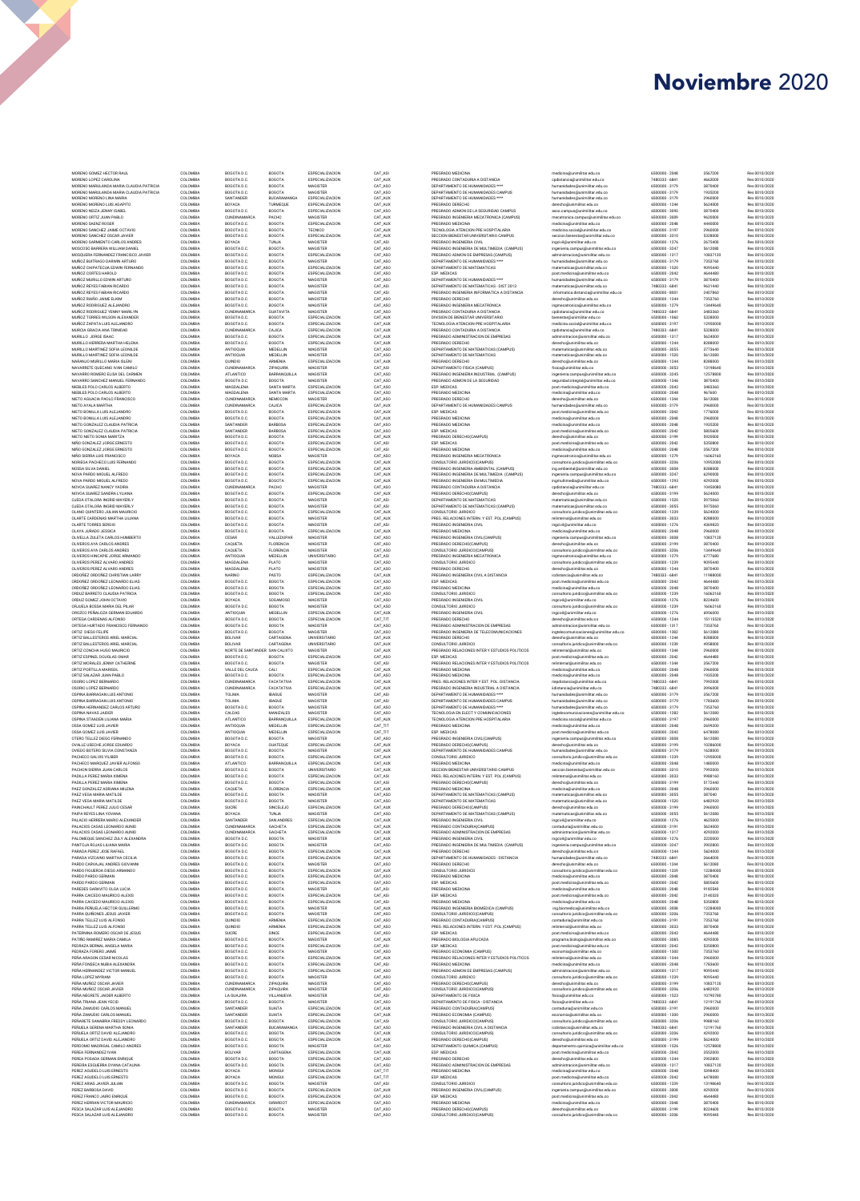# Noviembre 2020

| Nombre | País | Departamento | Ciudad | Nivel | Categoría | Dependencia | Correo | Teléfono | Valor | Resolución |
|---|---|---|---|---|---|---|---|---|---|---|
| MORENO GOMEZ HECTOR RAUL | COLOMBIA | BOGOTA D.C. | BOGOTA | ESPECIALIZACION | CAT_ASI | PREGRADO MEDICINA | medicina@unimilitar.edu.co | 6500000 - 2048 | 3567200 | Res 0010/2020 |
| MORENO LOPEZ CAROLINA | COLOMBIA | BOGOTA D.C. | BOGOTA | ESPECIALIZACION | CAT_AUX | PREGRADO CONTADURIA A DISTANCIA | cpdistancia@unimilitar.edu.co | 7480333 - 6841 | 4460000 | Res 0010/2020 |
| MORENO MARULANDA MARIA CLAUDIA PATRICIA | COLOMBIA | BOGOTA D.C. | BOGOTA | MAGISTER | CAT_ASO | DEPARTAMENTO DE HUMANIDADES **** | humanidades@unimilitar.edu.co | 6500000 - 3179 | 3870400 | Res 0010/2020 |
| MORENO MARULANDA MARIA CLAUDIA PATRICIA | COLOMBIA | BOGOTA D.C. | BOGOTA | MAGISTER | CAT_ASO | DEPARTAMENTO DE HUMANIDADES CAMPUS | humanidades@unimilitar.edu.co | 6500000 - 3179 | 1935200 | Res 0010/2020 |
| MORENO MORENO LINA MARIA | COLOMBIA | SANTANDER | BUCARAMANGA | ESPECIALIZACION | CAT_AUX | DEPARTAMENTO DE HUMANIDADES **** | humanidades@unimilitar.edu.co | 6500000 - 3179 | 2960000 | Res 0010/2020 |
| MORENO MORENO LUIS AGAPITO | COLOMBIA | BOYACA | TURMEQUE | ESPECIALIZACION | CAT_AUX | PREGRADO DERECHO | derecho@unimilitar.edu.co | 6500000 - 1244 | 5624000 | Res 0010/2020 |
| MORENO NIEZA JENNY ISABEL | COLOMBIA | BOGOTA D.C. | BOGOTA | ESPECIALIZACION | CAT_ASO | PREGRADO ADMON DE LA SEGURIDAD CAMPUS | asso.campus@unimilitar.edu.co | 6500000 - 3093 | 3870400 | Res 0010/2020 |
| MORENO ORTIZ JUAN PABLO | COLOMBIA | CUNDINAMARCA | PACHO | MAGISTER | CAT_AUX | PREGRADO INGENIERIA MECATRONICA (CAMPUS) | mecatronica.campus@unimilitar.edu.co | 6500000 - 3009 | 9620000 | Res 0010/2020 |
| MORENO SAENZ ROGER | COLOMBIA | BOGOTA D.C. | BOGOTA | ESPECIALIZACION | CAT_AUX | PREGRADO MEDICINA | medicina@unimilitar.edu.co | 6500000 - 2048 | 4460000 | Res 0010/2020 |
| MORENO SANCHEZ JAIME OCTAVIO | COLOMBIA | BOGOTA D.C. | BOGOTA | TECNICO | CAT_AUX | TECNOLOGIA ATENCION PRE HOSPITALARIA | medicina.social@unimilitar.edu.co | 6500000 - 2197 | 2960000 | Res 0010/2020 |
| MORENO SANCHEZ OSCAR JAVIER | COLOMBIA | BOGOTA D.C. | BOGOTA | ESPECIALIZACION | CAT_AUX | SECCION BIENESTAR UNIVERSITARIO CAMPUS | seccion.bienestar@unimilitar.edu.co | 6500000 - 3310 | 5328000 | Res 0010/2020 |
| MORENO SARMIENTO CARLOS ANDRES | COLOMBIA | BOYACA | TUNJA | MAGISTER | CAT_ASI | PREGRADO INGENIERIA CIVIL | ingcivil@unimilitar.edu.co | 6500000 - 1276 | 2675400 | Res 0010/2020 |
| MOSCOSO BARRERA WILLIAM DANIEL | COLOMBIA | BOGOTA D.C. | BOGOTA | MAGISTER | CAT_ASO | PREGRADO INGENIERIA DE MULTIMEDIA (CAMPUS) | ingenieria.campus@unimilitar.edu.co | 6500000 - 3247 | 5613080 | Res 0010/2020 |
| MOSQUERA FERNANDEZ FRANCISCO JAVIER | COLOMBIA | BOGOTA D.C. | BOGOTA | ESPECIALIZACION | CAT_ASO | PREGRADO ADMON DE EMPRESAS (CAMPUS) | administracion@unimilitar.edu.co | 6500000 - 1317 | 10837120 | Res 0010/2020 |
| MUÑOZ BUITRAGO DARWIN ARTURO | COLOMBIA | BOGOTA D.C. | BOGOTA | MAGISTER | CAT_ASO | DEPARTAMENTO DE HUMANIDADES **** | humanidades@unimilitar.edu.co | 6500000 - 3179 | 7353760 | Res 0010/2020 |
| MUÑOZ CHIPATECUA EDWIN FERNANDO | COLOMBIA | BOGOTA D.C. | BOGOTA | ESPECIALIZACION | CAT_ASO | DEPARTAMENTO DE MATEMATICAS | matematicas@unimilitar.edu.co | 6500000 - 1520 | 9095440 | Res 0010/2020 |
| MUÑOZ CORTES HAROLD | COLOMBIA | BOGOTA D.C. | BOGOTA | ESPECIALIZACION | CAT_AUX | ESP. MEDICAS | post.medicina@unimilitar.edu.co | 6500000 - 2042 | 4644480 | Res 0010/2020 |
| MUÑOZ MURILLO EDWIN ARTURO | COLOMBIA | BOGOTA D.C. | BOGOTA | MAGISTER | CAT_ASO | DEPARTAMENTO DE HUMANIDADES **** | humanidades@unimilitar.edu.co | 6500000 - 3179 | 3870400 | Res 0010/2020 |
| MUÑOZ REYES FABIAN RICARDO | COLOMBIA | BOGOTA D.C. | BOGOTA | MAGISTER | CAT_ASI | DEPARTAMENTO DE MATEMATICAS - DIST 2013 | matematicas@unimilitar.edu.co | 7480333 - 6841 | 9621440 | Res 0010/2020 |
| MUÑOZ REYES FABIAN RICARDO | COLOMBIA | BOGOTA D.C. | BOGOTA | MAGISTER | CAT_ASI | PREGRADO INGENIERIA INFORMATICA A DISTANCIA | informatica.distancia@unimilitar.edu.co | 6500000 - 8001 | 2407860 | Res 0010/2020 |
| MUÑOZ RIAÑO JAIME ELKIM | COLOMBIA | BOGOTA D.C. | BOGOTA | MAGISTER | CAT_ASO | PREGRADO DERECHO | derecho@unimilitar.edu.co | 6500000 - 1244 | 7353760 | Res 0010/2020 |
| MUÑOZ RODRIGUEZ ALEJANDRO | COLOMBIA | BOGOTA D.C. | BOGOTA | MAGISTER | CAT_ASO | PREGRADO INGENIERIA MECATRONICA | ingmecatronica@unimilitar.edu.co | 6500000 - 1279 | 13449440 | Res 0010/2020 |
| MUÑOZ RODRIGUEZ YENNY MARILYN | COLOMBIA | CUNDINAMARCA | GUATAVITA | MAGISTER | CAT_ASI | PREGRADO CONTADURIA A DISTANCIA | cpdistancia@unimilitar.edu.co | 7480333 - 6841 | 3483360 | Res 0010/2020 |
| MUÑOZ TORRES WILSON ALEXANDER | COLOMBIA | BOGOTA D.C. | BOGOTA | ESPECIALIZACION | CAT_AUX | DIVISION DE BIENESTAR UNIVERSITARIO | bienestar@unimilitar.edu.co | 6500000 - 1060 | 5328000 | Res 0010/2020 |
| MUÑOZ ZAPATA LUIS ALEJANDRO | COLOMBIA | BOGOTA D.C. | BOGOTA | ESPECIALIZACION | CAT_AUX | TECNOLOGIA ATENCION PRE HOSPITALARIA | medicina.social@unimilitar.edu.co | 6500000 - 2197 | 13950000 | Res 0010/2020 |
| MURCIA GRACIA ANA TRINIDAD | COLOMBIA | CUNDINAMARCA | CAJICA | ESPECIALIZACION | CAT_AUX | PREGRADO CONTADURIA A DISTANCIA | cpdistancia@unimilitar.edu.co | 7480333 - 6841 | 5328000 | Res 0010/2020 |
| MURILLO JORGE ISAAC | COLOMBIA | BOGOTA D.C. | BOGOTA | ESPECIALIZACION | CAT_AUX | PREGRADO ADMINISTRACION DE EMPRESAS | administracion@unimilitar.edu.co | 6500000 - 1317 | 5624000 | Res 0010/2020 |
| MURILLO HERRERA MARTHA HELENA | COLOMBIA | BOGOTA D.C. | BOGOTA | ESPECIALIZACION | CAT_AUX | PREGRADO DERECHO | derecho@unimilitar.edu.co | 6500000 - 1244 | 8288000 | Res 0010/2020 |
| MURILLO MARTINEZ SOFIA LEONILDE | COLOMBIA | ANTIOQUIA | MEDELLIN | MAGISTER | CAT_ASO | DEPARTAMENTO DE MATEMATICAS (CAMPUS) | matematicas@unimilitar.edu.co | 6500000 - 3055 | 3775640 | Res 0010/2020 |
| MURILLO MARTINEZ SOFIA LEONILDE | COLOMBIA | ANTIOQUIA | MEDELLIN | MAGISTER | CAT_ASO | DEPARTAMENTO DE MATEMATICAS | matematicas@unimilitar.edu.co | 6500000 - 1520 | 5613080 | Res 0010/2020 |
| NARANJO MURILLO MARIA GLENI | COLOMBIA | QUINDIO | ARMENIA | ESPECIALIZACION | CAT_AUX | PREGRADO DERECHO | derecho@unimilitar.edu.co | 6500000 - 1244 | 8288000 | Res 0010/2020 |
| NAVARRETE QUECHAN IVAN CAMILO | COLOMBIA | CUNDINAMARCA | ZIPAQUIRA | MAGISTER | CAT_ASI | DEPARTAMENTO FISICA (CAMPUS) | fisica@unimilitar.edu.co | 6500000 - 3053 | 13148640 | Res 0010/2020 |
| NAVARRO ROMERO ELISA DEL CARMEN | COLOMBIA | ATLANTICO | BARRANQUILLA | MAGISTER | CAT_ASO | PREGRADO INGENIERIA INDUSTRIAL (CAMPUS) | ingenieria.campus@unimilitar.edu.co | 6500000 - 3245 | 12578800 | Res 0010/2020 |
| NAVARRO SANCHEZ MANUEL FERNANDO | COLOMBIA | BOGOTA D.C. | BOGOTA | MAGISTER | CAT_ASO | PREGRADO ADMON DE LA SEGURIDAD | seguridad.integral@unimilitar.edu.co | 6500000 - 1346 | 3870400 | Res 0010/2020 |
| NIEBLES POLO CARLOS ALBERTO | COLOMBIA | MAGDALENA | SANTA MARTA | ESPECIALIZACION | CAT_ASO | ESP. MEDICAS | post.medicina@unimilitar.edu.co | 6500000 - 2042 | 3483360 | Res 0010/2020 |
| NIEBLES POLO CARLOS ALBERTO | COLOMBIA | MAGDALENA | SANTA MARTA | ESPECIALIZACION | CAT_ASO | PREGRADO MEDICINA | medicina@unimilitar.edu.co | 6500000 - 2048 | 967680 | Res 0010/2020 |
| NIETO ASSUCIA PAOLO FRANCESCO | COLOMBIA | CUNDINAMARCA | NEMOCON | MAGISTER | CAT_ASO | PREGRADO DERECHO | derecho@unimilitar.edu.co | 6500000 - 1244 | 5613080 | Res 0010/2020 |
| NIETO AYALA MARTHA | COLOMBIA | CUNDINAMARCA | CAJICA | ESPECIALIZACION | CAT_AUX | DEPARTAMENTO DE HUMANIDADES CAMPUS | humanidades@unimilitar.edu.co | 6500000 - 3179 | 2960000 | Res 0010/2020 |
| NIETO BONILLA LUIS ALEJANDRO | COLOMBIA | BOGOTA D.C. | BOGOTA | ESPECIALIZACION | CAT_AUX | ESP. MEDICAS | post.medicina@unimilitar.edu.co | 6500000 - 2042 | 1776000 | Res 0010/2020 |
| NIETO BONILLA LUIS ALEJANDRO | COLOMBIA | BOGOTA D.C. | BOGOTA | ESPECIALIZACION | CAT_AUX | PREGRADO MEDICINA | medicina@unimilitar.edu.co | 6500000 - 2048 | 2960000 | Res 0010/2020 |
| NIETO GONZALEZ CLAUDIA PATRICIA | COLOMBIA | SANTANDER | BARBOSA | ESPECIALIZACION | CAT_AUX | PREGRADO MEDICINA | medicina@unimilitar.edu.co | 6500000 - 2048 | 1935200 | Res 0010/2020 |
| NIETO GONZALEZ CLAUDIA PATRICIA | COLOMBIA | SANTANDER | BARBOSA | ESPECIALIZACION | CAT_ASO | ESP. MEDICAS | post.medicina@unimilitar.edu.co | 6500000 - 2042 | 5805600 | Res 0010/2020 |
| NIETO NIETO SONIA MARITZA | COLOMBIA | BOGOTA D.C. | BOGOTA | ESPECIALIZACION | CAT_AUX | PREGRADO DERECHO(CAMPUS) | derecho@unimilitar.edu.co | 6500000 - 3199 | 5920000 | Res 0010/2020 |
| NIÑO GONZALEZ JORGE ERNESTO | COLOMBIA | BOGOTA D.C. | BOGOTA | ESPECIALIZACION | CAT_ASI | ESP. MEDICAS | post.medicina@unimilitar.edu.co | 6500000 - 2042 | 5350800 | Res 0010/2020 |
| NIÑO GONZALEZ JORGE ERNESTO | COLOMBIA | BOGOTA D.C. | BOGOTA | ESPECIALIZACION | CAT_ASI | PREGRADO MEDICINA | medicina@unimilitar.edu.co | 6500000 - 2048 | 3567200 | Res 0010/2020 |
| NIÑO SIERRA LUIS FRANCISCO | COLOMBIA | BOYACA | NOBSA | MAGISTER | CAT_ASO | PREGRADO INGENIERIA MECATRONICA | ingmecatronica@unimilitar.edu.co | 6500000 - 1279 | 16062160 | Res 0010/2020 |
| NORIEGA PACHECO LUIS FERNANDO | COLOMBIA | BOGOTA D.C. | BOGOTA | ESPECIALIZACION | CAT_AUX | CONSULTORIO JURIDICO(CAMPUS) | consultorio.juridico@unimilitar.edu.co | 6500000 - 3206 | 10952000 | Res 0010/2020 |
| NOSSA SILVA DANIEL | COLOMBIA | BOGOTA D.C. | BOGOTA | ESPECIALIZACION | CAT_AUX | PREGRADO INGENIERIA AMBIENTAL (CAMPUS) | ing.ambiental@unimilitar.edu.co | 6500000 - 3008 | 8288000 | Res 0010/2020 |
| NOVA PARDO MIGUEL ALFREDO | COLOMBIA | BOGOTA D.C. | BOGOTA | ESPECIALIZACION | CAT_AUX | PREGRADO INGENIERIA DE MULTIMEDIA (CAMPUS) | ingenieria.campus@unimilitar.edu.co | 6500000 - 3247 | 6290000 | Res 0010/2020 |
| NOVA PARDO MIGUEL ALFREDO | COLOMBIA | BOGOTA D.C. | BOGOTA | ESPECIALIZACION | CAT_AUX | PREGRADO INGENIERIA EN MULTIMEDIA | ingmultimedia@unimilitar.edu.co | 6500000 - 1503 | 4292000 | Res 0010/2020 |
| NOVOA SUAREZ NANCY YADIRA | COLOMBIA | CUNDINAMARCA | PACHO | MAGISTER | CAT_ASO | PREGRADO CONTADURIA A DISTANCIA | cpdistancia@unimilitar.edu.co | 7480333 - 6841 | 10450080 | Res 0010/2020 |
| NOVOA SUAREZ SANDRA LILIANA | COLOMBIA | BOGOTA D.C. | BOGOTA | ESPECIALIZACION | CAT_AUX | PREGRADO DERECHO(CAMPUS) | derecho@unimilitar.edu.co | 6500000 - 3199 | 5624000 | Res 0010/2020 |
| OJEDA OTALORA INGRID MAYERLY | COLOMBIA | BOGOTA D.C. | BOGOTA | MAGISTER | CAT_ASI | DEPARTAMENTO DE MATEMATICAS | matematicas@unimilitar.edu.co | 6500000 - 1520 | 9975060 | Res 0010/2020 |
| OJEDA OTALORA INGRID MAYERLY | COLOMBIA | BOGOTA D.C. | BOGOTA | MAGISTER | CAT_ASI | DEPARTAMENTO DE MATEMATICAS (CAMPUS) | matematicas@unimilitar.edu.co | 6500000 - 3055 | 9975060 | Res 0010/2020 |
| OJEDA QUINTERO JULIAN MAURICIO | COLOMBIA | BOGOTA D.C. | BOGOTA | ESPECIALIZACION | CAT_AUX | CONSULTORIO JURIDICO | consultorio.juridico@unimilitar.edu.co | 6500000 - 1239 | 5624000 | Res 0010/2020 |
| OLARTE CARDENAS MARTHA LILIANA | COLOMBIA | BOGOTA D.C. | BOGOTA | MAGISTER | CAT_ASO | PREG. RELACIONES INTERN. Y EST. POL (CAMPUS) | relinternal@unimilitar.edu.co | 6500000 - 3033 | 8288000 | Res 0010/2020 |
| OLARTE TORRES SERGIO | COLOMBIA | BOGOTA D.C. | BOGOTA | MAGISTER | CAT_ASI | PREGRADO INGENIERIA CIVIL | ingcivil@unimilitar.edu.co | 6500000 - 1276 | 4304920 | Res 0010/2020 |
| OLAYA JURADO JESSICA | COLOMBIA | BOGOTA D.C. | BOGOTA | ESPECIALIZACION | CAT_AUX | PREGRADO MEDICINA | medicina@unimilitar.edu.co | 6500000 - 2048 | 2960000 | Res 0010/2020 |
| OLIVELLA ZULETA CARLOS HUMBERTO | COLOMBIA | CESAR | VALLEDUPAR | MAGISTER | CAT_ASO | PREGRADO INGENIERIA CIVIL(CAMPUS) | ingenieria.campus@unimilitar.edu.co | 6500000 - 3008 | 10837120 | Res 0010/2020 |
| OLIVEROS AYA CARLOS ANDRES | COLOMBIA | CAQUETA | FLORENCIA | MAGISTER | CAT_ASO | PREGRADO DERECHO(CAMPUS) | derecho@unimilitar.edu.co | 6500000 - 3199 | 3870400 | Res 0010/2020 |
| OLIVEROS AYA CARLOS ANDRES | COLOMBIA | CAQUETA | FLORENCIA | MAGISTER | CAT_ASO | CONSULTORIO JURIDICO(CAMPUS) | consultorio.juridico@unimilitar.edu.co | 6500000 - 3206 | 13449440 | Res 0010/2020 |
| OLIVEROS HINCAPIE JORGE ARMANDO | COLOMBIA | ANTIOQUIA | MEDELLIN | UNIVERSITARIO | CAT_ASI | PREGRADO INGENIERIA MECATRONICA | ingmecatronica@unimilitar.edu.co | 6500000 - 1279 | 4777680 | Res 0010/2020 |
| OLIVEROS PEREZ ALVARO ANDRES | COLOMBIA | MAGDALENA | PLATO | MAGISTER | CAT_ASO | CONSULTORIO JURIDICO | consultorio.juridico@unimilitar.edu.co | 6500000 - 1239 | 9095440 | Res 0010/2020 |
| OLIVEROS PEREZ ALVARO ANDRES | COLOMBIA | MAGDALENA | PLATO | MAGISTER | CAT_ASO | PREGRADO DERECHO | derecho@unimilitar.edu.co | 6500000 - 1244 | 3870400 | Res 0010/2020 |
| ORDOÑEZ ORDOÑEZ CHRISTIAN LARRY | COLOMBIA | NARIÑO | PASTO | ESPECIALIZACION | CAT_AUX | PREGRADO INGENIERIA CIVIL A DISTANCIA | icdistancia@unimilitar.edu.co | 7480333 - 6841 | 11988000 | Res 0010/2020 |
| ORDOÑEZ ORDOÑEZ LEONARDO ELIAS | COLOMBIA | BOGOTA D.C. | BOGOTA | ESPECIALIZACION | CAT_ASO | ESP. MEDICAS | post.medicina@unimilitar.edu.co | 6500000 - 2042 | 4644480 | Res 0010/2020 |
| ORDOÑEZ ORDOÑEZ LEONARDO ELIAS | COLOMBIA | BOGOTA D.C. | BOGOTA | ESPECIALIZACION | CAT_ASO | PREGRADO MEDICINA | medicina@unimilitar.edu.co | 6500000 - 2048 | 3870400 | Res 0010/2020 |
| OROZCO BARRETO CLAUDIA PATRICIA | COLOMBIA | BOGOTA D.C. | BOGOTA | ESPECIALIZACION | CAT_ASO | CONSULTORIO JURIDICO | consultorio.juridico@unimilitar.edu.co | 6500000 - 1239 | 16062160 | Res 0010/2020 |
| ORDUZ GOMEZ JOHN OCTAVIO | COLOMBIA | BOYACA | SOGAMOSO | MAGISTER | CAT_ASO | PREGRADO INGENIERIA CIVIL | ingcivil@unimilitar.edu.co | 6500000 - 1276 | 8224600 | Res 0010/2020 |
| ORJUELA BOSSA MARIA DEL PILAR | COLOMBIA | BOGOTA D.C. | BOGOTA | MAGISTER | CAT_ASO | CONSULTORIO JURIDICO | consultorio.juridico@unimilitar.edu.co | 6500000 - 1239 | 16062160 | Res 0010/2020 |
| OROZCO PEÑALOZA GERMAN EDUARDO | COLOMBIA | ANTIOQUIA | MEDELLIN | ESPECIALIZACION | CAT_AUX | PREGRADO INGENIERIA CIVIL | ingcivil@unimilitar.edu.co | 6500000 - 1276 | 6956800 | Res 0010/2020 |
| ORTEGA CARDENAS ALFONSO | COLOMBIA | BOGOTA D.C. | BOGOTA | ESPECIALIZACION | CAT_TIT | PREGRADO DERECHO | derecho@unimilitar.edu.co | 6500000 - 1244 | 15115520 | Res 0010/2020 |
| ORTEGA HURTADO FRANCISCO FERNANDO | COLOMBIA | BOGOTA D.C. | BOGOTA | MAGISTER | CAT_ASO | PREGRADO ADMINISTRACION DE EMPRESAS | administracion@unimilitar.edu.co | 6500000 - 1317 | 7353760 | Res 0010/2020 |
| ORTIZ DIEGO FELIPE | COLOMBIA | BOGOTA D.C. | BOGOTA | MAGISTER | CAT_ASO | PREGRADO INGENIERIA DE TELECOMUNICACIONES | ingtelecomunicaciones@unimilitar.edu.co | 6500000 - 1282 | 5613080 | Res 0010/2020 |
| ORTIZ BALLESTEROS ARIEL MARCIAL | COLOMBIA | BOLIVAR | CARTAGENA | UNIVERSITARIO | CAT_AUX | PREGRADO DERECHO | derecho@unimilitar.edu.co | 6500000 - 1244 | 8288000 | Res 0010/2020 |
| ORTIZ BALLESTEROS ARIEL MARCIAL | COLOMBIA | BOLIVAR | CARTAGENA | UNIVERSITARIO | CAT_AUX | CONSULTORIO JURIDICO | consultorio.juridico@unimilitar.edu.co | 6500000 - 1239 | 4958000 | Res 0010/2020 |
| ORTIZ CONCHA HUGO MAURICIO | COLOMBIA | NORTE DE SANTANDER | SAN CALIXTO | MAGISTER | CAT_AUX | PREGRADO RELACIONES INTER Y ESTUDIOS POLITICOS | relinternal@unimilitar.edu.co | 6500000 - 1344 | 2960000 | Res 0010/2020 |
| ORTIZ ESPINEL DOUGLAS OMAR | COLOMBIA | BOGOTA D.C. | BOGOTA | ESPECIALIZACION | CAT_ASO | ESP. MEDICAS | post.medicina@unimilitar.edu.co | 6500000 - 2042 | 4644480 | Res 0010/2020 |
| ORTIZ MORALES JENNY CATHERINE | COLOMBIA | BOGOTA D.C. | BOGOTA | MAGISTER | CAT_ASI | PREGRADO RELACIONES INTER Y ESTUDIOS POLITICOS | relinternal@unimilitar.edu.co | 6500000 - 1344 | 3567200 | Res 0010/2020 |
| ORTIZ PORTILLA MARISOL | COLOMBIA | VALLE DEL CAUCA | CALI | ESPECIALIZACION | CAT_AUX | PREGRADO MEDICINA | medicina@unimilitar.edu.co | 6500000 - 2048 | 2960000 | Res 0010/2020 |
| ORTIZ SALAZAR JUAN PABLO | COLOMBIA | BOGOTA D.C. | BOGOTA | ESPECIALIZACION | CAT_AUX | PREGRADO MEDICINA | medicina@unimilitar.edu.co | 6500000 - 2048 | 1935200 | Res 0010/2020 |
| OSORIO LOPEZ BERNARDO | COLOMBIA | CUNDINAMARCA | FACATATIVA | ESPECIALIZACION | CAT_AUX | PREG. RELACIONES INTERN Y EST. POL. DISTANCIA | riedistancia@unimilitar.edu.co | 7480333 - 6841 | 7992000 | Res 0010/2020 |
| OSORIO LOPEZ BERNARDO | COLOMBIA | CUNDINAMARCA | FACATATIVA | ESPECIALIZACION | CAT_AUX | PREGRADO INGENIERIA INDUSTRIAL A DISTANCIA | iidistancia@unimilitar.edu.co | 7480333 - 6841 | 3996000 | Res 0010/2020 |
| OSPINA BARRAGAN LUIS ANTONIO | COLOMBIA | TOLIMA | IBAGUE | MAGISTER | CAT_ASI | DEPARTAMENTO DE HUMANIDADES **** | humanidades@unimilitar.edu.co | 6500000 - 3179 | 3567200 | Res 0010/2020 |
| OSPINA BARRAGAN LUIS ANTONIO | COLOMBIA | TOLIMA | IBAGUE | MAGISTER | CAT_ASI | DEPARTAMENTO DE HUMANIDADES CAMPUS | humanidades@unimilitar.edu.co | 6500000 - 3179 | 1783600 | Res 0010/2020 |
| OSPINA HERNANDEZ CARLOS ARTURO | COLOMBIA | BOGOTA D.C. | BOGOTA | MAGISTER | CAT_ASO | DEPARTAMENTO DE HUMANIDADES **** | humanidades@unimilitar.edu.co | 6500000 - 3179 | 7353760 | Res 0010/2020 |
| OSPINA NAVAS JAVIER | COLOMBIA | CALDAS | MANIZALES | MAGISTER | CAT_ASO | TECNOLOGIA EN ELECT Y COMUNICACIONES | ingtelecomunicaciones@unimilitar.edu.co | 6500000 - 1282 | 5613080 | Res 0010/2020 |
| OSPINA STAAEDN LILIANA MARIA | COLOMBIA | ATLANTICO | BARRANQUILLA | ESPECIALIZACION | CAT_AUX | TECNOLOGIA ATENCION PRE HOSPITALARIA | medicina.social@unimilitar.edu.co | 6500000 - 2197 | 2960000 | Res 0010/2020 |
| OSSA GOMEZ LUIS JAVIER | COLOMBIA | ANTIOQUIA | MEDELLIN | ESPECIALIZACION | CAT_TIT | PREGRADO MEDICINA | medicina@unimilitar.edu.co | 6500000 - 2048 | 2699200 | Res 0010/2020 |
| OSSA GOMEZ LUIS JAVIER | COLOMBIA | ANTIOQUIA | MEDELLIN | ESPECIALIZACION | CAT_TIT | ESP. MEDICAS | post.medicina@unimilitar.edu.co | 6500000 - 2042 | 6478080 | Res 0010/2020 |
| OTERO TELLEZ DIEGO FERNANDO | COLOMBIA | BOGOTA D.C. | BOGOTA | MAGISTER | CAT_ASO | PREGRADO INGENIERIA CIVIL(CAMPUS) | ingenieria.campus@unimilitar.edu.co | 6500000 - 3008 | 5613080 | Res 0010/2020 |
| OVALLE USECHE JORGE EDUARDO | COLOMBIA | BOYACA | GUATEQUE | ESPECIALIZACION | CAT_AUX | PREGRADO DERECHO(CAMPUS) | derecho@unimilitar.edu.co | 6500000 - 3199 | 10286000 | Res 0010/2020 |
| OVIEDO BOTERO SILVIA CONSTANZA | COLOMBIA | BOGOTA D.C. | BOGOTA | MAGISTER | CAT_AUX | DEPARTAMENTO DE HUMANIDADES CAMPUS | humanidades@unimilitar.edu.co | 6500000 - 3179 | 1628000 | Res 0010/2020 |
| PACHECO GALVIS YILIBER | COLOMBIA | BOGOTA D.C. | BOGOTA | ESPECIALIZACION | CAT_AUX | CONSULTORIO JURIDICO | consultorio.juridico@unimilitar.edu.co | 6500000 - 1239 | 12950000 | Res 0010/2020 |
| PACHECO MARQUEZ JAVIER ALFONSO | COLOMBIA | ATLANTICO | BARRANQUILLA | ESPECIALIZACION | CAT_AUX | PREGRADO MEDICINA | medicina@unimilitar.edu.co | 6500000 - 2048 | 1480000 | Res 0010/2020 |
| PACHON SIERRA JUAN CARLOS | COLOMBIA | BOGOTA D.C. | BOGOTA | UNIVERSITARIO | CAT_AUX | SECCION BIENESTAR UNIVERSITARIO CAMPUS | seccion.bienestar@unimilitar.edu.co | 6500000 - 3310 | 7992000 | Res 0010/2020 |
| PADILLA PEREZ MARIA XIMENA | COLOMBIA | BOGOTA D.C. | BOGOTA | ESPECIALIZACION | CAT_ASI | PREG. RELACIONES INTERN. Y EST. POL (CAMPUS) | relinternal@unimilitar.edu.co | 6500000 - 3033 | 9988160 | Res 0010/2020 |
| PADILLA PEREZ MARIA XIMENA | COLOMBIA | BOGOTA D.C. | BOGOTA | ESPECIALIZACION | CAT_ASI | PREGRADO DERECHO(CAMPUS) | derecho@unimilitar.edu.co | 6500000 - 3199 | 5173440 | Res 0010/2020 |
| PAEZ GONZALEZ ADRIANA MILENA | COLOMBIA | CAQUETA | FLORENCIA | ESPECIALIZACION | CAT_AUX | PREGRADO MEDICINA | medicina@unimilitar.edu.co | 6500000 - 2048 | 2960000 | Res 0010/2020 |
| PAEZ VEGA MARIA MATILDE | COLOMBIA | BOGOTA D.C. | BOGOTA | MAGISTER | CAT_ASO | DEPARTAMENTO DE MATEMATICAS (CAMPUS) | matematicas@unimilitar.edu.co | 6500000 - 3055 | 3870400 | Res 0010/2020 |
| PAEZ VEGA MARIA MATILDE | COLOMBIA | BOGOTA D.C. | BOGOTA | MAGISTER | CAT_ASO | DEPARTAMENTO DE MATEMATICAS | matematicas@unimilitar.edu.co | 6500000 - 1520 | 6482920 | Res 0010/2020 |
| PAINCHAULT PEREZ JULIO CESAR | COLOMBIA | SUCRE | SINCELEJO | ESPECIALIZACION | CAT_AUX | PREGRADO DERECHO(CAMPUS) | derecho@unimilitar.edu.co | 6500000 - 3199 | 2960000 | Res 0010/2020 |
| PAIPA REYES LINA YOVANA | COLOMBIA | BOYACA | TUNJA | MAGISTER | CAT_ASO | DEPARTAMENTO DE MATEMATICAS (CAMPUS) | matematicas@unimilitar.edu.co | 6500000 - 3055 | 5613080 | Res 0010/2020 |
| PALACIO HERRERA MARIO ALEXANDER | COLOMBIA | SANTANDER | SAN ANDRES | ESPECIALIZACION | CAT_AUX | PREGRADO INGENIERIA CIVIL | ingcivil@unimilitar.edu.co | 6500000 - 1276 | 4625000 | Res 0010/2020 |
| PALACIOS CASAS LEONARDO ALVARO | COLOMBIA | CUNDINAMARCA | GACHETA | ESPECIALIZACION | CAT_AUX | PREGRADO CONTADURIA(CAMPUS) | contaduria@unimilitar.edu.co | 6500000 - 3191 | 5624000 | Res 0010/2020 |
| PALACIOS CASAS LEONARDO ALVARO | COLOMBIA | CUNDINAMARCA | GACHETA | ESPECIALIZACION | CAT_AUX | PREGRADO ADMINISTRACION DE EMPRESAS | administracion@unimilitar.edu.co | 6500000 - 1317 | 4292000 | Res 0010/2020 |
| PALOMEQUE SANCHEZ ZULLY ALEXANDRA | COLOMBIA | BOGOTA D.C. | BOGOTA | MAGISTER | CAT_AUX | PREGRADO INGENIERIA CIVIL | ingcivil@unimilitar.edu.co | 6500000 - 1276 | 2220000 | Res 0010/2020 |
| PANTOJA ROJAS LILIANA MARIA | COLOMBIA | BOGOTA D.C. | BOGOTA | MAGISTER | CAT_AUX | PREGRADO INGENIERIA DE MULTIMEDIA (CAMPUS) | ingenieria.campus@unimilitar.edu.co | 6500000 - 3247 | 2923800 | Res 0010/2020 |
| PARADA PEREZ JOSE RAFAEL | COLOMBIA | BOGOTA D.C. | BOGOTA | ESPECIALIZACION | CAT_AUX | PREGRADO DERECHO | derecho@unimilitar.edu.co | 6500000 - 1244 | 5624000 | Res 0010/2020 |
| PARADA VIZCAINO MARTHA CECILIA | COLOMBIA | BOGOTA D.C. | BOGOTA | ESPECIALIZACION | CAT_AUX | DEPARTAMENTO DE HUMANIDADES - DISTANCIA | humanidades@unimilitar.edu.co | 7480333 - 6841 | 2664000 | Res 0010/2020 |
| PARDO CARVAJAL ANDRES GIOVANNI | COLOMBIA | BOGOTA D.C. | BOGOTA | MAGISTER | CAT_ASO | PREGRADO DERECHO | derecho@unimilitar.edu.co | 6500000 - 1244 | 5613080 | Res 0010/2020 |
| PARDO FIGUEROA DIEGO ARMANDO | COLOMBIA | BOGOTA D.C. | BOGOTA | ESPECIALIZACION | CAT_AUX | CONSULTORIO JURIDICO | consultorio.juridico@unimilitar.edu.co | 6500000 - 1239 | 12284000 | Res 0010/2020 |
| PARDO PARDO GERMAN | COLOMBIA | BOGOTA D.C. | BOGOTA | ESPECIALIZACION | CAT_ASO | PREGRADO MEDICINA | medicina@unimilitar.edu.co | 6500000 - 2048 | 3870400 | Res 0010/2020 |
| PARDO PARDO GERMAN | COLOMBIA | BOGOTA D.C. | BOGOTA | ESPECIALIZACION | CAT_ASO | ESP. MEDICAS | post.medicina@unimilitar.edu.co | 6500000 - 2042 | 5805600 | Res 0010/2020 |
| PAREDES GARAVITO OLGA LUCIA | COLOMBIA | BOGOTA D.C. | BOGOTA | MAGISTER | CAT_ASI | PREGRADO MEDICINA | medicina@unimilitar.edu.co | 6500000 - 2048 | 9185840 | Res 0010/2020 |
| PARRA CAICEDO MAURICIO ALEXIS | COLOMBIA | BOGOTA D.C. | BOGOTA | ESPECIALIZACION | CAT_AUX | ESP. MEDICAS | post.medicina@unimilitar.edu.co | 6500000 - 2042 | 2140320 | Res 0010/2020 |
| PARRA CAICEDO MAURICIO ALEXIS | COLOMBIA | BOGOTA D.C. | BOGOTA | ESPECIALIZACION | CAT_AUX | PREGRADO MEDICINA | medicina@unimilitar.edu.co | 6500000 - 2048 | 5350800 | Res 0010/2020 |
| PARRA PEÑUELA HECTOR GUILLERMO | COLOMBIA | BOGOTA D.C. | BOGOTA | MAGISTER | CAT_ASO | PREGRADO INGENIERIA BIOMEDICA (CAMPUS) | ing.biomedica@unimilitar.edu.co | 6500000 - 3008 | 12284000 | Res 0010/2020 |
| PARRA QUIÑONES JESUS JAVIER | COLOMBIA | BOGOTA D.C. | BOGOTA | MAGISTER | CAT_ASO | CONSULTORIO JURIDICO(CAMPUS) | consultorio.juridico@unimilitar.edu.co | 6500000 - 3206 | 7353760 | Res 0010/2020 |
| PARRA TELLEZ LUIS ALFONSO | COLOMBIA | QUINDIO | ARMENIA | ESPECIALIZACION | CAT_ASO | PREGRADO CONTADURIA(CAMPUS) | contaduria@unimilitar.edu.co | 6500000 - 3191 | 7353760 | Res 0010/2020 |
| PARRA TELLEZ LUIS ALFONSO | COLOMBIA | QUINDIO | ARMENIA | ESPECIALIZACION | CAT_ASO | PREG. RELACIONES INTERN. Y EST. POL (CAMPUS) | relinternal@unimilitar.edu.co | 6500000 - 3033 | 3870400 | Res 0010/2020 |
| PATERNINA ROMERO OSCAR DE JESUS | COLOMBIA | SUCRE | SINCE | ESPECIALIZACION | CAT_AUX | ESP. MEDICAS | post.medicina@unimilitar.edu.co | 6500000 - 2042 | 4644480 | Res 0010/2020 |
| PATIÑO RAMIREZ MARIA CAMILA | COLOMBIA | BOGOTA D.C. | BOGOTA | MAGISTER | CAT_AUX | PREGRADO BIOLOGIA APLICADA | programa.biologia@unimilitar.edu.co | 6500000 - 3085 | 4292000 | Res 0010/2020 |
| PEDRAZA BERNAL ANGELA MARIA | COLOMBIA | BOGOTA D.C. | BOGOTA | ESPECIALIZACION | CAT_ASI | ESP. MEDICAS | post.medicina@unimilitar.edu.co | 6500000 - 2042 | 5350800 | Res 0010/2020 |
| PEDRAZA FORERO JAIME | COLOMBIA | BOGOTA D.C. | BOGOTA | MAGISTER | CAT_ASO | PREGRADO ECONOMIA (CAMPUS) | economia@unimilitar.edu.co | 6500000 - 1300 | 7353760 | Res 0010/2020 |
| PEÑA ARAGON CESAR NICOLAS | COLOMBIA | BOGOTA D.C. | BOGOTA | ESPECIALIZACION | CAT_AUX | PREGRADO RELACIONES INTER Y ESTUDIOS POLITICOS | relinternal@unimilitar.edu.co | 6500000 - 1344 | 2960000 | Res 0010/2020 |
| PEÑA FONSECA NUBIA ALEXANDRA | COLOMBIA | BOGOTA D.C. | BOGOTA | ESPECIALIZACION | CAT_ASI | PREGRADO MEDICINA | medicina@unimilitar.edu.co | 6500000 - 2048 | 1783600 | Res 0010/2020 |
| PEÑA HERNANDEZ VICTOR MANUEL | COLOMBIA | BOGOTA D.C. | BOGOTA | ESPECIALIZACION | CAT_ASO | PREGRADO ADMON DE EMPRESAS (CAMPUS) | administracion@unimilitar.edu.co | 6500000 - 1317 | 9095440 | Res 0010/2020 |
| PEÑA LOPEZ MYRIAM | COLOMBIA | BOGOTA D.C. | BOGOTA | MAGISTER | CAT_ASO | CONSULTORIO JURIDICO | consultorio.juridico@unimilitar.edu.co | 6500000 - 1239 | 9095440 | Res 0010/2020 |
| PEÑA MUÑOZ OSCAR JAVIER | COLOMBIA | CUNDINAMARCA | ZIPAQUIRA | MAGISTER | CAT_ASO | PREGRADO DERECHO(CAMPUS) | derecho@unimilitar.edu.co | 6500000 - 3199 | 10837120 | Res 0010/2020 |
| PEÑA MUÑOZ OSCAR JAVIER | COLOMBIA | CUNDINAMARCA | ZIPAQUIRA | MAGISTER | CAT_ASO | CONSULTORIO JURIDICO(CAMPUS) | consultorio.juridico@unimilitar.edu.co | 6500000 - 3206 | 6482920 | Res 0010/2020 |
| PEÑA NEGRETE JADER ALBERTO | COLOMBIA | LA GUAJIRA | VILLANUEVA | MAGISTER | CAT_ASI | DEPARTAMENTO DE FISICA | fisica@unimilitar.edu.co | 6500000 - 1523 | 10793780 | Res 0010/2020 |
| PEÑA TRIANA JEAN YECID | COLOMBIA | BOGOTA D.C. | BOGOTA | MAGISTER | CAT_ASI | DEPARTAMENTO DE FISICA - DISTANCIA | fisica@unimilitar.edu.co | 7480333 - 6841 | 12191760 | Res 0010/2020 |
| PEÑA ZAMUDIO CARLOS MANUEL | COLOMBIA | SANTANDER | SUAITA | ESPECIALIZACION | CAT_AUX | PREGRADO CONTADURIA(CAMPUS) | contaduria@unimilitar.edu.co | 6500000 - 3191 | 2960000 | Res 0010/2020 |
| PEÑA ZAMUDIO CARLOS MANUEL | COLOMBIA | SANTANDER | SUAITA | ESPECIALIZACION | CAT_AUX | PREGRADO ECONOMIA (CAMPUS) | economia@unimilitar.edu.co | 6500000 - 1300 | 2960000 | Res 0010/2020 |
| PEÑARETE SANABRIA FREDDY LEONARDO | COLOMBIA | BOGOTA D.C. | BOGOTA | ESPECIALIZACION | CAT_ASI | CONSULTORIO JURIDICO(CAMPUS) | consultorio.juridico@unimilitar.edu.co | 6500000 - 3206 | 9988160 | Res 0010/2020 |
| PEÑUELA GERENA MARTHA SONIA | COLOMBIA | SANTANDER | BUCARAMANGA | ESPECIALIZACION | CAT_ASI | PREGRADO INGENIERIA CIVIL A DISTANCIA | icdistancia@unimilitar.edu.co | 7480333 - 6841 | 12191760 | Res 0010/2020 |
| PEÑUELA ORTIZ DAVID ALEJANDRO | COLOMBIA | BOGOTA D.C. | BOGOTA | ESPECIALIZACION | CAT_AUX | CONSULTORIO JURIDICO(CAMPUS) | consultorio.juridico@unimilitar.edu.co | 6500000 - 3206 | 4292000 | Res 0010/2020 |
| PEÑUELA ORTIZ DAVID ALEJANDRO | COLOMBIA | BOGOTA D.C. | BOGOTA | ESPECIALIZACION | CAT_AUX | PREGRADO DERECHO(CAMPUS) | derecho@unimilitar.edu.co | 6500000 - 3199 | 5624000 | Res 0010/2020 |
| PERDOMO MADRIGAL CAMILO ANDRES | COLOMBIA | BOGOTA D.C. | BOGOTA | MAGISTER | CAT_ASO | DEPARTAMENTO QUIMICA (CAMPUS) | departamento.quimica@unimilitar.edu.co | 6500000 - 1526 | 12578800 | Res 0010/2020 |
| PEREA FERNANDEZ IVAN | COLOMBIA | BOLIVAR | CARTAGENA | ESPECIALIZACION | CAT_ASO | ESP. MEDICAS | post.medicina@unimilitar.edu.co | 6500000 - 2042 | 3552000 | Res 0010/2020 |
| PEREA POSADA GERMAN ENRIQUE | COLOMBIA | BOGOTA D.C. | BOGOTA | ESPECIALIZACION | CAT_AUX | PREGRADO DERECHO | derecho@unimilitar.edu.co | 6500000 - 1244 | 2960000 | Res 0010/2020 |
| PEREIRA ESGUERRA DYANA CATALINA | COLOMBIA | BOGOTA D.C. | BOGOTA | MAGISTER | CAT_ASO | PREGRADO ADMINISTRACION DE EMPRESAS | administracion@unimilitar.edu.co | 6500000 - 1317 | 10837120 | Res 0010/2020 |
| PEREZ ASUDELO LUIS ERNESTO | COLOMBIA | BOYACA | MONGUI | ESPECIALIZACION | CAT_TIT | PREGRADO MEDICINA | medicina@unimilitar.edu.co | 6500000 - 2048 | 5398400 | Res 0010/2020 |
| PEREZ ASUDELO LUIS ERNESTO | COLOMBIA | BOYACA | MONGUI | ESPECIALIZACION | CAT_TIT | ESP. MEDICAS | post.medicina@unimilitar.edu.co | 6500000 - 2042 | 6478080 | Res 0010/2020 |
| PEREZ ARIAS JAVIER JULIAN | COLOMBIA | BOGOTA D.C. | BOGOTA | ESPECIALIZACION | CAT_ASI | CONSULTORIO JURIDICO | consultorio.juridico@unimilitar.edu.co | 6500000 - 1239 | 12184640 | Res 0010/2020 |
| PEREZ BARBOSA DAVID | COLOMBIA | BOGOTA D.C. | BOGOTA | ESPECIALIZACION | CAT_AUX | PREGRADO INGENIERIA CIVIL(CAMPUS) | ingenieria.campus@unimilitar.edu.co | 6500000 - 3008 | 4292000 | Res 0010/2020 |
| PEREZ FRANCO JAIRO ENRIQUE | COLOMBIA | BOGOTA D.C. | BOGOTA | ESPECIALIZACION | CAT_AUX | ESP. MEDICAS | post.medicina@unimilitar.edu.co | 6500000 - 2042 | 4644480 | Res 0010/2020 |
| PEREZ HERRAN VICTOR MAURICIO | COLOMBIA | CUNDINAMARCA | GIRARDOT | ESPECIALIZACION | CAT_AUX | PREGRADO MEDICINA | medicina@unimilitar.edu.co | 6500000 - 2048 | 2960000 | Res 0010/2020 |
| PESCA SALAZAR LUIS ALEJANDRO | COLOMBIA | BOGOTA D.C. | BOGOTA | MAGISTER | CAT_ASO | PREGRADO DERECHO(CAMPUS) | derecho@unimilitar.edu.co | 6500000 - 3199 | 8224600 | Res 0010/2020 |
| PESCA SALAZAR LUIS ALEJANDRO | COLOMBIA | BOGOTA D.C. | BOGOTA | MAGISTER | CAT_ASO | CONSULTORIO JURIDICO(CAMPUS) | consultorio.juridico@unimilitar.edu.co | 6500000 - 3206 | 9095440 | Res 0010/2020 |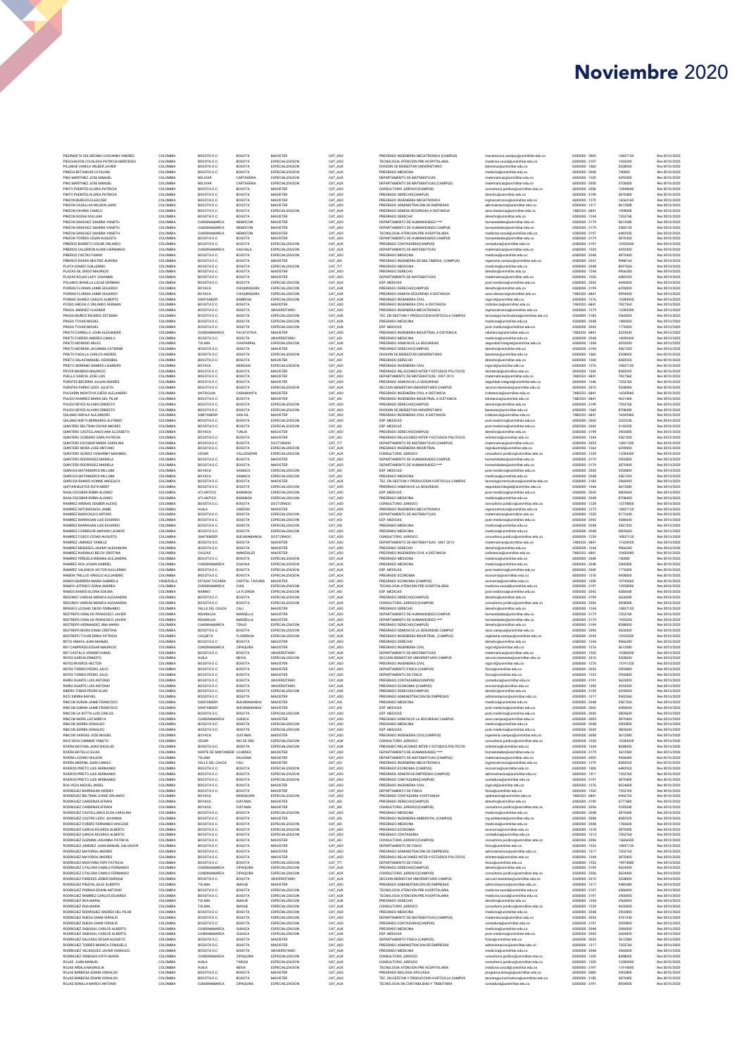# Noviembre 2020

| | | | | | | | | | | |
|---|---|---|---|---|---|---|---|---|---|---|
| PIEDRAHITA SOLORZANO GIOVANNY ANDRES | COLOMBIA | BOGOTA D.C. | BOGOTA | MAGISTER | CAT_ASO | PREGRADO INGENIERIA MECATRONICA (CAMPUS) | mecatronica.campus@unimilitar.edu.co | 6500000 - 3809 | 10837120 | Res 0010/2020 |
| PIESCHACON COVALEDA PATRICIA MERCEDES | COLOMBIA | BOGOTA D.C. | BOGOTA | ESPECIALIZACION | CAT_ASO | TECNOLOGIA ATENCION PRE HOSPITALARIA | medicina.social@unimilitar.edu.co | 6500000 - 3197 | 1935200 | Res 0010/2020 |
| PILIMUE VARELA WILDER JAVIER | COLOMBIA | BOGOTA D.C. | BOGOTA | ESPECIALIZACION | CAT_AUX | DIVISION DE BIENESTAR UNIVERSITARIO | bienestar@unimilitar.edu.co | 6500000 - 1060 | 5208000 | Res 0010/2020 |
| PINEDA BETANCUR CATALINA | COLOMBIA | BOGOTA D.C. | BOGOTA | ESPECIALIZACION | CAT_AUX | PREGRADO MEDICINA | medicina@unimilitar.edu.co | 6500000 - 2048 | 740800 | Res 0010/2020 |
| PINO MARTINEZ JOSE MANUEL | COLOMBIA | BOLIVAR | CARTAGENA | ESPECIALIZACION | CAT_AUX | DEPARTAMENTO DE MATEMATICAS | matematicas@unimilitar.edu.co | 6500000 - 1520 | 4292800 | Res 0010/2020 |
| PINO MARTINEZ JOSE MANUEL | COLOMBIA | BOLIVAR | CARTAGENA | ESPECIALIZACION | CAT_AUX | DEPARTAMENTO DE MATEMATICAS (CAMPUS) | matematicas@unimilitar.edu.co | 6500000 - 3055 | 3708000 | Res 0010/2020 |
| PINTO PUENTES GLORIA PATRICIA | COLOMBIA | BOGOTA D.C. | BOGOTA | MAGISTER | CAT_ASO | CONSULTORIO JURIDICO(CAMPUS) | consultorio.juridico@unimilitar.edu.co | 6500000 - 3206 | 13449640 | Res 0010/2020 |
| PINTO PUENTES GLORIA PATRICIA | COLOMBIA | BOGOTA D.C. | BOGOTA | MAGISTER | CAT_ASO | PREGRADO DERECHO(CAMPUS) | derecho@unimilitar.edu.co | 6500000 - 3199 | 3870400 | Res 0010/2020 |
| PINZON BURGOS ELEAZAR | COLOMBIA | BOGOTA D.C. | BOGOTA | MAGISTER | CAT_ASO | PREGRADO INGENIERIA MECATRONICA | ingmecatronica@unimilitar.edu.co | 6500000 - 1279 | 16062160 | Res 0010/2020 |
| PINZON CASALLAS WILSON JAIRO | COLOMBIA | BOGOTA D.C. | BOGOTA | MAGISTER | CAT_ASO | PREGRADO ADMINISTRACION DE EMPRESAS | administracion@unimilitar.edu.co | 6500000 - 1346 | 5613080 | Res 0010/2020 |
| PINZON GAVIRIA CAMILO | COLOMBIA | BOGOTA D.C. | BOGOTA | ESPECIALIZACION | CAT_AUX | PREGRADO ADMON SEGURIDAD A DISTANCIA | aseo.distancia@unimilitar.edu.co | 7480333 - 6841 | 1998000 | Res 0010/2020 |
| PINZON NOSSA WILLIAM | COLOMBIA | BOGOTA D.C. | BOGOTA | MAGISTER | CAT_ASO | PREGRADO DERECHO | derecho@unimilitar.edu.co | 6500000 - 1244 | 7253760 | Res 0010/2020 |
| PINZON SANCHEZ SANDRA YANETH | COLOMBIA | CUNDINAMARCA | NEMOCON | MAGISTER | CAT_ASO | DEPARTAMENTO DE HUMANIDADES **** | humanidades@unimilitar.edu.co | 6500000 - 2179 | 5613080 | Res 0010/2020 |
| PINZON SANCHEZ SANDRA YANETH | COLOMBIA | CUNDINAMARCA | NEMOCON | MAGISTER | CAT_ASO | DEPARTAMENTO DE HUMANIDADES CAMPUS | humanidades@unimilitar.edu.co | 6500000 - 2179 | 3580120 | Res 0010/2020 |
| PINZON SANCHEZ SANDRA YANETH | COLOMBIA | CUNDINAMARCA | NEMOCON | MAGISTER | CAT_ASO | TECNOLOGIA ATENCION PRE HOSPITALARIA | medicina.social@unimilitar.edu.co | 6500000 - 3197 | 6482920 | Res 0010/2020 |
| PINZON TORRES CESAR AUGUSTO | COLOMBIA | BOGOTA D.C. | BOGOTA | MAGISTER | CAT_ASO | DEPARTAMENTO DE HUMANIDADES CAMPUS | humanidades@unimilitar.edu.co | 6500000 - 2179 | 3870400 | Res 0010/2020 |
| PIÑEROS BARRETO OSCAR ORLANDO | COLOMBIA | BOGOTA D.C. | BOGOTA | ESPECIALIZACION | CAT_AUX | PREGRADO CONTADURIA(CAMPUS) | contaduria@unimilitar.edu.co | 6500000 - 3191 | 10952000 | Res 0010/2020 |
| PIÑEROS CALDERON ALIRIO HERNANDO | COLOMBIA | CUNDINAMARCA | GACHALA | ESPECIALIZACION | CAT_AUX | DEPARTAMENTO DE MATEMATICAS | matematicas@unimilitar.edu.co | 6500000 - 1520 | 4292800 | Res 0010/2020 |
| PIÑEROS CASTRO FANNY | COLOMBIA | BOGOTA D.C. | BOGOTA | ESPECIALIZACION | CAT_ASO | PREGRADO MEDICINA | medicina@unimilitar.edu.co | 6500000 - 2048 | 3870400 | Res 0010/2020 |
| PIÑEROS RIVERA BEATRIZ AURORA | COLOMBIA | BOGOTA D.C. | BOGOTA | MAGISTER | CAT_ASI | PREGRADO INGENIERIA DE MULTIMEDIA (CAMPUS) | ingenieria.campus@unimilitar.edu.co | 6500000 - 3247 | 9988160 | Res 0010/2020 |
| PLATA GOMEZ GUILLERMO | COLOMBIA | BOGOTA D.C. | BOGOTA | ESPECIALIZACION | CAT_TIT | PREGRADO MEDICINA | medicina@unimilitar.edu.co | 6500000 - 2048 | 8097600 | Res 0010/2020 |
| PLAZAS GIL DIEGO MAURICIO | COLOMBIA | BOGOTA D.C. | BOGOTA | MAGISTER | CAT_ASO | PREGRADO DERECHO | derecho@unimilitar.edu.co | 6500000 - 1244 | 9966280 | Res 0010/2020 |
| PLAZAS ROJAS LADY JOHANNA | COLOMBIA | BOGOTA D.C. | BOGOTA | MAGISTER | CAT_ASO | DEPARTAMENTO DE MATEMATICAS | matematicas@unimilitar.edu.co | 6500000 - 1520 | 6482920 | Res 0010/2020 |
| POLANCO BONILLA LUCAS GERMAN | COLOMBIA | BOGOTA D.C. | BOGOTA | ESPECIALIZACION | CAT_AUX | ESP. MEDICAS | post.medicina@unimilitar.edu.co | 6500000 - 2042 | 4440000 | Res 0010/2020 |
| PORRAS FLORIAN JAIME EDUARDO | COLOMBIA | BOYACA | CHIQUINQUIRA | ESPECIALIZACION | CAT_AUX | PREGRADO DERECHO(CAMPUS) | derecho@unimilitar.edu.co | 6500000 - 3199 | 6290000 | Res 0010/2020 |
| PORRAS FLORIAN JAIME EDUARDO | COLOMBIA | BOYACA | CHIQUINQUIRA | ESPECIALIZACION | CAT_AUX | PREGRADO ADMON SEGURIDAD A DISTANCIA | aseo.distancia@unimilitar.edu.co | 7480333 - 6841 | 5994000 | Res 0010/2020 |
| PORRAS SUAREZ CARLOS ALBERTO | COLOMBIA | SANTANDER | BARBOSA | ESPECIALIZACION | CAT_AUX | PREGRADO INGENIERIA CIVIL | ingcivil@unimilitar.edu.co | 6500000 - 1276 | 12284000 | Res 0010/2020 |
| POSSO AREVALO ORLANDO GERMAN | COLOMBIA | BOGOTA D.C. | BOGOTA | MAGISTER | CAT_ASO | PREGRADO INGENIERIA CIVIL A DISTANCIA | icdistancia@unimilitar.edu.co | 7480333 - 6841 | 7837560 | Res 0010/2020 |
| PRADA JIMENEZ VLADIMIR | COLOMBIA | BOGOTA D.C. | BOGOTA | UNIVERSITARIO | CAT_ASO | PREGRADO INGENIERIA MECATRONICA | ingmecatronica@unimilitar.edu.co | 6500000 - 1279 | 12385280 | Res 0010/2020 |
| PRADA MUÑOZ RICARDO ESTEBAN | COLOMBIA | BOGOTA D.C. | BOGOTA | ESPECIALIZACION | CAT_AUX | TEC. EN GESTION Y PRODUCCION HORTICOLA CAMPUS | tecnologia.horticultura@unimilitar.edu.co | 6500000 - 3183 | 2960000 | Res 0010/2020 |
| PRADA TOVAR MIGUEL | COLOMBIA | BOGOTA D.C. | BOGOTA | ESPECIALIZACION | CAT_AUX | PREGRADO MEDICINA | medicina@unimilitar.edu.co | 6500000 - 2048 | 1480000 | Res 0010/2020 |
| PRADA TOVAR MIGUEL | COLOMBIA | BOGOTA D.C. | BOGOTA | ESPECIALIZACION | CAT_AUX | ESP. MEDICAS | post.medicina@unimilitar.edu.co | 6500000 - 2042 | 1776000 | Res 0010/2020 |
| PRIETO CARRILLO JOHN ALEXANDER | COLOMBIA | CUNDINAMARCA | FACATATIVA | MAGISTER | CAT_ASO | PREGRADO INGENIERIA INDUSTRIAL A DISTANCIA | iidistancia@unimilitar.edu.co | 7480333 - 6841 | 5255040 | Res 0010/2020 |
| PRIETO FORERO ANDRES CAMILO | COLOMBIA | BOGOTA D.C. | BOGOTA | UNIVERSITARIO | CAT_ASI | PREGRADO MEDICINA | medicina@unimilitar.edu.co | 6500000 - 2048 | 14093440 | Res 0010/2020 |
| PRIETO MORENO ARLES | COLOMBIA | TOLIMA | CHAPARRAL | ESPECIALIZACION | CAT_AUX | PREGRADO ADMON DE LA SEGURIDAD | seguridad.integral@unimilitar.edu.co | 6500000 - 1346 | 4292000 | Res 0010/2020 |
| PRIETO MORENO JHOANNA CATERINE | COLOMBIA | BOGOTA D.C. | BOGOTA | MAGISTER | CAT_ASI | PREGRADO DERECHO(CAMPUS) | derecho@unimilitar.edu.co | 6500000 - 3199 | 3567200 | Res 0010/2020 |
| PRIETO PADILLA CARLOS ANDRES | COLOMBIA | BOGOTA D.C. | BOGOTA | ESPECIALIZACION | CAT_AUX | DIVISION DE BIENESTAR UNIVERSITARIO | bienestar@unimilitar.edu.co | 6500000 - 1060 | 5208000 | Res 0010/2020 |
| PRIETO SALAS MANUEL ASDRUBAL | COLOMBIA | BOGOTA D.C. | BOGOTA | MAGISTER | CAT_ASI | PREGRADO DERECHO | derecho@unimilitar.edu.co | 6500000 - 1244 | 8382920 | Res 0010/2020 |
| PRIETO SERRANO RAMIRO LISANDRO | COLOMBIA | BOYACA | MONGUA | ESPECIALIZACION | CAT_AUX | PREGRADO INGENIERIA CIVIL | ingcivil@unimilitar.edu.co | 6500000 - 1276 | 10837120 | Res 0010/2020 |
| PRYOR MORENO MAURICIO | COLOMBIA | BOGOTA D.C. | BOGOTA | MAGISTER | CAT_ASI | PREGRADO RELACIONES INTER Y ESTUDIOS POLITICOS | relinternal@unimilitar.edu.co | 6500000 - 1343 | 8382920 | Res 0010/2020 |
| PUELLO GARCIA JOSE LUIS | COLOMBIA | BOGOTA D.C. | BOGOTA | MAGISTER | CAT_ASO | DEPARTAMENTO DE MATEMATICAS - DIST 2013 | matematicas@unimilitar.edu.co | 7480333 - 6841 | 7837560 | Res 0010/2020 |
| PUENTES BECERRA JULIAN ANDRES | COLOMBIA | BOGOTA D.C. | BOGOTA | MAGISTER | CAT_ASO | PREGRADO ADMON DE LA SEGURIDAD | seguridad.integral@unimilitar.edu.co | 6500000 - 1346 | 7253760 | Res 0010/2020 |
| PUENTES PARDO LEIDY JULIETH | COLOMBIA | BOGOTA D.C. | BOGOTA | ESPECIALIZACION | CAT_AUX | SECCION BIENESTAR UNIVERSITARIO CAMPUS | seccion.bienestar@unimilitar.edu.co | 6500000 - 3310 | 5208000 | Res 0010/2020 |
| PULGARIN MONTOYA DIEGO ALEJANDRO | COLOMBIA | ANTIOQUIA | CARAMANTA | MAGISTER | CAT_ASO | PREGRADO INGENIERIA CIVIL A DISTANCIA | icdistancia@unimilitar.edu.co | 7480333 - 6841 | 16545960 | Res 0010/2020 |
| PULIDO RAMIREZ MARIA DEL PILAR | COLOMBIA | BOGOTA D.C. | BOGOTA | MAGISTER | CAT_ASI | PREGRADO INGENIERIA INDUSTRIAL A DISTANCIA | iidistancia@unimilitar.edu.co | 7480333 - 6841 | 9631440 | Res 0010/2020 |
| PULIDO REYES ALVARO ERNESTO | COLOMBIA | BOGOTA D.C. | BOGOTA | ESPECIALIZACION | CAT_ASO | PREGRADO DERECHO(CAMPUS) | derecho@unimilitar.edu.co | 6500000 - 3199 | 7253760 | Res 0010/2020 |
| PULIDO REYES ALVARO ERNESTO | COLOMBIA | BOGOTA D.C. | BOGOTA | ESPECIALIZACION | CAT_ASO | DIVISION DE BIENESTAR UNIVERSITARIO | bienestar@unimilitar.edu.co | 6500000 - 1060 | 8708400 | Res 0010/2020 |
| QUIJANO ARDILA ALEJANDRO | COLOMBIA | SANTANDER | SAN GIL | MAGISTER | CAT_ASO | PREGRADO INGENIERIA CIVIL A DISTANCIA | icdistancia@unimilitar.edu.co | 7480333 - 6841 | 16545960 | Res 0010/2020 |
| QUIJANO NIETO BERNARDO ALFONSO | COLOMBIA | BOGOTA D.C. | BOGOTA | ESPECIALIZACION | CAT_ASO | ESP. MEDICAS | post.medicina@unimilitar.edu.co | 6500000 - 2042 | 2322240 | Res 0010/2020 |
| QUINTERO BELTRAN OSCAR ANDRES | COLOMBIA | BOGOTA D.C. | BOGOTA | ESPECIALIZACION | CAT_ASI | ESP. MEDICAS | post.medicina@unimilitar.edu.co | 6500000 - 2042 | 2140320 | Res 0010/2020 |
| QUINTERO CASTELLANOS ANA ELIZABETH | COLOMBIA | BOYACA | TUNJA | MAGISTER | CAT_ASO | PREGRADO DERECHO(CAMPUS) | derecho@unimilitar.edu.co | 6500000 - 3199 | 2902800 | Res 0010/2020 |
| QUINTERO CORDERO SARA PATRICIA | COLOMBIA | BOGOTA D.C. | BOGOTA | MAGISTER | CAT_ASI | PREGRADO RELACIONES INTER Y ESTUDIOS POLITICOS | relinternal@unimilitar.edu.co | 6500000 - 1344 | 3567200 | Res 0010/2020 |
| QUINTERO ESCOBAR MARIA CAROLINA | COLOMBIA | BOGOTA D.C. | DOCTORADO | CAT_TIT | | DEPARTAMENTO DE MATEMATICAS (CAMPUS) | matematicas@unimilitar.edu.co | 6500000 - 3055 | 12021200 | Res 0010/2020 |
| QUINTERO MORA JOSE ANTONIO | COLOMBIA | BOGOTA D.C. | BOGOTA | ESPECIALIZACION | CAT_AUX | PREGRADO INGENIERIA INDUSTRIAL | ingindustrial@unimilitar.edu.co | 6500000 - 1264 | 6290000 | Res 0010/2020 |
| QUINTERO QUIROZ YAHAIRINY MAHINDU | COLOMBIA | CESAR | VALLEDUPAR | ESPECIALIZACION | CAT_AUX | CONSULTORIO JURIDICO | consultorio.juridico@unimilitar.edu.co | 6500000 - 1239 | 12284000 | Res 0010/2020 |
| QUINTERO RODRIGUEZ MARIELA | COLOMBIA | BOGOTA D.C. | BOGOTA | MAGISTER | CAT_ASO | DEPARTAMENTO DE HUMANIDADES CAMPUS | humanidades@unimilitar.edu.co | 6500000 - 2179 | 2902800 | Res 0010/2020 |
| QUINTERO RODRIGUEZ MARIELA | COLOMBIA | BOGOTA D.C. | BOGOTA | MAGISTER | CAT_ASO | DEPARTAMENTO DE HUMANIDADES **** | humanidades@unimilitar.edu.co | 6500000 - 2179 | 3870400 | Res 0010/2020 |
| QUIROGA MATAMOROS WILLIAM | COLOMBIA | BOYACA | SAMACA | ESPECIALIZACION | CAT_ASI | ESP. MEDICAS | post.medicina@unimilitar.edu.co | 6500000 - 2042 | 5350800 | Res 0010/2020 |
| QUIROGA MATAMOROS WILLIAM | COLOMBIA | BOYACA | SAMACA | ESPECIALIZACION | CAT_ASI | PREGRADO MEDICINA | medicina@unimilitar.edu.co | 6500000 - 2048 | 3567200 | Res 0010/2020 |
| QUIROGA RAMOS IVONNE ANGELICA | COLOMBIA | BOGOTA D.C. | BOGOTA | MAGISTER | CAT_AUX | TEC. EN GESTION Y PRODUCCION HORTICOLA CAMPUS | tecnologia.horticultura@unimilitar.edu.co | 6500000 - 3182 | 2960000 | Res 0010/2020 |
| QUITIAN BUSTOS RUTH MERY | COLOMBIA | BOGOTA D.C. | BOGOTA | ESPECIALIZACION | CAT_AUX | PREGRADO ADMON DE LA SEGURIDAD | seguridad.integral@unimilitar.edu.co | 6500000 - 1346 | 5613080 | Res 0010/2020 |
| RADA ESCOBAR ROBIN ALONSO | COLOMBIA | ATLANTICO | BARANOA | ESPECIALIZACION | CAT_ASO | ESP. MEDICAS | post.medicina@unimilitar.edu.co | 6500000 - 2042 | 5805600 | Res 0010/2020 |
| RADA ESCOBAR ROBIN ALONSO | COLOMBIA | ATLANTICO | BARANOA | ESPECIALIZACION | CAT_ASO | PREGRADO MEDICINA | medicina@unimilitar.edu.co | 6500000 - 2048 | 8708400 | Res 0010/2020 |
| RAMIREZ ARENAS ODUBER ALEXIS | COLOMBIA | BOGOTA D.C. | BOGOTA | DOCTORADO | CAT_ASO | CONSULTORIO JURIDICO | consultorio.juridico@unimilitar.edu.co | 6500000 - 1239 | 12578800 | Res 0010/2020 |
| RAMIREZ ARTUNDUAGA JAIME | COLOMBIA | HUILA | GARZON | MAGISTER | CAT_ASO | PREGRADO INGENIERIA MECATRONICA | ingmecatronica@unimilitar.edu.co | 6500000 - 1279 | 10837120 | Res 0010/2020 |
| RAMIREZ BARACALDO ARTURO | COLOMBIA | BOGOTA D.C. | BOGOTA | ESPECIALIZACION | CAT_ASI | DEPARTAMENTO DE MATEMATICAS | matematicas@unimilitar.edu.co | 6500000 - 1520 | 5172440 | Res 0010/2020 |
| RAMIREZ BARRAGAN LUIS EDUARDO | COLOMBIA | BOGOTA D.C. | BOGOTA | ESPECIALIZACION | CAT_ASI | ESP. MEDICAS | post.medicina@unimilitar.edu.co | 6500000 - 2042 | 4280640 | Res 0010/2020 |
| RAMIREZ BARRAGAN LUIS EDUARDO | COLOMBIA | BOGOTA D.C. | BOGOTA | ESPECIALIZACION | CAT_ASI | PREGRADO MEDICINA | medicina@unimilitar.edu.co | 6500000 - 2048 | 3567200 | Res 0010/2020 |
| RAMIREZ CORREDOR AMPARO LEONOR | COLOMBIA | BOGOTA D.C. | BOGOTA | ESPECIALIZACION | CAT_ASO | PREGRADO MEDICINA | medicina@unimilitar.edu.co | 6500000 - 2048 | 5805600 | Res 0010/2020 |
| RAMIREZ CORZO CESAR AUGUSTO | COLOMBIA | SANTANDER | BUCARAMANGA | DOCTORADO | CAT_ASO | CONSULTORIO JURIDICO | consultorio.juridico@unimilitar.edu.co | 6500000 - 1239 | 10837120 | Res 0010/2020 |
| RAMIREZ JIMENEZ YAMILE | COLOMBIA | BOGOTA D.C. | BOGOTA | MAGISTER | CAT_ASO | DEPARTAMENTO DE MATEMATICAS - DIST 2013 | matematicas@unimilitar.edu.co | 7480333 - 6841 | 11320920 | Res 0010/2020 |
| RAMIREZ MENESES JAHIMY ALEXANDRA | COLOMBIA | BOGOTA D.C. | BOGOTA | MAGISTER | CAT_ASO | PREGRADO DERECHO | derecho@unimilitar.edu.co | 6500000 - 1244 | 9966280 | Res 0010/2020 |
| RAMIREZ NARANJO BEIDY CRISTINA | COLOMBIA | CALDAS | MANIZALES | MAGISTER | CAT_ASO | PREGRADO INGENIERIA CIVIL A DISTANCIA | icdistancia@unimilitar.edu.co | 7480333 - 6841 | 10450080 | Res 0010/2020 |
| RAMIREZ PERUELA BIBIANA ALEJANDRA | COLOMBIA | BOGOTA D.C. | BOGOTA | ESPECIALIZACION | CAT_AUX | PREGRADO MEDICINA | medicina@unimilitar.edu.co | 6500000 - 2048 | 740800 | Res 0010/2020 |
| RAMIREZ RIOS JOHAN GABRIEL | COLOMBIA | CUNDINAMARCA | SOACHA | ESPECIALIZACION | CAT_AUX | PREGRADO MEDICINA | medicina@unimilitar.edu.co | 6500000 - 2048 | 2960000 | Res 0010/2020 |
| RAMIREZ VALENCIA VICTOR GUILLERMO | COLOMBIA | BOGOTA D.C. | BOGOTA | ESPECIALIZACION | CAT_AUX | ESP. MEDICAS | post.medicina@unimilitar.edu.co | 6500000 - 2042 | 1776000 | Res 0010/2020 |
| RAMON TRILLOS VIRGILIO ALEJANDRO | COLOMBIA | BOGOTA D.C. | BOGOTA | ESPECIALIZACION | CAT_AUX | PREGRADO ECONOMIA | economia@unimilitar.edu.co | 6500000 - 1318 | 4958000 | Res 0010/2020 |
| RAMOS BARRERA MARIA GABRIELA | VENEZUELA | ESTADO TACHIRA | CAPITAL TACHIRA | MAGISTER | CAT_ASO | PREGRADO ECONOMIA (CAMPUS) | economia@unimilitar.edu.co | 6500000 - 1300 | 10740360 | Res 0010/2020 |
| RAMOS JUTINICO SONIA ANDREA | COLOMBIA | CUNDINAMARCA | CHIA | ESPECIALIZACION | CAT_AUX | TECNOLOGIA ATENCION PRE HOSPITALARIA | medicina.social@unimilitar.edu.co | 6500000 - 3197 | 12950000 | Res 0010/2020 |
| RAMOS RAMOS GLORIA EDILMA | COLOMBIA | NARIÑO | LA FLORIDA | ESPECIALIZACION | CAT_ASI | ESP. MEDICAS | post.medicina@unimilitar.edu.co | 6500000 - 2042 | 4280640 | Res 0010/2020 |
| REDONDO VARGAS MONICA ALEXANDRA | COLOMBIA | BOGOTA D.C. | BOGOTA | ESPECIALIZACION | CAT_AUX | PREGRADO DERECHO(CAMPUS) | derecho@unimilitar.edu.co | 6500000 - 3199 | 3626000 | Res 0010/2020 |
| REDONDO VARGAS MONICA ALEXANDRA | COLOMBIA | BOGOTA D.C. | BOGOTA | ESPECIALIZACION | CAT_AUX | CONSULTORIO JURIDICO(CAMPUS) | consultorio.juridico@unimilitar.edu.co | 6500000 - 3206 | 4958000 | Res 0010/2020 |
| RENGIFO LOZANO DIEGO FERNANDO | COLOMBIA | VALLE DEL CAUCA | CALI | MAGISTER | CAT_ASO | PREGRADO DERECHO | derecho@unimilitar.edu.co | 6500000 - 1244 | 10837120 | Res 0010/2020 |
| RESTREPO GIRALDO FRANCISCO JAVIER | COLOMBIA | RISARALDA | MARSELLA | MAGISTER | CAT_ASO | DEPARTAMENTO DE HUMANIDADES CAMPUS | humanidades@unimilitar.edu.co | 6500000 - 2179 | 7253760 | Res 0010/2020 |
| RESTREPO GIRALDO FRANCISCO JAVIER | COLOMBIA | RISARALDA | MARSELLA | MAGISTER | CAT_ASO | DEPARTAMENTO DE HUMANIDADES **** | humanidades@unimilitar.edu.co | 6500000 - 2179 | 1935200 | Res 0010/2020 |
| RESTREPO HERNANDEZ ANA MARIA | COLOMBIA | CUNDINAMARCA | TENJO | ESPECIALIZACION | CAT_AUX | PREGRADO DERECHO(CAMPUS) | derecho@unimilitar.edu.co | 6500000 - 3199 | 8288000 | Res 0010/2020 |
| RESTREPO MORA DIANA CRISTINA | COLOMBIA | BOGOTA D.C. | BOGOTA | ESPECIALIZACION | CAT_AUX | PREGRADO ADMON DE LA SEGURIDAD CAMPUS | aseo.campus@unimilitar.edu.co | 6500000 - 3043 | 3626000 | Res 0010/2020 |
| RESTREPO TOVAR ERIKA PATRICIA | COLOMBIA | CAQUETA | FLORENCIA | ESPECIALIZACION | CAT_AUX | PREGRADO INGENIERIA INDUSTRIAL (CAMPUS) | ingenieria.campus@unimilitar.edu.co | 6500000 - 3245 | 10952000 | Res 0010/2020 |
| RETIS AMAYA JUAN MANUEL | COLOMBIA | BOGOTA D.C. | BOGOTA | MAGISTER | CAT_ASO | PREGRADO DERECHO | derecho@unimilitar.edu.co | 6500000 - 1244 | 9966280 | Res 0010/2020 |
| REY CAMPEROS EDGAR MAURICIO | COLOMBIA | CUNDINAMARCA | ZIPAQUIRA | ESPECIALIZACION | CAT_ASO | PREGRADO INGENIERIA CIVIL | ingcivil@unimilitar.edu.co | 6500000 - 1276 | 5613080 | Res 0010/2020 |
| REY CASTILLO VIDMAR DANIEL | COLOMBIA | BOGOTA D.C. | BOGOTA | UNIVERSITARIO | CAT_AUX | DEPARTAMENTO DE MATEMATICAS | matematicas@unimilitar.edu.co | 6500000 - 1520 | 10286000 | Res 0010/2020 |
| REYES GARCIA ERNESTO | COLOMBIA | HUILA | NEIVA | ESPECIALIZACION | CAT_AUX | SECCION BIENESTAR UNIVERSITARIO CAMPUS | seccion.bienestar@unimilitar.edu.co | 6500000 - 3310 | 5208000 | Res 0010/2020 |
| REYES RIVEROS HECTOR | COLOMBIA | BOGOTA D.C. | BOGOTA | MAGISTER | CAT_ASO | PREGRADO INGENIERIA CIVIL | ingcivil@unimilitar.edu.co | 6500000 - 1276 | 15191320 | Res 0010/2020 |
| REYES TORRES PEDRO JULIO | COLOMBIA | BOGOTA D.C. | BOGOTA | MAGISTER | CAT_ASO | DEPARTAMENTO FISICA (CAMPUS) | fisica@unimilitar.edu.co | 6500000 - 3053 | 2902800 | Res 0010/2020 |
| REYES TORRES PEDRO JULIO | COLOMBIA | BOGOTA D.C. | BOGOTA | MAGISTER | CAT_ASO | DEPARTAMENTO DE FISICA | fisica@unimilitar.edu.co | 6500000 - 1523 | 2902800 | Res 0010/2020 |
| RIAÑO DUARTE LUIS ANTONIO | COLOMBIA | BOGOTA D.C. | BOGOTA | UNIVERSITARIO | CAT_AUX | PREGRADO CONTADURIA(CAMPUS) | contaduria@unimilitar.edu.co | 6500000 - 3191 | 5624000 | Res 0010/2020 |
| RIAÑO DUARTE LUIS ANTONIO | COLOMBIA | BOGOTA D.C. | BOGOTA | UNIVERSITARIO | CAT_AUX | PREGRADO ECONOMIA (CAMPUS) | economia@unimilitar.edu.co | 6500000 - 1300 | 4292000 | Res 0010/2020 |
| RIBERO TOBAR PEDRO ELIAS | COLOMBIA | BOGOTA D.C. | BOGOTA | ESPECIALIZACION | CAT_AUX | PREGRADO DERECHO(CAMPUS) | derecho@unimilitar.edu.co | 6500000 - 3199 | 6290000 | Res 0010/2020 |
| RICO SIERRA RAFAEL | COLOMBIA | BOGOTA D.C. | BOGOTA | ESPECIALIZACION | CAT_ASO | PREGRADO ADMINISTRACION DE EMPRESAS | administracion@unimilitar.edu.co | 6500000 - 1317 | 5902360 | Res 0010/2020 |
| RINCON DURAN JAIME FRANCISCO | COLOMBIA | SANTANDER | BUCARAMANGA | MAGISTER | CAT_ASI | PREGRADO MEDICINA | medicina@unimilitar.edu.co | 6500000 - 2048 | 3567200 | Res 0010/2020 |
| RINCON DURAN JAIME FRANCISCO | COLOMBIA | SANTANDER | BUCARAMANGA | MAGISTER | CAT_ASI | ESP. MEDICAS | post.medicina@unimilitar.edu.co | 6500000 - 2042 | 4280640 | Res 0010/2020 |
| RINCON LA ROTTA LUIS CARLOS | COLOMBIA | BOGOTA D.C. | BOGOTA | ESPECIALIZACION | CAT_ASO | ESP. MEDICAS | post.medicina@unimilitar.edu.co | 6500000 - 2042 | 5805600 | Res 0010/2020 |
| RINCON MORA LUZ MIREYA | COLOMBIA | CUNDINAMARCA | SUESCA | MAGISTER | CAT_ASO | PREGRADO ADMON DE LA SEGURIDAD CAMPUS | aseo.campus@unimilitar.edu.co | 6500000 - 3043 | 3870400 | Res 0010/2020 |
| RINCON SIERRA OSWALDO | COLOMBIA | BOGOTA D.C. | BOGOTA | ESPECIALIZACION | CAT_ASO | PREGRADO MEDICINA | medicina@unimilitar.edu.co | 6500000 - 2048 | 2902800 | Res 0010/2020 |
| RINCON SIERRA OSWALDO | COLOMBIA | BOGOTA D.C. | BOGOTA | ESPECIALIZACION | CAT_ASO | ESP. MEDICAS | post.medicina@unimilitar.edu.co | 6500000 - 2042 | 5805600 | Res 0010/2020 |
| RINCON VARGAS JOSE MIGUEL | COLOMBIA | BOYACA | DUITAMA | MAGISTER | CAT_ASO | PREGRADO INGENIERIA CIVIL(CAMPUS) | ingenieria.campus@unimilitar.edu.co | 6500000 - 3088 | 5613080 | Res 0010/2020 |
| RIOS VEGA CARMEN YANETH | COLOMBIA | CESAR | RIO DE ORO | ESPECIALIZACION | CAT_AUX | CONSULTORIO JURIDICO | consultorio.juridico@unimilitar.edu.co | 6500000 - 1239 | 12284000 | Res 0010/2020 |
| RIVERA BAYONA JAIRO NICOLAS | COLOMBIA | BOGOTA D.C. | BOGOTA | ESPECIALIZACION | CAT_AUX | PREGRADO RELACIONES INTER Y ESTUDIOS POLITICOS | relinternal@unimilitar.edu.co | 6500000 - 1344 | 8288000 | Res 0010/2020 |
| RIVERA BOTELLO ELIAS | COLOMBIA | NORTE DE SANTANDER | LOURDES | MAGISTER | CAT_ASO | DEPARTAMENTO DE HUMANIDADES **** | humanidades@unimilitar.edu.co | 6500000 - 2179 | 5613080 | Res 0010/2020 |
| RIVERA LOZANO WILSON | COLOMBIA | TOLIMA | SALDAÑA | MAGISTER | CAT_ASO | DEPARTAMENTO DE MATEMATICAS (CAMPUS) | matematicas@unimilitar.edu.co | 6500000 - 3055 | 9966280 | Res 0010/2020 |
| RIVERA MEDINA JUAN CAMILO | COLOMBIA | VALLE DEL CAUCA | CALI | MAGISTER | CAT_ASI | PREGRADO INGENIERIA MECATRONICA | ingmecatronica@unimilitar.edu.co | 6500000 - 1279 | 8382920 | Res 0010/2020 |
| RIVEROS PRIETO LUIS HERNANDO | COLOMBIA | BOGOTA D.C. | BOGOTA | ESPECIALIZACION | CAT_ASO | PREGRADO ECONOMIA (CAMPUS) | economia@unimilitar.edu.co | 6500000 - 1300 | 6482920 | Res 0010/2020 |
| RIVEROS PRIETO LUIS HERNANDO | COLOMBIA | BOGOTA D.C. | BOGOTA | ESPECIALIZACION | CAT_ASO | PREGRADO ADMON DE EMPRESAS (CAMPUS) | administracion@unimilitar.edu.co | 6500000 - 1317 | 7253760 | Res 0010/2020 |
| RIVEROS PRIETO LUIS HERNANDO | COLOMBIA | BOGOTA D.C. | BOGOTA | ESPECIALIZACION | CAT_ASO | PREGRADO CONTADURIA(CAMPUS) | contaduria@unimilitar.edu.co | 6500000 - 3191 | 3870400 | Res 0010/2020 |
| ROA VEGA MIGUEL ANGEL | COLOMBIA | BOGOTA D.C. | BOGOTA | ESPECIALIZACION | CAT_AUX | PREGRADO INGENIERIA CIVIL | ingcivil@unimilitar.edu.co | 6500000 - 1276 | 8224600 | Res 0010/2020 |
| RODRIGUEZ BARRAGAN HERNEY | COLOMBIA | BOGOTA D.C. | BOGOTA | MAGISTER | CAT_ASO | DEPARTAMENTO DE FISICA | fisica@unimilitar.edu.co | 6500000 - 1523 | 7253760 | Res 0010/2020 |
| RODRIGUEZ BELTRAN JORGE ORLANDO | COLOMBIA | BOYACA | MONIQUIRA | ESPECIALIZACION | CAT_ASO | PREGRADO CONTADURIA A DISTANCIA | cpdistancia@unimilitar.edu.co | 7480333 - 6841 | 6966720 | Res 0010/2020 |
| RODRIGUEZ CARDENAS EFRAIN | COLOMBIA | BOYACA | DUITAMA | MAGISTER | CAT_ASI | PREGRADO DERECHO(CAMPUS) | derecho@unimilitar.edu.co | 6500000 - 3199 | 6777680 | Res 0010/2020 |
| RODRIGUEZ CARDENAS EFRAIN | COLOMBIA | BOYACA | DUITAMA | MAGISTER | CAT_ASI | CONSULTORIO JURIDICO(CAMPUS) | consultorio.juridico@unimilitar.edu.co | 6500000 - 3206 | 9185840 | Res 0010/2020 |
| RODRIGUEZ CASTELLANOS ELSA CAROLINA | COLOMBIA | BOGOTA D.C. | BOGOTA | ESPECIALIZACION | CAT_ASO | PREGRADO MEDICINA | medicina@unimilitar.edu.co | 6500000 - 2048 | 3870400 | Res 0010/2020 |
| RODRIGUEZ CASTRO LEIDY JOHANNA | COLOMBIA | BOGOTA D.C. | BOGOTA | MAGISTER | CAT_ASI | PREGRADO INGENIERIA AMBIENTAL (CAMPUS) | ing.ambiental@unimilitar.edu.co | 6500000 - 3088 | 8382920 | Res 0010/2020 |
| RODRIGUEZ FORERO FERNANDO ANICZAR | COLOMBIA | BOGOTA D.C. | BOGOTA | ESPECIALIZACION | CAT_AUX | PREGRADO MEDICINA | medicina@unimilitar.edu.co | 6500000 - 2048 | 1785600 | Res 0010/2020 |
| RODRIGUEZ GARCIA RICARDO ALBERTO | COLOMBIA | BOGOTA D.C. | BOGOTA | ESPECIALIZACION | CAT_ASO | PREGRADO ECONOMIA | economia@unimilitar.edu.co | 6500000 - 1318 | 3870400 | Res 0010/2020 |
| RODRIGUEZ GARCIA RICARDO ALBERTO | COLOMBIA | BOGOTA D.C. | BOGOTA | ESPECIALIZACION | CAT_ASO | PREGRADO CONTADURIA | contaduria@unimilitar.edu.co | 6500000 - 1316 | 7253760 | Res 0010/2020 |
| RODRIGUEZ GUZMAN JOHANNA PATRICIA | COLOMBIA | BOGOTA D.C. | BOGOTA | MAGISTER | CAT_ASI | CONSULTORIO JURIDICO(CAMPUS) | consultorio.juridico@unimilitar.edu.co | 6500000 - 3206 | 15606500 | Res 0010/2020 |
| RODRIGUEZ JIMENEZ JUAN MANUEL SALVADOR | COLOMBIA | BOGOTA D.C. | BOGOTA | MAGISTER | CAT_ASO | DEPARTAMENTO DE FISICA | fisica@unimilitar.edu.co | 6500000 - 1523 | 10837120 | Res 0010/2020 |
| RODRIGUEZ MAYORGA ANDRES | COLOMBIA | BOGOTA D.C. | BOGOTA | MAGISTER | CAT_ASO | PREGRADO ADMINISTRACION DE EMPRESAS | administracion@unimilitar.edu.co | 6500000 - 1317 | 7253760 | Res 0010/2020 |
| RODRIGUEZ MAYORGA ANDRES | COLOMBIA | BOGOTA D.C. | BOGOTA | MAGISTER | CAT_ASO | PREGRADO RELACIONES INTER Y ESTUDIOS POLITICOS | relinternal@unimilitar.edu.co | 6500000 - 1344 | 3870400 | Res 0010/2020 |
| RODRIGUEZ MONTAÑA FERY PATRICIA | COLOMBIA | BOGOTA D.C. | BOGOTA | ESPECIALIZACION | CAT_TIT | DEPARTAMENTO DE FISICA | fisica@unimilitar.edu.co | 6500000 - 1523 | 19974080 | Res 0010/2020 |
| RODRIGUEZ OTALORA CAMILO FERNANDO | COLOMBIA | CUNDINAMARCA | ZIPAQUIRA | ESPECIALIZACION | CAT_AUX | PREGRADO DERECHO(CAMPUS) | derecho@unimilitar.edu.co | 6500000 - 3199 | 5624000 | Res 0010/2020 |
| RODRIGUEZ OTALORA CAMILO FERNANDO | COLOMBIA | CUNDINAMARCA | ZIPAQUIRA | ESPECIALIZACION | CAT_AUX | CONSULTORIO JURIDICO(CAMPUS) | consultorio.juridico@unimilitar.edu.co | 6500000 - 3206 | 5624000 | Res 0010/2020 |
| RODRIGUEZ PAREDES JEBBER ENRIQUE | COLOMBIA | BOGOTA D.C. | BOGOTA | UNIVERSITARIO | CAT_AUX | SECCION BIENESTAR UNIVERSITARIO CAMPUS | seccion.bienestar@unimilitar.edu.co | 6500000 - 3310 | 5208000 | Res 0010/2020 |
| RODRIGUEZ PINZON JULIO ALBERTO | COLOMBIA | TOLIMA | IBAGUE | MAGISTER | CAT_ASI | PREGRADO ADMINISTRACION DE EMPRESAS | administracion@unimilitar.edu.co | 6500000 - 1317 | 9482480 | Res 0010/2020 |
| RODRIGUEZ PORRAS EDWIN ANTONIO | COLOMBIA | BOGOTA D.C. | BOGOTA | ESPECIALIZACION | CAT_AUX | TECNOLOGIA ATENCION PRE HOSPITALARIA | medicina.social@unimilitar.edu.co | 6500000 - 3197 | 6586000 | Res 0010/2020 |
| RODRIGUEZ RAMIREZ CARLOS EDUARDO | COLOMBIA | BOGOTA D.C. | BOGOTA | ESPECIALIZACION | CAT_AUX | TECNOLOGIA ATENCION PRE HOSPITALARIA | medicina.social@unimilitar.edu.co | 6500000 - 3197 | 2960000 | Res 0010/2020 |
| RODRIGUEZ ROA MARIA | COLOMBIA | TOLIMA | IBAGUE | ESPECIALIZACION | CAT_AUX | PREGRADO DERECHO | derecho@unimilitar.edu.co | 6500000 - 1244 | 2960000 | Res 0010/2020 |
| RODRIGUEZ ROA MARIA | COLOMBIA | TOLIMA | IBAGUE | ESPECIALIZACION | CAT_AUX | CONSULTORIO JURIDICO | consultorio.juridico@unimilitar.edu.co | 6500000 - 1239 | 9620000 | Res 0010/2020 |
| RODRIGUEZ RODRIGUEZ ANDREA DEL PILAR | COLOMBIA | BOGOTA D.C. | BOGOTA | ESPECIALIZACION | CAT_ASO | PREGRADO MEDICINA | medicina@unimilitar.edu.co | 6500000 - 2048 | 2902800 | Res 0010/2020 |
| RODRIGUEZ RUEDA OMAR VIRGILIO | COLOMBIA | BOGOTA D.C. | BOGOTA | ESPECIALIZACION | CAT_ASO | DEPARTAMENTO DE MATEMATICAS (CAMPUS) | matematicas@unimilitar.edu.co | 6500000 - 3055 | 4741240 | Res 0010/2020 |
| RODRIGUEZ RUEDA OMAR VIRGILIO | COLOMBIA | BOGOTA D.C. | BOGOTA | ESPECIALIZACION | CAT_ASO | PREGRADO CONTADURIA(CAMPUS) | contaduria@unimilitar.edu.co | 6500000 - 3191 | 2902800 | Res 0010/2020 |
| RODRIGUEZ SABOGAL CARLOS ALBERTO | COLOMBIA | CUNDINAMARCA | GUASCA | ESPECIALIZACION | CAT_AUX | PREGRADO MEDICINA | medicina@unimilitar.edu.co | 6500000 - 2048 | 2960000 | Res 0010/2020 |
| RODRIGUEZ SABOGAL CARLOS ALBERTO | COLOMBIA | CUNDINAMARCA | GUASCA | ESPECIALIZACION | CAT_AUX | ESP. MEDICAS | post.medicina@unimilitar.edu.co | 6500000 - 2042 | 2664000 | Res 0010/2020 |
| RODRIGUEZ SALCEDO EDGAR AUGUSTO | COLOMBIA | BOGOTA D.C. | BOGOTA | MAGISTER | CAT_ASO | DEPARTAMENTO FISICA (CAMPUS) | fisica@unimilitar.edu.co | 6500000 - 3053 | 5613080 | Res 0010/2020 |
| RODRIGUEZ TORRES MONICA CONSUELO | COLOMBIA | BOGOTA D.C. | BOGOTA | MAGISTER | CAT_ASO | PREGRADO ADMINISTRACION DE EMPRESAS | administracion@unimilitar.edu.co | 6500000 - 1317 | 7253760 | Res 0010/2020 |
| RODRIGUEZ VELASQUEZ JAVIER OSWALDO | COLOMBIA | BOGOTA D.C. | BOGOTA | UNIVERSITARIO | CAT_AUX | PREGRADO MEDICINA | medicina@unimilitar.edu.co | 6500000 - 2048 | 2960000 | Res 0010/2020 |
| RODRIGUEZ VENEGAS IVETH MARIA | COLOMBIA | CUNDINAMARCA | ZIPAQUIRA | ESPECIALIZACION | CAT_AUX | CONSULTORIO JURIDICO | consultorio.juridico@unimilitar.edu.co | 6500000 - 1239 | 8288000 | Res 0010/2020 |
| ROJAS JUAN MANUEL | COLOMBIA | HUILA | TARQUI | ESPECIALIZACION | CAT_AUX | CONSULTORIO JURIDICO | consultorio.juridico@unimilitar.edu.co | 6500000 - 1239 | 12284000 | Res 0010/2020 |
| ROJAS ARDILA MAGNOLIA | COLOMBIA | HUILA | NEIVA | ESPECIALIZACION | CAT_AUX | TECNOLOGIA ATENCION PRE HOSPITALARIA | medicina.social@unimilitar.edu.co | 6500000 - 3197 | 11914000 | Res 0010/2020 |
| ROJAS BARBOSA EDWIN OSWALDO | COLOMBIA | BOGOTA D.C. | BOGOTA | MAGISTER | CAT_ASO | PREGRADO BIOLOGIA APLICADA | programa.biologia@unimilitar.edu.co | 6500000 - 3085 | 2902800 | Res 0010/2020 |
| ROJAS BARBOSA EDWIN OSWALDO | COLOMBIA | BOGOTA D.C. | BOGOTA | MAGISTER | CAT_ASO | TEC. EN GESTION Y PRODUCCION HORTICOLA CAMPUS | tecnologia.horticultura@unimilitar.edu.co | 6500000 - 3183 | 3870400 | Res 0010/2020 |
| ROJAS BONILLA MARCO ANTONIO | COLOMBIA | CUNDINAMARCA | ZIPAQUIRA | ESPECIALIZACION | CAT_AUX | TECNOLOGIA EN CONTABILIDAD Y TRIBUTARIA | contaduria@unimilitar.edu.co | 6500000 - 3191 | 8954000 | Res 0010/2020 |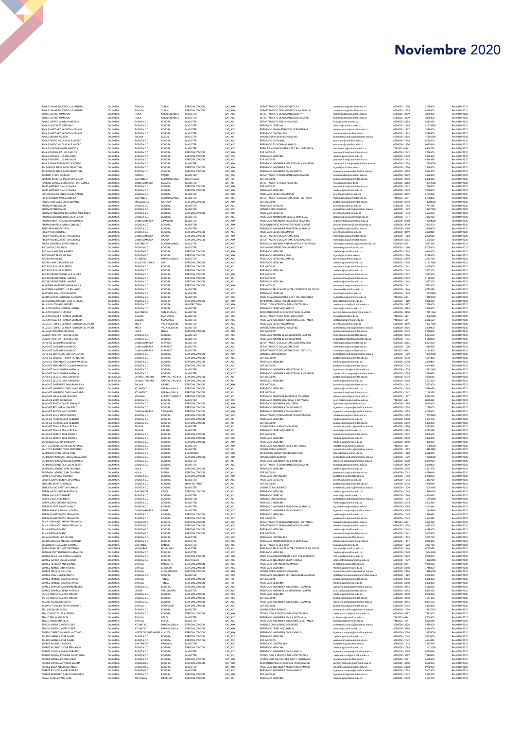# Noviembre 2020

| | | | | | | | | | | |
|---|---|---|---|---|---|---|---|---|---|---|
| ROJAS CAMARGO JORGE ALEJANDRO | COLOMBIA | BOYACA | TUNJA | ESPECIALIZACION | CAT_AUX | DEPARTAMENTO DE MATEMATICAS | matematicas@unimilitar.edu.co | 6500000 - 1520 | 2220000 | Res 0010/2020 |
| ROJAS CAMARGO JORGE ALEJANDRO | COLOMBIA | BOYACA | TUNJA | ESPECIALIZACION | CAT_AUX | DEPARTAMENTO DE MATEMATICAS (CAMPUS) | matematicas@unimilitar.edu.co | 6500000 - 3055 | 4958000 | Res 0010/2020 |
| ROJAS CLAROS ARMANDO | COLOMBIA | HUILA | SALADOBLANCO | MAGISTER | CAT_ASO | DEPARTAMENTO DE HUMANIDADES **** | humanidades@unimilitar.edu.co | 6500000 - 2179 | 3870400 | Res 0010/2020 |
| ROJAS CLAROS ARMANDO | COLOMBIA | HUILA | SALADOBLANCO | MAGISTER | CAT_ASO | DEPARTAMENTO DE HUMANIDADES CAMPUS | humanidades@unimilitar.edu.co | 6500000 - 2179 | 3870400 | Res 0010/2020 |
| ROJAS CUERVO ANGELA MARCELA | COLOMBIA | BOGOTA D.C. | BOGOTA | MAGISTER | CAT_ASI | DEPARTAMENTO FISICA (CAMPUS) | fisica@unimilitar.edu.co | 6500000 - 3053 | 8382920 | Res 0010/2020 |
| ROJAS GONZALEZ GREGORIO | COLOMBIA | BOGOTA D.C. | BOGOTA | MAGISTER | CAT_ASO | PREGRADO DERECHO | derecho@unimilitar.edu.co | 6500000 - 1244 | 12578800 | Res 0010/2020 |
| ROJAS MARTINEZ JAZMITH ADRIANA | COLOMBIA | BOGOTA D.C. | BOGOTA | MAGISTER | CAT_ASO | PREGRADO ADMINISTRACION DE EMPRESAS | administracion@unimilitar.edu.co | 6500000 - 1317 | 3870400 | Res 0010/2020 |
| ROJAS MARTINEZ JAZMITH ADRIANA | COLOMBIA | BOGOTA D.C. | BOGOTA | MAGISTER | CAT_ASO | PREGRADO CONTADURIA | contaduria@unimilitar.edu.co | 6500000 - 1313 | 3870400 | Res 0010/2020 |
| ROJAS MOLINA NELSON | COLOMBIA | TOLIMA | IBAGUE | MAGISTER | CAT_ASI | CONSULTORIO JURIDICO(CAMPUS) | consultorio.juridico@unimilitar.edu.co | 6500000 - 3206 | 15606500 | Res 0010/2020 |
| ROJAS PARDO NICOLAS ALEJANDRO | COLOMBIA | BOGOTA D.C. | BOGOTA | MAGISTER | CAT_ASO | PREGRADO ECONOMIA | economia@unimilitar.edu.co | 6500000 - 1318 | 8224600 | Res 0010/2020 |
| ROJAS PARDO NICOLAS ALEJANDRO | COLOMBIA | BOGOTA D.C. | BOGOTA | MAGISTER | CAT_ASO | PREGRADO ECONOMIA (CAMPUS) | economia@unimilitar.edu.co | 6500000 - 1300 | 9095440 | Res 0010/2020 |
| ROJAS QUINCHE GINNA MARCELA | COLOMBIA | BOGOTA D.C. | BOGOTA | MAGISTER | CAT_ASO | PREG. RELACIONES INTER Y EST. POL. DISTANCIA | riepdistancia@unimilitar.edu.co | 7480333 - 6841 | 6966720 | Res 0010/2020 |
| ROJAS RODRIGUEZ LUIS CARLOS | COLOMBIA | BOGOTA D.C. | BOGOTA | ESPECIALIZACION | CAT_AUX | ESP. MEDICAS | post.medicina@unimilitar.edu.co | 6500000 - 2042 | 3256000 | Res 0010/2020 |
| ROJAS ROMERO LUIS ORLANDO | COLOMBIA | BOGOTA D.C. | BOGOTA | ESPECIALIZACION | CAT_ASO | PREGRADO MEDICINA | medicina@unimilitar.edu.co | 6500000 - 2048 | 3870400 | Res 0010/2020 |
| ROJAS ROMERO LUIS ORLANDO | COLOMBIA | BOGOTA D.C. | BOGOTA | ESPECIALIZACION | CAT_ASO | ESP. MEDICAS | post.medicina@unimilitar.edu.co | 6500000 - 2042 | 4644480 | Res 0010/2020 |
| ROJAS SARMIENTO DIEGO ALFONSO | COLOMBIA | BOGOTA D.C. | BOGOTA | MAGISTER | CAT_AUX | PREGRADO INGENIERIA MECATRONICA (CAMPUS) | mecatronica.campus@unimilitar.edu.co | 6500000 - 3009 | 12950000 | Res 0010/2020 |
| ROLDAN BOLAÑOS JHON SEBASTIAN | COLOMBIA | BOGOTA D.C. | BOGOTA | ESPECIALIZACION | CAT_AUX | PREGRADO INGENIERIA CIVIL | ingcivil@unimilitar.edu.co | 6500000 - 1276 | 2960000 | Res 0010/2020 |
| ROLDAN BOLAÑOS JHON SEBASTIAN | COLOMBIA | BOGOTA D.C. | BOGOTA | ESPECIALIZACION | CAT_AUX | PREGRADO INGENIERIA CIVIL(CAMPUS) | ingenieria.campus@unimilitar.edu.co | 6500000 - 3008 | 5624000 | Res 0010/2020 |
| ROMERO OTERO GERMAN | COLOMBIA | NARIÑO | PASTO | MAGISTER | CAT_ASO | DEPARTAMENTO DE HUMANIDADES CAMPUS | humanidades@unimilitar.edu.co | 6500000 - 2179 | 3870400 | Res 0010/2020 |
| ROMERO SANCHEZ MARIA CONSUELO | COLOMBIA | SANTANDER | BUCARAMANGA | DOCTORADO | CAT_TIT | ESP. MEDICAS | post.medicina@unimilitar.edu.co | 6500000 - 2042 | 6478080 | Res 0010/2020 |
| ROMERO SUAREZ BORIS CRISTHIAN CAMILO | COLOMBIA | CUNDINAMARCA | SOACHA | MAGISTER | CAT_ASI | DEPARTAMENTO FISICA (CAMPUS) | fisica@unimilitar.edu.co | 6500000 - 3053 | 10798780 | Res 0010/2020 |
| ROMO ARTEAGA DIANA CAMILA | COLOMBIA | BOGOTA D.C. | BOGOTA | ESPECIALIZACION | CAT_AUX | ESP. MEDICAS | post.medicina@unimilitar.edu.co | 6500000 - 2042 | 1776000 | Res 0010/2020 |
| ROMO ARTEAGA DIANA CAMILA | COLOMBIA | BOGOTA D.C. | BOGOTA | ESPECIALIZACION | CAT_AUX | PREGRADO MEDICINA | medicina@unimilitar.edu.co | 6500000 - 2048 | 2960000 | Res 0010/2020 |
| RONCANCIO ALFONSO GLORIA YAMILE | COLOMBIA | BOGOTA D.C. | BOGOTA | MAGISTER | CAT_AUX | PREGRADO DERECHO(CAMPUS) | derecho@unimilitar.edu.co | 6500000 - 3199 | 6179000 | Res 0010/2020 |
| ROPERO RUEDA PAOLA ANDREA | COLOMBIA | SANTANDER | BUCARAMANGA | MAGISTER | CAT_ASO | DEPARTAMENTO DE MATEMATICAS - DIST 2013 | matematicas@unimilitar.edu.co | 7480333 - 6841 | 8708400 | Res 0010/2020 |
| ROVIRA CABRALES OMAR ULPIANO | COLOMBIA | MAGDALENA | CIENAGA | ESPECIALIZACION | CAT_ASI | ESP. MEDICAS | post.medicina@unimilitar.edu.co | 6500000 - 2042 | 14208000 | Res 0010/2020 |
| RUBI MARTINEZ NADIA | COLOMBIA | BOGOTA D.C. | BOGOTA | MAGISTER | CAT_AUX | PREGRADO DERECHO | derecho@unimilitar.edu.co | 6500000 - 1244 | 4741240 | Res 0010/2020 |
| RUBI MARTINEZ NADIA | COLOMBIA | BOGOTA D.C. | BOGOTA | MAGISTER | CAT_AUX | CONSULTORIO JURIDICO | consultorio.juridico@unimilitar.edu.co | 6500000 - 1239 | 10827120 | Res 0010/2020 |
| RUBI MARTINEZ SAID MOHAMAD ABEL MUIEN | COLOMBIA | BOGOTA D.C. | BOGOTA | ESPECIALIZACION | CAT_AUX | PREGRADO DERECHO | derecho@unimilitar.edu.co | 6500000 - 1244 | 3626000 | Res 0010/2020 |
| RUBIANO BARRERO LUCIA ESPERANZA | COLOMBIA | BOGOTA D.C. | BOGOTA | MAGISTER | CAT_ASO | PREGRADO ADMINISTRACION DE EMPRESAS | administracion@unimilitar.edu.co | 6500000 - 1317 | 7353760 | Res 0010/2020 |
| RUBIANO MONTAÑA OSCAR GERARDO | COLOMBIA | CUNDINAMARCA | ZIPAQUIRA | MAGISTER | CAT_AUX | PREGRADO INGENIERIA BIOMEDICA (CAMPUS) | ing.biomedica@unimilitar.edu.co | 6500000 - 3008 | 12284000 | Res 0010/2020 |
| RUBIANO MURCIA MARIA CONSUELO | COLOMBIA | BOGOTA D.C. | BOGOTA | MAGISTER | CAT_AUX | SECCION BIENESTAR UNIVERSITARIO CAMPUS | seccion.bienestar@unimilitar.edu.co | 6500000 - 3310 | 7992000 | Res 0010/2020 |
| RUBIO FERNANDEZ DIEGO | COLOMBIA | BOGOTA D.C. | BOGOTA | MAGISTER | CAT_ASO | PREGRADO INGENIERIA AMBIENTAL (CAMPUS) | ing.ambiental@unimilitar.edu.co | 6500000 - 3008 | 3870400 | Res 0010/2020 |
| RUEDA NIESTO RYMEL | COLOMBIA | BOGOTA D.C. | BOGOTA | ESPECIALIZACION | CAT_AUX | PREGRADO DERECHO(CAMPUS) | derecho@unimilitar.edu.co | 6500000 - 3199 | 3870400 | Res 0010/2020 |
| RUEDA RAMIREZ CRISTIAN GABRIEL | COLOMBIA | CUNDINAMARCA | CAJICA | ESPECIALIZACION | CAT_AUX | DEPARTAMENTO DE MATEMATICAS | matematicas@unimilitar.edu.co | 6500000 - 1520 | 2220000 | Res 0010/2020 |
| RUEDA RAMIREZ CRISTIAN GABRIEL | COLOMBIA | CUNDINAMARCA | CAJICA | ESPECIALIZACION | CAT_AUX | DEPARTAMENTO DE MATEMATICAS (CAMPUS) | matematicas@unimilitar.edu.co | 6500000 - 3055 | 7696000 | Res 0010/2020 |
| RUEDA SANABRIA JORGE DANILO | COLOMBIA | SANTANDER | BUCARAMANGA | MAGISTER | CAT_ASO | PREGRADO INGENIERIA INFORMATICA A DISTANCIA | informatica.distancia@unimilitar.edu.co | 7480333 - 6831 | 7837560 | Res 0010/2020 |
| RUIZ ANGULO RICARDO | COLOMBIA | BOGOTA D.C. | BOGOTA | MAGISTER | CAT_ASO | DIVISION DE BIENESTAR UNIVERSITARIO | bienestar@unimilitar.edu.co | 6500000 - 1060 | 8708400 | Res 0010/2020 |
| RUIZ AVILA HECTOR ANDRES | COLOMBIA | BOGOTA D.C. | BOGOTA | ESPECIALIZACION | CAT_AUX | PREGRADO MEDICINA | medicina@unimilitar.edu.co | 6500000 - 2048 | 4440000 | Res 0010/2020 |
| RUIZ GOMEZ ERIKA MILENA | COLOMBIA | BOGOTA D.C. | BOGOTA | ESPECIALIZACION | CAT_AUX | PREGRADO INGENIERIA CIVIL | ingcivil@unimilitar.edu.co | 6500000 - 1276 | 8288000 | Res 0010/2020 |
| RUIZ MARIN WILLIS | COLOMBIA | ATLANTICO | BARRANQUILLA | MAGISTER | CAT_ASO | PREGRADO DERECHO(CAMPUS) | derecho@unimilitar.edu.co | 6500000 - 3199 | 7353760 | Res 0010/2020 |
| RUIZ PUYANA CARMEN ELISA | COLOMBIA | VALLE DEL CAUCA | CALI | ESPECIALIZACION | CAT_ASI | PREGRADO MEDICINA | medicina@unimilitar.edu.co | 6500000 - 2048 | 11417680 | Res 0010/2020 |
| RUIZ ROBLES LUIS ALBERTO | COLOMBIA | BOGOTA D.C. | BOGOTA | ESPECIALIZACION | CAT_ASI | ESP. MEDICAS | post.medicina@unimilitar.edu.co | 6500000 - 2042 | 5358800 | Res 0010/2020 |
| RUIZ ROBLES LUIS ALBERTO | COLOMBIA | BOGOTA D.C. | BOGOTA | ESPECIALIZACION | CAT_ASI | PREGRADO MEDICINA | medicina@unimilitar.edu.co | 6500000 - 2048 | 3567200 | Res 0010/2020 |
| RUIZ RODRIGUEZ DIANA ALEJANDRA | COLOMBIA | BOGOTA D.C. | BOGOTA | ESPECIALIZACION | CAT_AUX | ESP. MEDICAS | post.medicina@unimilitar.edu.co | 6500000 - 2042 | 3552000 | Res 0010/2020 |
| RUIZ RODRIGUEZ URIEL ANDRES | COLOMBIA | BOGOTA D.C. | BOGOTA | ESPECIALIZACION | CAT_ASI | ESP. MEDICAS | post.medicina@unimilitar.edu.co | 6500000 - 2042 | 2140320 | Res 0010/2020 |
| RUIZ RODRIGUEZ URIEL ANDRES | COLOMBIA | BOGOTA D.C. | BOGOTA | ESPECIALIZACION | CAT_ASI | PREGRADO MEDICINA | medicina@unimilitar.edu.co | 6500000 - 2048 | 3567200 | Res 0010/2020 |
| SAAVEDRA MARTINEZ GINNA PAOLA | COLOMBIA | BOGOTA D.C. | BOGOTA | ESPECIALIZACION | CAT_AUX | ESP. MEDICAS | post.medicina@unimilitar.edu.co | 6500000 - 2042 | 5772000 | Res 0010/2020 |
| SAAVEDRA RAMIREZ LUIS EDUARDO | COLOMBIA | BOGOTA D.C. | BOGOTA | MAGISTER | CAT_ASI | PREGRADO RELACIONES INTER Y ESTUDIOS POLITICOS | relinternal@unimilitar.edu.co | 6500000 - 1344 | 6777680 | Res 0010/2020 |
| SAAVEDRA ROA JOSE EDUARDO | COLOMBIA | BOGOTA D.C. | BOGOTA | MAGISTER | CAT_ASO | PREGRADO DERECHO | derecho@unimilitar.edu.co | 6500000 - 1244 | 12578800 | Res 0010/2020 |
| SAENZ BOLAÑOS JOHANNA CAROLINA | COLOMBIA | BOGOTA D.C. | BOGOTA | MAGISTER | CAT_ASO | PREG. RELACIONES INTER Y EST. POL. DISTANCIA | riepdistancia@unimilitar.edu.co | 7480333 - 6841 | 10450080 | Res 0010/2020 |
| SALAMANCA GALINDO JOSE ALFREDO | COLOMBIA | BOGOTA D.C. | BOGOTA | ESPECIALIZACION | CAT_AUX | DIVISION DE BIENESTAR UNIVERSITARIO | bienestar@unimilitar.edu.co | 6500000 - 1060 | 5328000 | Res 0010/2020 |
| SALAS GIL EDWARD ANDRES | COLOMBIA | BOGOTA D.C. | BOGOTA | UNIVERSITARIO | CAT_AUX | TECNOLOGIA ATENCION PREHOSPITALARIA | medicina.social@unimilitar.edu.co | 6500000 - 2197 | 2220000 | Res 0010/2020 |
| SALAZAR GARCIA SANDRA JIMENA | COLOMBIA | BOGOTA D.C. | BOGOTA | MAGISTER | CAT_ASO | PREGRADO DERECHO(CAMPUS) | derecho@unimilitar.edu.co | 6500000 - 3199 | 3870400 | Res 0010/2020 |
| SALAZAR MORENO MOISES | COLOMBIA | SANTANDER | SAN JOAQUIN | MAGISTER | CAT_ASO | SECCION BIENESTAR UNIVERSITARIO CAMPUS | seccion.bienestar@unimilitar.edu.co | 6500000 - 3310 | 12191760 | Res 0010/2020 |
| SALAZAR SUAREZ FRANCIA LEONORA | COLOMBIA | CALDAS | MANIZALES | MAGISTER | CAT_ASO | DEPARTAMENTO DE FISICA - DISTANCIA | fisica@unimilitar.edu.co | 7480333 - 6841 | 13062600 | Res 0010/2020 |
| SALAZAR SUAREZ FRANCIA LEONORA | COLOMBIA | CALDAS | MANIZALES | MAGISTER | CAT_ASO | PREGRADO INGENIERIA INDUSTRIAL A DISTANCIA | iidistancia@unimilitar.edu.co | 7480333 - 6841 | 2612520 | Res 0010/2020 |
| SALCEDO TORRES CLAUDIA PATRICIA DEL PILAR | COLOMBIA | META | VILLAVICENCIO | MAGISTER | CAT_ASO | PREGRADO DERECHO(CAMPUS) | derecho@unimilitar.edu.co | 6500000 - 3199 | 10827120 | Res 0010/2020 |
| SALCEDO TORRES CLAUDIA PATRICIA DEL PILAR | COLOMBIA | META | VILLAVICENCIO | MAGISTER | CAT_ASO | CONSULTORIO JURIDICO(CAMPUS) | consultorio.juridico@unimilitar.edu.co | 6500000 - 3206 | 3870400 | Res 0010/2020 |
| SALINAS PERDOMO ORLANDO | COLOMBIA | HUILA | NEIVA | ESPECIALIZACION | CAT_AUX | ESP. MEDICAS | post.medicina@unimilitar.edu.co | 6500000 - 2042 | 2960000 | Res 0010/2020 |
| SAMBO TAFUR PATRICIA DE ARCO | COLOMBIA | BOGOTA D.C. | BOGOTA | MAGISTER | CAT_ASO | PREGRADO ADMON DE LA SEGURIDAD CAMPUS | aso.campus@unimilitar.edu.co | 6500000 - 3093 | 8224600 | Res 0010/2020 |
| SAMBO TAFUR PATRICIA DE ARCO | COLOMBIA | BOGOTA D.C. | BOGOTA | MAGISTER | CAT_ASO | PREGRADO ADMON DE LA SEGURIDAD | seguridad.integral@unimilitar.edu.co | 6500000 - 1386 | 5612080 | Res 0010/2020 |
| SANCHEZ CASILIMAS MAURICIO | COLOMBIA | CUNDINAMARCA | GIRARDOT | MAGISTER | CAT_ASO | DEPARTAMENTO DE MATEMATICAS (CAMPUS) | matematicas@unimilitar.edu.co | 6500000 - 3055 | 8224600 | Res 0010/2020 |
| SANCHEZ CASILIMAS MAURICIO | COLOMBIA | CUNDINAMARCA | GIRARDOT | MAGISTER | CAT_ASO | DEPARTAMENTO DE MATEMATICAS | matematicas@unimilitar.edu.co | 6500000 - 1520 | 1015980 | Res 0010/2020 |
| SANCHEZ CASILIMAS MAURICIO | COLOMBIA | CUNDINAMARCA | GIRARDOT | MAGISTER | CAT_ASO | DEPARTAMENTO DE MATEMATICAS - DIST 2013 | matematicas@unimilitar.edu.co | 7480333 - 6841 | 4112300 | Res 0010/2020 |
| SANCHEZ CHAPARRO LUIS HERNANDO | COLOMBIA | BOGOTA D.C. | BOGOTA | ESPECIALIZACION | CAT_AUX | CONSULTORIO JURIDICO | consultorio.juridico@unimilitar.edu.co | 6500000 - 1239 | 10952000 | Res 0010/2020 |
| SANCHEZ ESCOBAR HENRY HERNANDO | COLOMBIA | BOGOTA D.C. | BOGOTA | ESPECIALIZACION | CAT_ASO | ESP. MEDICAS | post.medicina@unimilitar.edu.co | 6500000 - 2042 | 4644480 | Res 0010/2020 |
| SANCHEZ FERNANDEZ CLAUDIA MARCELA | COLOMBIA | BOGOTA D.C. | BOGOTA | ESPECIALIZACION | CAT_ASO | PREGRADO MEDICINA | medicina@unimilitar.edu.co | 6500000 - 2048 | 3870400 | Res 0010/2020 |
| SANCHEZ FERNANDEZ CLAUDIA MARCELA | COLOMBIA | BOGOTA D.C. | BOGOTA | ESPECIALIZACION | CAT_ASO | ESP. MEDICAS | post.medicina@unimilitar.edu.co | 6500000 - 2042 | 4644480 | Res 0010/2020 |
| SANCHEZ GALVIS NUBIA NATHALY | COLOMBIA | BOGOTA D.C. | BOGOTA | MAGISTER | CAT_AUX | PREGRADO INGENIERIA MECATRONICA | ingmecatronica@unimilitar.edu.co | 6500000 - 1279 | 14020480 | Res 0010/2020 |
| SANCHEZ GALVIS NUBIA NATHALY | COLOMBIA | BOGOTA D.C. | BOGOTA | MAGISTER | CAT_AUX | PREGRADO INGENIERIA MECATRONICA (CAMPUS) | mecatronica.campus@unimilitar.edu.co | 6500000 - 3009 | 3870400 | Res 0010/2020 |
| SANCHEZ GELVEZ JOSE GREGORIO | VENEZUELA | ESTADO TACHIRA | CAPITAL TACHIRA | ESPECIALIZACION | CAT_ASI | ESP. MEDICAS | post.medicina@unimilitar.edu.co | 6500000 - 2042 | 4280640 | Res 0010/2020 |
| SANCHEZ GELVEZ JOSE GREGORIO | VENEZUELA | ESTADO TACHIRA | CAPITAL TACHIRA | ESPECIALIZACION | CAT_ASI | PREGRADO MEDICINA | medicina@unimilitar.edu.co | 6500000 - 2048 | 3567200 | Res 0010/2020 |
| SANCHEZ GUTIERREZ SANDRA MILENA | COLOMBIA | TOLIMA | LIBANO | ESPECIALIZACION | CAT_AUX | ESP. MEDICAS | post.medicina@unimilitar.edu.co | 6500000 - 2042 | 3552000 | Res 0010/2020 |
| SANCHEZ MARRUGO CAROLINA ISABEL | COLOMBIA | ATLANTICO | BARRANQUILLA | ESPECIALIZACION | CAT_ASI | PREGRADO MEDICINA | medicina@unimilitar.edu.co | 6500000 - 2048 | 1426880 | Res 0010/2020 |
| SANCHEZ MARRUGO CAROLINA ISABEL | COLOMBIA | ATLANTICO | BARRANQUILLA | ESPECIALIZACION | CAT_ASI | ESP. MEDICAS | post.medicina@unimilitar.edu.co | 6500000 - 2042 | 2140320 | Res 0010/2020 |
| SANCHEZ MEJIA ENGIE LEANDRA | COLOMBIA | VICHADA | PUERTO CARREÑO | ESPECIALIZACION | CAT_ASI | PREGRADO ADMON DE EMPRESAS (CAMPUS) | administracion@unimilitar.edu.co | 6500000 - 1317 | 8382920 | Res 0010/2020 |
| SANCHEZ MORA FERNANDO | COLOMBIA | BOGOTA D.C. | BOGOTA | MAGISTER | CAT_ASI | PREGRADO ADMON SEGURIDAD A DISTANCIA | aseo.distancia@unimilitar.edu.co | 7480333 - 6841 | 6095880 | Res 0010/2020 |
| SANCHEZ PINEDA DANIEL ENRIQUE | COLOMBIA | BOGOTA D.C. | BOGOTA | ESPECIALIZACION | CAT_AUX | PREGRADO INGENIERIA INDUSTRIAL | ingindustrial@unimilitar.edu.co | 6500000 - 1264 | 8954000 | Res 0010/2020 |
| SANCHEZ REY MARIA CONSUELO | COLOMBIA | BOGOTA D.C. | BOGOTA | ESPECIALIZACION | CAT_AUX | PREGRADO INGENIERIA CIVIL(CAMPUS) | ingenieria.campus@unimilitar.edu.co | 6500000 - 3008 | 2220000 | Res 0010/2020 |
| SANCHEZ RUIZ CAMILO ANDRES | COLOMBIA | CUNDINAMARCA | ZIPAQUIRA | ESPECIALIZACION | CAT_AUX | PREGRADO INGENIERIA CIVIL(CAMPUS) | ingenieria.campus@unimilitar.edu.co | 6500000 - 3008 | 6290000 | Res 0010/2020 |
| SANCHEZ SILVA ROCIO ANDREA | COLOMBIA | BOGOTA D.C. | BOGOTA | MAGISTER | CAT_ASO | DEPARTAMENTO DE MATEMATICAS (CAMPUS) | matematicas@unimilitar.edu.co | 6500000 - 3055 | 12578800 | Res 0010/2020 |
| SANCHEZ TORO CARLOS ALBERTO | COLOMBIA | BOGOTA D.C. | BOGOTA | ESPECIALIZACION | CAT_ASI | PREGRADO MEDICINA | medicina@unimilitar.edu.co | 6500000 - 2048 | 3567200 | Res 0010/2020 |
| SANCHEZ TORO CARLOS ALBERTO | COLOMBIA | BOGOTA D.C. | BOGOTA | ESPECIALIZACION | CAT_ASI | ESP. MEDICAS | post.medicina@unimilitar.edu.co | 6500000 - 2042 | 5358800 | Res 0010/2020 |
| SANCHEZ TRIANA EDNA CECILIA | COLOMBIA | TOLIMA | ESPINAL | MAGISTER | CAT_ASI | CONSULTORIO JURIDICO(CAMPUS) | consultorio.juridico@unimilitar.edu.co | 6500000 - 3206 | 9165540 | Res 0010/2020 |
| SANCHEZ TRIANA EDNA CECILIA | COLOMBIA | TOLIMA | ESPINAL | MAGISTER | CAT_ASI | PREGRADO DERECHO(CAMPUS) | derecho@unimilitar.edu.co | 6500000 - 3199 | 6777680 | Res 0010/2020 |
| SANCHEZ URBINA JOSE IGNACIO | COLOMBIA | BOGOTA D.C. | BOGOTA | ESPECIALIZACION | CAT_ASI | ESP. MEDICAS | post.medicina@unimilitar.edu.co | 6500000 - 2042 | 5805600 | Res 0010/2020 |
| SANCHEZ URBINA JOSE IGNACIO | COLOMBIA | BOGOTA D.C. | BOGOTA | ESPECIALIZACION | CAT_ASO | PREGRADO MEDICINA | medicina@unimilitar.edu.co | 6500000 - 2048 | 3870400 | Res 0010/2020 |
| SANMIGUEL IBARRA CAROLINA | COLOMBIA | BOGOTA D.C. | BOGOTA | ESPECIALIZACION | CAT_AUX | PREGRADO MEDICINA | medicina@unimilitar.edu.co | 6500000 - 2048 | 1480000 | Res 0010/2020 |
| SANTOS CASTELLANOS LUZ ADRIANA | COLOMBIA | BOGOTA D.C. | BOGOTA | MAGISTER | CAT_AUX | PREGRADO INGENIERIA CIVIL A DISTANCIA | icdistancia@unimilitar.edu.co | 7480333 - 6841 | 11988000 | Res 0010/2020 |
| SANTOYO ROMERO YESID FERNANDO | COLOMBIA | BOGOTA D.C. | BOGOTA | MAGISTER | CAT_AUX | CONSULTORIO JURIDICO | consultorio.juridico@unimilitar.edu.co | 6500000 - 1239 | 14800000 | Res 0010/2020 |
| SARMIENTO CRUZ JORGE IVAN | COLOMBIA | BOGOTA D.C. | BOGOTA | LICENCIADO | CAT_AUX | DIVISION DE BIENESTAR UNIVERSITARIO | bienestar@unimilitar.edu.co | 6500000 - 1060 | 6660000 | Res 0010/2020 |
| SARMIENTO MORENO JORGE ALEJANDRO | COLOMBIA | BOGOTA D.C. | BOGOTA | ESPECIALIZACION | CAT_AUX | CONSULTORIO JURIDICO | consultorio.juridico@unimilitar.edu.co | 6500000 - 1239 | 12284000 | Res 0010/2020 |
| SARMIENTO SALAZAR JOSE GERARDO | COLOMBIA | BOGOTA D.C. | BOGOTA | MAGISTER | CAT_ASI | PREGRADO INGENIERIA CIVIL(CAMPUS) | ingenieria.campus@unimilitar.edu.co | 6500000 - 3008 | 8382920 | Res 0010/2020 |
| SARMIENTO SANCHEZ LUIS ALBERTO | COLOMBIA | BOGOTA D.C. | BOGOTA | MAGISTER | CAT_ASO | DEPARTAMENTO DE HUMANIDADES CAMPUS | humanidades@unimilitar.edu.co | 6500000 - 2179 | 3870400 | Res 0010/2020 |
| SATIZABAL AZUERO CARLOS ARNUL | COLOMBIA | HUILA | RIVERA | ESPECIALIZACION | CAT_ASI | PREGRADO MEDICINA | medicina@unimilitar.edu.co | 6500000 - 2048 | 3567200 | Res 0010/2020 |
| SATIZABAL AZUERO CARLOS ARNUL | COLOMBIA | HUILA | RIVERA | ESPECIALIZACION | CAT_ASI | ESP. MEDICAS | post.medicina@unimilitar.edu.co | 6500000 - 2042 | 4280640 | Res 0010/2020 |
| SCARPETTA PEREZ RICARDO | COLOMBIA | BOGOTA D.C. | BOGOTA | ESPECIALIZACION | CAT_AUX | PREGRADO CONTADURIA | contaduria@unimilitar.edu.co | 6500000 - 1313 | 8288000 | Res 0010/2020 |
| SEGURA CALVO SONIA ESPERANZA | COLOMBIA | BOGOTA D.C. | BOGOTA | MAGISTER | CAT_ASO | PREGRADO DERECHO | derecho@unimilitar.edu.co | 6500000 - 1244 | 7353760 | Res 0010/2020 |
| SERRANO BONITTO CAMILO | COLOMBIA | BOGOTA D.C. | BOGOTA | UNIVERSITARIO | CAT_ASI | ESP. MEDICAS | post.medicina@unimilitar.edu.co | 6500000 - 2042 | 4280640 | Res 0010/2020 |
| SERRATO DIAZ CRISTIAN CAMILO | COLOMBIA | BOGOTA D.C. | BOGOTA | ESPECIALIZACION | CAT_ASO | CONSULTORIO JURIDICO | consultorio.juridico@unimilitar.edu.co | 6500000 - 1239 | 16062160 | Res 0010/2020 |
| SIERRA ARIZA SANDRA PATRICIA | COLOMBIA | SANTANDER | VELEZ | ESPECIALIZACION | CAT_ASI | PREGRADO MEDICINA | medicina@unimilitar.edu.co | 6500000 - 2048 | 15168600 | Res 0010/2020 |
| SIERRA AVILA ROSEMBERT | COLOMBIA | BOGOTA D.C. | BOGOTA | MAGISTER | CAT_ASI | PREGRADO DERECHO | derecho@unimilitar.edu.co | 6500000 - 1244 | 4369820 | Res 0010/2020 |
| SIERRA AVILA ROSEMBERT | COLOMBIA | BOGOTA D.C. | BOGOTA | MAGISTER | CAT_ASI | CONSULTORIO JURIDICO | consultorio.juridico@unimilitar.edu.co | 6500000 - 1239 | 11593400 | Res 0010/2020 |
| SIERRA CANO BRIGITH YESENYA | COLOMBIA | BOGOTA D.C. | BOGOTA | MAGISTER | CAT_AUX | PREGRADO MEDICINA | medicina@unimilitar.edu.co | 6500000 - 2048 | 2960000 | Res 0010/2020 |
| SIERRA FLOREZ DIDIER CAMILO | COLOMBIA | BOGOTA D.C. | BOGOTA | MAGISTER | CAT_ASI | PREGRADO INGENIERIA AMBIENTAL (CAMPUS) | ing.ambiental@unimilitar.edu.co | 6500000 - 3008 | 5172440 | Res 0010/2020 |
| SIERRA PARADA RONAL JACKSON | COLOMBIA | CUNDINAMARCA | PAIME | MAGISTER | CAT_ASI | PREGRADO INGENIERIA CIVIL(CAMPUS) | ingenieria.campus@unimilitar.edu.co | 6500000 - 3008 | 13449660 | Res 0010/2020 |
| SIERRA SUAREZ DIEGO FERNANDO | COLOMBIA | BOGOTA D.C. | BOGOTA | ESPECIALIZACION | CAT_ASO | PREGRADO MEDICINA | medicina@unimilitar.edu.co | 6500000 - 2048 | 3870400 | Res 0010/2020 |
| SIERRA SUAREZ DIEGO FERNANDO | COLOMBIA | BOGOTA D.C. | BOGOTA | ESPECIALIZACION | CAT_ASO | ESP. MEDICAS | post.medicina@unimilitar.edu.co | 6500000 - 2042 | 4644480 | Res 0010/2020 |
| SILVA CORONADO MARIA FERNANDA | COLOMBIA | BOGOTA D.C. | BOGOTA | ESPECIALIZACION | CAT_AUX | DEPARTAMENTO DE HUMANIDADES - DISTANCIA | humanidades@unimilitar.edu.co | 7480333 - 6841 | 3485360 | Res 0010/2020 |
| SILVA CORONADO MARIA FERNANDA | COLOMBIA | BOGOTA D.C. | BOGOTA | ESPECIALIZACION | CAT_AUX | DEPARTAMENTO DE HUMANIDADES CAMPUS | humanidades@unimilitar.edu.co | 6500000 - 2179 | 1935200 | Res 0010/2020 |
| SILVA RUEDA RICARDO | COLOMBIA | BOGOTA D.C. | BOGOTA | ESPECIALIZACION | CAT_ASI | PREGRADO MEDICINA | medicina@unimilitar.edu.co | 6500000 - 2048 | 4838000 | Res 0010/2020 |
| SILVA RUEDA RICARDO | COLOMBIA | BOGOTA D.C. | BOGOTA | ESPECIALIZACION | CAT_ASI | ESP. MEDICAS | post.medicina@unimilitar.edu.co | 6500000 - 2042 | 5805600 | Res 0010/2020 |
| SOLANO RODRIGUEZ WILSON | COLOMBIA | BOGOTA D.C. | BOGOTA | MAGISTER | CAT_ASO | PREGRADO CONTADURIA | contaduria@unimilitar.edu.co | 6500000 - 1313 | 7353760 | Res 0010/2020 |
| SOLER HURTADO ANDREA JOHANNA | COLOMBIA | BOGOTA D.C. | BOGOTA | MAGISTER | CAT_ASO | PREGRADO ADMINISTRACION DE EMPRESAS | administracion@unimilitar.edu.co | 6500000 - 1317 | 3870400 | Res 0010/2020 |
| SOLER MANTILLA ALBA GUIOMAR | COLOMBIA | SANTANDER | SAN GIL | MAGISTER | CAT_ASO | DEPARTAMENTO DE FISICA | fisica@unimilitar.edu.co | 6500000 - 1523 | 7353760 | Res 0010/2020 |
| SOTO CABALLERO HECTOR RENAN | COLOMBIA | HONDURAS | HONDURAS | MAGISTER | CAT_ASI | PREGRADO RELACIONES INTER Y ESTUDIOS POLITICOS | relinternal@unimilitar.edu.co | 6500000 - 1344 | 6777680 | Res 0010/2020 |
| SOTOMAYOR TRIBIN HUGO ARMANDO | COLOMBIA | BOGOTA D.C. | BOGOTA | MAGISTER | CAT_ASI | PREGRADO MEDICINA | medicina@unimilitar.edu.co | 6500000 - 2048 | 10643600 | Res 0010/2020 |
| SUAREZ DE LA HOZ CAMILO ANDRES | COLOMBIA | BOGOTA D.C. | BOGOTA | ESPECIALIZACION | CAT_AUX | PREG. RELACIONES INTERN. Y EST. POL (CAMPUS) | relinternal@unimilitar.edu.co | 6500000 - 3033 | 2960000 | Res 0010/2020 |
| SUAREZ GARCIA OSCAR JAVIER | COLOMBIA | BOGOTA D.C. | BOGOTA | DOCTORADO | CAT_AUX | PREGRADO INGENIERIA MECATRONICA | ingmecatronica@unimilitar.edu.co | 6500000 - 1279 | 14020480 | Res 0010/2020 |
| SUAREZ HERRERA ANA LILIANA | COLOMBIA | BOYACA | MOTAVITA | ESPECIALIZACION | CAT_AUX | PREGRADO CONTADURIA(CAMPUS) | contaduria@unimilitar.edu.co | 6500000 - 3191 | 9966280 | Res 0010/2020 |
| SUAREZ NAMEN GINNA MARIA | COLOMBIA | BOYACA | EL COCUY | ESPECIALIZACION | CAT_AUX | PREGRADO MEDICINA | medicina@unimilitar.edu.co | 6500000 - 2048 | 7740800 | Res 0010/2020 |
| SUAREZ NOVA OLGA LUCIA | COLOMBIA | BOYACA | CHIQUINQUIRA | ESPECIALIZACION | CAT_AUX | CONSULTORIO JURIDICO(CAMPUS) | consultorio.juridico@unimilitar.edu.co | 6500000 - 3206 | 10286000 | Res 0010/2020 |
| SUAREZ PAEZ JULIO ERNESTO | COLOMBIA | BOGOTA D.C. | BOGOTA | MAGISTER | CAT_AUX | PREGRADO INGENIERIA DE TELECOMUNICACIONES | ingtelecomunicaciones@unimilitar.edu.co | 6500000 - 1282 | 2960000 | Res 0010/2020 |
| SUAREZ ROMERO FABIO ALFONSO | COLOMBIA | BOYACA | TUNJA | ESPECIALIZACION | CAT_TIT | ESP. MEDICAS | post.medicina@unimilitar.edu.co | 6500000 - 2042 | 6478080 | Res 0010/2020 |
| SUAREZ ROMERO FABIO ALFONSO | COLOMBIA | BOYACA | TUNJA | ESPECIALIZACION | CAT_TIT | PREGRADO MEDICINA | medicina@unimilitar.edu.co | 6500000 - 2048 | 5398400 | Res 0010/2020 |
| SUAREZ SAAVEDRA GERMAN ANDRES | COLOMBIA | BOGOTA D.C. | BOGOTA | ESPECIALIZACION | CAT_ASI | PREGRADO INGENIERIA INDUSTRIAL (CAMPUS) | ingenieria.campus@unimilitar.edu.co | 6500000 - 3008 | 5612080 | Res 0010/2020 |
| SUAREZ SIERRA LORENA PATRICIA | COLOMBIA | CESAR | VALLEDUPAR | MAGISTER | CAT_ASO | PREGRADO ADMON DE LA SEGURIDAD CAMPUS | aso.campus@unimilitar.edu.co | 6500000 - 3093 | 6482920 | Res 0010/2020 |
| TAFUR ANZOLA ALVARO AMADOR | COLOMBIA | BOGOTA D.C. | BOGOTA | ESPECIALIZACION | CAT_ASO | PREGRADO MEDICINA | medicina@unimilitar.edu.co | 6500000 - 2048 | 2902800 | Res 0010/2020 |
| TAFUR ANZOLA ALVARO AMADOR | COLOMBIA | BOGOTA D.C. | BOGOTA | ESPECIALIZACION | CAT_ASO | ESP. MEDICAS | post.medicina@unimilitar.edu.co | 6500000 - 2042 | 4644480 | Res 0010/2020 |
| TALERO ACOSTA ROBERTO | COLOMBIA | BOGOTA D.C. | BOGOTA | ESPECIALIZACION | CAT_AUX | PREGRADO INGENIERIA INDUSTRIAL (CAMPUS) | ingenieria.campus@unimilitar.edu.co | 6500000 - 3245 | 8224600 | Res 0010/2020 |
| TAMAYO FONSECA SERVIO RICARDO | COLOMBIA | BOYACA | SOGAMOSO | ESPECIALIZACION | CAT_ASO | ESP. MEDICAS | post.medicina@unimilitar.edu.co | 6500000 - 2042 | 3483360 | Res 0010/2020 |
| TELLO ESQUIVEL DIEGO | COLOMBIA | BOGOTA D.C. | BOGOTA | MAGISTER | CAT_ASO | CONSULTORIO JURIDICO | consultorio.juridico@unimilitar.edu.co | 6500000 - 1239 | 10827120 | Res 0010/2020 |
| TENJO MUÑOZ LUIS ALBERTO | COLOMBIA | BOGOTA D.C. | BOGOTA | ESPECIALIZACION | CAT_AUX | TECNOLOGIA ATENCION PREHOSPITALARIA | medicina.social@unimilitar.edu.co | 6500000 - 2197 | 7511000 | Res 0010/2020 |
| TENJO TENJO ANA ELSA | COLOMBIA | BOYACA | PESCA | MAGISTER | CAT_ASO | PREGRADO INGENIERIA CIVIL A DISTANCIA | icdistancia@unimilitar.edu.co | 7480333 - 6841 | 8708400 | Res 0010/2020 |
| TENJO TENJO ANA ELSA | COLOMBIA | BOYACA | PESCA | MAGISTER | CAT_ASO | PREGRADO INGENIERIA INDUSTRIAL A DISTANCIA | iidistancia@unimilitar.edu.co | 7480333 - 6841 | 5225240 | Res 0010/2020 |
| TIRADO ACUÑA DANERY ELBER | COLOMBIA | ATLANTICO | BARRANQUILLA | ESPECIALIZACION | CAT_AUX | CONSULTORIO JURIDICO(CAMPUS) | consultorio.juridico@unimilitar.edu.co | 6500000 - 3206 | 4958000 | Res 0010/2020 |
| TIRADO ACUÑA DANERY ELBER | COLOMBIA | ATLANTICO | BARRANQUILLA | ESPECIALIZACION | CAT_AUX | PREGRADO DERECHO(CAMPUS) | derecho@unimilitar.edu.co | 6500000 - 3199 | 8288000 | Res 0010/2020 |
| TOBITO CUBEROS MANUEL ANTONIO | COLOMBIA | NORTE DE SANTANDER | CUCUTA | ESPECIALIZACION | CAT_AUX | PREGRADO INGENIERIA CIVIL(CAMPUS) | ingenieria.campus@unimilitar.edu.co | 6500000 - 3008 | 10952000 | Res 0010/2020 |
| TOLEDO ARENAS JOSE DANIEL | COLOMBIA | BOGOTA D.C. | BOGOTA | ESPECIALIZACION | CAT_ASI | PREGRADO MEDICINA | medicina@unimilitar.edu.co | 6500000 - 2048 | 5805600 | Res 0010/2020 |
| TOLEDO ARENAS JOSE DANIEL | COLOMBIA | BOGOTA D.C. | BOGOTA | ESPECIALIZACION | CAT_ASO | ESP. MEDICAS | post.medicina@unimilitar.edu.co | 6500000 - 2042 | 4644480 | Res 0010/2020 |
| TORRES AGUDELO FABIOLA | COLOMBIA | SANTANDER | BARBOSA | ESPECIALIZACION | CAT_ASO | PREGRADO CONTADURIA | contaduria@unimilitar.edu.co | 6500000 - 1313 | 7353760 | Res 0010/2020 |
| TORRES ALONSO OSCAR FERNANDO | COLOMBIA | BOGOTA D.C. | BOGOTA | ESPECIALIZACION | CAT_ASI | PREGRADO MEDICINA | medicina@unimilitar.edu.co | 6500000 - 2048 | 11611200 | Res 0010/2020 |
| TORRES CADENA JIMMY GERARDO | COLOMBIA | BOGOTA D.C. | BOGOTA | ESPECIALIZACION | CAT_ASO | PREGRADO INGENIERIA CIVIL(CAMPUS) | ingenieria.campus@unimilitar.edu.co | 6500000 - 3008 | 9095440 | Res 0010/2020 |
| TORRES GONZALEZ DIANA CONSTANZA | COLOMBIA | BOGOTA D.C. | BOGOTA | MAGISTER | CAT_AUX | TECNOLOGIA ATENCION PREHOSPITALARIA | medicina.social@unimilitar.edu.co | 6500000 - 2197 | 7580280 | Res 0010/2020 |
| TORRES GONZALEZ GUILLERMO | COLOMBIA | BOGOTA D.C. | BOGOTA | ESPECIALIZACION | CAT_ASI | TECNOLOGIA EN CONTABILIDAD Y TRIBUTARIA | contaduria@unimilitar.edu.co | 6500000 - 3191 | 9629500 | Res 0010/2020 |
| TORRES GONZALEZ YESICA MILENA | COLOMBIA | BOGOTA D.C. | BOGOTA | ESPECIALIZACION | CAT_AUX | SECCION BIENESTAR UNIVERSITARIO CAMPUS | seccion.bienestar@unimilitar.edu.co | 6500000 - 3310 | 6660000 | Res 0010/2020 |
| TORRES MESA ANA CONSTANZA | COLOMBIA | BOGOTA D.C. | BOGOTA | ESPECIALIZACION | CAT_AUX | PREGRADO INGENIERIA AMBIENTAL (CAMPUS) | ing.ambiental@unimilitar.edu.co | 6500000 - 3008 | 6958000 | Res 0010/2020 |
| TORRES PALACIO ANDRES FELIPE | COLOMBIA | BOGOTA D.C. | BOGOTA | ESPECIALIZACION | CAT_AUX | PREGRADO INGENIERIA CIVIL(CAMPUS) | ingenieria.campus@unimilitar.edu.co | 6500000 - 3008 | 2902800 | Res 0010/2020 |
| TORRES RESTREPO CARLOS GREGORIO | COLOMBIA | BOGOTA D.C. | BOGOTA | ESPECIALIZACION | CAT_AUX | ESP. MEDICAS | post.medicina@unimilitar.edu.co | 6500000 - 2042 | 3552000 | Res 0010/2020 |
| TOVAR COCK ALVARO JOSE | COLOMBIA | ANTIOQUIA | MEDELLIN | ESPECIALIZACION | CAT_ASI | PREGRADO MEDICINA | medicina@unimilitar.edu.co | 6500000 - 2048 | 3567200 | Res 0010/2020 |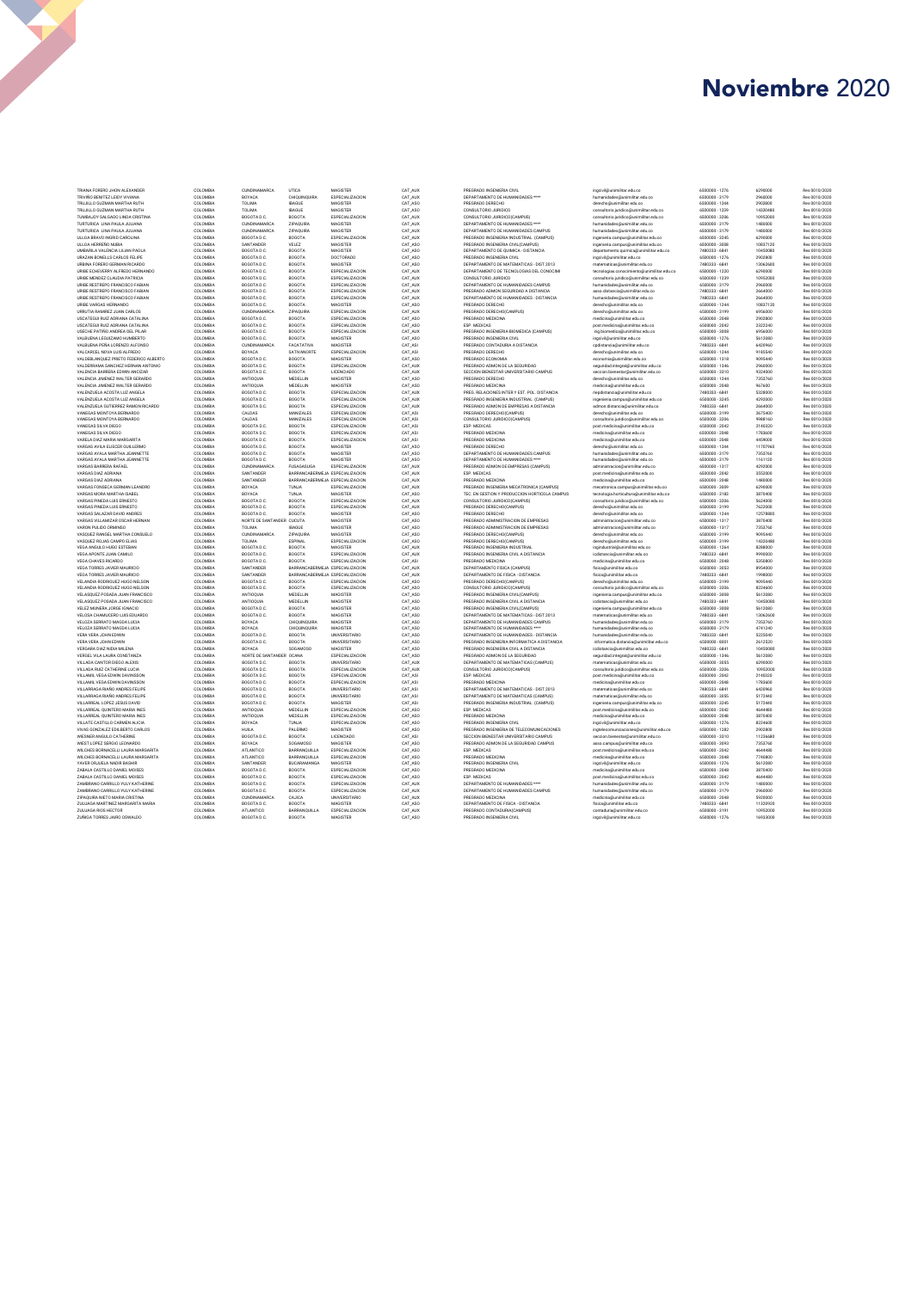# Noviembre 2020

| | | | | | | | | | | |
|---|---|---|---|---|---|---|---|---|---|---|
| TRIANA FORERO JHON ALEXANDER | COLOMBIA | CUNDINAMARCA | UTICA | MAGISTER | CAT_AUX | PREGRADO INGENIERIA CIVIL | ingcivil@unimilitar.edu.co | 6500000 - 1276 | 6290000 | Res 0010/2020 |
| TRIVIÑO BENITEZ LEIDY VIVIANA | COLOMBIA | BOYACA | CHIQUINQUIRA | ESPECIALIZACION | CAT_AUX | DEPARTAMENTO DE HUMANIDADES **** | humanidades@unimilitar.edu.co | 6500000 - 3179 | 2960000 | Res 0010/2020 |
| TRUJILLO GUZMAN MARTHA RUTH | COLOMBIA | TOLIMA | IBAGUE | MAGISTER | CAT_ASO | PREGRADO DERECHO | derecho@unimilitar.edu.co | 6500000 - 1244 | 2903800 | Res 0010/2020 |
| TRUJILLO GUZMAN MARTHA RUTH | COLOMBIA | TOLIMA | IBAGUE | MAGISTER | CAT_ASO | CONSULTORIO JURIDICO | consultorio.juridico@unimilitar.edu.co | 6500000 - 1339 | 14320480 | Res 0010/2020 |
| TUMBAJOY SALGADO LINDA CRISTINA | COLOMBIA | BOGOTA D.C. | BOGOTA | ESPECIALIZACION | CAT_AUX | CONSULTORIO JURIDICO(CAMPUS) | consultorio.juridico@unimilitar.edu.co | 6500000 - 3306 | 10952000 | Res 0010/2020 |
| TURTURICA LIMA PAULA JULIANA | COLOMBIA | CUNDINAMARCA | ZIPAQUIRA | MAGISTER | CAT_AUX | DEPARTAMENTO DE HUMANIDADES **** | humanidades@unimilitar.edu.co | 6500000 - 3179 | 1480000 | Res 0010/2020 |
| TURTURICA LIMA PAULA JULIANA | COLOMBIA | CUNDINAMARCA | ZIPAQUIRA | MAGISTER | CAT_AUX | DEPARTAMENTO DE HUMANIDADES CAMPUS | humanidades@unimilitar.edu.co | 6500000 - 3179 | 1480000 | Res 0010/2020 |
| ULLOA BRAVO INGRID CAROLINA | COLOMBIA | BOGOTA D.C. | BOGOTA | ESPECIALIZACION | CAT_AUX | PREGRADO INGENIERIA INDUSTRIAL (CAMPUS) | ingenieria.campus@unimilitar.edu.co | 6500000 - 3245 | 6290000 | Res 0010/2020 |
| ULLOA HERRERO NUBIA | COLOMBIA | SANTANDER | VELEZ | MAGISTER | CAT_ASO | PREGRADO INGENIERIA CIVIL(CAMPUS) | ingenieria.campus@unimilitar.edu.co | 6500000 - 3008 | 10837120 | Res 0010/2020 |
| UMBARILA VALENCIA LILIAN PAOLA | COLOMBIA | BOGOTA D.C. | BOGOTA | MAGISTER | CAT_ASO | DEPARTAMENTO DE QUIMICA - DISTANCIA | departamento.quimica@unimilitar.edu.co | 7480333 - 6841 | 10450080 | Res 0010/2020 |
| URAZAN BONELLS CARLOS FELIPE | COLOMBIA | BOGOTA D.C. | BOGOTA | DOCTORADO | CAT_ASO | PREGRADO INGENIERIA CIVIL | ingcivil@unimilitar.edu.co | 6500000 - 1276 | 2903800 | Res 0010/2020 |
| URBINA FORERO GERMAN RICARDO | COLOMBIA | BOGOTA D.C. | BOGOTA | MAGISTER | CAT_ASO | DEPARTAMENTO DE MATEMATICAS - DIST 2013 | matematicas@unimilitar.edu.co | 7480333 - 6841 | 13062600 | Res 0010/2020 |
| URIBE ECHEVERRY ALFREDO HERNANDO | COLOMBIA | BOGOTA D.C. | BOGOTA | ESPECIALIZACION | CAT_AUX | DEPARTAMENTO DE TECNOLOGIAS DEL CONOCIMI | tecnologias.conocimiento@unimilitar.edu.co | 6500000 - 1320 | 6290000 | Res 0010/2020 |
| URIBE MENDEZ CLAUDIA PATRICIA | COLOMBIA | BOGOTA D.C. | BOGOTA | ESPECIALIZACION | CAT_AUX | CONSULTORIO JURIDICO | consultorio.juridico@unimilitar.edu.co | 6500000 - 1339 | 10952000 | Res 0010/2020 |
| URIBE RESTREPO FRANCISCO FABIAN | COLOMBIA | BOGOTA D.C. | BOGOTA | ESPECIALIZACION | CAT_AUX | DEPARTAMENTO DE HUMANIDADES CAMPUS | humanidades@unimilitar.edu.co | 6500000 - 3179 | 2960000 | Res 0010/2020 |
| URIBE RESTREPO FRANCISCO FABIAN | COLOMBIA | BOGOTA D.C. | BOGOTA | ESPECIALIZACION | CAT_AUX | PREGRADO ADMON SEGURIDAD A DISTANCIA | aeso.distancia@unimilitar.edu.co | 7480333 - 6841 | 2664000 | Res 0010/2020 |
| URIBE RESTREPO FRANCISCO FABIAN | COLOMBIA | BOGOTA D.C. | BOGOTA | ESPECIALIZACION | CAT_AUX | DEPARTAMENTO DE HUMANIDADES - DISTANCIA | humanidades@unimilitar.edu.co | 7480333 - 6841 | 2664000 | Res 0010/2020 |
| URIBE VARGAS HERNANDO | COLOMBIA | BOGOTA D.C. | BOGOTA | MAGISTER | CAT_ASO | PREGRADO DERECHO | derecho@unimilitar.edu.co | 6500000 - 1244 | 10837120 | Res 0010/2020 |
| URRUTIA RAMIREZ JUAN CARLOS | COLOMBIA | CUNDINAMARCA | ZIPAQUIRA | ESPECIALIZACION | CAT_AUX | PREGRADO DERECHO(CAMPUS) | derecho@unimilitar.edu.co | 6500000 - 3199 | 6956000 | Res 0010/2020 |
| USCATEGUI RUIZ ADRIANA CATALINA | COLOMBIA | BOGOTA D.C. | BOGOTA | ESPECIALIZACION | CAT_ASO | PREGRADO MEDICINA | medicina@unimilitar.edu.co | 6500000 - 2048 | 2903800 | Res 0010/2020 |
| USCATEGUI RUIZ ADRIANA CATALINA | COLOMBIA | BOGOTA D.C. | BOGOTA | ESPECIALIZACION | CAT_ASO | ESP. MEDICAS | post.medicina@unimilitar.edu.co | 6500000 - 2042 | 2323040 | Res 0010/2020 |
| USECHE PATIÑO ANDREA DEL PILAR | COLOMBIA | BOGOTA D.C. | BOGOTA | ESPECIALIZACION | CAT_AUX | PREGRADO INGENIERIA BIOMEDICA (CAMPUS) | ing.biomedica@unimilitar.edu.co | 6500000 - 3008 | 6956000 | Res 0010/2020 |
| VALBUENA LEGUIZAMO HUMBERTO | COLOMBIA | BOGOTA D.C. | BOGOTA | MAGISTER | CAT_ASO | PREGRADO INGENIERIA CIVIL | ingcivil@unimilitar.edu.co | 6500000 - 1276 | 5613080 | Res 0010/2020 |
| VALBUENA PEÑA LORENZO ALFONSO | COLOMBIA | CUNDINAMARCA | FACATATIVA | MAGISTER | CAT_ASI | PREGRADO CONTADURIA A DISTANCIA | cpdistancia@unimilitar.edu.co | 7480333 - 6841 | 6430960 | Res 0010/2020 |
| VALCARCEL NOVA LUIS ALFREDO | COLOMBIA | BOYACA | SATIVANORTE | ESPECIALIZACION | CAT_ASI | PREGRADO DERECHO | derecho@unimilitar.edu.co | 6500000 - 1244 | 9185540 | Res 0010/2020 |
| VALDEBLANQUEZ PRIETO FEDERICO ALBERTO | COLOMBIA | BOGOTA D.C. | BOGOTA | MAGISTER | CAT_ASO | PREGRADO ECONOMIA | economia@unimilitar.edu.co | 6500000 - 1318 | 9095440 | Res 0010/2020 |
| VALDERRAMA SANCHEZ HERNAN ANTONIO | COLOMBIA | BOGOTA D.C. | BOGOTA | ESPECIALIZACION | CAT_AUX | PREGRADO ADMON DE LA SEGURIDAD | seguridad.integral@unimilitar.edu.co | 6500000 - 1346 | 2960000 | Res 0010/2020 |
| VALENCIA BARRERA EDWIN ANCIZAR | COLOMBIA | BOGOTA D.C. | BOGOTA | LICENCIADO | CAT_AUX | SECCION BIENESTAR UNIVERSITARIO CAMPUS | seccion.bienestar@unimilitar.edu.co | 6500000 - 3310 | 9324000 | Res 0010/2020 |
| VALENCIA JIMENEZ WALTER GERARDO | COLOMBIA | ANTIOQUIA | MEDELLIN | MAGISTER | CAT_ASO | PREGRADO DERECHO | derecho@unimilitar.edu.co | 6500000 - 1244 | 7353760 | Res 0010/2020 |
| VALENCIA JIMENEZ WALTER GERARDO | COLOMBIA | ANTIOQUIA | MEDELLIN | MAGISTER | CAT_ASO | PREGRADO MEDICINA | medicina@unimilitar.edu.co | 6500000 - 2048 | 967680 | Res 0010/2020 |
| VALENZUELA ACOSTA LUZ ANGELA | COLOMBIA | BOGOTA D.C. | BOGOTA | ESPECIALIZACION | CAT_AUX | PREG. RELACIONES INTER Y EST. POL. DISTANCIA | riepdistancia@unimilitar.edu.co | 7480333 - 6841 | 5328000 | Res 0010/2020 |
| VALENZUELA ACOSTA LUZ ANGELA | COLOMBIA | BOGOTA D.C. | BOGOTA | ESPECIALIZACION | CAT_AUX | PREGRADO INGENIERIA INDUSTRIAL (CAMPUS) | ingenieria.campus@unimilitar.edu.co | 6500000 - 3245 | 4292000 | Res 0010/2020 |
| VALENZUELA GUTIERREZ RAMON RICARDO | COLOMBIA | BOGOTA D.C. | BOGOTA | ESPECIALIZACION | CAT_AUX | PREGRADO ADMON DE EMPRESAS A DISTANCIA | admon.distancia@unimilitar.edu.co | 7480333 - 6841 | 2664000 | Res 0010/2020 |
| VANEGAS MONTOYA BERNARDO | COLOMBIA | CALDAS | MANIZALES | ESPECIALIZACION | CAT_ASI | PREGRADO DERECHO(CAMPUS) | derecho@unimilitar.edu.co | 6500000 - 3199 | 3675400 | Res 0010/2020 |
| VANEGAS MONTOYA BERNARDO | COLOMBIA | CALDAS | MANIZALES | ESPECIALIZACION | CAT_ASI | CONSULTORIO JURIDICO(CAMPUS) | consultorio.juridico@unimilitar.edu.co | 6500000 - 3306 | 9988160 | Res 0010/2020 |
| VANEGAS SILVA DIEGO | COLOMBIA | BOGOTA D.C. | BOGOTA | ESPECIALIZACION | CAT_ASI | ESP. MEDICAS | post.medicina@unimilitar.edu.co | 6500000 - 2042 | 2140320 | Res 0010/2020 |
| VANEGAS SILVA DIEGO | COLOMBIA | BOGOTA D.C. | BOGOTA | ESPECIALIZACION | CAT_ASI | PREGRADO MEDICINA | medicina@unimilitar.edu.co | 6500000 - 2048 | 1783600 | Res 0010/2020 |
| VARELA DIAZ MARIA MARGARITA | COLOMBIA | BOGOTA D.C. | BOGOTA | ESPECIALIZACION | CAT_ASI | PREGRADO MEDICINA | medicina@unimilitar.edu.co | 6500000 - 2048 | 4459000 | Res 0010/2020 |
| VARGAS AVILA ELIECER GUILLERMO | COLOMBIA | BOGOTA D.C. | BOGOTA | MAGISTER | CAT_ASO | PREGRADO DERECHO | derecho@unimilitar.edu.co | 6500000 - 1244 | 11707960 | Res 0010/2020 |
| VARGAS AYALA MARTHA JEANNETTE | COLOMBIA | BOGOTA D.C. | BOGOTA | MAGISTER | CAT_ASO | DEPARTAMENTO DE HUMANIDADES CAMPUS | humanidades@unimilitar.edu.co | 6500000 - 3179 | 7353760 | Res 0010/2020 |
| VARGAS AYALA MARTHA JEANNETTE | COLOMBIA | BOGOTA D.C. | BOGOTA | MAGISTER | CAT_ASO | DEPARTAMENTO DE HUMANIDADES **** | humanidades@unimilitar.edu.co | 6500000 - 3179 | 1161120 | Res 0010/2020 |
| VARGAS BARRERA RAFAEL | COLOMBIA | CUNDINAMARCA | FUSAGASUGA | ESPECIALIZACION | CAT_AUX | PREGRADO ADMON DE EMPRESAS (CAMPUS) | administracion@unimilitar.edu.co | 6500000 - 1317 | 4292000 | Res 0010/2020 |
| VARGAS DIAZ ADRIANA | COLOMBIA | SANTANDER | BARRANCABERMEJA | ESPECIALIZACION | CAT_AUX | ESP. MEDICAS | post.medicina@unimilitar.edu.co | 6500000 - 2042 | 3552000 | Res 0010/2020 |
| VARGAS DIAZ ADRIANA | COLOMBIA | SANTANDER | BARRANCABERMEJA | ESPECIALIZACION | CAT_AUX | PREGRADO MEDICINA | medicina@unimilitar.edu.co | 6500000 - 2048 | 1480000 | Res 0010/2020 |
| VARGAS FONSECA GERMAN LEANDRO | COLOMBIA | BOYACA | TUNJA | ESPECIALIZACION | CAT_AUX | PREGRADO INGENIERIA MECATRONICA (CAMPUS) | mecatronica.campus@unimilitar.edu.co | 6500000 - 3009 | 6290000 | Res 0010/2020 |
| VARGAS MORA MARTHA ISABEL | COLOMBIA | BOYACA | TUNJA | MAGISTER | CAT_ASO | TEC. EN GESTION Y PRODUCCION HORTICOLA CAMPUS | tecnologia.horticultura@unimilitar.edu.co | 6500000 - 3180 | 3870400 | Res 0010/2020 |
| VARGAS PINEDA LUIS ERNESTO | COLOMBIA | BOGOTA D.C. | BOGOTA | ESPECIALIZACION | CAT_AUX | CONSULTORIO JURIDICO(CAMPUS) | consultorio.juridico@unimilitar.edu.co | 6500000 - 3306 | 5624000 | Res 0010/2020 |
| VARGAS PINEDA LUIS ERNESTO | COLOMBIA | BOGOTA D.C. | BOGOTA | ESPECIALIZACION | CAT_AUX | PREGRADO DERECHO(CAMPUS) | derecho@unimilitar.edu.co | 6500000 - 3199 | 7622000 | Res 0010/2020 |
| VARGAS SALAZAR DAVID ANDRES | COLOMBIA | BOGOTA D.C. | BOGOTA | MAGISTER | CAT_ASO | PREGRADO DERECHO | derecho@unimilitar.edu.co | 6500000 - 1244 | 12578880 | Res 0010/2020 |
| VARGAS VILLAMIZAR OSCAR HERNAN | COLOMBIA | NORTE DE SANTANDER | CUCUTA | MAGISTER | CAT_ASO | PREGRADO ADMINISTRACION DE EMPRESAS | administracion@unimilitar.edu.co | 6500000 - 1317 | 3870400 | Res 0010/2020 |
| VARON PULIDO ORMINSO | COLOMBIA | TOLIMA | IBAGUE | MAGISTER | CAT_ASO | PREGRADO ADMINISTRACION DE EMPRESAS | administracion@unimilitar.edu.co | 6500000 - 1317 | 7353760 | Res 0010/2020 |
| VASQUEZ RANGEL MARTHA CONSUELO | COLOMBIA | CUNDINAMARCA | ZIPAQUIRA | MAGISTER | CAT_ASO | PREGRADO DERECHO(CAMPUS) | derecho@unimilitar.edu.co | 6500000 - 3199 | 9095440 | Res 0010/2020 |
| VASQUEZ ROJAS CAMPO ELIAS | COLOMBIA | TOLIMA | ESPINAL | ESPECIALIZACION | CAT_ASO | PREGRADO DERECHO(CAMPUS) | derecho@unimilitar.edu.co | 6500000 - 3199 | 14320480 | Res 0010/2020 |
| VEGA ANGULO HUGO ESTEBAN | COLOMBIA | BOGOTA D.C. | BOGOTA | MAGISTER | CAT_AUX | PREGRADO INGENIERIA INDUSTRIAL | ingindustrial@unimilitar.edu.co | 6500000 - 1264 | 8288000 | Res 0010/2020 |
| VEGA APONTE JUAN CAMILO | COLOMBIA | BOGOTA D.C. | BOGOTA | ESPECIALIZACION | CAT_AUX | PREGRADO INGENIERIA CIVIL A DISTANCIA | icdistancia@unimilitar.edu.co | 7480333 - 6841 | 9990000 | Res 0010/2020 |
| VEGA CHAVES RICARDO | COLOMBIA | BOGOTA D.C. | BOGOTA | ESPECIALIZACION | CAT_ASI | PREGRADO MEDICINA | medicina@unimilitar.edu.co | 6500000 - 2048 | 5350800 | Res 0010/2020 |
| VEGA TORRES JAVIER MAURICIO | COLOMBIA | SANTANDER | BARRANCABERMEJA | ESPECIALIZACION | CAT_AUX | DEPARTAMENTO FISICA (CAMPUS) | fisica@unimilitar.edu.co | 6500000 - 3053 | 8954000 | Res 0010/2020 |
| VEGA TORRES JAVIER MAURICIO | COLOMBIA | SANTANDER | BARRANCABERMEJA | ESPECIALIZACION | CAT_AUX | DEPARTAMENTO DE FISICA - DISTANCIA | fisica@unimilitar.edu.co | 7480333 - 6841 | 1998000 | Res 0010/2020 |
| VELANDIA RODRIGUEZ HUGO NELSON | COLOMBIA | BOGOTA D.C. | BOGOTA | ESPECIALIZACION | CAT_ASO | PREGRADO DERECHO(CAMPUS) | derecho@unimilitar.edu.co | 6500000 - 3199 | 9095440 | Res 0010/2020 |
| VELANDIA RODRIGUEZ HUGO NELSON | COLOMBIA | BOGOTA D.C. | BOGOTA | ESPECIALIZACION | CAT_ASO | CONSULTORIO JURIDICO(CAMPUS) | consultorio.juridico@unimilitar.edu.co | 6500000 - 3306 | 8224600 | Res 0010/2020 |
| VELASQUEZ POSADA JUAN FRANCISCO | COLOMBIA | ANTIOQUIA | MEDELLIN | MAGISTER | CAT_ASO | PREGRADO INGENIERIA CIVIL(CAMPUS) | ingenieria.campus@unimilitar.edu.co | 6500000 - 3008 | 5613080 | Res 0010/2020 |
| VELASQUEZ POSADA JUAN FRANCISCO | COLOMBIA | ANTIOQUIA | MEDELLIN | MAGISTER | CAT_ASO | PREGRADO INGENIERIA CIVIL A DISTANCIA | icdistancia@unimilitar.edu.co | 7480333 - 6841 | 10450080 | Res 0010/2020 |
| VELEZ MUNERA JORGE IGNACIO | COLOMBIA | BOGOTA D.C. | BOGOTA | MAGISTER | CAT_ASO | PREGRADO INGENIERIA CIVIL(CAMPUS) | ingenieria.campus@unimilitar.edu.co | 6500000 - 3008 | 5613080 | Res 0010/2020 |
| VELOSA CHAMUCERO LUIS EDUARDO | COLOMBIA | BOGOTA D.C. | BOGOTA | MAGISTER | CAT_ASO | DEPARTAMENTO DE MATEMATICAS - DIST 2013 | matematicas@unimilitar.edu.co | 7480333 - 6841 | 13062600 | Res 0010/2020 |
| VELOZA SERRATO MAGDA LUCIA | COLOMBIA | BOYACA | CHIQUINQUIRA | MAGISTER | CAT_ASO | DEPARTAMENTO DE HUMANIDADES CAMPUS | humanidades@unimilitar.edu.co | 6500000 - 3179 | 7353760 | Res 0010/2020 |
| VELOZA SERRATO MAGDA LUCIA | COLOMBIA | BOYACA | CHIQUINQUIRA | MAGISTER | CAT_ASO | DEPARTAMENTO DE HUMANIDADES **** | humanidades@unimilitar.edu.co | 6500000 - 3179 | 4741240 | Res 0010/2020 |
| VERA VERA JOHN EDWIN | COLOMBIA | BOGOTA D.C. | BOGOTA | UNIVERSITARIO | CAT_ASO | DEPARTAMENTO DE HUMANIDADES - DISTANCIA | humanidades@unimilitar.edu.co | 7480333 - 6841 | 5225040 | Res 0010/2020 |
| VERA VERA JOHN EDWIN | COLOMBIA | BOGOTA D.C. | BOGOTA | UNIVERSITARIO | CAT_ASO | PREGRADO INGENIERIA INFORMATICA A DISTANCIA | informatica.distancia@unimilitar.edu.co | 6500000 - 0001 | 2612520 | Res 0010/2020 |
| VERGARA DIAZ NIDIA MILENA | COLOMBIA | BOYACA | SOGAMOSO | MAGISTER | CAT_ASO | PREGRADO INGENIERIA CIVIL A DISTANCIA | icdistancia@unimilitar.edu.co | 7480333 - 6841 | 10450080 | Res 0010/2020 |
| VERGEL VILA LAURA CONSTANZA | COLOMBIA | NORTE DE SANTANDER | OCAÑA | ESPECIALIZACION | CAT_ASO | PREGRADO ADMON DE LA SEGURIDAD | seguridad.integral@unimilitar.edu.co | 6500000 - 1346 | 5613080 | Res 0010/2020 |
| VILLADA CANTOR DIEGO ALEXIS | COLOMBIA | BOGOTA D.C. | BOGOTA | UNIVERSITARIO | CAT_AUX | DEPARTAMENTO DE MATEMATICAS (CAMPUS) | matematicas@unimilitar.edu.co | 6500000 - 3055 | 6290000 | Res 0010/2020 |
| VILLADA RUIZ CATHERINE LUCIA | COLOMBIA | BOGOTA D.C. | BOGOTA | ESPECIALIZACION | CAT_AUX | CONSULTORIO JURIDICO(CAMPUS) | consultorio.juridico@unimilitar.edu.co | 6500000 - 3306 | 10952000 | Res 0010/2020 |
| VILLAMIL VEGA EDWIN DAVINSSON | COLOMBIA | BOGOTA D.C. | BOGOTA | ESPECIALIZACION | CAT_ASI | ESP. MEDICAS | post.medicina@unimilitar.edu.co | 6500000 - 2042 | 2140320 | Res 0010/2020 |
| VILLAMIL VEGA EDWIN DAVINSSON | COLOMBIA | BOGOTA D.C. | BOGOTA | ESPECIALIZACION | CAT_ASI | PREGRADO MEDICINA | medicina@unimilitar.edu.co | 6500000 - 2048 | 1783600 | Res 0010/2020 |
| VILLARRAGA RAÑO ANDRES FELIPE | COLOMBIA | BOGOTA D.C. | BOGOTA | UNIVERSITARIO | CAT_ASI | DEPARTAMENTO DE MATEMATICAS - DIST 2013 | matematicas@unimilitar.edu.co | 7480333 - 6841 | 6430960 | Res 0010/2020 |
| VILLARRAGA RAÑO ANDRES FELIPE | COLOMBIA | BOGOTA D.C. | BOGOTA | UNIVERSITARIO | CAT_ASI | DEPARTAMENTO DE MATEMATICAS (CAMPUS) | matematicas@unimilitar.edu.co | 6500000 - 3055 | 5172440 | Res 0010/2020 |
| VILLARREAL LOPEZ JESUS DAVID | COLOMBIA | BOGOTA D.C. | BOGOTA | MAGISTER | CAT_ASI | PREGRADO INGENIERIA INDUSTRIAL (CAMPUS) | ingenieria.campus@unimilitar.edu.co | 6500000 - 3245 | 5172440 | Res 0010/2020 |
| VILLARREAL QUINTERO MARIA INES | COLOMBIA | ANTIOQUIA | MEDELLIN | ESPECIALIZACION | CAT_ASO | ESP. MEDICAS | post.medicina@unimilitar.edu.co | 6500000 - 2042 | 4644480 | Res 0010/2020 |
| VILLARREAL QUINTERO MARIA INES | COLOMBIA | ANTIOQUIA | MEDELLIN | ESPECIALIZACION | CAT_ASO | PREGRADO MEDICINA | medicina@unimilitar.edu.co | 6500000 - 2048 | 3870400 | Res 0010/2020 |
| VILLATE CASTILLO CARMEN ALICIA | COLOMBIA | BOYACA | TUNJA | ESPECIALIZACION | CAT_ASO | PREGRADO INGENIERIA CIVIL | ingcivil@unimilitar.edu.co | 6500000 - 1276 | 8224600 | Res 0010/2020 |
| VIVAS GONZALEZ EDILBERTO CARLOS | COLOMBIA | HUILA | PALERMO | MAGISTER | CAT_ASO | PREGRADO INGENIERIA DE TELECOMUNICACIONES | ingtelecomunicaciones@unimilitar.edu.co | 6500000 - 1282 | 2903800 | Res 0010/2020 |
| WIESNER ANGULO CATHERINE | COLOMBIA | BOGOTA D.C. | BOGOTA | LICENCIADO | CAT_ASI | SECCION BIENESTAR UNIVERSITARIO CAMPUS | seccion.bienestar@unimilitar.edu.co | 6500000 - 3310 | 11236680 | Res 0010/2020 |
| WIEST LOPEZ SERGIO LEONARDO | COLOMBIA | BOYACA | SOGAMOSO | MAGISTER | CAT_ASO | PREGRADO ADMON DE LA SEGURIDAD CAMPUS | aeso.campus@unimilitar.edu.co | 6500000 - 3093 | 7353760 | Res 0010/2020 |
| WILCHES BORNACELLI LAURA MARGARITA | COLOMBIA | ATLANTICO | BARRANQUILLA | ESPECIALIZACION | CAT_ASO | ESP. MEDICAS | post.medicina@unimilitar.edu.co | 6500000 - 2042 | 4644480 | Res 0010/2020 |
| WILCHES BORNACELLI LAURA MARGARITA | COLOMBIA | ATLANTICO | BARRANQUILLA | ESPECIALIZACION | CAT_ASO | PREGRADO MEDICINA | medicina@unimilitar.edu.co | 6500000 - 2048 | 7740800 | Res 0010/2020 |
| YAVER ORJUELA NADIR BASHIR | COLOMBIA | SANTANDER | BUCARAMANGA | MAGISTER | CAT_ASO | PREGRADO INGENIERIA CIVIL | ingcivil@unimilitar.edu.co | 6500000 - 1276 | 5613080 | Res 0010/2020 |
| ZABALA CASTILLO DANIEL MOISES | COLOMBIA | BOGOTA D.C. | BOGOTA | ESPECIALIZACION | CAT_ASO | PREGRADO MEDICINA | medicina@unimilitar.edu.co | 6500000 - 2048 | 3870400 | Res 0010/2020 |
| ZABALA CASTILLO DANIEL MOISES | COLOMBIA | BOGOTA D.C. | BOGOTA | ESPECIALIZACION | CAT_ASO | ESP. MEDICAS | post.medicina@unimilitar.edu.co | 6500000 - 2042 | 4644480 | Res 0010/2020 |
| ZAMBRANO CARRILLO YULY KATHERINE | COLOMBIA | BOGOTA D.C. | BOGOTA | ESPECIALIZACION | CAT_AUX | DEPARTAMENTO DE HUMANIDADES **** | humanidades@unimilitar.edu.co | 6500000 - 3179 | 1480000 | Res 0010/2020 |
| ZAMBRANO CARRILLO YULY KATHERINE | COLOMBIA | BOGOTA D.C. | BOGOTA | ESPECIALIZACION | CAT_AUX | DEPARTAMENTO DE HUMANIDADES CAMPUS | humanidades@unimilitar.edu.co | 6500000 - 3179 | 2960000 | Res 0010/2020 |
| ZIPAQUIRA NIETO MARIA CRISTINA | COLOMBIA | CUNDINAMARCA | CAJICA | UNIVERSITARIO | CAT_AUX | PREGRADO MEDICINA | medicina@unimilitar.edu.co | 6500000 - 2048 | 5920000 | Res 0010/2020 |
| ZULUAGA MARTINEZ MARGARITA MARIA | COLOMBIA | BOGOTA D.C. | BOGOTA | MAGISTER | CAT_ASO | DEPARTAMENTO DE FISICA - DISTANCIA | fisica@unimilitar.edu.co | 7480333 - 6841 | 11320920 | Res 0010/2020 |
| ZULUAGA RIOS HECTOR | COLOMBIA | ATLANTICO | BARRANQUILLA | ESPECIALIZACION | CAT_AUX | PREGRADO CONTADURIA(CAMPUS) | contaduria@unimilitar.edu.co | 6500000 - 3191 | 10952000 | Res 0010/2020 |
| ZUÑIGA TORRES JAIRO OSWALDO | COLOMBIA | BOGOTA D.C. | BOGOTA | MAGISTER | CAT_ASO | PREGRADO INGENIERIA CIVIL | ingcivil@unimilitar.edu.co | 6500000 - 1276 | 16933000 | Res 0010/2020 |